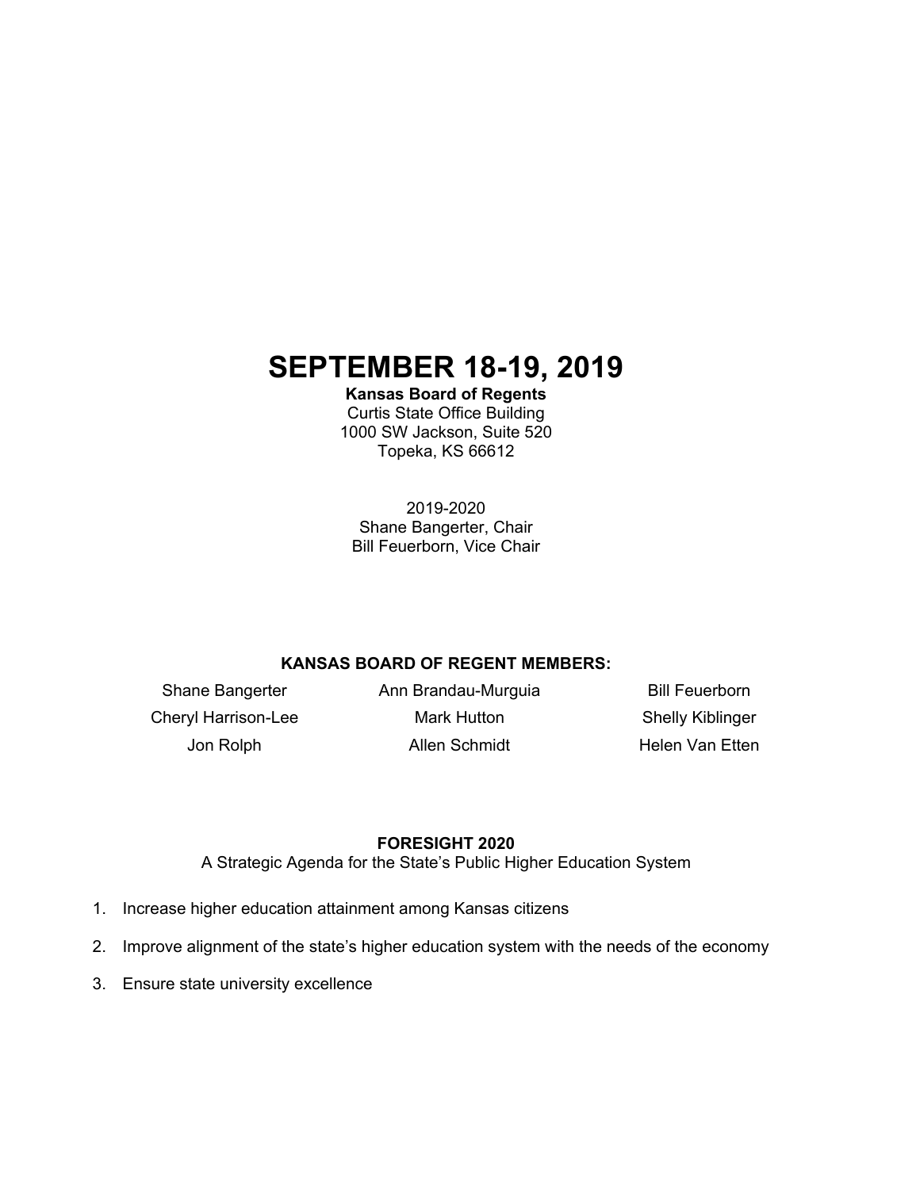# SEPTEMBER 18-19, 2019

**Kansas Board of Regents**
Curtis State Office Building
1000 SW Jackson, Suite 520
Topeka, KS 66612

2019-2020
Shane Bangerter, Chair
Bill Feuerborn, Vice Chair

**KANSAS BOARD OF REGENT MEMBERS:**

| | | |
|---|---|---|
| Shane Bangerter | Ann Brandau-Murguia | Bill Feuerborn |
| Cheryl Harrison-Lee | Mark Hutton | Shelly Kiblinger |
| Jon Rolph | Allen Schmidt | Helen Van Etten |

**FORESIGHT 2020**

A Strategic Agenda for the State's Public Higher Education System

1. Increase higher education attainment among Kansas citizens
2. Improve alignment of the state's higher education system with the needs of the economy
3. Ensure state university excellence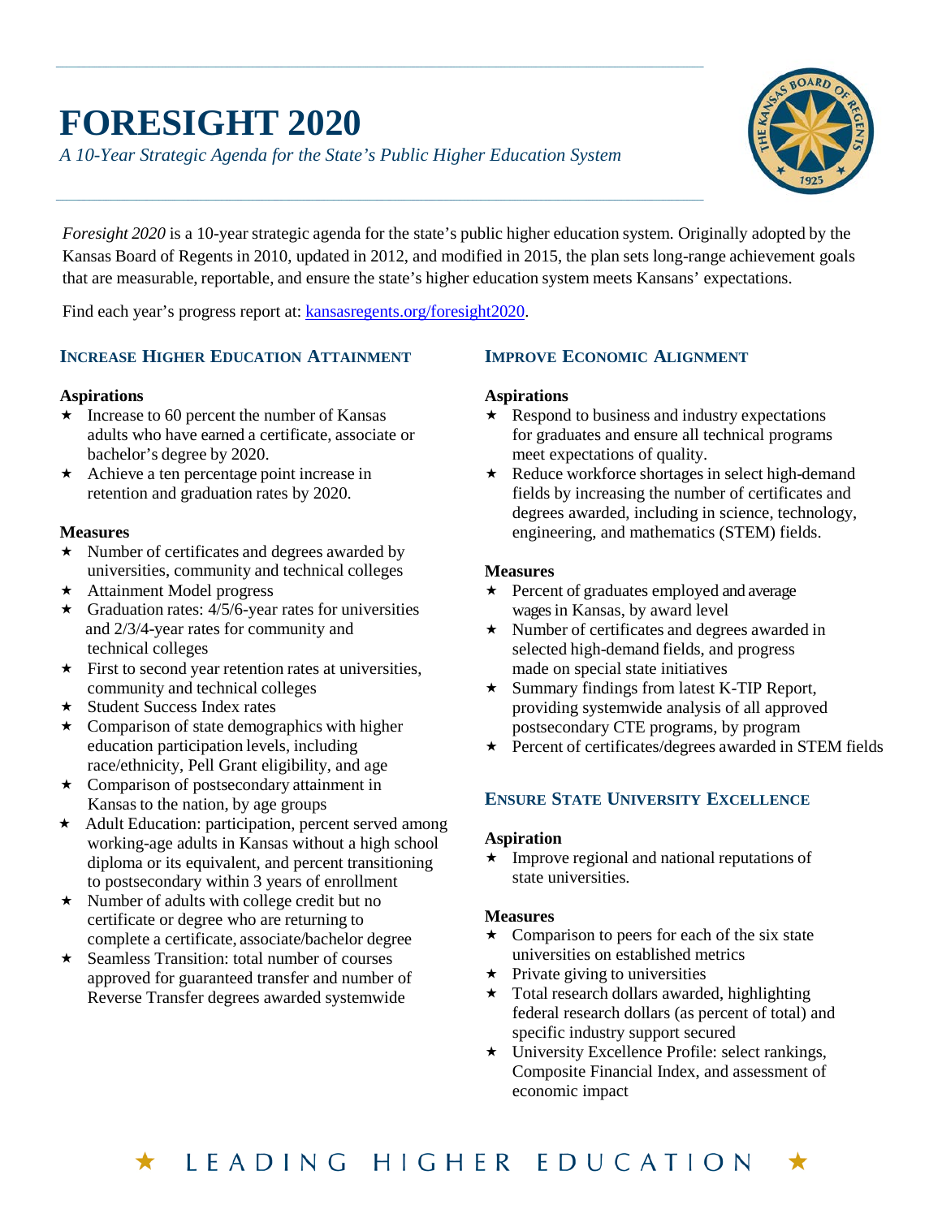# FORESIGHT 2020

*A 10-Year Strategic Agenda for the State's Public Higher Education System*

*Foresight 2020* is a 10-year strategic agenda for the state's public higher education system. Originally adopted by the Kansas Board of Regents in 2010, updated in 2012, and modified in 2015, the plan sets long-range achievement goals that are measurable, reportable, and ensure the state's higher education system meets Kansans' expectations.

Find each year's progress report at: [kansasregents.org/foresight2020](kansasregents.org/foresight2020).

## Increase Higher Education Attainment

**Aspirations**

- ★ Increase to 60 percent the number of Kansas adults who have earned a certificate, associate or bachelor's degree by 2020.
- ★ Achieve a ten percentage point increase in retention and graduation rates by 2020.

**Measures**

- ★ Number of certificates and degrees awarded by universities, community and technical colleges
- ★ Attainment Model progress
- ★ Graduation rates: 4/5/6-year rates for universities and 2/3/4-year rates for community and technical colleges
- ★ First to second year retention rates at universities, community and technical colleges
- ★ Student Success Index rates
- ★ Comparison of state demographics with higher education participation levels, including race/ethnicity, Pell Grant eligibility, and age
- ★ Comparison of postsecondary attainment in Kansas to the nation, by age groups
- ★ Adult Education: participation, percent served among working-age adults in Kansas without a high school diploma or its equivalent, and percent transitioning to postsecondary within 3 years of enrollment
- ★ Number of adults with college credit but no certificate or degree who are returning to complete a certificate, associate/bachelor degree
- ★ Seamless Transition: total number of courses approved for guaranteed transfer and number of Reverse Transfer degrees awarded systemwide

## Improve Economic Alignment

**Aspirations**

- ★ Respond to business and industry expectations for graduates and ensure all technical programs meet expectations of quality.
- ★ Reduce workforce shortages in select high-demand fields by increasing the number of certificates and degrees awarded, including in science, technology, engineering, and mathematics (STEM) fields.

**Measures**

- ★ Percent of graduates employed and average wages in Kansas, by award level
- ★ Number of certificates and degrees awarded in selected high-demand fields, and progress made on special state initiatives
- ★ Summary findings from latest K-TIP Report, providing systemwide analysis of all approved postsecondary CTE programs, by program
- ★ Percent of certificates/degrees awarded in STEM fields

## Ensure State University Excellence

**Aspiration**

- ★ Improve regional and national reputations of state universities.

**Measures**

- ★ Comparison to peers for each of the six state universities on established metrics
- ★ Private giving to universities
- ★ Total research dollars awarded, highlighting federal research dollars (as percent of total) and specific industry support secured
- ★ University Excellence Profile: select rankings, Composite Financial Index, and assessment of economic impact

★ LEADING HIGHER EDUCATION ★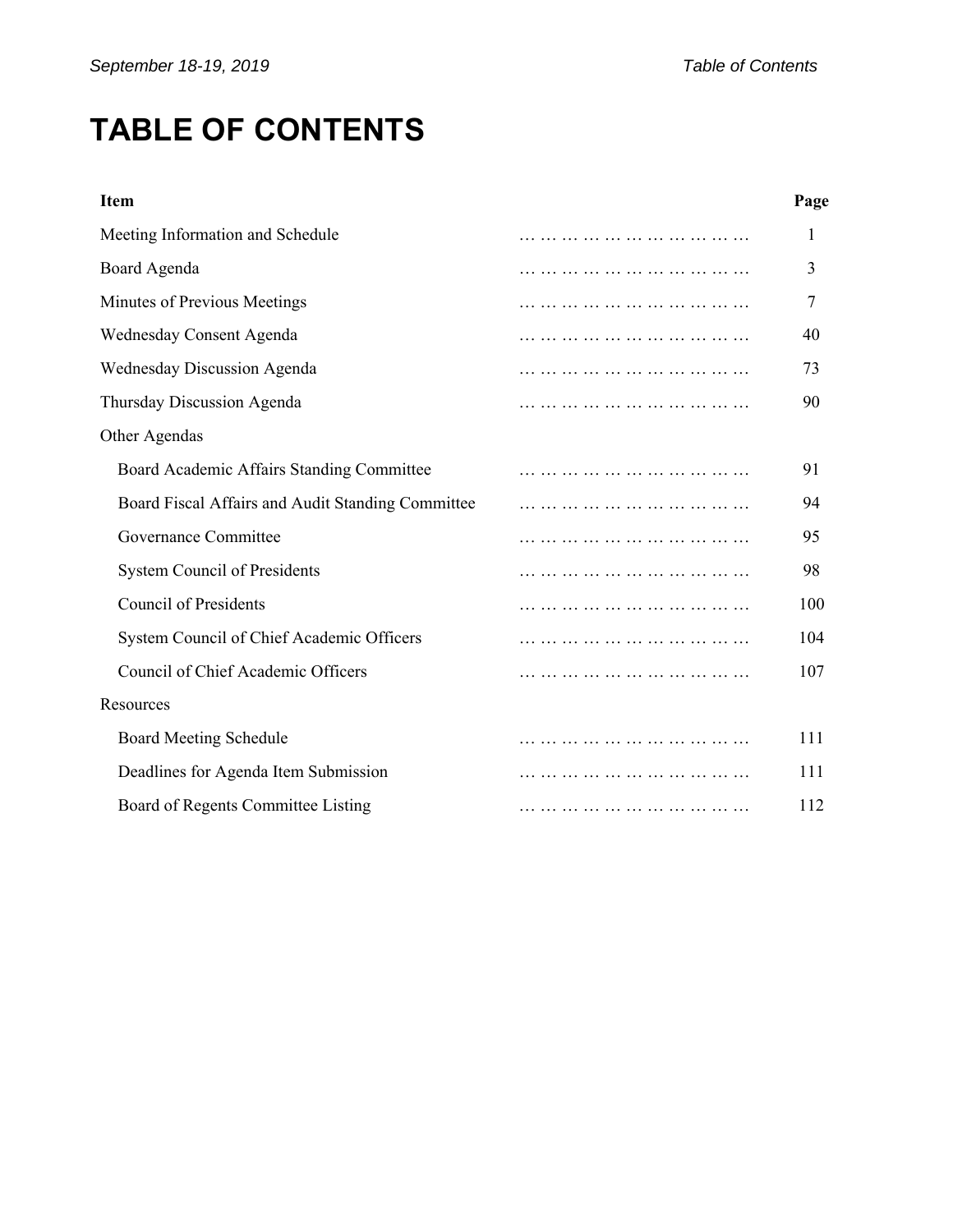# TABLE OF CONTENTS

| Item | Page |
|---|---|
| Meeting Information and Schedule | 1 |
| Board Agenda | 3 |
| Minutes of Previous Meetings | 7 |
| Wednesday Consent Agenda | 40 |
| Wednesday Discussion Agenda | 73 |
| Thursday Discussion Agenda | 90 |
| Other Agendas | |
| Board Academic Affairs Standing Committee | 91 |
| Board Fiscal Affairs and Audit Standing Committee | 94 |
| Governance Committee | 95 |
| System Council of Presidents | 98 |
| Council of Presidents | 100 |
| System Council of Chief Academic Officers | 104 |
| Council of Chief Academic Officers | 107 |
| Resources | |
| Board Meeting Schedule | 111 |
| Deadlines for Agenda Item Submission | 111 |
| Board of Regents Committee Listing | 112 |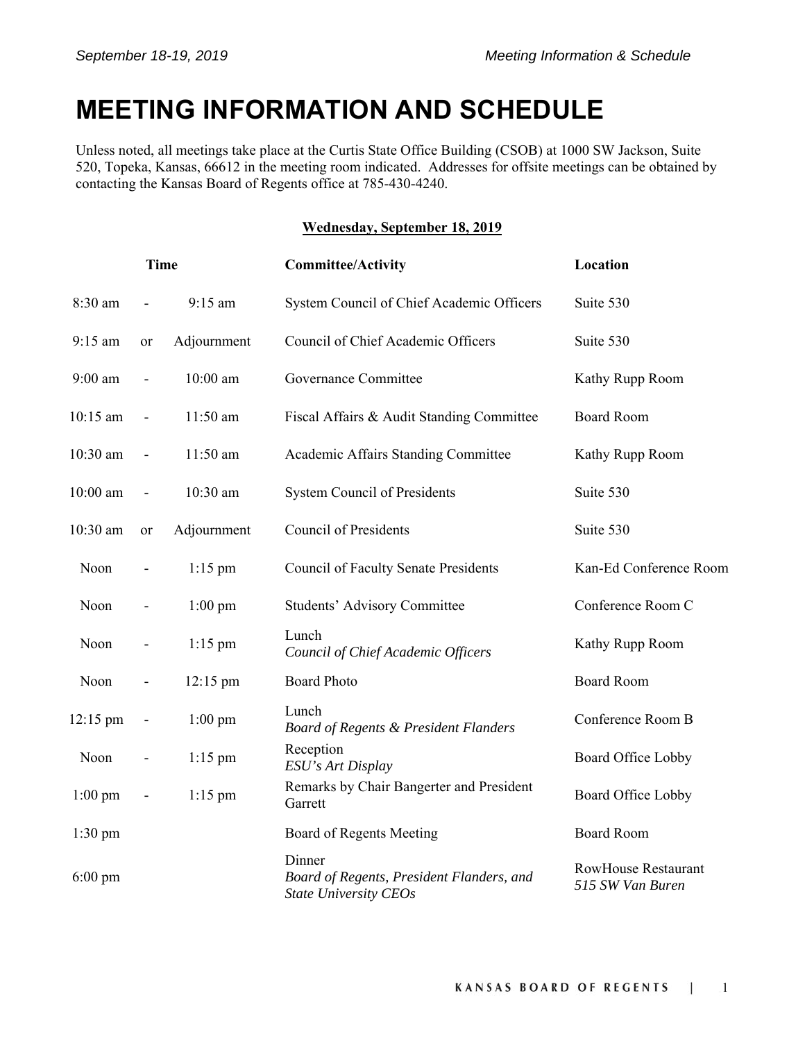# MEETING INFORMATION AND SCHEDULE

Unless noted, all meetings take place at the Curtis State Office Building (CSOB) at 1000 SW Jackson, Suite 520, Topeka, Kansas, 66612 in the meeting room indicated. Addresses for offsite meetings can be obtained by contacting the Kansas Board of Regents office at 785-430-4240.

**Wednesday, September 18, 2019**

| Time | | | Committee/Activity | Location |
|---|---|---|---|---|
| 8:30 am | - | 9:15 am | System Council of Chief Academic Officers | Suite 530 |
| 9:15 am | or | Adjournment | Council of Chief Academic Officers | Suite 530 |
| 9:00 am | - | 10:00 am | Governance Committee | Kathy Rupp Room |
| 10:15 am | - | 11:50 am | Fiscal Affairs & Audit Standing Committee | Board Room |
| 10:30 am | - | 11:50 am | Academic Affairs Standing Committee | Kathy Rupp Room |
| 10:00 am | - | 10:30 am | System Council of Presidents | Suite 530 |
| 10:30 am | or | Adjournment | Council of Presidents | Suite 530 |
| Noon | - | 1:15 pm | Council of Faculty Senate Presidents | Kan-Ed Conference Room |
| Noon | - | 1:00 pm | Students' Advisory Committee | Conference Room C |
| Noon | - | 1:15 pm | Lunch<br>*Council of Chief Academic Officers* | Kathy Rupp Room |
| Noon | - | 12:15 pm | Board Photo | Board Room |
| 12:15 pm | - | 1:00 pm | Lunch<br>*Board of Regents & President Flanders* | Conference Room B |
| Noon | - | 1:15 pm | Reception<br>*ESU's Art Display* | Board Office Lobby |
| 1:00 pm | - | 1:15 pm | Remarks by Chair Bangerter and President Garrett | Board Office Lobby |
| 1:30 pm | | | Board of Regents Meeting | Board Room |
| 6:00 pm | | | Dinner<br>*Board of Regents, President Flanders, and State University CEOs* | RowHouse Restaurant<br>*515 SW Van Buren* |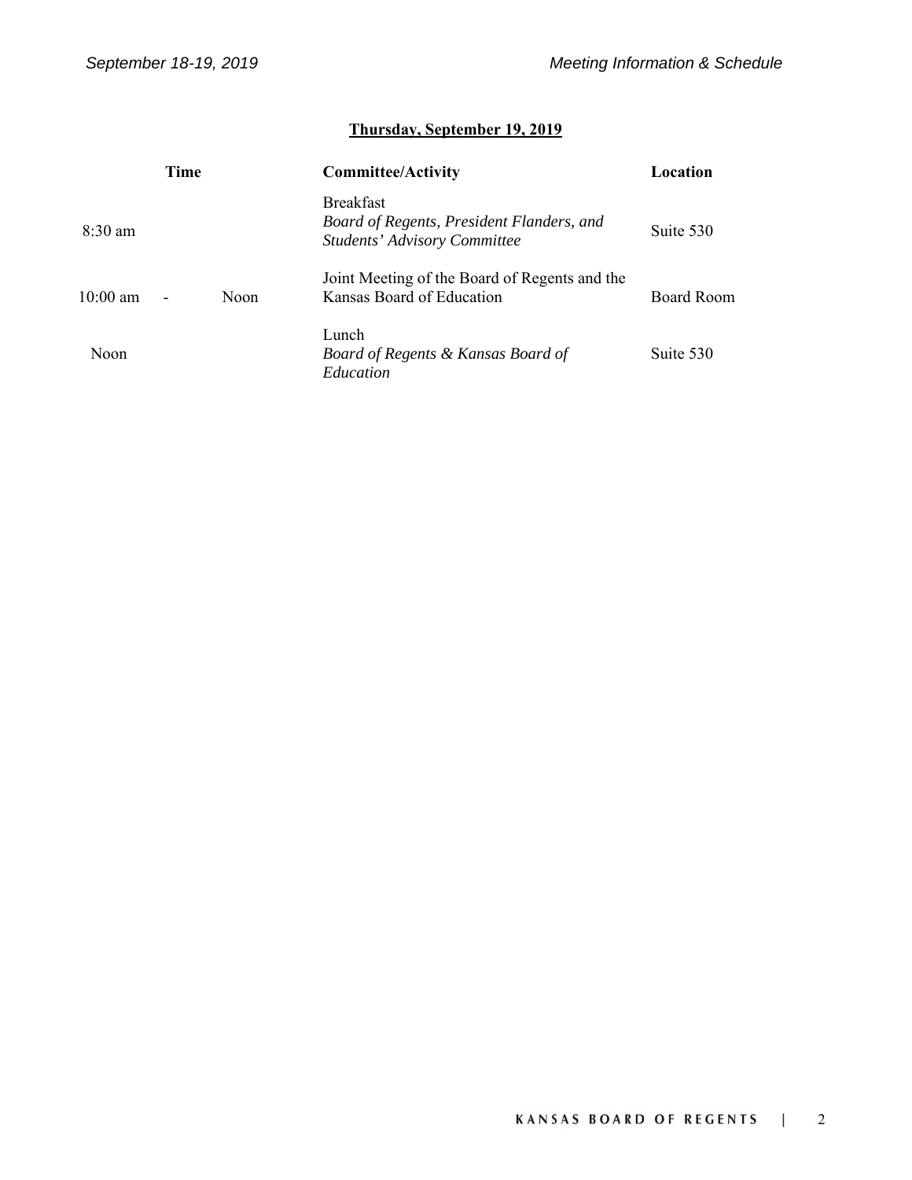**Thursday, September 19, 2019**

| Time | Committee/Activity | Location |
|---|---|---|
| 8:30 am | Breakfast<br>*Board of Regents, President Flanders, and Students' Advisory Committee* | Suite 530 |
| 10:00 am - Noon | Joint Meeting of the Board of Regents and the Kansas Board of Education | Board Room |
| Noon | Lunch<br>*Board of Regents & Kansas Board of Education* | Suite 530 |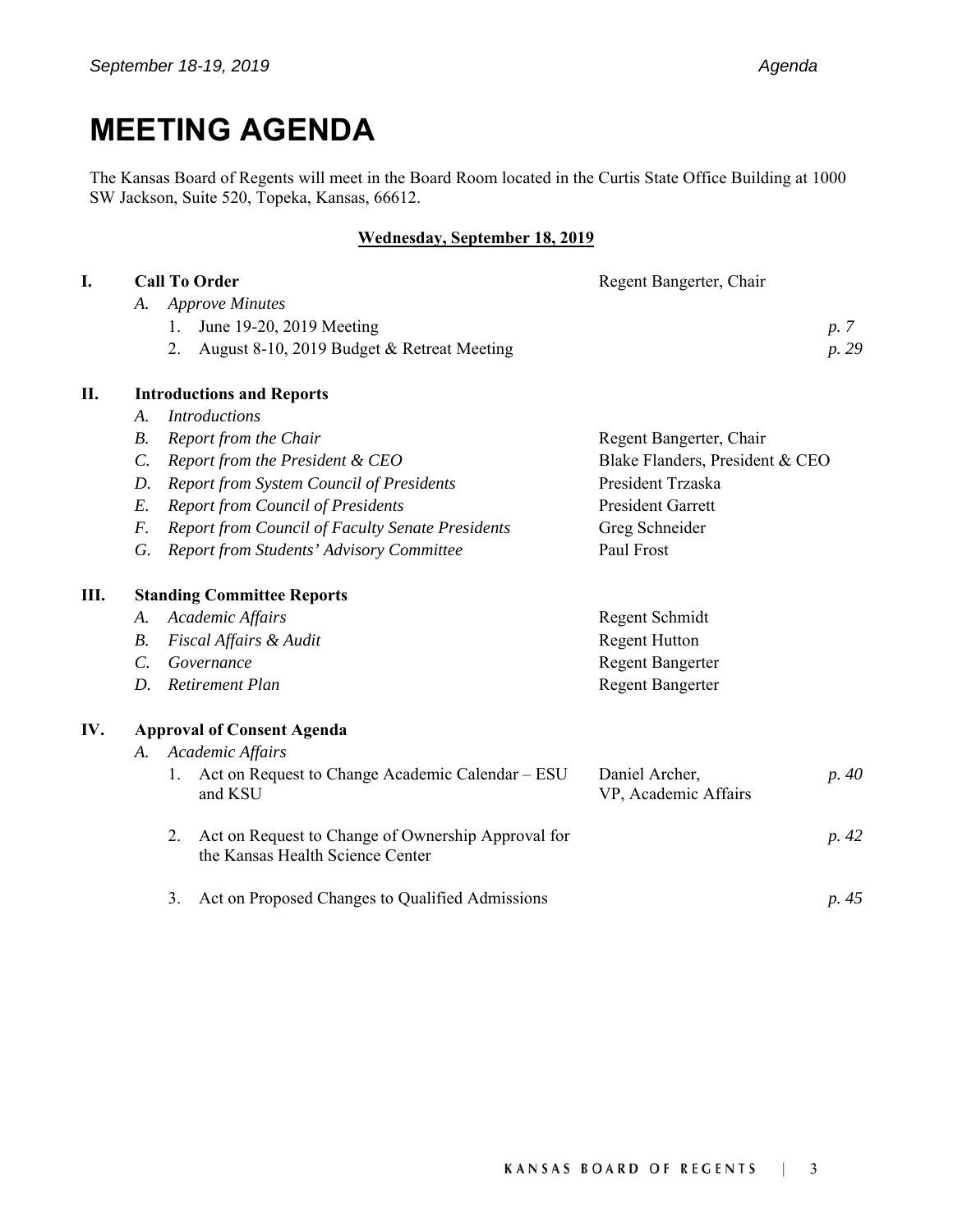# MEETING AGENDA

The Kansas Board of Regents will meet in the Board Room located in the Curtis State Office Building at 1000 SW Jackson, Suite 520, Topeka, Kansas, 66612.

**Wednesday, September 18, 2019**

| | | | |
|---|---|---|---|
| **I.** | **Call To Order** | Regent Bangerter, Chair | |
| | A. *Approve Minutes* | | |
| | 1. June 19-20, 2019 Meeting | | *p. 7* |
| | 2. August 8-10, 2019 Budget & Retreat Meeting | | *p. 29* |
| **II.** | **Introductions and Reports** | | |
| | A. *Introductions* | | |
| | B. *Report from the Chair* | Regent Bangerter, Chair | |
| | C. *Report from the President & CEO* | Blake Flanders, President & CEO | |
| | D. *Report from System Council of Presidents* | President Trzaska | |
| | E. *Report from Council of Presidents* | President Garrett | |
| | F. *Report from Council of Faculty Senate Presidents* | Greg Schneider | |
| | G. *Report from Students' Advisory Committee* | Paul Frost | |
| **III.** | **Standing Committee Reports** | | |
| | A. *Academic Affairs* | Regent Schmidt | |
| | B. *Fiscal Affairs & Audit* | Regent Hutton | |
| | C. *Governance* | Regent Bangerter | |
| | D. *Retirement Plan* | Regent Bangerter | |
| **IV.** | **Approval of Consent Agenda** | | |
| | A. *Academic Affairs* | | |
| | 1. Act on Request to Change Academic Calendar – ESU and KSU | Daniel Archer, VP, Academic Affairs | *p. 40* |
| | 2. Act on Request to Change of Ownership Approval for the Kansas Health Science Center | | *p. 42* |
| | 3. Act on Proposed Changes to Qualified Admissions | | *p. 45* |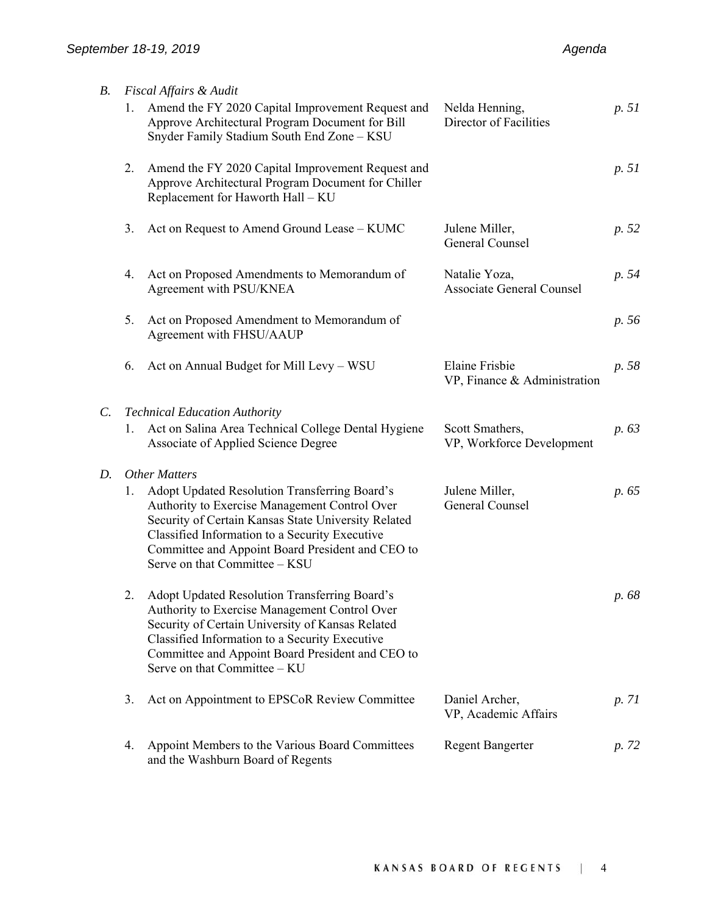*B. Fiscal Affairs & Audit*

| | | | |
|---|---|---|---|
| 1. | Amend the FY 2020 Capital Improvement Request and Approve Architectural Program Document for Bill Snyder Family Stadium South End Zone – KSU | Nelda Henning, Director of Facilities | *p. 51* |
| 2. | Amend the FY 2020 Capital Improvement Request and Approve Architectural Program Document for Chiller Replacement for Haworth Hall – KU | | *p. 51* |
| 3. | Act on Request to Amend Ground Lease – KUMC | Julene Miller, General Counsel | *p. 52* |
| 4. | Act on Proposed Amendments to Memorandum of Agreement with PSU/KNEA | Natalie Yoza, Associate General Counsel | *p. 54* |
| 5. | Act on Proposed Amendment to Memorandum of Agreement with FHSU/AAUP | | *p. 56* |
| 6. | Act on Annual Budget for Mill Levy – WSU | Elaine Frisbie VP, Finance & Administration | *p. 58* |

*C. Technical Education Authority*

| | | | |
|---|---|---|---|
| 1. | Act on Salina Area Technical College Dental Hygiene Associate of Applied Science Degree | Scott Smathers, VP, Workforce Development | *p. 63* |

*D. Other Matters*

| | | | |
|---|---|---|---|
| 1. | Adopt Updated Resolution Transferring Board's Authority to Exercise Management Control Over Security of Certain Kansas State University Related Classified Information to a Security Executive Committee and Appoint Board President and CEO to Serve on that Committee – KSU | Julene Miller, General Counsel | *p. 65* |
| 2. | Adopt Updated Resolution Transferring Board's Authority to Exercise Management Control Over Security of Certain University of Kansas Related Classified Information to a Security Executive Committee and Appoint Board President and CEO to Serve on that Committee – KU | | *p. 68* |
| 3. | Act on Appointment to EPSCoR Review Committee | Daniel Archer, VP, Academic Affairs | *p. 71* |
| 4. | Appoint Members to the Various Board Committees and the Washburn Board of Regents | Regent Bangerter | *p. 72* |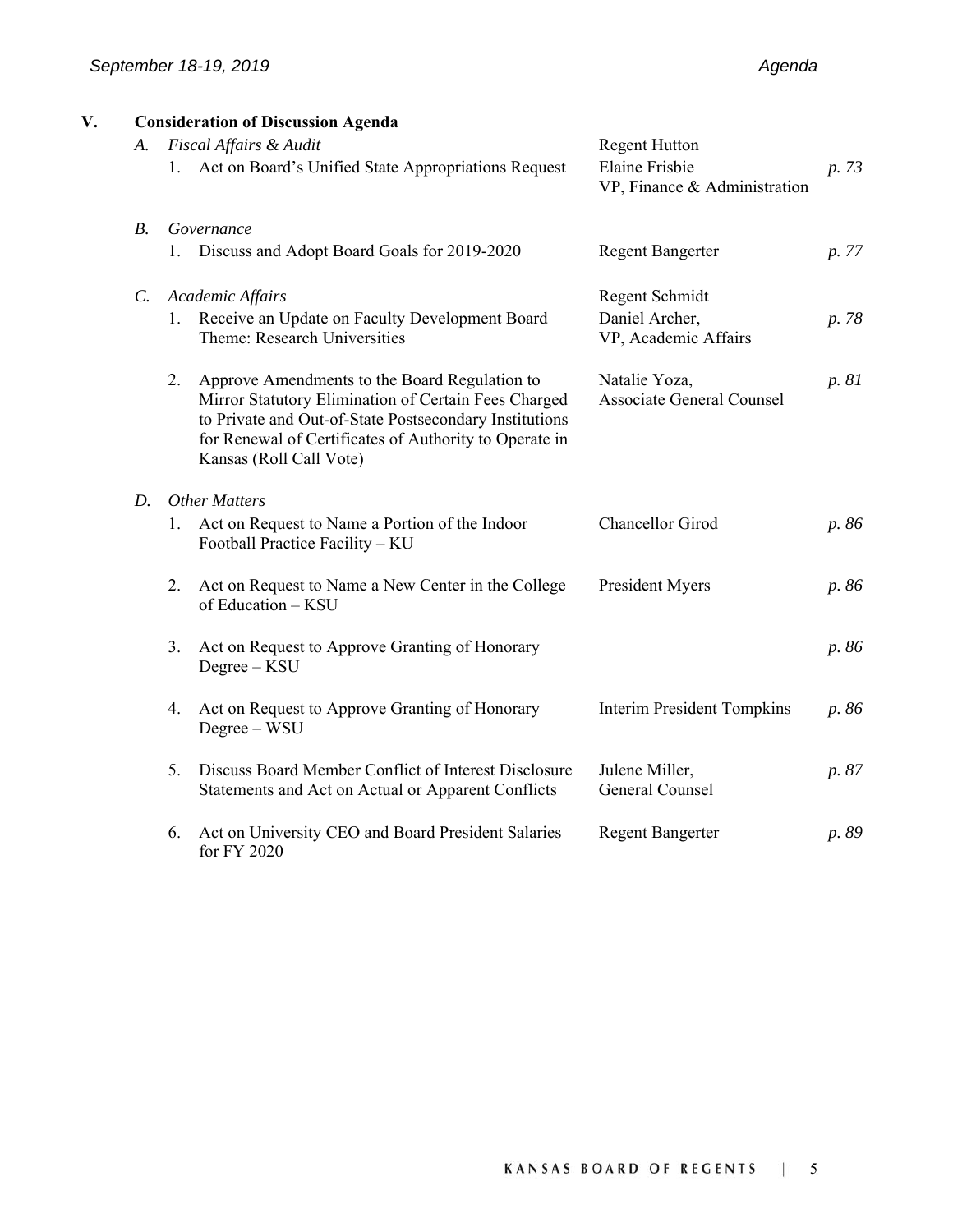## V. Consideration of Discussion Agenda

| | | | |
|---|---|---|---|
| *A.* | *Fiscal Affairs & Audit* | Regent Hutton | |
| | 1. Act on Board's Unified State Appropriations Request | Elaine Frisbie<br>VP, Finance & Administration | *p. 73* |
| *B.* | *Governance* | | |
| | 1. Discuss and Adopt Board Goals for 2019-2020 | Regent Bangerter | *p. 77* |
| *C.* | *Academic Affairs* | Regent Schmidt | |
| | 1. Receive an Update on Faculty Development Board Theme: Research Universities | Daniel Archer,<br>VP, Academic Affairs | *p. 78* |
| | 2. Approve Amendments to the Board Regulation to Mirror Statutory Elimination of Certain Fees Charged to Private and Out-of-State Postsecondary Institutions for Renewal of Certificates of Authority to Operate in Kansas (Roll Call Vote) | Natalie Yoza,<br>Associate General Counsel | *p. 81* |
| *D.* | *Other Matters* | | |
| | 1. Act on Request to Name a Portion of the Indoor Football Practice Facility – KU | Chancellor Girod | *p. 86* |
| | 2. Act on Request to Name a New Center in the College of Education – KSU | President Myers | *p. 86* |
| | 3. Act on Request to Approve Granting of Honorary Degree – KSU | | *p. 86* |
| | 4. Act on Request to Approve Granting of Honorary Degree – WSU | Interim President Tompkins | *p. 86* |
| | 5. Discuss Board Member Conflict of Interest Disclosure Statements and Act on Actual or Apparent Conflicts | Julene Miller,<br>General Counsel | *p. 87* |
| | 6. Act on University CEO and Board President Salaries for FY 2020 | Regent Bangerter | *p. 89* |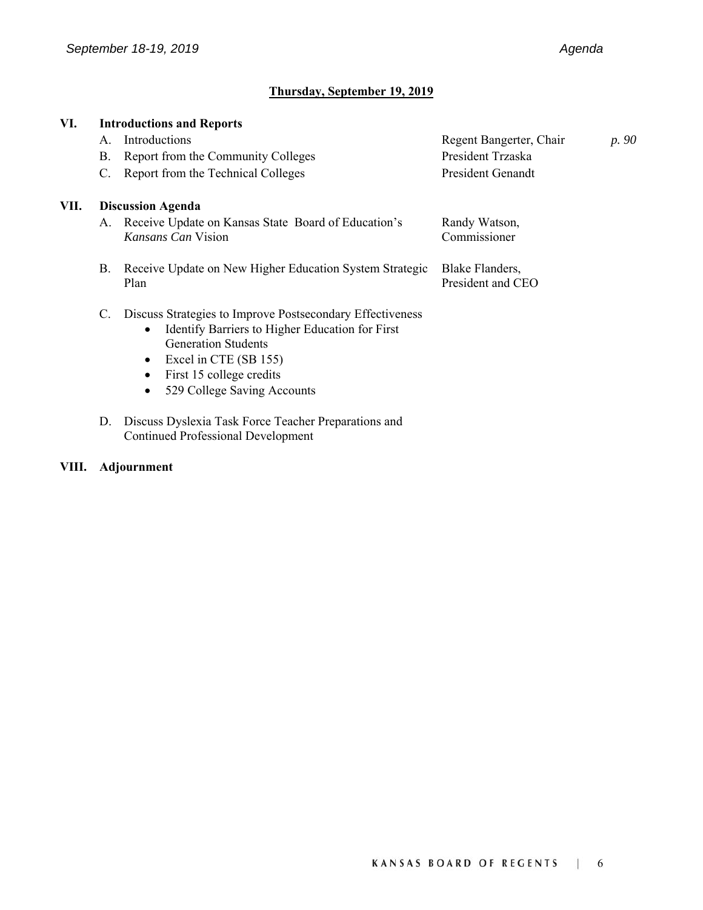**Thursday, September 19, 2019**

| | | | |
|---|---|---|---|
| **VI.** | **Introductions and Reports** | | |
| | A. Introductions | Regent Bangerter, Chair | *p. 90* |
| | B. Report from the Community Colleges | President Trzaska | |
| | C. Report from the Technical Colleges | President Genandt | |
| **VII.** | **Discussion Agenda** | | |
| | A. Receive Update on Kansas State Board of Education's *Kansans Can* Vision | Randy Watson, Commissioner | |
| | B. Receive Update on New Higher Education System Strategic Plan | Blake Flanders, President and CEO | |
| | C. Discuss Strategies to Improve Postsecondary Effectiveness<br>• Identify Barriers to Higher Education for First Generation Students<br>• Excel in CTE (SB 155)<br>• First 15 college credits<br>• 529 College Saving Accounts | | |
| | D. Discuss Dyslexia Task Force Teacher Preparations and Continued Professional Development | | |
| **VIII.** | **Adjournment** | | |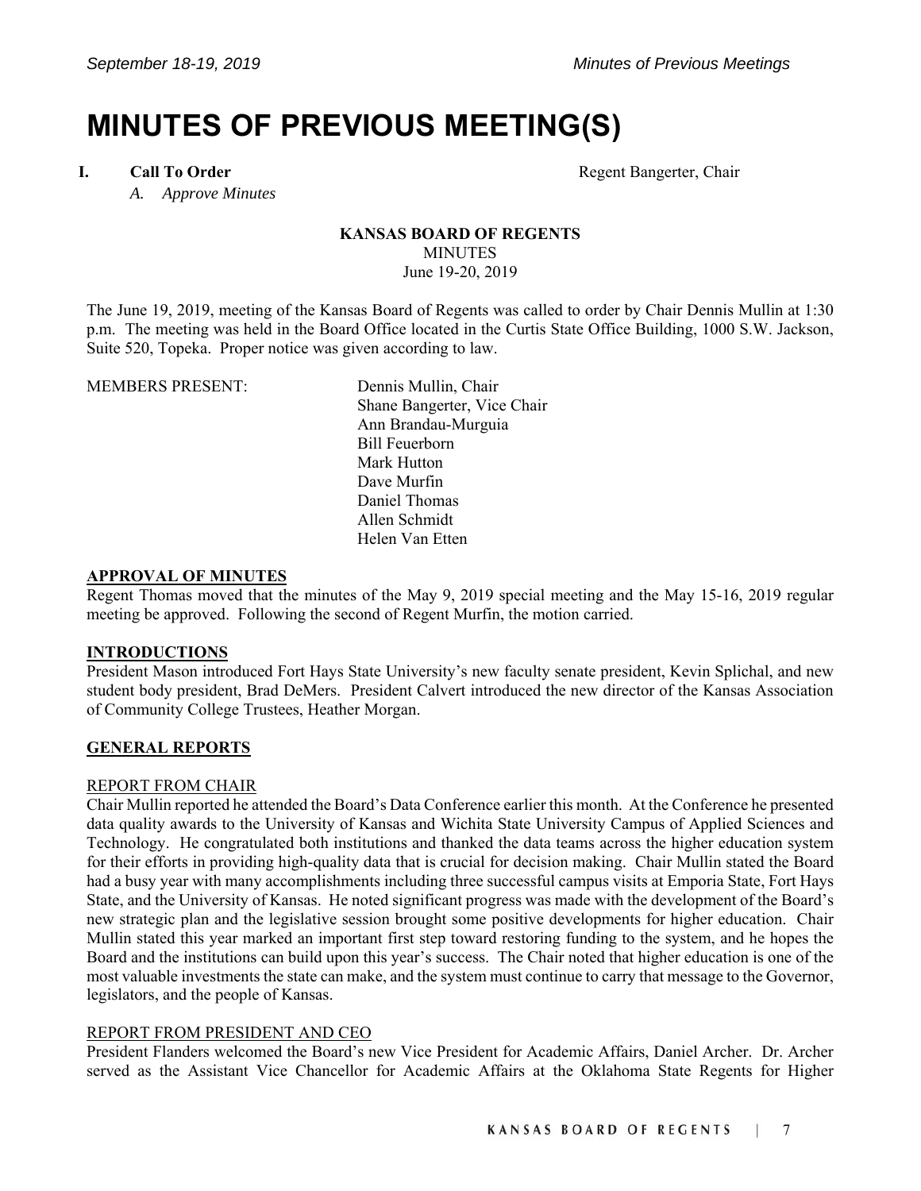# MINUTES OF PREVIOUS MEETING(S)

**I. Call To Order** Regent Bangerter, Chair

*A. Approve Minutes*

**KANSAS BOARD OF REGENTS**
MINUTES
June 19-20, 2019

The June 19, 2019, meeting of the Kansas Board of Regents was called to order by Chair Dennis Mullin at 1:30 p.m. The meeting was held in the Board Office located in the Curtis State Office Building, 1000 S.W. Jackson, Suite 520, Topeka. Proper notice was given according to law.

MEMBERS PRESENT:

Dennis Mullin, Chair
Shane Bangerter, Vice Chair
Ann Brandau-Murguia
Bill Feuerborn
Mark Hutton
Dave Murfin
Daniel Thomas
Allen Schmidt
Helen Van Etten

**APPROVAL OF MINUTES**

Regent Thomas moved that the minutes of the May 9, 2019 special meeting and the May 15-16, 2019 regular meeting be approved. Following the second of Regent Murfin, the motion carried.

**INTRODUCTIONS**

President Mason introduced Fort Hays State University's new faculty senate president, Kevin Splichal, and new student body president, Brad DeMers. President Calvert introduced the new director of the Kansas Association of Community College Trustees, Heather Morgan.

**GENERAL REPORTS**

REPORT FROM CHAIR

Chair Mullin reported he attended the Board's Data Conference earlier this month. At the Conference he presented data quality awards to the University of Kansas and Wichita State University Campus of Applied Sciences and Technology. He congratulated both institutions and thanked the data teams across the higher education system for their efforts in providing high-quality data that is crucial for decision making. Chair Mullin stated the Board had a busy year with many accomplishments including three successful campus visits at Emporia State, Fort Hays State, and the University of Kansas. He noted significant progress was made with the development of the Board's new strategic plan and the legislative session brought some positive developments for higher education. Chair Mullin stated this year marked an important first step toward restoring funding to the system, and he hopes the Board and the institutions can build upon this year's success. The Chair noted that higher education is one of the most valuable investments the state can make, and the system must continue to carry that message to the Governor, legislators, and the people of Kansas.

REPORT FROM PRESIDENT AND CEO

President Flanders welcomed the Board's new Vice President for Academic Affairs, Daniel Archer. Dr. Archer served as the Assistant Vice Chancellor for Academic Affairs at the Oklahoma State Regents for Higher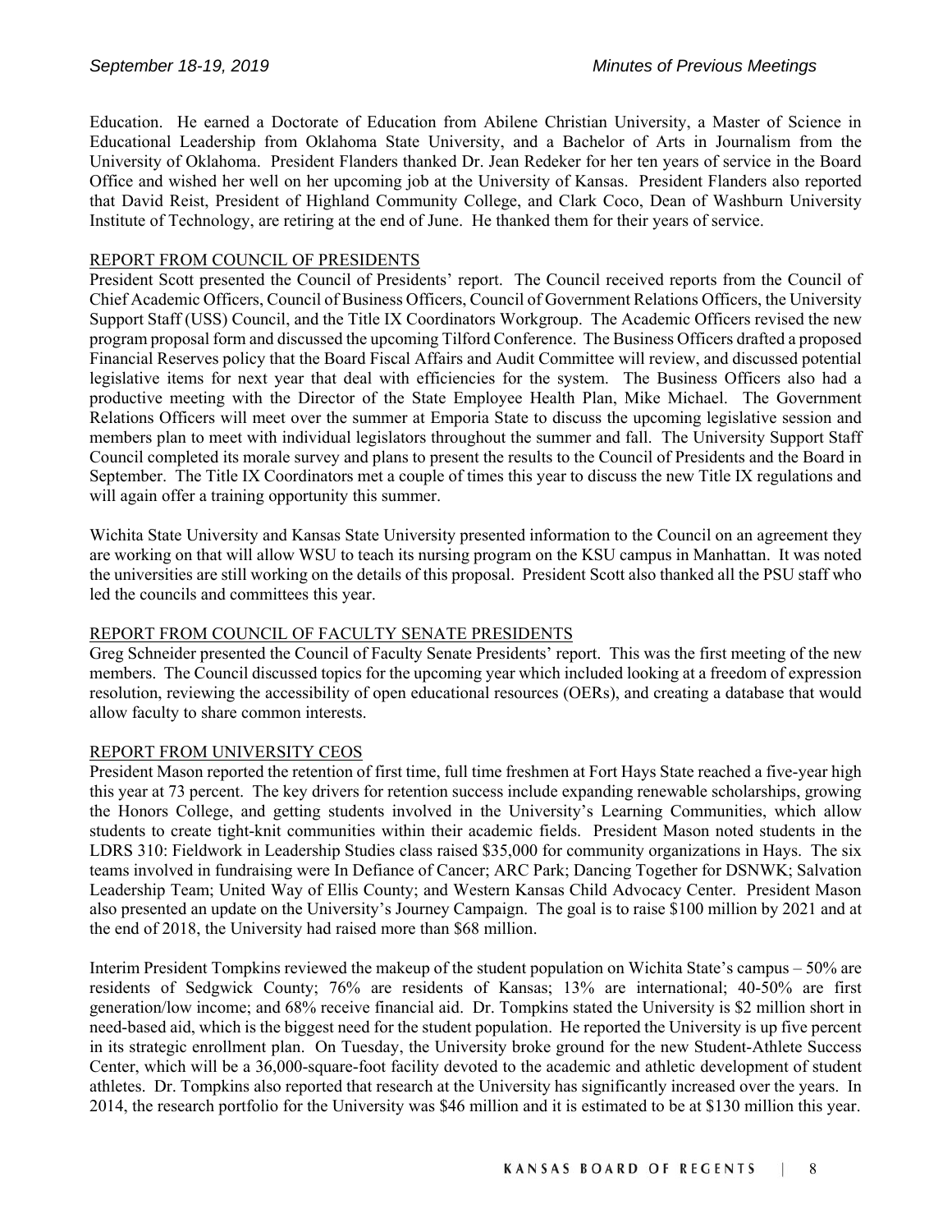Education. He earned a Doctorate of Education from Abilene Christian University, a Master of Science in Educational Leadership from Oklahoma State University, and a Bachelor of Arts in Journalism from the University of Oklahoma. President Flanders thanked Dr. Jean Redeker for her ten years of service in the Board Office and wished her well on her upcoming job at the University of Kansas. President Flanders also reported that David Reist, President of Highland Community College, and Clark Coco, Dean of Washburn University Institute of Technology, are retiring at the end of June. He thanked them for their years of service.

REPORT FROM COUNCIL OF PRESIDENTS

President Scott presented the Council of Presidents' report. The Council received reports from the Council of Chief Academic Officers, Council of Business Officers, Council of Government Relations Officers, the University Support Staff (USS) Council, and the Title IX Coordinators Workgroup. The Academic Officers revised the new program proposal form and discussed the upcoming Tilford Conference. The Business Officers drafted a proposed Financial Reserves policy that the Board Fiscal Affairs and Audit Committee will review, and discussed potential legislative items for next year that deal with efficiencies for the system. The Business Officers also had a productive meeting with the Director of the State Employee Health Plan, Mike Michael. The Government Relations Officers will meet over the summer at Emporia State to discuss the upcoming legislative session and members plan to meet with individual legislators throughout the summer and fall. The University Support Staff Council completed its morale survey and plans to present the results to the Council of Presidents and the Board in September. The Title IX Coordinators met a couple of times this year to discuss the new Title IX regulations and will again offer a training opportunity this summer.

Wichita State University and Kansas State University presented information to the Council on an agreement they are working on that will allow WSU to teach its nursing program on the KSU campus in Manhattan. It was noted the universities are still working on the details of this proposal. President Scott also thanked all the PSU staff who led the councils and committees this year.

REPORT FROM COUNCIL OF FACULTY SENATE PRESIDENTS

Greg Schneider presented the Council of Faculty Senate Presidents' report. This was the first meeting of the new members. The Council discussed topics for the upcoming year which included looking at a freedom of expression resolution, reviewing the accessibility of open educational resources (OERs), and creating a database that would allow faculty to share common interests.

REPORT FROM UNIVERSITY CEOS

President Mason reported the retention of first time, full time freshmen at Fort Hays State reached a five-year high this year at 73 percent. The key drivers for retention success include expanding renewable scholarships, growing the Honors College, and getting students involved in the University's Learning Communities, which allow students to create tight-knit communities within their academic fields. President Mason noted students in the LDRS 310: Fieldwork in Leadership Studies class raised $35,000 for community organizations in Hays. The six teams involved in fundraising were In Defiance of Cancer; ARC Park; Dancing Together for DSNWK; Salvation Leadership Team; United Way of Ellis County; and Western Kansas Child Advocacy Center. President Mason also presented an update on the University's Journey Campaign. The goal is to raise $100 million by 2021 and at the end of 2018, the University had raised more than $68 million.

Interim President Tompkins reviewed the makeup of the student population on Wichita State's campus – 50% are residents of Sedgwick County; 76% are residents of Kansas; 13% are international; 40-50% are first generation/low income; and 68% receive financial aid. Dr. Tompkins stated the University is $2 million short in need-based aid, which is the biggest need for the student population. He reported the University is up five percent in its strategic enrollment plan. On Tuesday, the University broke ground for the new Student-Athlete Success Center, which will be a 36,000-square-foot facility devoted to the academic and athletic development of student athletes. Dr. Tompkins also reported that research at the University has significantly increased over the years. In 2014, the research portfolio for the University was $46 million and it is estimated to be at $130 million this year.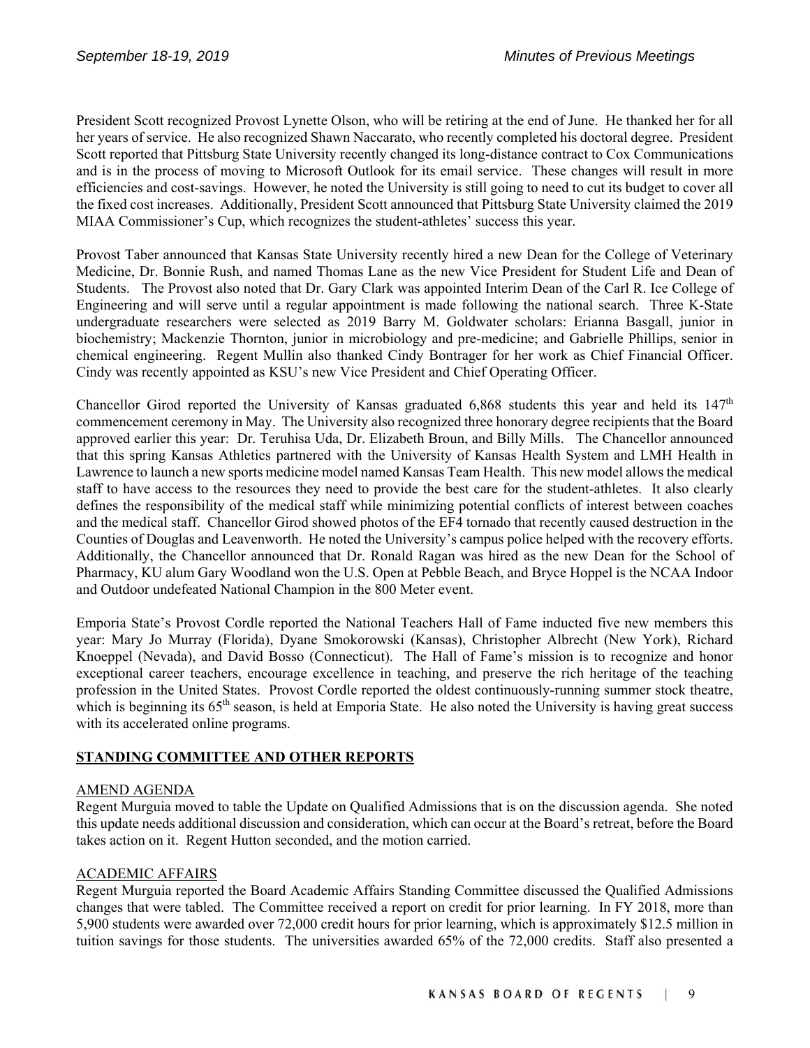President Scott recognized Provost Lynette Olson, who will be retiring at the end of June. He thanked her for all her years of service. He also recognized Shawn Naccarato, who recently completed his doctoral degree. President Scott reported that Pittsburg State University recently changed its long-distance contract to Cox Communications and is in the process of moving to Microsoft Outlook for its email service. These changes will result in more efficiencies and cost-savings. However, he noted the University is still going to need to cut its budget to cover all the fixed cost increases. Additionally, President Scott announced that Pittsburg State University claimed the 2019 MIAA Commissioner's Cup, which recognizes the student-athletes' success this year.

Provost Taber announced that Kansas State University recently hired a new Dean for the College of Veterinary Medicine, Dr. Bonnie Rush, and named Thomas Lane as the new Vice President for Student Life and Dean of Students. The Provost also noted that Dr. Gary Clark was appointed Interim Dean of the Carl R. Ice College of Engineering and will serve until a regular appointment is made following the national search. Three K-State undergraduate researchers were selected as 2019 Barry M. Goldwater scholars: Erianna Basgall, junior in biochemistry; Mackenzie Thornton, junior in microbiology and pre-medicine; and Gabrielle Phillips, senior in chemical engineering. Regent Mullin also thanked Cindy Bontrager for her work as Chief Financial Officer. Cindy was recently appointed as KSU's new Vice President and Chief Operating Officer.

Chancellor Girod reported the University of Kansas graduated 6,868 students this year and held its 147th commencement ceremony in May. The University also recognized three honorary degree recipients that the Board approved earlier this year: Dr. Teruhisa Uda, Dr. Elizabeth Broun, and Billy Mills. The Chancellor announced that this spring Kansas Athletics partnered with the University of Kansas Health System and LMH Health in Lawrence to launch a new sports medicine model named Kansas Team Health. This new model allows the medical staff to have access to the resources they need to provide the best care for the student-athletes. It also clearly defines the responsibility of the medical staff while minimizing potential conflicts of interest between coaches and the medical staff. Chancellor Girod showed photos of the EF4 tornado that recently caused destruction in the Counties of Douglas and Leavenworth. He noted the University's campus police helped with the recovery efforts. Additionally, the Chancellor announced that Dr. Ronald Ragan was hired as the new Dean for the School of Pharmacy, KU alum Gary Woodland won the U.S. Open at Pebble Beach, and Bryce Hoppel is the NCAA Indoor and Outdoor undefeated National Champion in the 800 Meter event.

Emporia State's Provost Cordle reported the National Teachers Hall of Fame inducted five new members this year: Mary Jo Murray (Florida), Dyane Smokorowski (Kansas), Christopher Albrecht (New York), Richard Knoeppel (Nevada), and David Bosso (Connecticut). The Hall of Fame's mission is to recognize and honor exceptional career teachers, encourage excellence in teaching, and preserve the rich heritage of the teaching profession in the United States. Provost Cordle reported the oldest continuously-running summer stock theatre, which is beginning its 65th season, is held at Emporia State. He also noted the University is having great success with its accelerated online programs.

## STANDING COMMITTEE AND OTHER REPORTS

### AMEND AGENDA

Regent Murguia moved to table the Update on Qualified Admissions that is on the discussion agenda. She noted this update needs additional discussion and consideration, which can occur at the Board's retreat, before the Board takes action on it. Regent Hutton seconded, and the motion carried.

### ACADEMIC AFFAIRS

Regent Murguia reported the Board Academic Affairs Standing Committee discussed the Qualified Admissions changes that were tabled. The Committee received a report on credit for prior learning. In FY 2018, more than 5,900 students were awarded over 72,000 credit hours for prior learning, which is approximately $12.5 million in tuition savings for those students. The universities awarded 65% of the 72,000 credits. Staff also presented a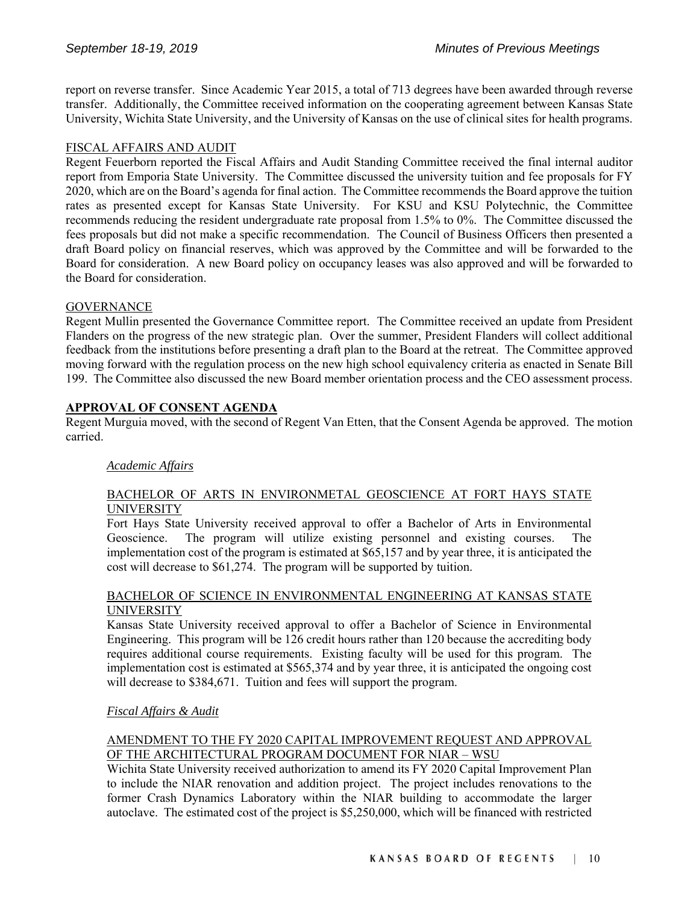report on reverse transfer. Since Academic Year 2015, a total of 713 degrees have been awarded through reverse transfer. Additionally, the Committee received information on the cooperating agreement between Kansas State University, Wichita State University, and the University of Kansas on the use of clinical sites for health programs.

FISCAL AFFAIRS AND AUDIT

Regent Feuerborn reported the Fiscal Affairs and Audit Standing Committee received the final internal auditor report from Emporia State University. The Committee discussed the university tuition and fee proposals for FY 2020, which are on the Board's agenda for final action. The Committee recommends the Board approve the tuition rates as presented except for Kansas State University. For KSU and KSU Polytechnic, the Committee recommends reducing the resident undergraduate rate proposal from 1.5% to 0%. The Committee discussed the fees proposals but did not make a specific recommendation. The Council of Business Officers then presented a draft Board policy on financial reserves, which was approved by the Committee and will be forwarded to the Board for consideration. A new Board policy on occupancy leases was also approved and will be forwarded to the Board for consideration.

GOVERNANCE

Regent Mullin presented the Governance Committee report. The Committee received an update from President Flanders on the progress of the new strategic plan. Over the summer, President Flanders will collect additional feedback from the institutions before presenting a draft plan to the Board at the retreat. The Committee approved moving forward with the regulation process on the new high school equivalency criteria as enacted in Senate Bill 199. The Committee also discussed the new Board member orientation process and the CEO assessment process.

## APPROVAL OF CONSENT AGENDA

Regent Murguia moved, with the second of Regent Van Etten, that the Consent Agenda be approved. The motion carried.

*Academic Affairs*

BACHELOR OF ARTS IN ENVIRONMETAL GEOSCIENCE AT FORT HAYS STATE UNIVERSITY

Fort Hays State University received approval to offer a Bachelor of Arts in Environmental Geoscience. The program will utilize existing personnel and existing courses. The implementation cost of the program is estimated at $65,157 and by year three, it is anticipated the cost will decrease to $61,274. The program will be supported by tuition.

BACHELOR OF SCIENCE IN ENVIRONMENTAL ENGINEERING AT KANSAS STATE UNIVERSITY

Kansas State University received approval to offer a Bachelor of Science in Environmental Engineering. This program will be 126 credit hours rather than 120 because the accrediting body requires additional course requirements. Existing faculty will be used for this program. The implementation cost is estimated at $565,374 and by year three, it is anticipated the ongoing cost will decrease to $384,671. Tuition and fees will support the program.

*Fiscal Affairs & Audit*

AMENDMENT TO THE FY 2020 CAPITAL IMPROVEMENT REQUEST AND APPROVAL OF THE ARCHITECTURAL PROGRAM DOCUMENT FOR NIAR – WSU

Wichita State University received authorization to amend its FY 2020 Capital Improvement Plan to include the NIAR renovation and addition project. The project includes renovations to the former Crash Dynamics Laboratory within the NIAR building to accommodate the larger autoclave. The estimated cost of the project is $5,250,000, which will be financed with restricted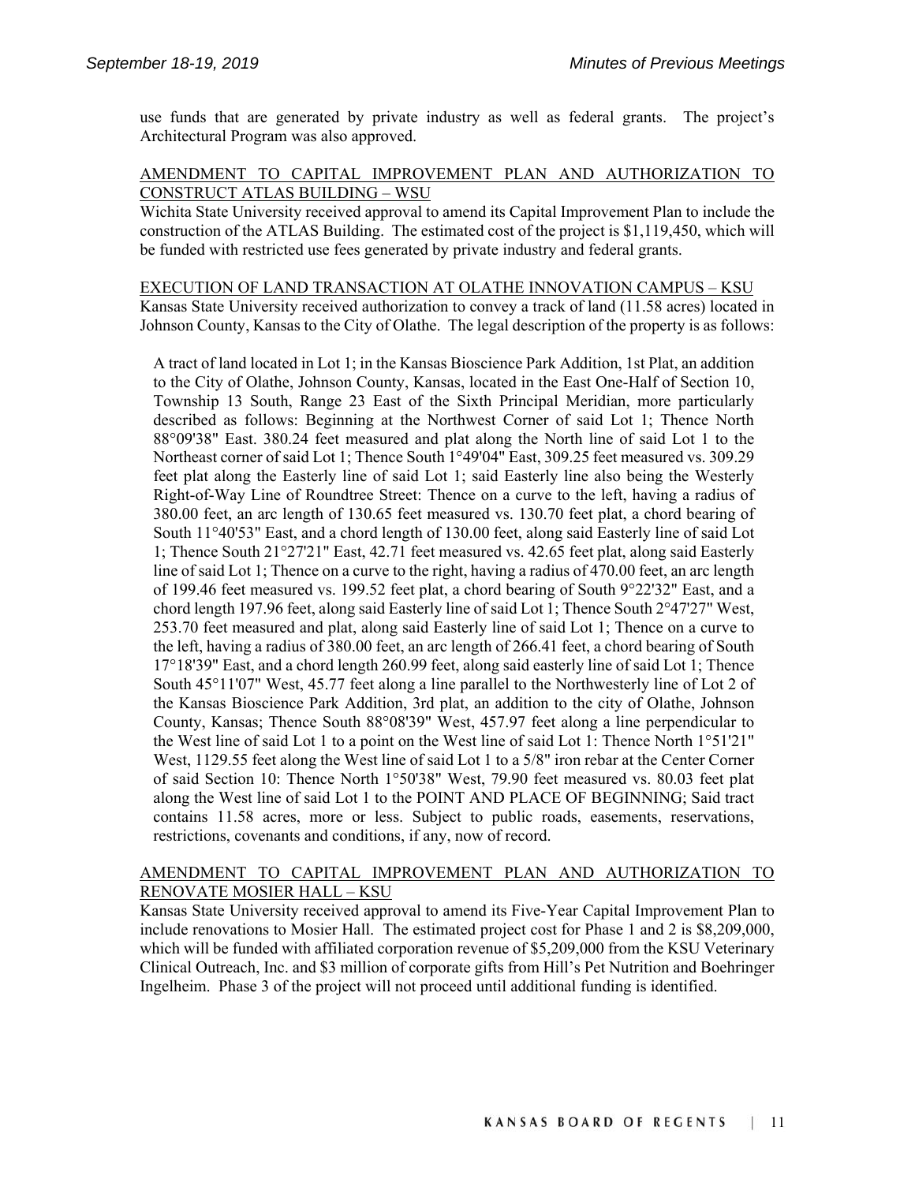use funds that are generated by private industry as well as federal grants. The project's Architectural Program was also approved.

<u>AMENDMENT TO CAPITAL IMPROVEMENT PLAN AND AUTHORIZATION TO CONSTRUCT ATLAS BUILDING – WSU</u>

Wichita State University received approval to amend its Capital Improvement Plan to include the construction of the ATLAS Building. The estimated cost of the project is $1,119,450, which will be funded with restricted use fees generated by private industry and federal grants.

<u>EXECUTION OF LAND TRANSACTION AT OLATHE INNOVATION CAMPUS – KSU</u>

Kansas State University received authorization to convey a track of land (11.58 acres) located in Johnson County, Kansas to the City of Olathe. The legal description of the property is as follows:

> A tract of land located in Lot 1; in the Kansas Bioscience Park Addition, 1st Plat, an addition to the City of Olathe, Johnson County, Kansas, located in the East One-Half of Section 10, Township 13 South, Range 23 East of the Sixth Principal Meridian, more particularly described as follows: Beginning at the Northwest Corner of said Lot 1; Thence North 88°09'38" East. 380.24 feet measured and plat along the North line of said Lot 1 to the Northeast corner of said Lot 1; Thence South 1°49'04" East, 309.25 feet measured vs. 309.29 feet plat along the Easterly line of said Lot 1; said Easterly line also being the Westerly Right-of-Way Line of Roundtree Street: Thence on a curve to the left, having a radius of 380.00 feet, an arc length of 130.65 feet measured vs. 130.70 feet plat, a chord bearing of South 11°40'53" East, and a chord length of 130.00 feet, along said Easterly line of said Lot 1; Thence South 21°27'21" East, 42.71 feet measured vs. 42.65 feet plat, along said Easterly line of said Lot 1; Thence on a curve to the right, having a radius of 470.00 feet, an arc length of 199.46 feet measured vs. 199.52 feet plat, a chord bearing of South 9°22'32" East, and a chord length 197.96 feet, along said Easterly line of said Lot 1; Thence South 2°47'27" West, 253.70 feet measured and plat, along said Easterly line of said Lot 1; Thence on a curve to the left, having a radius of 380.00 feet, an arc length of 266.41 feet, a chord bearing of South 17°18'39" East, and a chord length 260.99 feet, along said easterly line of said Lot 1; Thence South 45°11'07" West, 45.77 feet along a line parallel to the Northwesterly line of Lot 2 of the Kansas Bioscience Park Addition, 3rd plat, an addition to the city of Olathe, Johnson County, Kansas; Thence South 88°08'39" West, 457.97 feet along a line perpendicular to the West line of said Lot 1 to a point on the West line of said Lot 1: Thence North 1°51'21" West, 1129.55 feet along the West line of said Lot 1 to a 5/8" iron rebar at the Center Corner of said Section 10: Thence North 1°50'38" West, 79.90 feet measured vs. 80.03 feet plat along the West line of said Lot 1 to the POINT AND PLACE OF BEGINNING; Said tract contains 11.58 acres, more or less. Subject to public roads, easements, reservations, restrictions, covenants and conditions, if any, now of record.

<u>AMENDMENT TO CAPITAL IMPROVEMENT PLAN AND AUTHORIZATION TO RENOVATE MOSIER HALL – KSU</u>

Kansas State University received approval to amend its Five-Year Capital Improvement Plan to include renovations to Mosier Hall. The estimated project cost for Phase 1 and 2 is $8,209,000, which will be funded with affiliated corporation revenue of $5,209,000 from the KSU Veterinary Clinical Outreach, Inc. and $3 million of corporate gifts from Hill's Pet Nutrition and Boehringer Ingelheim. Phase 3 of the project will not proceed until additional funding is identified.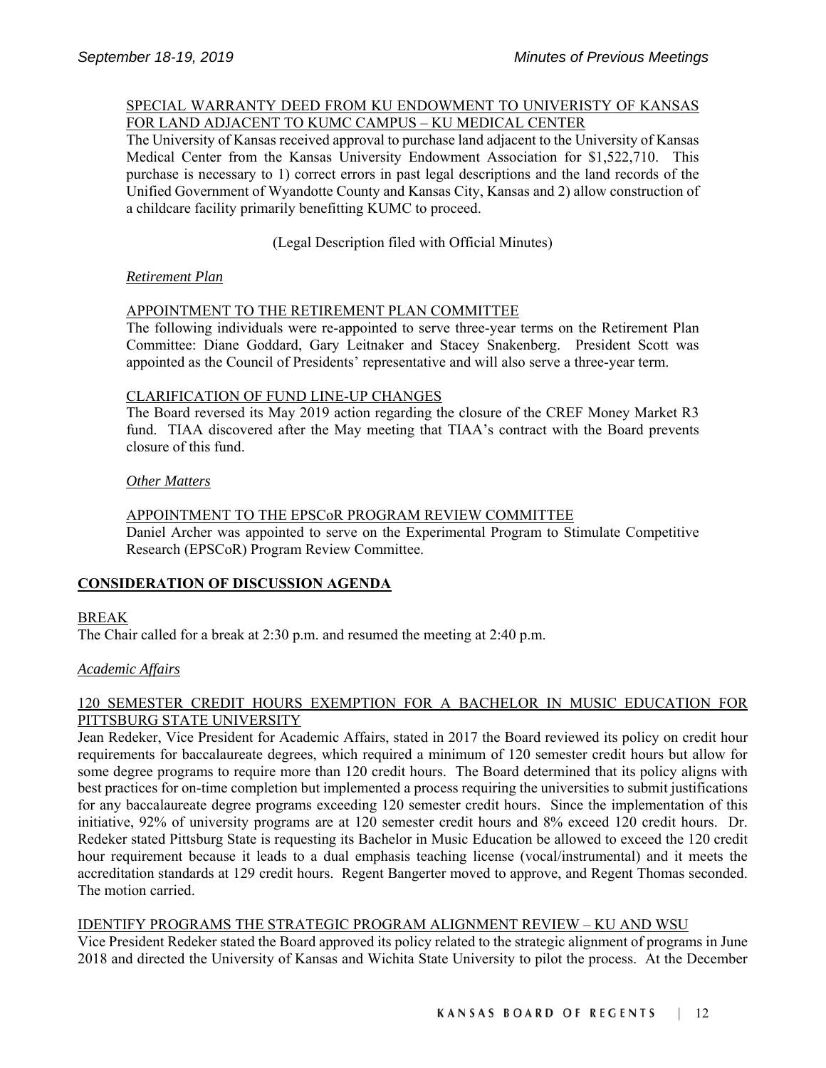SPECIAL WARRANTY DEED FROM KU ENDOWMENT TO UNIVERISTY OF KANSAS FOR LAND ADJACENT TO KUMC CAMPUS – KU MEDICAL CENTER

The University of Kansas received approval to purchase land adjacent to the University of Kansas Medical Center from the Kansas University Endowment Association for $1,522,710. This purchase is necessary to 1) correct errors in past legal descriptions and the land records of the Unified Government of Wyandotte County and Kansas City, Kansas and 2) allow construction of a childcare facility primarily benefitting KUMC to proceed.

(Legal Description filed with Official Minutes)

*Retirement Plan*

APPOINTMENT TO THE RETIREMENT PLAN COMMITTEE

The following individuals were re-appointed to serve three-year terms on the Retirement Plan Committee: Diane Goddard, Gary Leitnaker and Stacey Snakenberg. President Scott was appointed as the Council of Presidents' representative and will also serve a three-year term.

CLARIFICATION OF FUND LINE-UP CHANGES

The Board reversed its May 2019 action regarding the closure of the CREF Money Market R3 fund. TIAA discovered after the May meeting that TIAA's contract with the Board prevents closure of this fund.

*Other Matters*

APPOINTMENT TO THE EPSCoR PROGRAM REVIEW COMMITTEE

Daniel Archer was appointed to serve on the Experimental Program to Stimulate Competitive Research (EPSCoR) Program Review Committee.

## CONSIDERATION OF DISCUSSION AGENDA

BREAK

The Chair called for a break at 2:30 p.m. and resumed the meeting at 2:40 p.m.

*Academic Affairs*

120 SEMESTER CREDIT HOURS EXEMPTION FOR A BACHELOR IN MUSIC EDUCATION FOR PITTSBURG STATE UNIVERSITY

Jean Redeker, Vice President for Academic Affairs, stated in 2017 the Board reviewed its policy on credit hour requirements for baccalaureate degrees, which required a minimum of 120 semester credit hours but allow for some degree programs to require more than 120 credit hours. The Board determined that its policy aligns with best practices for on-time completion but implemented a process requiring the universities to submit justifications for any baccalaureate degree programs exceeding 120 semester credit hours. Since the implementation of this initiative, 92% of university programs are at 120 semester credit hours and 8% exceed 120 credit hours. Dr. Redeker stated Pittsburg State is requesting its Bachelor in Music Education be allowed to exceed the 120 credit hour requirement because it leads to a dual emphasis teaching license (vocal/instrumental) and it meets the accreditation standards at 129 credit hours. Regent Bangerter moved to approve, and Regent Thomas seconded. The motion carried.

IDENTIFY PROGRAMS THE STRATEGIC PROGRAM ALIGNMENT REVIEW – KU AND WSU

Vice President Redeker stated the Board approved its policy related to the strategic alignment of programs in June 2018 and directed the University of Kansas and Wichita State University to pilot the process. At the December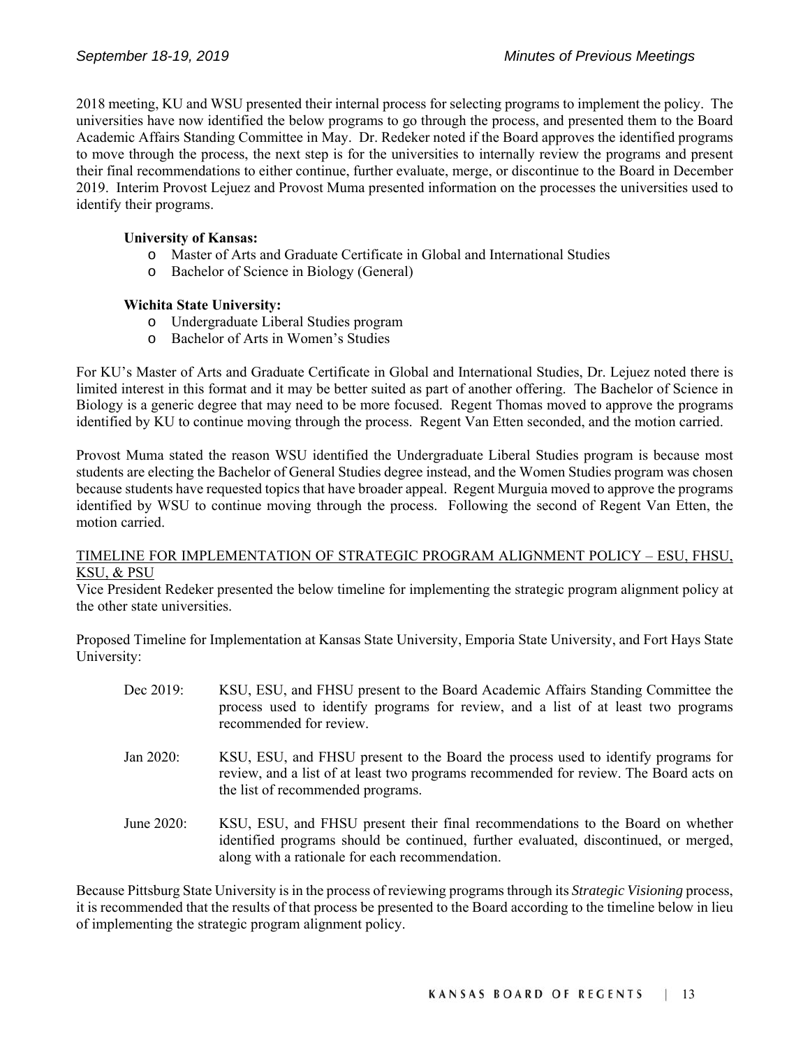2018 meeting, KU and WSU presented their internal process for selecting programs to implement the policy. The universities have now identified the below programs to go through the process, and presented them to the Board Academic Affairs Standing Committee in May. Dr. Redeker noted if the Board approves the identified programs to move through the process, the next step is for the universities to internally review the programs and present their final recommendations to either continue, further evaluate, merge, or discontinue to the Board in December 2019. Interim Provost Lejuez and Provost Muma presented information on the processes the universities used to identify their programs.

**University of Kansas:**

- Master of Arts and Graduate Certificate in Global and International Studies
- Bachelor of Science in Biology (General)

**Wichita State University:**

- Undergraduate Liberal Studies program
- Bachelor of Arts in Women's Studies

For KU's Master of Arts and Graduate Certificate in Global and International Studies, Dr. Lejuez noted there is limited interest in this format and it may be better suited as part of another offering. The Bachelor of Science in Biology is a generic degree that may need to be more focused. Regent Thomas moved to approve the programs identified by KU to continue moving through the process. Regent Van Etten seconded, and the motion carried.

Provost Muma stated the reason WSU identified the Undergraduate Liberal Studies program is because most students are electing the Bachelor of General Studies degree instead, and the Women Studies program was chosen because students have requested topics that have broader appeal. Regent Murguia moved to approve the programs identified by WSU to continue moving through the process. Following the second of Regent Van Etten, the motion carried.

TIMELINE FOR IMPLEMENTATION OF STRATEGIC PROGRAM ALIGNMENT POLICY – ESU, FHSU, KSU, & PSU

Vice President Redeker presented the below timeline for implementing the strategic program alignment policy at the other state universities.

Proposed Timeline for Implementation at Kansas State University, Emporia State University, and Fort Hays State University:

- Dec 2019: KSU, ESU, and FHSU present to the Board Academic Affairs Standing Committee the process used to identify programs for review, and a list of at least two programs recommended for review.
- Jan 2020: KSU, ESU, and FHSU present to the Board the process used to identify programs for review, and a list of at least two programs recommended for review. The Board acts on the list of recommended programs.
- June 2020: KSU, ESU, and FHSU present their final recommendations to the Board on whether identified programs should be continued, further evaluated, discontinued, or merged, along with a rationale for each recommendation.

Because Pittsburg State University is in the process of reviewing programs through its *Strategic Visioning* process, it is recommended that the results of that process be presented to the Board according to the timeline below in lieu of implementing the strategic program alignment policy.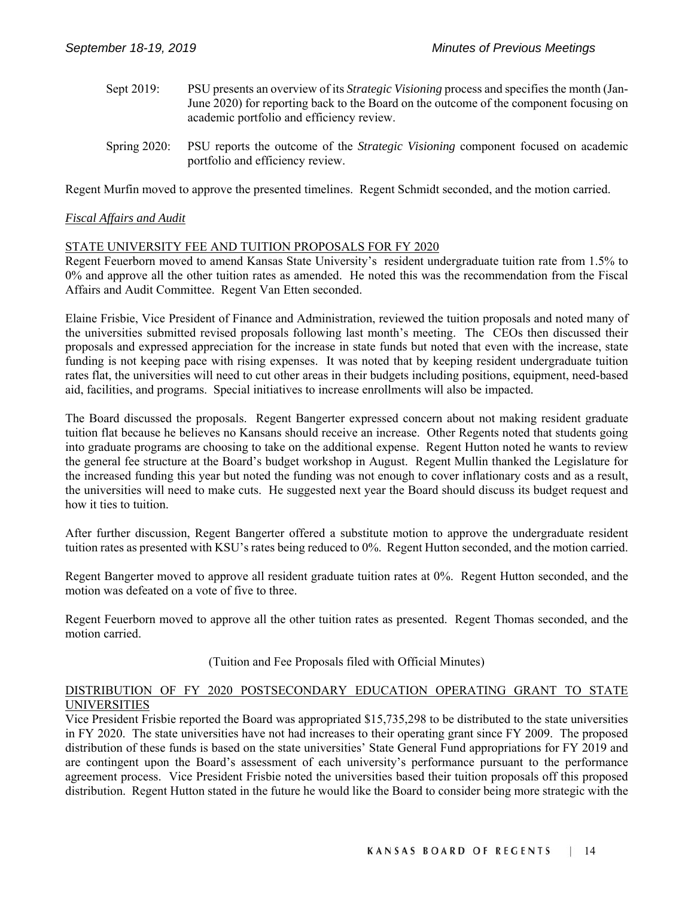Sept 2019: PSU presents an overview of its *Strategic Visioning* process and specifies the month (Jan-June 2020) for reporting back to the Board on the outcome of the component focusing on academic portfolio and efficiency review.

Spring 2020: PSU reports the outcome of the *Strategic Visioning* component focused on academic portfolio and efficiency review.

Regent Murfin moved to approve the presented timelines. Regent Schmidt seconded, and the motion carried.

*Fiscal Affairs and Audit*

STATE UNIVERSITY FEE AND TUITION PROPOSALS FOR FY 2020

Regent Feuerborn moved to amend Kansas State University's resident undergraduate tuition rate from 1.5% to 0% and approve all the other tuition rates as amended. He noted this was the recommendation from the Fiscal Affairs and Audit Committee. Regent Van Etten seconded.

Elaine Frisbie, Vice President of Finance and Administration, reviewed the tuition proposals and noted many of the universities submitted revised proposals following last month's meeting. The CEOs then discussed their proposals and expressed appreciation for the increase in state funds but noted that even with the increase, state funding is not keeping pace with rising expenses. It was noted that by keeping resident undergraduate tuition rates flat, the universities will need to cut other areas in their budgets including positions, equipment, need-based aid, facilities, and programs. Special initiatives to increase enrollments will also be impacted.

The Board discussed the proposals. Regent Bangerter expressed concern about not making resident graduate tuition flat because he believes no Kansans should receive an increase. Other Regents noted that students going into graduate programs are choosing to take on the additional expense. Regent Hutton noted he wants to review the general fee structure at the Board's budget workshop in August. Regent Mullin thanked the Legislature for the increased funding this year but noted the funding was not enough to cover inflationary costs and as a result, the universities will need to make cuts. He suggested next year the Board should discuss its budget request and how it ties to tuition.

After further discussion, Regent Bangerter offered a substitute motion to approve the undergraduate resident tuition rates as presented with KSU's rates being reduced to 0%. Regent Hutton seconded, and the motion carried.

Regent Bangerter moved to approve all resident graduate tuition rates at 0%. Regent Hutton seconded, and the motion was defeated on a vote of five to three.

Regent Feuerborn moved to approve all the other tuition rates as presented. Regent Thomas seconded, and the motion carried.

(Tuition and Fee Proposals filed with Official Minutes)

DISTRIBUTION OF FY 2020 POSTSECONDARY EDUCATION OPERATING GRANT TO STATE UNIVERSITIES

Vice President Frisbie reported the Board was appropriated $15,735,298 to be distributed to the state universities in FY 2020. The state universities have not had increases to their operating grant since FY 2009. The proposed distribution of these funds is based on the state universities' State General Fund appropriations for FY 2019 and are contingent upon the Board's assessment of each university's performance pursuant to the performance agreement process. Vice President Frisbie noted the universities based their tuition proposals off this proposed distribution. Regent Hutton stated in the future he would like the Board to consider being more strategic with the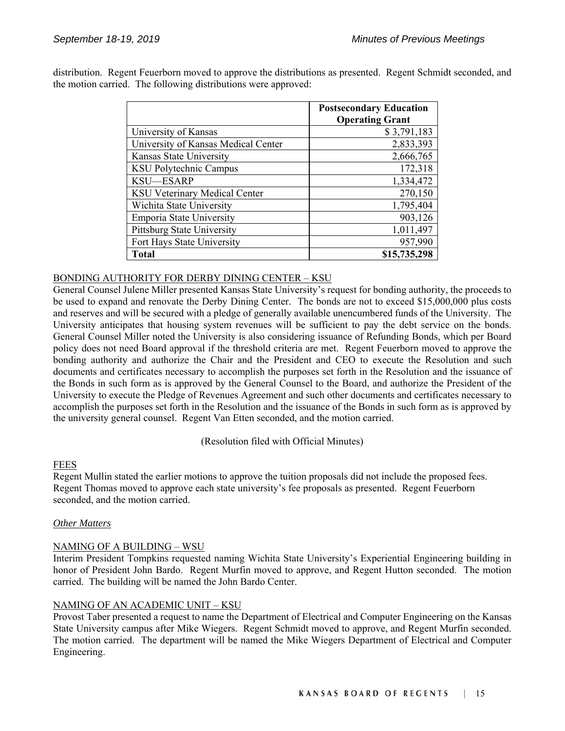distribution. Regent Feuerborn moved to approve the distributions as presented. Regent Schmidt seconded, and the motion carried. The following distributions were approved:

| | Postsecondary Education Operating Grant |
|---|---|
| University of Kansas | $ 3,791,183 |
| University of Kansas Medical Center | 2,833,393 |
| Kansas State University | 2,666,765 |
| KSU Polytechnic Campus | 172,318 |
| KSU—ESARP | 1,334,472 |
| KSU Veterinary Medical Center | 270,150 |
| Wichita State University | 1,795,404 |
| Emporia State University | 903,126 |
| Pittsburg State University | 1,011,497 |
| Fort Hays State University | 957,990 |
| **Total** | **$15,735,298** |

BONDING AUTHORITY FOR DERBY DINING CENTER – KSU

General Counsel Julene Miller presented Kansas State University's request for bonding authority, the proceeds to be used to expand and renovate the Derby Dining Center. The bonds are not to exceed $15,000,000 plus costs and reserves and will be secured with a pledge of generally available unencumbered funds of the University. The University anticipates that housing system revenues will be sufficient to pay the debt service on the bonds. General Counsel Miller noted the University is also considering issuance of Refunding Bonds, which per Board policy does not need Board approval if the threshold criteria are met. Regent Feuerborn moved to approve the bonding authority and authorize the Chair and the President and CEO to execute the Resolution and such documents and certificates necessary to accomplish the purposes set forth in the Resolution and the issuance of the Bonds in such form as is approved by the General Counsel to the Board, and authorize the President of the University to execute the Pledge of Revenues Agreement and such other documents and certificates necessary to accomplish the purposes set forth in the Resolution and the issuance of the Bonds in such form as is approved by the university general counsel. Regent Van Etten seconded, and the motion carried.

(Resolution filed with Official Minutes)

FEES

Regent Mullin stated the earlier motions to approve the tuition proposals did not include the proposed fees. Regent Thomas moved to approve each state university's fee proposals as presented. Regent Feuerborn seconded, and the motion carried.

*Other Matters*

NAMING OF A BUILDING – WSU

Interim President Tompkins requested naming Wichita State University's Experiential Engineering building in honor of President John Bardo. Regent Murfin moved to approve, and Regent Hutton seconded. The motion carried. The building will be named the John Bardo Center.

NAMING OF AN ACADEMIC UNIT – KSU

Provost Taber presented a request to name the Department of Electrical and Computer Engineering on the Kansas State University campus after Mike Wiegers. Regent Schmidt moved to approve, and Regent Murfin seconded. The motion carried. The department will be named the Mike Wiegers Department of Electrical and Computer Engineering.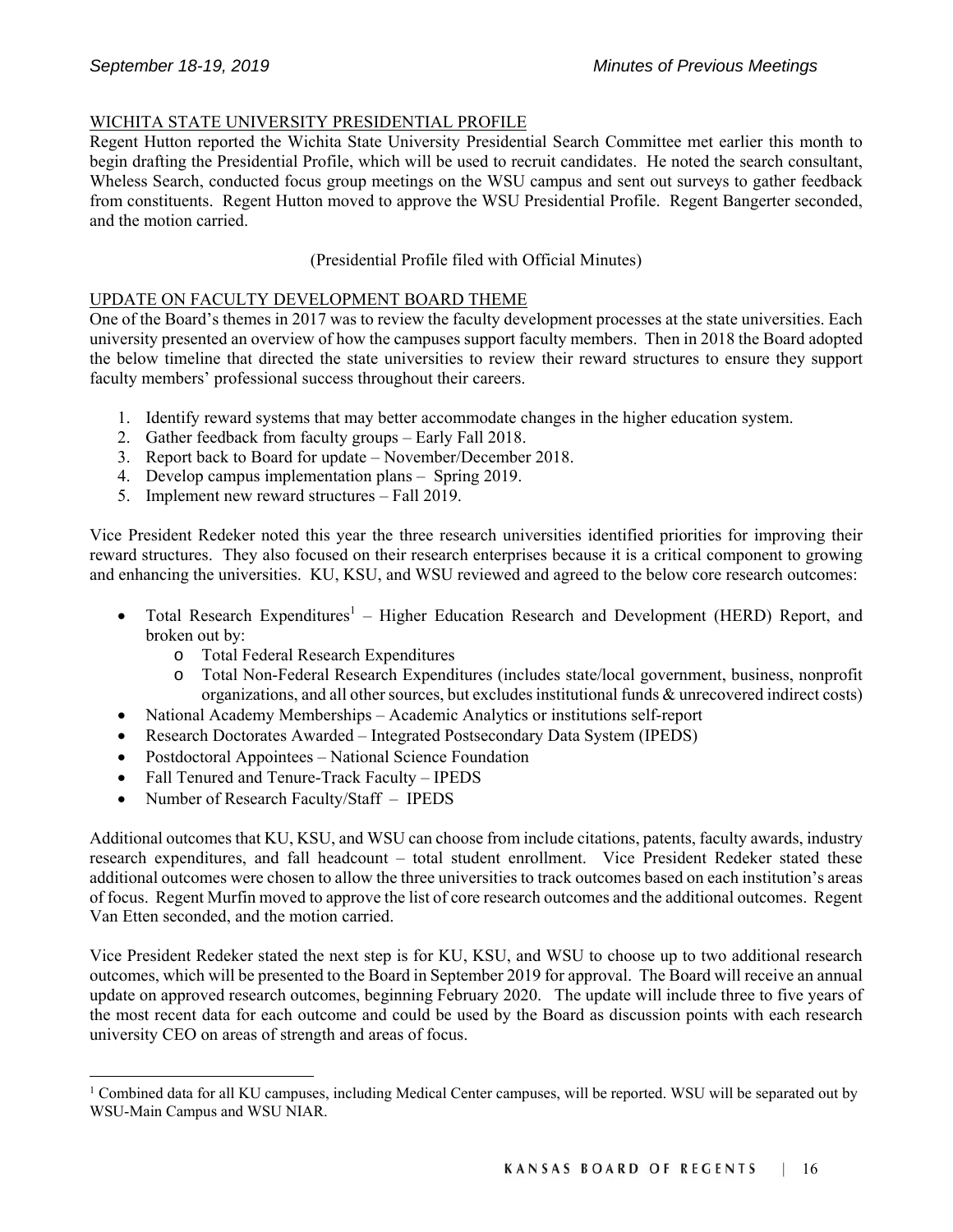## WICHITA STATE UNIVERSITY PRESIDENTIAL PROFILE

Regent Hutton reported the Wichita State University Presidential Search Committee met earlier this month to begin drafting the Presidential Profile, which will be used to recruit candidates. He noted the search consultant, Wheless Search, conducted focus group meetings on the WSU campus and sent out surveys to gather feedback from constituents. Regent Hutton moved to approve the WSU Presidential Profile. Regent Bangerter seconded, and the motion carried.

(Presidential Profile filed with Official Minutes)

## UPDATE ON FACULTY DEVELOPMENT BOARD THEME

One of the Board's themes in 2017 was to review the faculty development processes at the state universities. Each university presented an overview of how the campuses support faculty members. Then in 2018 the Board adopted the below timeline that directed the state universities to review their reward structures to ensure they support faculty members' professional success throughout their careers.

1. Identify reward systems that may better accommodate changes in the higher education system.
2. Gather feedback from faculty groups – Early Fall 2018.
3. Report back to Board for update – November/December 2018.
4. Develop campus implementation plans – Spring 2019.
5. Implement new reward structures – Fall 2019.

Vice President Redeker noted this year the three research universities identified priorities for improving their reward structures. They also focused on their research enterprises because it is a critical component to growing and enhancing the universities. KU, KSU, and WSU reviewed and agreed to the below core research outcomes:

- Total Research Expenditures[1] – Higher Education Research and Development (HERD) Report, and broken out by:
  - Total Federal Research Expenditures
  - Total Non-Federal Research Expenditures (includes state/local government, business, nonprofit organizations, and all other sources, but excludes institutional funds & unrecovered indirect costs)
- National Academy Memberships – Academic Analytics or institutions self-report
- Research Doctorates Awarded – Integrated Postsecondary Data System (IPEDS)
- Postdoctoral Appointees – National Science Foundation
- Fall Tenured and Tenure-Track Faculty – IPEDS
- Number of Research Faculty/Staff – IPEDS

Additional outcomes that KU, KSU, and WSU can choose from include citations, patents, faculty awards, industry research expenditures, and fall headcount – total student enrollment. Vice President Redeker stated these additional outcomes were chosen to allow the three universities to track outcomes based on each institution's areas of focus. Regent Murfin moved to approve the list of core research outcomes and the additional outcomes. Regent Van Etten seconded, and the motion carried.

Vice President Redeker stated the next step is for KU, KSU, and WSU to choose up to two additional research outcomes, which will be presented to the Board in September 2019 for approval. The Board will receive an annual update on approved research outcomes, beginning February 2020. The update will include three to five years of the most recent data for each outcome and could be used by the Board as discussion points with each research university CEO on areas of strength and areas of focus.

---

[1] Combined data for all KU campuses, including Medical Center campuses, will be reported. WSU will be separated out by WSU-Main Campus and WSU NIAR.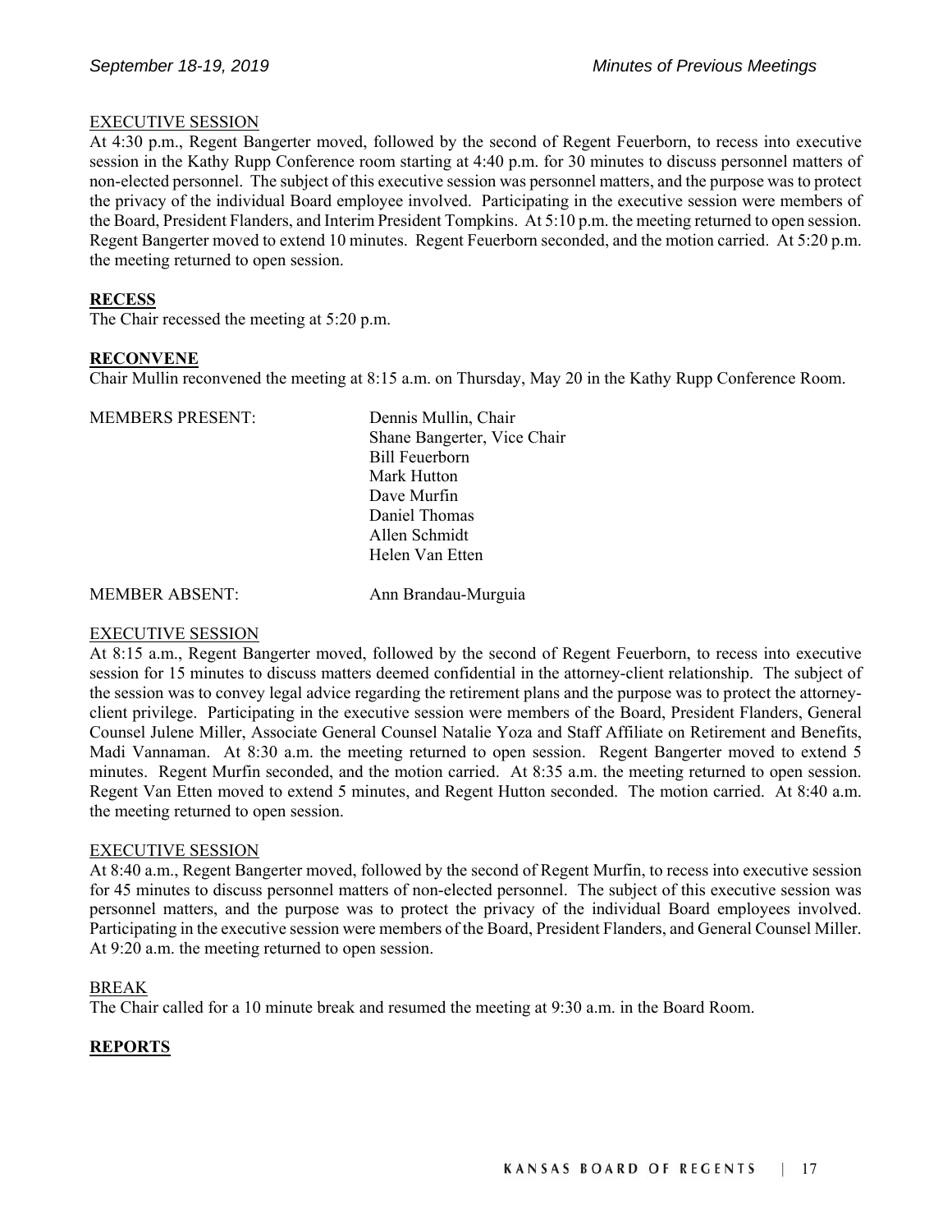EXECUTIVE SESSION

At 4:30 p.m., Regent Bangerter moved, followed by the second of Regent Feuerborn, to recess into executive session in the Kathy Rupp Conference room starting at 4:40 p.m. for 30 minutes to discuss personnel matters of non-elected personnel. The subject of this executive session was personnel matters, and the purpose was to protect the privacy of the individual Board employee involved. Participating in the executive session were members of the Board, President Flanders, and Interim President Tompkins. At 5:10 p.m. the meeting returned to open session. Regent Bangerter moved to extend 10 minutes. Regent Feuerborn seconded, and the motion carried. At 5:20 p.m. the meeting returned to open session.

**RECESS**

The Chair recessed the meeting at 5:20 p.m.

**RECONVENE**

Chair Mullin reconvened the meeting at 8:15 a.m. on Thursday, May 20 in the Kathy Rupp Conference Room.

MEMBERS PRESENT:
- Dennis Mullin, Chair
- Shane Bangerter, Vice Chair
- Bill Feuerborn
- Mark Hutton
- Dave Murfin
- Daniel Thomas
- Allen Schmidt
- Helen Van Etten

MEMBER ABSENT: Ann Brandau-Murguia

EXECUTIVE SESSION

At 8:15 a.m., Regent Bangerter moved, followed by the second of Regent Feuerborn, to recess into executive session for 15 minutes to discuss matters deemed confidential in the attorney-client relationship. The subject of the session was to convey legal advice regarding the retirement plans and the purpose was to protect the attorney-client privilege. Participating in the executive session were members of the Board, President Flanders, General Counsel Julene Miller, Associate General Counsel Natalie Yoza and Staff Affiliate on Retirement and Benefits, Madi Vannaman. At 8:30 a.m. the meeting returned to open session. Regent Bangerter moved to extend 5 minutes. Regent Murfin seconded, and the motion carried. At 8:35 a.m. the meeting returned to open session. Regent Van Etten moved to extend 5 minutes, and Regent Hutton seconded. The motion carried. At 8:40 a.m. the meeting returned to open session.

EXECUTIVE SESSION

At 8:40 a.m., Regent Bangerter moved, followed by the second of Regent Murfin, to recess into executive session for 45 minutes to discuss personnel matters of non-elected personnel. The subject of this executive session was personnel matters, and the purpose was to protect the privacy of the individual Board employees involved. Participating in the executive session were members of the Board, President Flanders, and General Counsel Miller. At 9:20 a.m. the meeting returned to open session.

BREAK

The Chair called for a 10 minute break and resumed the meeting at 9:30 a.m. in the Board Room.

**REPORTS**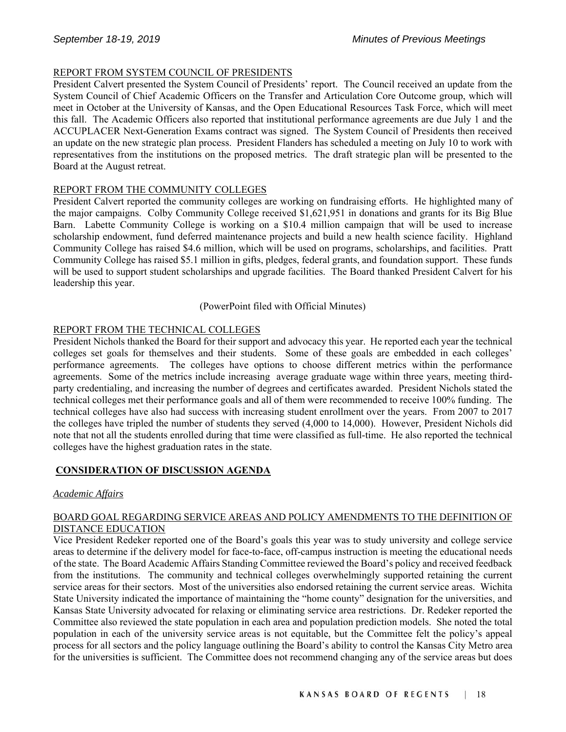REPORT FROM SYSTEM COUNCIL OF PRESIDENTS

President Calvert presented the System Council of Presidents' report. The Council received an update from the System Council of Chief Academic Officers on the Transfer and Articulation Core Outcome group, which will meet in October at the University of Kansas, and the Open Educational Resources Task Force, which will meet this fall. The Academic Officers also reported that institutional performance agreements are due July 1 and the ACCUPLACER Next-Generation Exams contract was signed. The System Council of Presidents then received an update on the new strategic plan process. President Flanders has scheduled a meeting on July 10 to work with representatives from the institutions on the proposed metrics. The draft strategic plan will be presented to the Board at the August retreat.

REPORT FROM THE COMMUNITY COLLEGES

President Calvert reported the community colleges are working on fundraising efforts. He highlighted many of the major campaigns. Colby Community College received $1,621,951 in donations and grants for its Big Blue Barn. Labette Community College is working on a $10.4 million campaign that will be used to increase scholarship endowment, fund deferred maintenance projects and build a new health science facility. Highland Community College has raised $4.6 million, which will be used on programs, scholarships, and facilities. Pratt Community College has raised $5.1 million in gifts, pledges, federal grants, and foundation support. These funds will be used to support student scholarships and upgrade facilities. The Board thanked President Calvert for his leadership this year.

(PowerPoint filed with Official Minutes)

REPORT FROM THE TECHNICAL COLLEGES

President Nichols thanked the Board for their support and advocacy this year. He reported each year the technical colleges set goals for themselves and their students. Some of these goals are embedded in each colleges' performance agreements. The colleges have options to choose different metrics within the performance agreements. Some of the metrics include increasing average graduate wage within three years, meeting third-party credentialing, and increasing the number of degrees and certificates awarded. President Nichols stated the technical colleges met their performance goals and all of them were recommended to receive 100% funding. The technical colleges have also had success with increasing student enrollment over the years. From 2007 to 2017 the colleges have tripled the number of students they served (4,000 to 14,000). However, President Nichols did note that not all the students enrolled during that time were classified as full-time. He also reported the technical colleges have the highest graduation rates in the state.

**CONSIDERATION OF DISCUSSION AGENDA**

*Academic Affairs*

BOARD GOAL REGARDING SERVICE AREAS AND POLICY AMENDMENTS TO THE DEFINITION OF DISTANCE EDUCATION

Vice President Redeker reported one of the Board's goals this year was to study university and college service areas to determine if the delivery model for face-to-face, off-campus instruction is meeting the educational needs of the state. The Board Academic Affairs Standing Committee reviewed the Board's policy and received feedback from the institutions. The community and technical colleges overwhelmingly supported retaining the current service areas for their sectors. Most of the universities also endorsed retaining the current service areas. Wichita State University indicated the importance of maintaining the "home county" designation for the universities, and Kansas State University advocated for relaxing or eliminating service area restrictions. Dr. Redeker reported the Committee also reviewed the state population in each area and population prediction models. She noted the total population in each of the university service areas is not equitable, but the Committee felt the policy's appeal process for all sectors and the policy language outlining the Board's ability to control the Kansas City Metro area for the universities is sufficient. The Committee does not recommend changing any of the service areas but does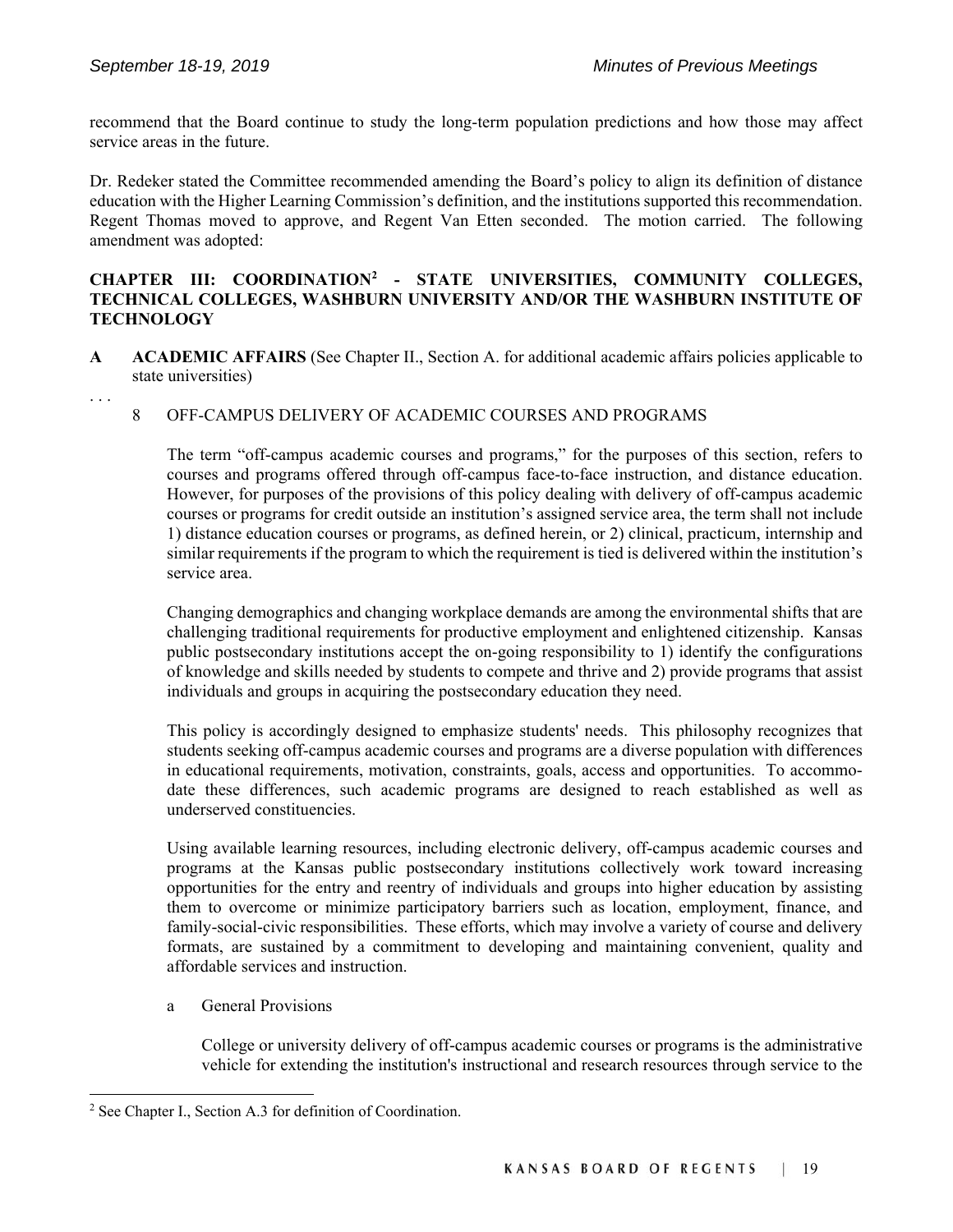recommend that the Board continue to study the long-term population predictions and how those may affect service areas in the future.

Dr. Redeker stated the Committee recommended amending the Board's policy to align its definition of distance education with the Higher Learning Commission's definition, and the institutions supported this recommendation. Regent Thomas moved to approve, and Regent Van Etten seconded. The motion carried. The following amendment was adopted:

**CHAPTER III: COORDINATION[2] - STATE UNIVERSITIES, COMMUNITY COLLEGES, TECHNICAL COLLEGES, WASHBURN UNIVERSITY AND/OR THE WASHBURN INSTITUTE OF TECHNOLOGY**

**A ACADEMIC AFFAIRS** (See Chapter II., Section A. for additional academic affairs policies applicable to state universities)

. . .

8 OFF-CAMPUS DELIVERY OF ACADEMIC COURSES AND PROGRAMS

The term "off-campus academic courses and programs," for the purposes of this section, refers to courses and programs offered through off-campus face-to-face instruction, and distance education. However, for purposes of the provisions of this policy dealing with delivery of off-campus academic courses or programs for credit outside an institution's assigned service area, the term shall not include 1) distance education courses or programs, as defined herein, or 2) clinical, practicum, internship and similar requirements if the program to which the requirement is tied is delivered within the institution's service area.

Changing demographics and changing workplace demands are among the environmental shifts that are challenging traditional requirements for productive employment and enlightened citizenship. Kansas public postsecondary institutions accept the on-going responsibility to 1) identify the configurations of knowledge and skills needed by students to compete and thrive and 2) provide programs that assist individuals and groups in acquiring the postsecondary education they need.

This policy is accordingly designed to emphasize students' needs. This philosophy recognizes that students seeking off-campus academic courses and programs are a diverse population with differences in educational requirements, motivation, constraints, goals, access and opportunities. To accommodate these differences, such academic programs are designed to reach established as well as underserved constituencies.

Using available learning resources, including electronic delivery, off-campus academic courses and programs at the Kansas public postsecondary institutions collectively work toward increasing opportunities for the entry and reentry of individuals and groups into higher education by assisting them to overcome or minimize participatory barriers such as location, employment, finance, and family-social-civic responsibilities. These efforts, which may involve a variety of course and delivery formats, are sustained by a commitment to developing and maintaining convenient, quality and affordable services and instruction.

a General Provisions

College or university delivery of off-campus academic courses or programs is the administrative vehicle for extending the institution's instructional and research resources through service to the

[2] See Chapter I., Section A.3 for definition of Coordination.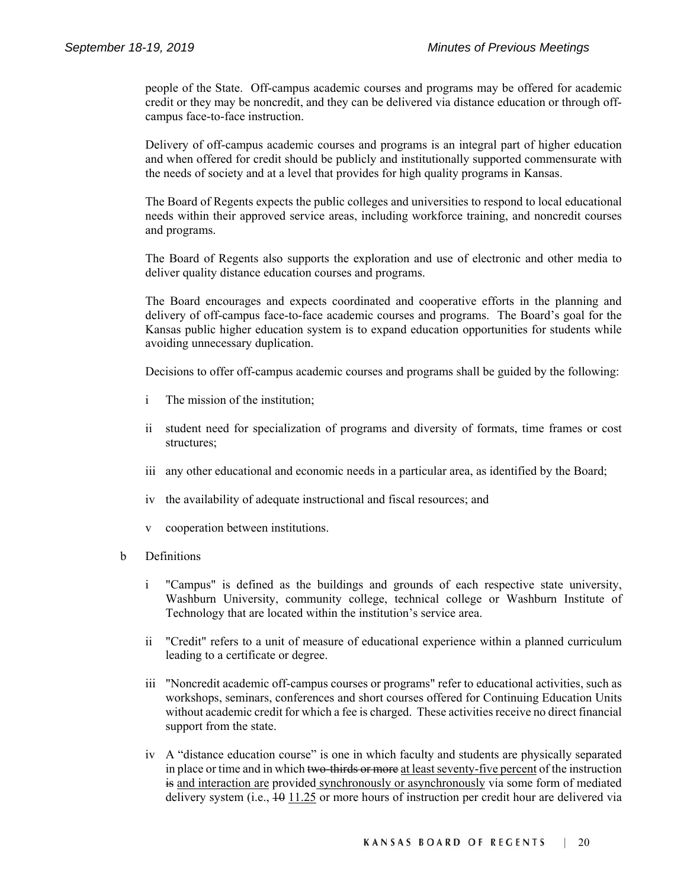people of the State. Off-campus academic courses and programs may be offered for academic credit or they may be noncredit, and they can be delivered via distance education or through off-campus face-to-face instruction.

Delivery of off-campus academic courses and programs is an integral part of higher education and when offered for credit should be publicly and institutionally supported commensurate with the needs of society and at a level that provides for high quality programs in Kansas.

The Board of Regents expects the public colleges and universities to respond to local educational needs within their approved service areas, including workforce training, and noncredit courses and programs.

The Board of Regents also supports the exploration and use of electronic and other media to deliver quality distance education courses and programs.

The Board encourages and expects coordinated and cooperative efforts in the planning and delivery of off-campus face-to-face academic courses and programs. The Board's goal for the Kansas public higher education system is to expand education opportunities for students while avoiding unnecessary duplication.

Decisions to offer off-campus academic courses and programs shall be guided by the following:

i The mission of the institution;

ii student need for specialization of programs and diversity of formats, time frames or cost structures;

iii any other educational and economic needs in a particular area, as identified by the Board;

iv the availability of adequate instructional and fiscal resources; and

v cooperation between institutions.

b Definitions

i "Campus" is defined as the buildings and grounds of each respective state university, Washburn University, community college, technical college or Washburn Institute of Technology that are located within the institution's service area.

ii "Credit" refers to a unit of measure of educational experience within a planned curriculum leading to a certificate or degree.

iii "Noncredit academic off-campus courses or programs" refer to educational activities, such as workshops, seminars, conferences and short courses offered for Continuing Education Units without academic credit for which a fee is charged. These activities receive no direct financial support from the state.

iv A "distance education course" is one in which faculty and students are physically separated in place or time and in which ~~two-thirds or more~~ <u>at least seventy-five percent</u> of the instruction ~~is~~ <u>and interaction are</u> provided <u>synchronously or asynchronously</u> via some form of mediated delivery system (i.e., ~~10~~ <u>11.25</u> or more hours of instruction per credit hour are delivered via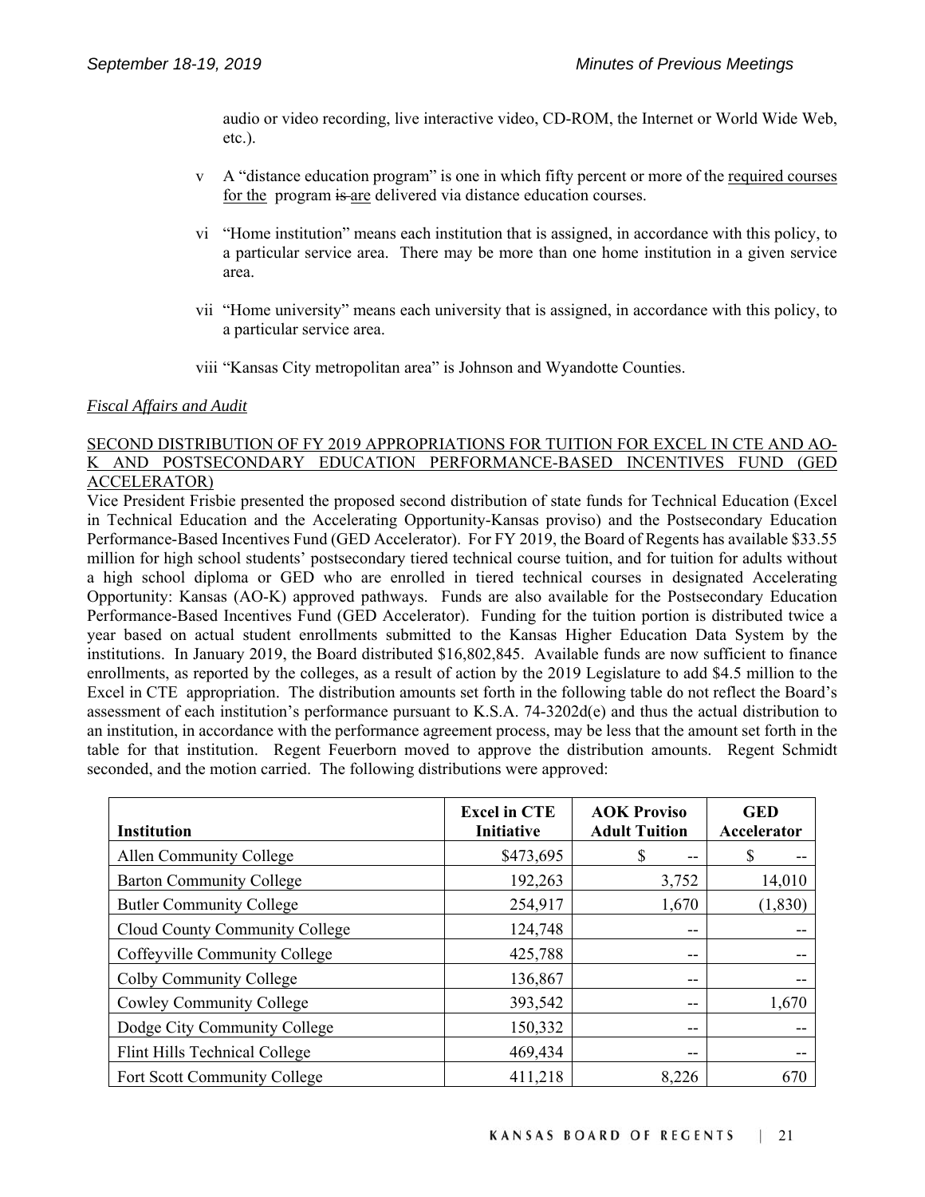audio or video recording, live interactive video, CD-ROM, the Internet or World Wide Web, etc.).

v A "distance education program" is one in which fifty percent or more of the required courses for the program ~~is~~ are delivered via distance education courses.

vi "Home institution" means each institution that is assigned, in accordance with this policy, to a particular service area. There may be more than one home institution in a given service area.

vii "Home university" means each university that is assigned, in accordance with this policy, to a particular service area.

viii "Kansas City metropolitan area" is Johnson and Wyandotte Counties.

*Fiscal Affairs and Audit*

SECOND DISTRIBUTION OF FY 2019 APPROPRIATIONS FOR TUITION FOR EXCEL IN CTE AND AO-K AND POSTSECONDARY EDUCATION PERFORMANCE-BASED INCENTIVES FUND (GED ACCELERATOR)

Vice President Frisbie presented the proposed second distribution of state funds for Technical Education (Excel in Technical Education and the Accelerating Opportunity-Kansas proviso) and the Postsecondary Education Performance-Based Incentives Fund (GED Accelerator). For FY 2019, the Board of Regents has available $33.55 million for high school students' postsecondary tiered technical course tuition, and for tuition for adults without a high school diploma or GED who are enrolled in tiered technical courses in designated Accelerating Opportunity: Kansas (AO-K) approved pathways. Funds are also available for the Postsecondary Education Performance-Based Incentives Fund (GED Accelerator). Funding for the tuition portion is distributed twice a year based on actual student enrollments submitted to the Kansas Higher Education Data System by the institutions. In January 2019, the Board distributed $16,802,845. Available funds are now sufficient to finance enrollments, as reported by the colleges, as a result of action by the 2019 Legislature to add $4.5 million to the Excel in CTE appropriation. The distribution amounts set forth in the following table do not reflect the Board's assessment of each institution's performance pursuant to K.S.A. 74-3202d(e) and thus the actual distribution to an institution, in accordance with the performance agreement process, may be less that the amount set forth in the table for that institution. Regent Feuerborn moved to approve the distribution amounts. Regent Schmidt seconded, and the motion carried. The following distributions were approved:

| Institution | Excel in CTE Initiative | AOK Proviso Adult Tuition | GED Accelerator |
|---|---|---|---|
| Allen Community College | $473,695 | $ -- | $ -- |
| Barton Community College | 192,263 | 3,752 | 14,010 |
| Butler Community College | 254,917 | 1,670 | (1,830) |
| Cloud County Community College | 124,748 | -- | -- |
| Coffeyville Community College | 425,788 | -- | -- |
| Colby Community College | 136,867 | -- | -- |
| Cowley Community College | 393,542 | -- | 1,670 |
| Dodge City Community College | 150,332 | -- | -- |
| Flint Hills Technical College | 469,434 | -- | -- |
| Fort Scott Community College | 411,218 | 8,226 | 670 |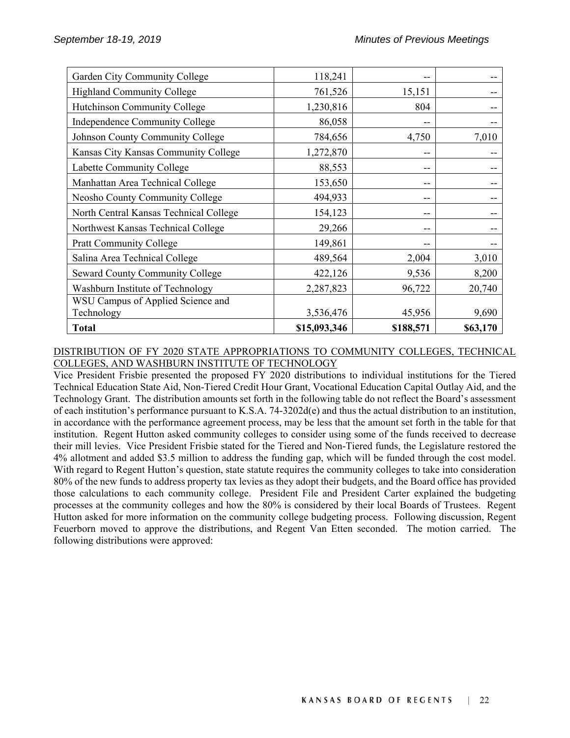| | | | |
|---|---|---|---|
| Garden City Community College | 118,241 | -- | -- |
| Highland Community College | 761,526 | 15,151 | -- |
| Hutchinson Community College | 1,230,816 | 804 | -- |
| Independence Community College | 86,058 | -- | -- |
| Johnson County Community College | 784,656 | 4,750 | 7,010 |
| Kansas City Kansas Community College | 1,272,870 | -- | -- |
| Labette Community College | 88,553 | -- | -- |
| Manhattan Area Technical College | 153,650 | -- | -- |
| Neosho County Community College | 494,933 | -- | -- |
| North Central Kansas Technical College | 154,123 | -- | -- |
| Northwest Kansas Technical College | 29,266 | -- | -- |
| Pratt Community College | 149,861 | -- | -- |
| Salina Area Technical College | 489,564 | 2,004 | 3,010 |
| Seward County Community College | 422,126 | 9,536 | 8,200 |
| Washburn Institute of Technology | 2,287,823 | 96,722 | 20,740 |
| WSU Campus of Applied Science and Technology | 3,536,476 | 45,956 | 9,690 |
| **Total** | **$15,093,346** | **$188,571** | **$63,170** |

DISTRIBUTION OF FY 2020 STATE APPROPRIATIONS TO COMMUNITY COLLEGES, TECHNICAL COLLEGES, AND WASHBURN INSTITUTE OF TECHNOLOGY

Vice President Frisbie presented the proposed FY 2020 distributions to individual institutions for the Tiered Technical Education State Aid, Non-Tiered Credit Hour Grant, Vocational Education Capital Outlay Aid, and the Technology Grant. The distribution amounts set forth in the following table do not reflect the Board's assessment of each institution's performance pursuant to K.S.A. 74-3202d(e) and thus the actual distribution to an institution, in accordance with the performance agreement process, may be less that the amount set forth in the table for that institution. Regent Hutton asked community colleges to consider using some of the funds received to decrease their mill levies. Vice President Frisbie stated for the Tiered and Non-Tiered funds, the Legislature restored the 4% allotment and added $3.5 million to address the funding gap, which will be funded through the cost model. With regard to Regent Hutton's question, state statute requires the community colleges to take into consideration 80% of the new funds to address property tax levies as they adopt their budgets, and the Board office has provided those calculations to each community college. President File and President Carter explained the budgeting processes at the community colleges and how the 80% is considered by their local Boards of Trustees. Regent Hutton asked for more information on the community college budgeting process. Following discussion, Regent Feuerborn moved to approve the distributions, and Regent Van Etten seconded. The motion carried. The following distributions were approved: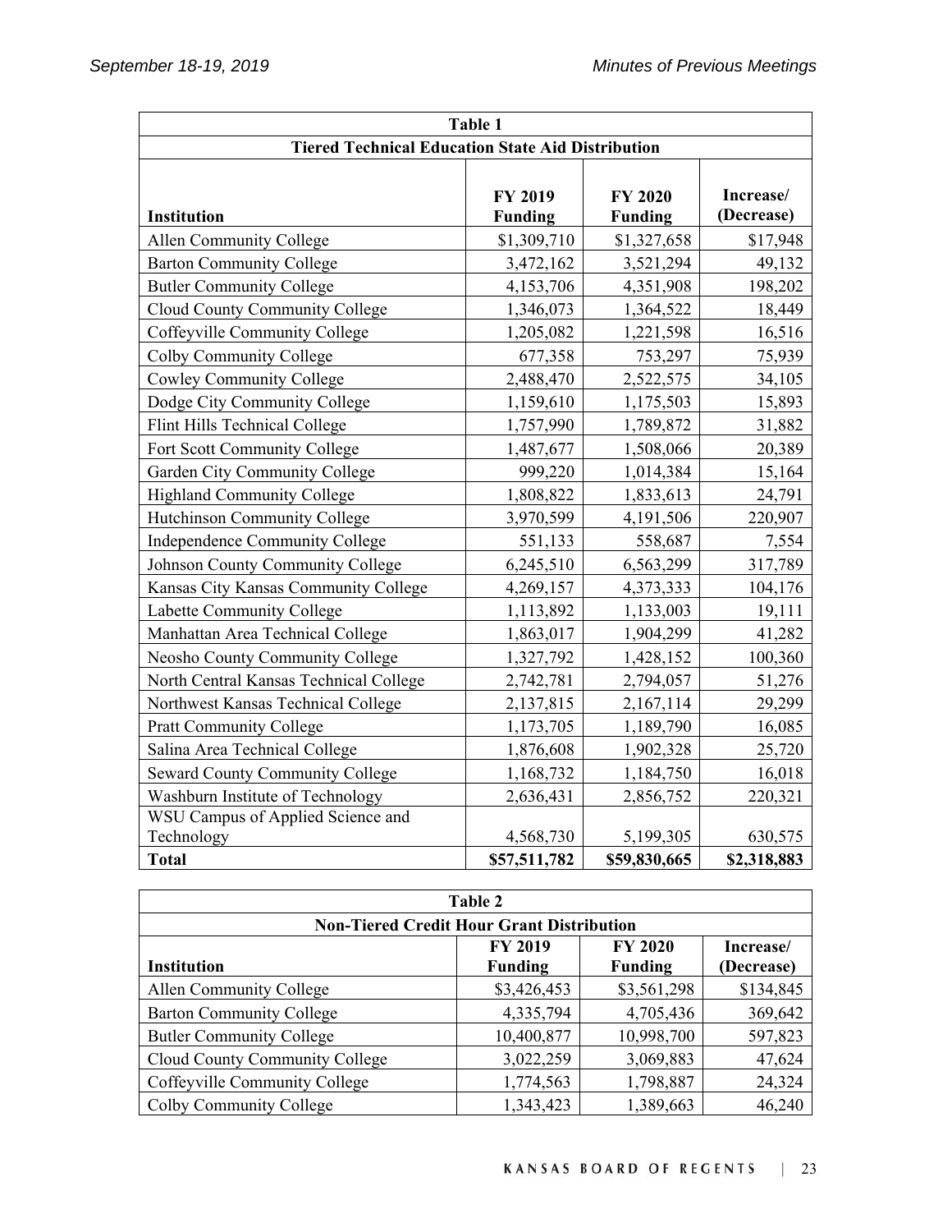| Table 1 | | | |
|---|---|---|---|
| **Tiered Technical Education State Aid Distribution** | | | |
| **Institution** | **FY 2019 Funding** | **FY 2020 Funding** | **Increase/ (Decrease)** |
| Allen Community College | $1,309,710 | $1,327,658 | $17,948 |
| Barton Community College | 3,472,162 | 3,521,294 | 49,132 |
| Butler Community College | 4,153,706 | 4,351,908 | 198,202 |
| Cloud County Community College | 1,346,073 | 1,364,522 | 18,449 |
| Coffeyville Community College | 1,205,082 | 1,221,598 | 16,516 |
| Colby Community College | 677,358 | 753,297 | 75,939 |
| Cowley Community College | 2,488,470 | 2,522,575 | 34,105 |
| Dodge City Community College | 1,159,610 | 1,175,503 | 15,893 |
| Flint Hills Technical College | 1,757,990 | 1,789,872 | 31,882 |
| Fort Scott Community College | 1,487,677 | 1,508,066 | 20,389 |
| Garden City Community College | 999,220 | 1,014,384 | 15,164 |
| Highland Community College | 1,808,822 | 1,833,613 | 24,791 |
| Hutchinson Community College | 3,970,599 | 4,191,506 | 220,907 |
| Independence Community College | 551,133 | 558,687 | 7,554 |
| Johnson County Community College | 6,245,510 | 6,563,299 | 317,789 |
| Kansas City Kansas Community College | 4,269,157 | 4,373,333 | 104,176 |
| Labette Community College | 1,113,892 | 1,133,003 | 19,111 |
| Manhattan Area Technical College | 1,863,017 | 1,904,299 | 41,282 |
| Neosho County Community College | 1,327,792 | 1,428,152 | 100,360 |
| North Central Kansas Technical College | 2,742,781 | 2,794,057 | 51,276 |
| Northwest Kansas Technical College | 2,137,815 | 2,167,114 | 29,299 |
| Pratt Community College | 1,173,705 | 1,189,790 | 16,085 |
| Salina Area Technical College | 1,876,608 | 1,902,328 | 25,720 |
| Seward County Community College | 1,168,732 | 1,184,750 | 16,018 |
| Washburn Institute of Technology | 2,636,431 | 2,856,752 | 220,321 |
| WSU Campus of Applied Science and Technology | 4,568,730 | 5,199,305 | 630,575 |
| **Total** | **$57,511,782** | **$59,830,665** | **$2,318,883** |

| Table 2 | | | |
|---|---|---|---|
| **Non-Tiered Credit Hour Grant Distribution** | | | |
| **Institution** | **FY 2019 Funding** | **FY 2020 Funding** | **Increase/ (Decrease)** |
| Allen Community College | $3,426,453 | $3,561,298 | $134,845 |
| Barton Community College | 4,335,794 | 4,705,436 | 369,642 |
| Butler Community College | 10,400,877 | 10,998,700 | 597,823 |
| Cloud County Community College | 3,022,259 | 3,069,883 | 47,624 |
| Coffeyville Community College | 1,774,563 | 1,798,887 | 24,324 |
| Colby Community College | 1,343,423 | 1,389,663 | 46,240 |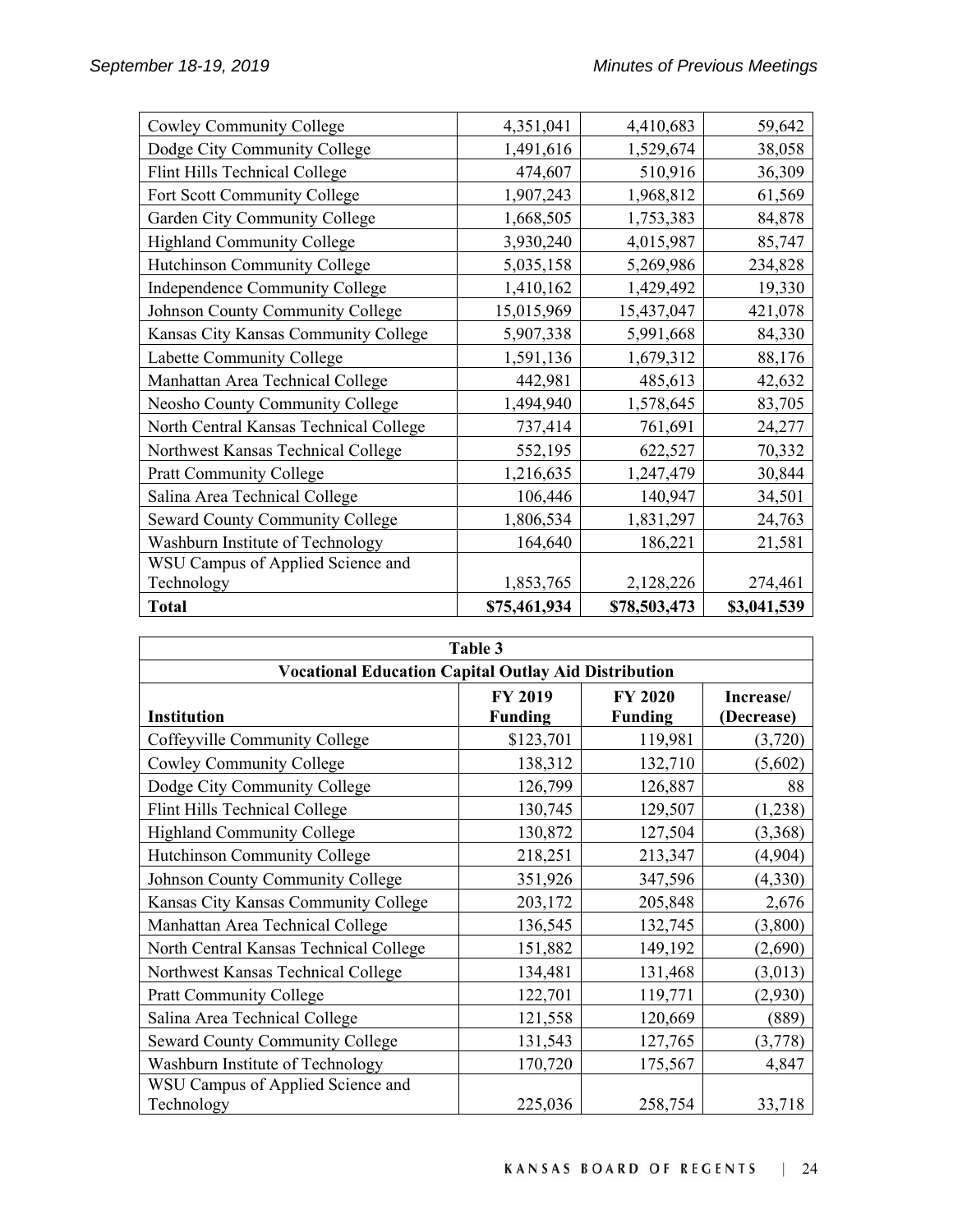| | | | |
|---|---|---|---|
| Cowley Community College | 4,351,041 | 4,410,683 | 59,642 |
| Dodge City Community College | 1,491,616 | 1,529,674 | 38,058 |
| Flint Hills Technical College | 474,607 | 510,916 | 36,309 |
| Fort Scott Community College | 1,907,243 | 1,968,812 | 61,569 |
| Garden City Community College | 1,668,505 | 1,753,383 | 84,878 |
| Highland Community College | 3,930,240 | 4,015,987 | 85,747 |
| Hutchinson Community College | 5,035,158 | 5,269,986 | 234,828 |
| Independence Community College | 1,410,162 | 1,429,492 | 19,330 |
| Johnson County Community College | 15,015,969 | 15,437,047 | 421,078 |
| Kansas City Kansas Community College | 5,907,338 | 5,991,668 | 84,330 |
| Labette Community College | 1,591,136 | 1,679,312 | 88,176 |
| Manhattan Area Technical College | 442,981 | 485,613 | 42,632 |
| Neosho County Community College | 1,494,940 | 1,578,645 | 83,705 |
| North Central Kansas Technical College | 737,414 | 761,691 | 24,277 |
| Northwest Kansas Technical College | 552,195 | 622,527 | 70,332 |
| Pratt Community College | 1,216,635 | 1,247,479 | 30,844 |
| Salina Area Technical College | 106,446 | 140,947 | 34,501 |
| Seward County Community College | 1,806,534 | 1,831,297 | 24,763 |
| Washburn Institute of Technology | 164,640 | 186,221 | 21,581 |
| WSU Campus of Applied Science and Technology | 1,853,765 | 2,128,226 | 274,461 |
| **Total** | **$75,461,934** | **$78,503,473** | **$3,041,539** |

| **Table 3** | | | |
|---|---|---|---|
| **Vocational Education Capital Outlay Aid Distribution** | | | |
| **Institution** | **FY 2019 Funding** | **FY 2020 Funding** | **Increase/ (Decrease)** |
| Coffeyville Community College | $123,701 | 119,981 | (3,720) |
| Cowley Community College | 138,312 | 132,710 | (5,602) |
| Dodge City Community College | 126,799 | 126,887 | 88 |
| Flint Hills Technical College | 130,745 | 129,507 | (1,238) |
| Highland Community College | 130,872 | 127,504 | (3,368) |
| Hutchinson Community College | 218,251 | 213,347 | (4,904) |
| Johnson County Community College | 351,926 | 347,596 | (4,330) |
| Kansas City Kansas Community College | 203,172 | 205,848 | 2,676 |
| Manhattan Area Technical College | 136,545 | 132,745 | (3,800) |
| North Central Kansas Technical College | 151,882 | 149,192 | (2,690) |
| Northwest Kansas Technical College | 134,481 | 131,468 | (3,013) |
| Pratt Community College | 122,701 | 119,771 | (2,930) |
| Salina Area Technical College | 121,558 | 120,669 | (889) |
| Seward County Community College | 131,543 | 127,765 | (3,778) |
| Washburn Institute of Technology | 170,720 | 175,567 | 4,847 |
| WSU Campus of Applied Science and Technology | 225,036 | 258,754 | 33,718 |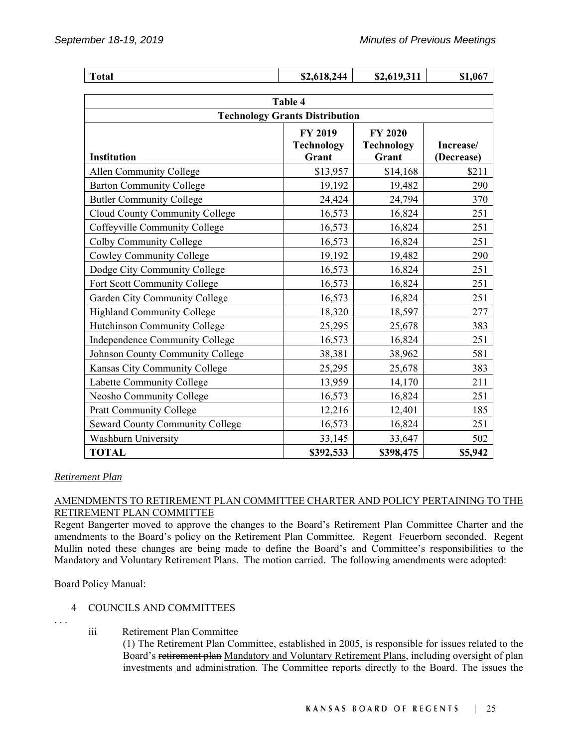| Total | $2,618,244 | $2,619,311 | $1,067 |
|---|---|---|---|

| Table 4 | | | |
|---|---|---|---|
| **Technology Grants Distribution** | | | |
| **Institution** | **FY 2019 Technology Grant** | **FY 2020 Technology Grant** | **Increase/ (Decrease)** |
| Allen Community College | $13,957 | $14,168 | $211 |
| Barton Community College | 19,192 | 19,482 | 290 |
| Butler Community College | 24,424 | 24,794 | 370 |
| Cloud County Community College | 16,573 | 16,824 | 251 |
| Coffeyville Community College | 16,573 | 16,824 | 251 |
| Colby Community College | 16,573 | 16,824 | 251 |
| Cowley Community College | 19,192 | 19,482 | 290 |
| Dodge City Community College | 16,573 | 16,824 | 251 |
| Fort Scott Community College | 16,573 | 16,824 | 251 |
| Garden City Community College | 16,573 | 16,824 | 251 |
| Highland Community College | 18,320 | 18,597 | 277 |
| Hutchinson Community College | 25,295 | 25,678 | 383 |
| Independence Community College | 16,573 | 16,824 | 251 |
| Johnson County Community College | 38,381 | 38,962 | 581 |
| Kansas City Community College | 25,295 | 25,678 | 383 |
| Labette Community College | 13,959 | 14,170 | 211 |
| Neosho Community College | 16,573 | 16,824 | 251 |
| Pratt Community College | 12,216 | 12,401 | 185 |
| Seward County Community College | 16,573 | 16,824 | 251 |
| Washburn University | 33,145 | 33,647 | 502 |
| **TOTAL** | **$392,533** | **$398,475** | **$5,942** |

*Retirement Plan*

AMENDMENTS TO RETIREMENT PLAN COMMITTEE CHARTER AND POLICY PERTAINING TO THE RETIREMENT PLAN COMMITTEE

Regent Bangerter moved to approve the changes to the Board's Retirement Plan Committee Charter and the amendments to the Board's policy on the Retirement Plan Committee. Regent Feuerborn seconded. Regent Mullin noted these changes are being made to define the Board's and Committee's responsibilities to the Mandatory and Voluntary Retirement Plans. The motion carried. The following amendments were adopted:

Board Policy Manual:

4 COUNCILS AND COMMITTEES

. . .

iii Retirement Plan Committee

(1) The Retirement Plan Committee, established in 2005, is responsible for issues related to the Board's ~~retirement plan~~ Mandatory and Voluntary Retirement Plans, including oversight of plan investments and administration. The Committee reports directly to the Board. The issues the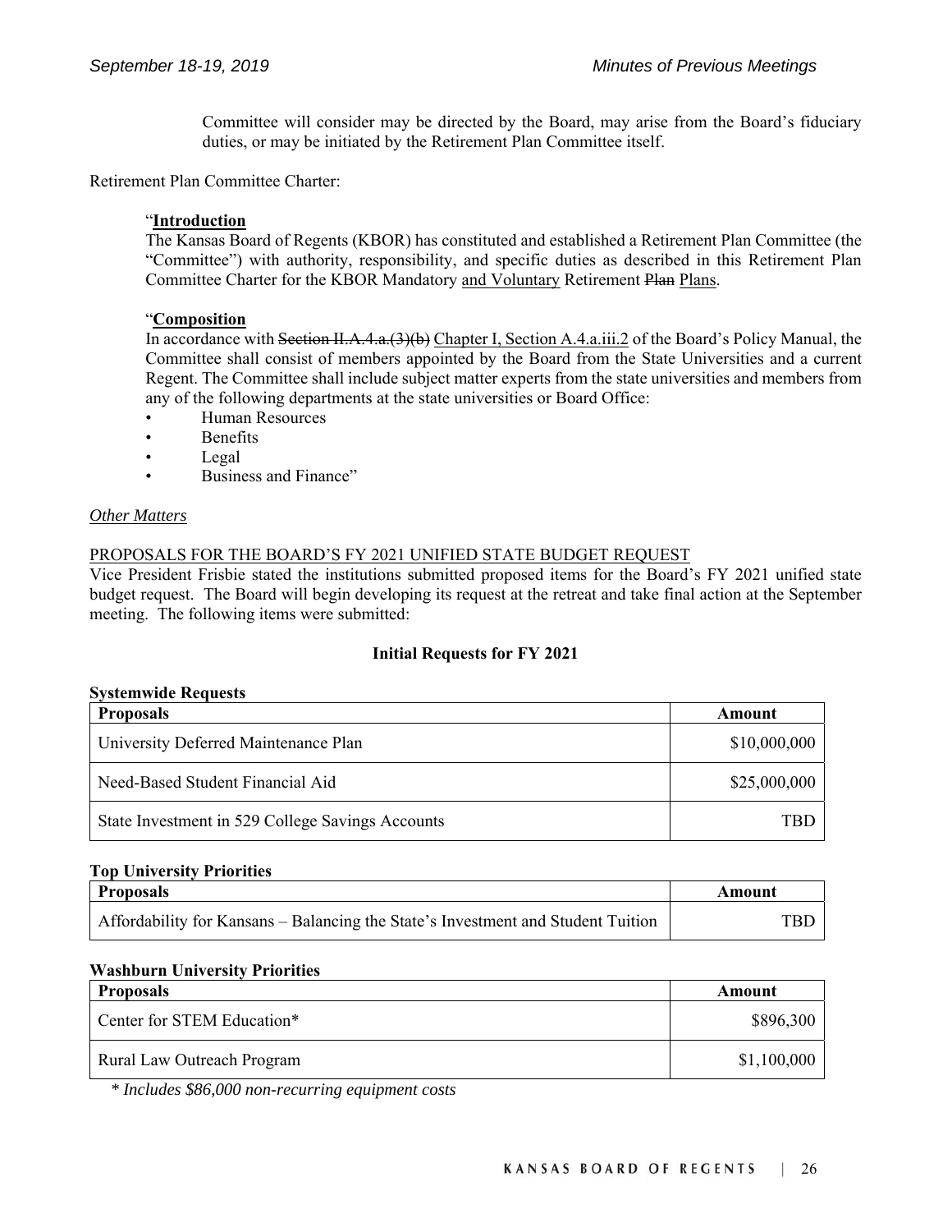Committee will consider may be directed by the Board, may arise from the Board's fiduciary duties, or may be initiated by the Retirement Plan Committee itself.

Retirement Plan Committee Charter:

"**Introduction**
The Kansas Board of Regents (KBOR) has constituted and established a Retirement Plan Committee (the "Committee") with authority, responsibility, and specific duties as described in this Retirement Plan Committee Charter for the KBOR Mandatory <u>and Voluntary</u> Retirement ~~Plan~~ <u>Plans</u>.

"**Composition**
In accordance with ~~Section II.A.4.a.(3)(b)~~ <u>Chapter I, Section A.4.a.iii.2</u> of the Board's Policy Manual, the Committee shall consist of members appointed by the Board from the State Universities and a current Regent. The Committee shall include subject matter experts from the state universities and members from any of the following departments at the state universities or Board Office:

- Human Resources
- Benefits
- Legal
- Business and Finance"

*Other Matters*

PROPOSALS FOR THE BOARD'S FY 2021 UNIFIED STATE BUDGET REQUEST
Vice President Frisbie stated the institutions submitted proposed items for the Board's FY 2021 unified state budget request. The Board will begin developing its request at the retreat and take final action at the September meeting. The following items were submitted:

**Initial Requests for FY 2021**

**Systemwide Requests**

| Proposals | Amount |
|---|---|
| University Deferred Maintenance Plan | $10,000,000 |
| Need-Based Student Financial Aid | $25,000,000 |
| State Investment in 529 College Savings Accounts | TBD |

**Top University Priorities**

| Proposals | Amount |
|---|---|
| Affordability for Kansans – Balancing the State's Investment and Student Tuition | TBD |

**Washburn University Priorities**

| Proposals | Amount |
|---|---|
| Center for STEM Education* | $896,300 |
| Rural Law Outreach Program | $1,100,000 |

*\* Includes $86,000 non-recurring equipment costs*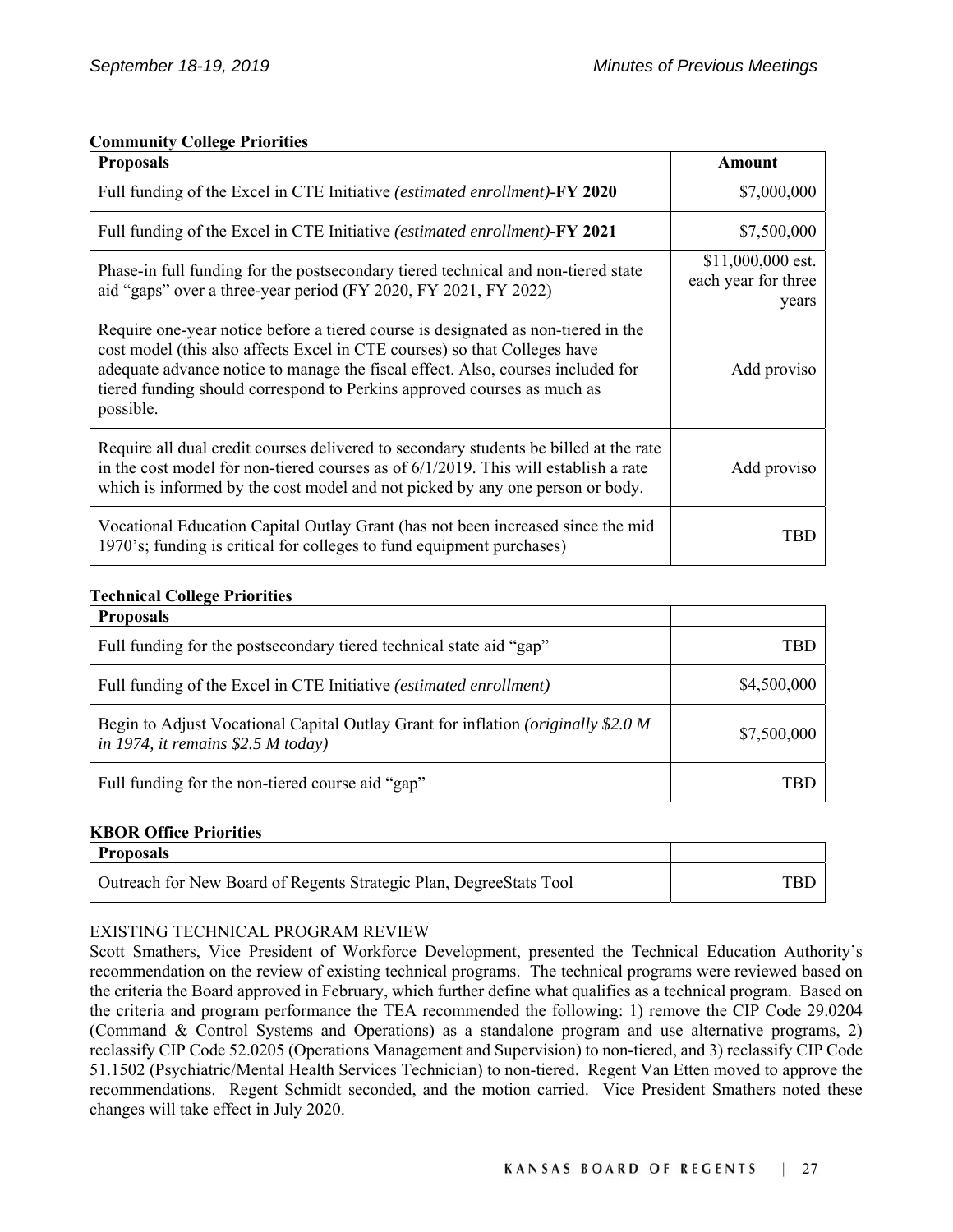**Community College Priorities**

| Proposals | Amount |
| --- | --- |
| Full funding of the Excel in CTE Initiative *(estimated enrollment)*-**FY 2020** | $7,000,000 |
| Full funding of the Excel in CTE Initiative *(estimated enrollment)*-**FY 2021** | $7,500,000 |
| Phase-in full funding for the postsecondary tiered technical and non-tiered state aid "gaps" over a three-year period (FY 2020, FY 2021, FY 2022) | $11,000,000 est. each year for three years |
| Require one-year notice before a tiered course is designated as non-tiered in the cost model (this also affects Excel in CTE courses) so that Colleges have adequate advance notice to manage the fiscal effect. Also, courses included for tiered funding should correspond to Perkins approved courses as much as possible. | Add proviso |
| Require all dual credit courses delivered to secondary students be billed at the rate in the cost model for non-tiered courses as of 6/1/2019. This will establish a rate which is informed by the cost model and not picked by any one person or body. | Add proviso |
| Vocational Education Capital Outlay Grant (has not been increased since the mid 1970's; funding is critical for colleges to fund equipment purchases) | TBD |

**Technical College Priorities**

| Proposals | |
| --- | --- |
| Full funding for the postsecondary tiered technical state aid "gap" | TBD |
| Full funding of the Excel in CTE Initiative *(estimated enrollment)* | $4,500,000 |
| Begin to Adjust Vocational Capital Outlay Grant for inflation *(originally $2.0 M in 1974, it remains $2.5 M today)* | $7,500,000 |
| Full funding for the non-tiered course aid "gap" | TBD |

**KBOR Office Priorities**

| Proposals | |
| --- | --- |
| Outreach for New Board of Regents Strategic Plan, DegreeStats Tool | TBD |

EXISTING TECHNICAL PROGRAM REVIEW

Scott Smathers, Vice President of Workforce Development, presented the Technical Education Authority's recommendation on the review of existing technical programs. The technical programs were reviewed based on the criteria the Board approved in February, which further define what qualifies as a technical program. Based on the criteria and program performance the TEA recommended the following: 1) remove the CIP Code 29.0204 (Command & Control Systems and Operations) as a standalone program and use alternative programs, 2) reclassify CIP Code 52.0205 (Operations Management and Supervision) to non-tiered, and 3) reclassify CIP Code 51.1502 (Psychiatric/Mental Health Services Technician) to non-tiered. Regent Van Etten moved to approve the recommendations. Regent Schmidt seconded, and the motion carried. Vice President Smathers noted these changes will take effect in July 2020.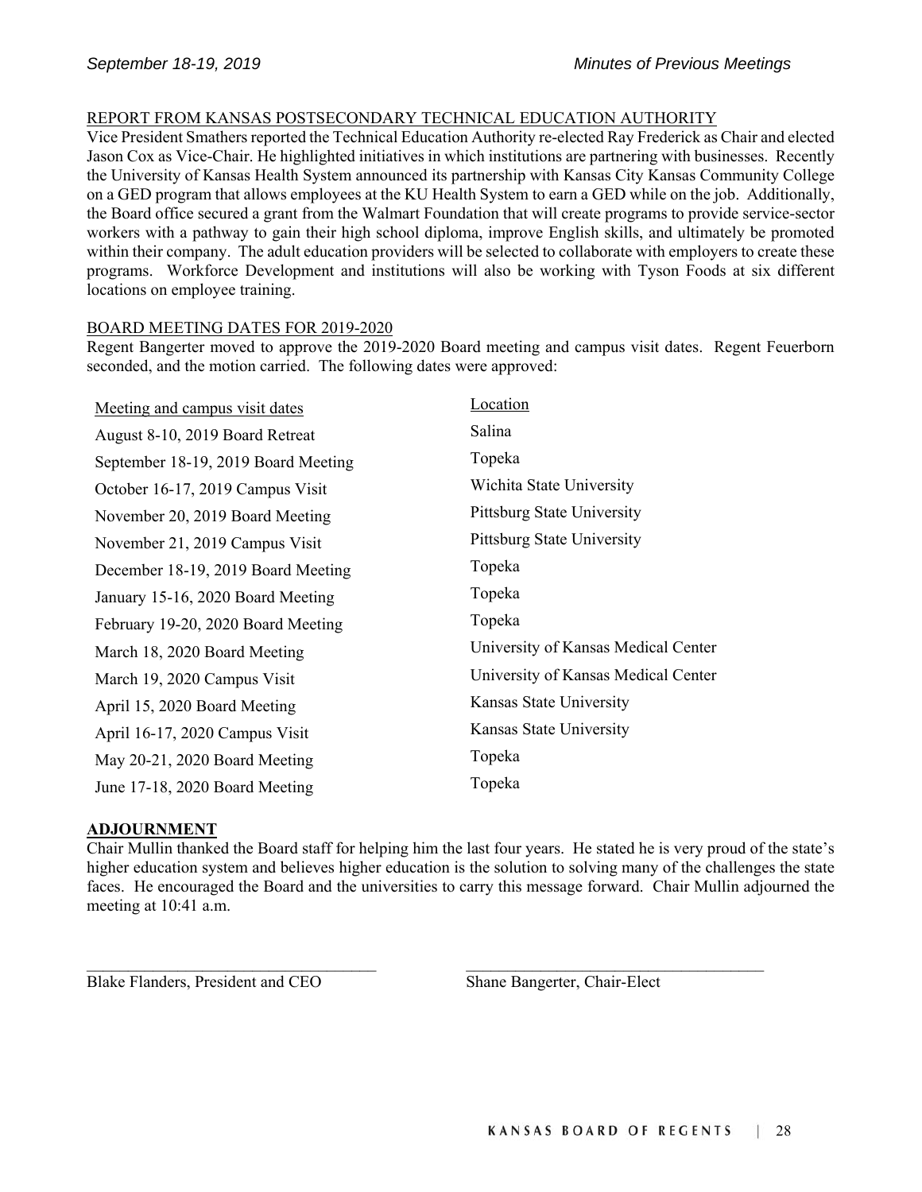REPORT FROM KANSAS POSTSECONDARY TECHNICAL EDUCATION AUTHORITY

Vice President Smathers reported the Technical Education Authority re-elected Ray Frederick as Chair and elected Jason Cox as Vice-Chair. He highlighted initiatives in which institutions are partnering with businesses. Recently the University of Kansas Health System announced its partnership with Kansas City Kansas Community College on a GED program that allows employees at the KU Health System to earn a GED while on the job. Additionally, the Board office secured a grant from the Walmart Foundation that will create programs to provide service-sector workers with a pathway to gain their high school diploma, improve English skills, and ultimately be promoted within their company. The adult education providers will be selected to collaborate with employers to create these programs. Workforce Development and institutions will also be working with Tyson Foods at six different locations on employee training.

BOARD MEETING DATES FOR 2019-2020

Regent Bangerter moved to approve the 2019-2020 Board meeting and campus visit dates. Regent Feuerborn seconded, and the motion carried. The following dates were approved:

| Meeting and campus visit dates | Location |
|---|---|
| August 8-10, 2019 Board Retreat | Salina |
| September 18-19, 2019 Board Meeting | Topeka |
| October 16-17, 2019 Campus Visit | Wichita State University |
| November 20, 2019 Board Meeting | Pittsburg State University |
| November 21, 2019 Campus Visit | Pittsburg State University |
| December 18-19, 2019 Board Meeting | Topeka |
| January 15-16, 2020 Board Meeting | Topeka |
| February 19-20, 2020 Board Meeting | Topeka |
| March 18, 2020 Board Meeting | University of Kansas Medical Center |
| March 19, 2020 Campus Visit | University of Kansas Medical Center |
| April 15, 2020 Board Meeting | Kansas State University |
| April 16-17, 2020 Campus Visit | Kansas State University |
| May 20-21, 2020 Board Meeting | Topeka |
| June 17-18, 2020 Board Meeting | Topeka |

**ADJOURNMENT**

Chair Mullin thanked the Board staff for helping him the last four years. He stated he is very proud of the state's higher education system and believes higher education is the solution to solving many of the challenges the state faces. He encouraged the Board and the universities to carry this message forward. Chair Mullin adjourned the meeting at 10:41 a.m.

\_\_\_\_\_\_\_\_\_\_\_\_\_\_\_\_\_\_\_\_\_\_\_\_\_\_\_\_\_\_\_\_\_\_\_\_
Blake Flanders, President and CEO

\_\_\_\_\_\_\_\_\_\_\_\_\_\_\_\_\_\_\_\_\_\_\_\_\_\_\_\_\_\_\_\_\_\_\_\_
Shane Bangerter, Chair-Elect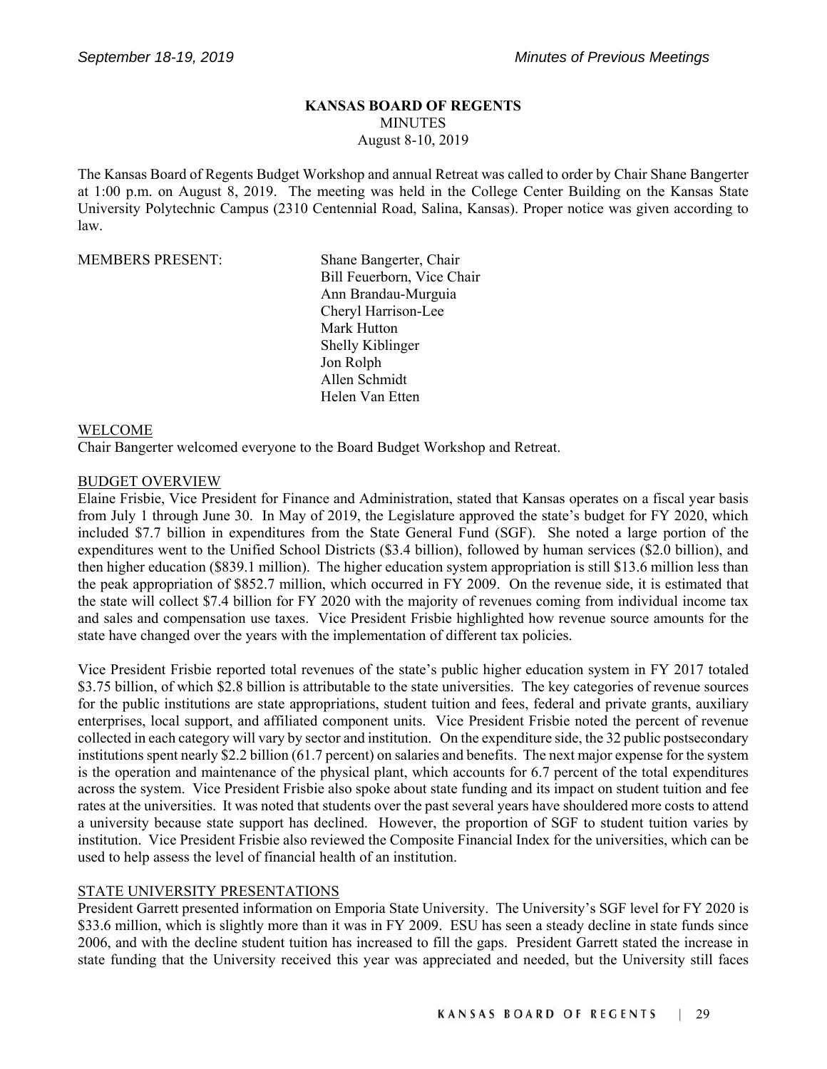# KANSAS BOARD OF REGENTS

MINUTES

August 8-10, 2019

The Kansas Board of Regents Budget Workshop and annual Retreat was called to order by Chair Shane Bangerter at 1:00 p.m. on August 8, 2019. The meeting was held in the College Center Building on the Kansas State University Polytechnic Campus (2310 Centennial Road, Salina, Kansas). Proper notice was given according to law.

MEMBERS PRESENT:

Shane Bangerter, Chair
Bill Feuerborn, Vice Chair
Ann Brandau-Murguia
Cheryl Harrison-Lee
Mark Hutton
Shelly Kiblinger
Jon Rolph
Allen Schmidt
Helen Van Etten

## WELCOME

Chair Bangerter welcomed everyone to the Board Budget Workshop and Retreat.

## BUDGET OVERVIEW

Elaine Frisbie, Vice President for Finance and Administration, stated that Kansas operates on a fiscal year basis from July 1 through June 30. In May of 2019, the Legislature approved the state's budget for FY 2020, which included $7.7 billion in expenditures from the State General Fund (SGF). She noted a large portion of the expenditures went to the Unified School Districts ($3.4 billion), followed by human services ($2.0 billion), and then higher education ($839.1 million). The higher education system appropriation is still $13.6 million less than the peak appropriation of $852.7 million, which occurred in FY 2009. On the revenue side, it is estimated that the state will collect $7.4 billion for FY 2020 with the majority of revenues coming from individual income tax and sales and compensation use taxes. Vice President Frisbie highlighted how revenue source amounts for the state have changed over the years with the implementation of different tax policies.

Vice President Frisbie reported total revenues of the state's public higher education system in FY 2017 totaled $3.75 billion, of which $2.8 billion is attributable to the state universities. The key categories of revenue sources for the public institutions are state appropriations, student tuition and fees, federal and private grants, auxiliary enterprises, local support, and affiliated component units. Vice President Frisbie noted the percent of revenue collected in each category will vary by sector and institution. On the expenditure side, the 32 public postsecondary institutions spent nearly $2.2 billion (61.7 percent) on salaries and benefits. The next major expense for the system is the operation and maintenance of the physical plant, which accounts for 6.7 percent of the total expenditures across the system. Vice President Frisbie also spoke about state funding and its impact on student tuition and fee rates at the universities. It was noted that students over the past several years have shouldered more costs to attend a university because state support has declined. However, the proportion of SGF to student tuition varies by institution. Vice President Frisbie also reviewed the Composite Financial Index for the universities, which can be used to help assess the level of financial health of an institution.

## STATE UNIVERSITY PRESENTATIONS

President Garrett presented information on Emporia State University. The University's SGF level for FY 2020 is $33.6 million, which is slightly more than it was in FY 2009. ESU has seen a steady decline in state funds since 2006, and with the decline student tuition has increased to fill the gaps. President Garrett stated the increase in state funding that the University received this year was appreciated and needed, but the University still faces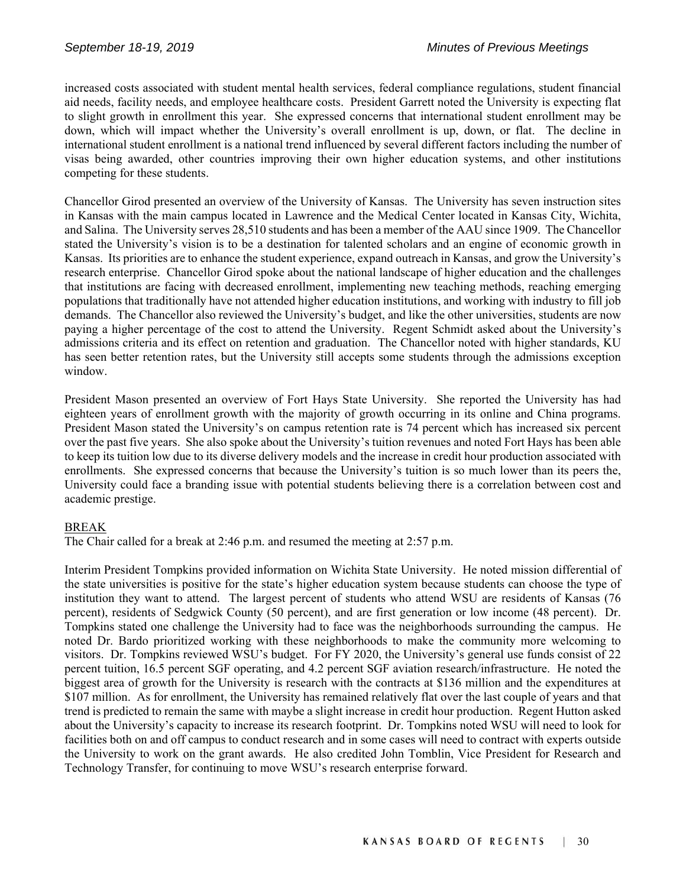increased costs associated with student mental health services, federal compliance regulations, student financial aid needs, facility needs, and employee healthcare costs. President Garrett noted the University is expecting flat to slight growth in enrollment this year. She expressed concerns that international student enrollment may be down, which will impact whether the University's overall enrollment is up, down, or flat. The decline in international student enrollment is a national trend influenced by several different factors including the number of visas being awarded, other countries improving their own higher education systems, and other institutions competing for these students.

Chancellor Girod presented an overview of the University of Kansas. The University has seven instruction sites in Kansas with the main campus located in Lawrence and the Medical Center located in Kansas City, Wichita, and Salina. The University serves 28,510 students and has been a member of the AAU since 1909. The Chancellor stated the University's vision is to be a destination for talented scholars and an engine of economic growth in Kansas. Its priorities are to enhance the student experience, expand outreach in Kansas, and grow the University's research enterprise. Chancellor Girod spoke about the national landscape of higher education and the challenges that institutions are facing with decreased enrollment, implementing new teaching methods, reaching emerging populations that traditionally have not attended higher education institutions, and working with industry to fill job demands. The Chancellor also reviewed the University's budget, and like the other universities, students are now paying a higher percentage of the cost to attend the University. Regent Schmidt asked about the University's admissions criteria and its effect on retention and graduation. The Chancellor noted with higher standards, KU has seen better retention rates, but the University still accepts some students through the admissions exception window.

President Mason presented an overview of Fort Hays State University. She reported the University has had eighteen years of enrollment growth with the majority of growth occurring in its online and China programs. President Mason stated the University's on campus retention rate is 74 percent which has increased six percent over the past five years. She also spoke about the University's tuition revenues and noted Fort Hays has been able to keep its tuition low due to its diverse delivery models and the increase in credit hour production associated with enrollments. She expressed concerns that because the University's tuition is so much lower than its peers the, University could face a branding issue with potential students believing there is a correlation between cost and academic prestige.

BREAK

The Chair called for a break at 2:46 p.m. and resumed the meeting at 2:57 p.m.

Interim President Tompkins provided information on Wichita State University. He noted mission differential of the state universities is positive for the state's higher education system because students can choose the type of institution they want to attend. The largest percent of students who attend WSU are residents of Kansas (76 percent), residents of Sedgwick County (50 percent), and are first generation or low income (48 percent). Dr. Tompkins stated one challenge the University had to face was the neighborhoods surrounding the campus. He noted Dr. Bardo prioritized working with these neighborhoods to make the community more welcoming to visitors. Dr. Tompkins reviewed WSU's budget. For FY 2020, the University's general use funds consist of 22 percent tuition, 16.5 percent SGF operating, and 4.2 percent SGF aviation research/infrastructure. He noted the biggest area of growth for the University is research with the contracts at \$136 million and the expenditures at \$107 million. As for enrollment, the University has remained relatively flat over the last couple of years and that trend is predicted to remain the same with maybe a slight increase in credit hour production. Regent Hutton asked about the University's capacity to increase its research footprint. Dr. Tompkins noted WSU will need to look for facilities both on and off campus to conduct research and in some cases will need to contract with experts outside the University to work on the grant awards. He also credited John Tomblin, Vice President for Research and Technology Transfer, for continuing to move WSU's research enterprise forward.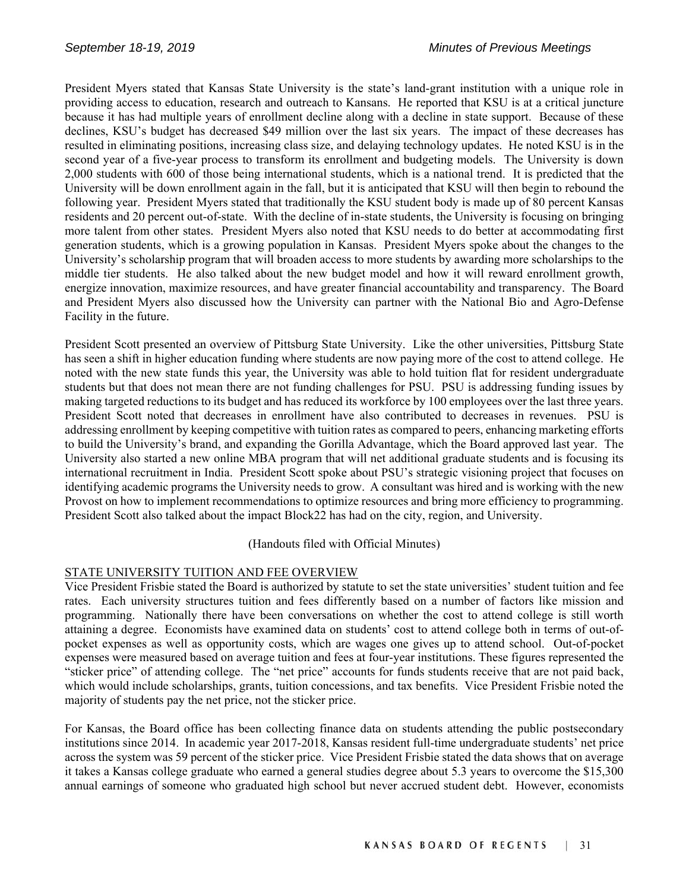President Myers stated that Kansas State University is the state's land-grant institution with a unique role in providing access to education, research and outreach to Kansans. He reported that KSU is at a critical juncture because it has had multiple years of enrollment decline along with a decline in state support. Because of these declines, KSU's budget has decreased $49 million over the last six years. The impact of these decreases has resulted in eliminating positions, increasing class size, and delaying technology updates. He noted KSU is in the second year of a five-year process to transform its enrollment and budgeting models. The University is down 2,000 students with 600 of those being international students, which is a national trend. It is predicted that the University will be down enrollment again in the fall, but it is anticipated that KSU will then begin to rebound the following year. President Myers stated that traditionally the KSU student body is made up of 80 percent Kansas residents and 20 percent out-of-state. With the decline of in-state students, the University is focusing on bringing more talent from other states. President Myers also noted that KSU needs to do better at accommodating first generation students, which is a growing population in Kansas. President Myers spoke about the changes to the University's scholarship program that will broaden access to more students by awarding more scholarships to the middle tier students. He also talked about the new budget model and how it will reward enrollment growth, energize innovation, maximize resources, and have greater financial accountability and transparency. The Board and President Myers also discussed how the University can partner with the National Bio and Agro-Defense Facility in the future.

President Scott presented an overview of Pittsburg State University. Like the other universities, Pittsburg State has seen a shift in higher education funding where students are now paying more of the cost to attend college. He noted with the new state funds this year, the University was able to hold tuition flat for resident undergraduate students but that does not mean there are not funding challenges for PSU. PSU is addressing funding issues by making targeted reductions to its budget and has reduced its workforce by 100 employees over the last three years. President Scott noted that decreases in enrollment have also contributed to decreases in revenues. PSU is addressing enrollment by keeping competitive with tuition rates as compared to peers, enhancing marketing efforts to build the University's brand, and expanding the Gorilla Advantage, which the Board approved last year. The University also started a new online MBA program that will net additional graduate students and is focusing its international recruitment in India. President Scott spoke about PSU's strategic visioning project that focuses on identifying academic programs the University needs to grow. A consultant was hired and is working with the new Provost on how to implement recommendations to optimize resources and bring more efficiency to programming. President Scott also talked about the impact Block22 has had on the city, region, and University.

(Handouts filed with Official Minutes)

STATE UNIVERSITY TUITION AND FEE OVERVIEW

Vice President Frisbie stated the Board is authorized by statute to set the state universities' student tuition and fee rates. Each university structures tuition and fees differently based on a number of factors like mission and programming. Nationally there have been conversations on whether the cost to attend college is still worth attaining a degree. Economists have examined data on students' cost to attend college both in terms of out-of-pocket expenses as well as opportunity costs, which are wages one gives up to attend school. Out-of-pocket expenses were measured based on average tuition and fees at four-year institutions. These figures represented the "sticker price" of attending college. The "net price" accounts for funds students receive that are not paid back, which would include scholarships, grants, tuition concessions, and tax benefits. Vice President Frisbie noted the majority of students pay the net price, not the sticker price.

For Kansas, the Board office has been collecting finance data on students attending the public postsecondary institutions since 2014. In academic year 2017-2018, Kansas resident full-time undergraduate students' net price across the system was 59 percent of the sticker price. Vice President Frisbie stated the data shows that on average it takes a Kansas college graduate who earned a general studies degree about 5.3 years to overcome the $15,300 annual earnings of someone who graduated high school but never accrued student debt. However, economists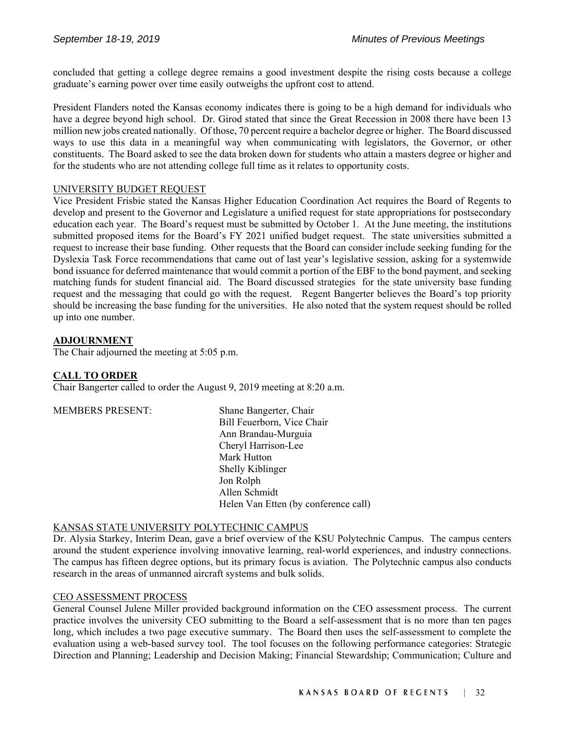concluded that getting a college degree remains a good investment despite the rising costs because a college graduate's earning power over time easily outweighs the upfront cost to attend.

President Flanders noted the Kansas economy indicates there is going to be a high demand for individuals who have a degree beyond high school. Dr. Girod stated that since the Great Recession in 2008 there have been 13 million new jobs created nationally. Of those, 70 percent require a bachelor degree or higher. The Board discussed ways to use this data in a meaningful way when communicating with legislators, the Governor, or other constituents. The Board asked to see the data broken down for students who attain a masters degree or higher and for the students who are not attending college full time as it relates to opportunity costs.

UNIVERSITY BUDGET REQUEST

Vice President Frisbie stated the Kansas Higher Education Coordination Act requires the Board of Regents to develop and present to the Governor and Legislature a unified request for state appropriations for postsecondary education each year. The Board's request must be submitted by October 1. At the June meeting, the institutions submitted proposed items for the Board's FY 2021 unified budget request. The state universities submitted a request to increase their base funding. Other requests that the Board can consider include seeking funding for the Dyslexia Task Force recommendations that came out of last year's legislative session, asking for a systemwide bond issuance for deferred maintenance that would commit a portion of the EBF to the bond payment, and seeking matching funds for student financial aid. The Board discussed strategies for the state university base funding request and the messaging that could go with the request. Regent Bangerter believes the Board's top priority should be increasing the base funding for the universities. He also noted that the system request should be rolled up into one number.

**ADJOURNMENT**

The Chair adjourned the meeting at 5:05 p.m.

**CALL TO ORDER**

Chair Bangerter called to order the August 9, 2019 meeting at 8:20 a.m.

MEMBERS PRESENT: Shane Bangerter, Chair
Bill Feuerborn, Vice Chair
Ann Brandau-Murguia
Cheryl Harrison-Lee
Mark Hutton
Shelly Kiblinger
Jon Rolph
Allen Schmidt
Helen Van Etten (by conference call)

KANSAS STATE UNIVERSITY POLYTECHNIC CAMPUS

Dr. Alysia Starkey, Interim Dean, gave a brief overview of the KSU Polytechnic Campus. The campus centers around the student experience involving innovative learning, real-world experiences, and industry connections. The campus has fifteen degree options, but its primary focus is aviation. The Polytechnic campus also conducts research in the areas of unmanned aircraft systems and bulk solids.

CEO ASSESSMENT PROCESS

General Counsel Julene Miller provided background information on the CEO assessment process. The current practice involves the university CEO submitting to the Board a self-assessment that is no more than ten pages long, which includes a two page executive summary. The Board then uses the self-assessment to complete the evaluation using a web-based survey tool. The tool focuses on the following performance categories: Strategic Direction and Planning; Leadership and Decision Making; Financial Stewardship; Communication; Culture and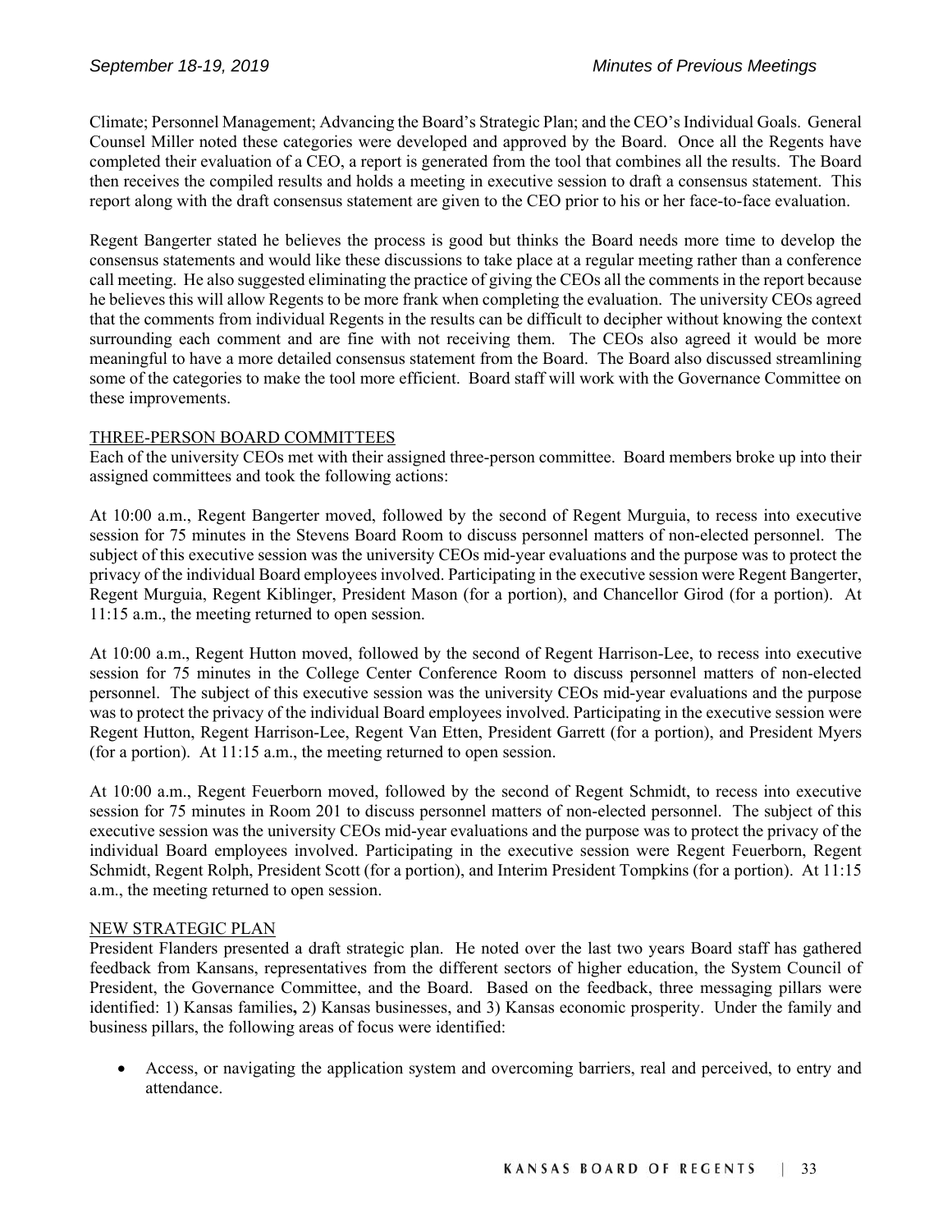Climate; Personnel Management; Advancing the Board's Strategic Plan; and the CEO's Individual Goals. General Counsel Miller noted these categories were developed and approved by the Board. Once all the Regents have completed their evaluation of a CEO, a report is generated from the tool that combines all the results. The Board then receives the compiled results and holds a meeting in executive session to draft a consensus statement. This report along with the draft consensus statement are given to the CEO prior to his or her face-to-face evaluation.

Regent Bangerter stated he believes the process is good but thinks the Board needs more time to develop the consensus statements and would like these discussions to take place at a regular meeting rather than a conference call meeting. He also suggested eliminating the practice of giving the CEOs all the comments in the report because he believes this will allow Regents to be more frank when completing the evaluation. The university CEOs agreed that the comments from individual Regents in the results can be difficult to decipher without knowing the context surrounding each comment and are fine with not receiving them. The CEOs also agreed it would be more meaningful to have a more detailed consensus statement from the Board. The Board also discussed streamlining some of the categories to make the tool more efficient. Board staff will work with the Governance Committee on these improvements.

THREE-PERSON BOARD COMMITTEES

Each of the university CEOs met with their assigned three-person committee. Board members broke up into their assigned committees and took the following actions:

At 10:00 a.m., Regent Bangerter moved, followed by the second of Regent Murguia, to recess into executive session for 75 minutes in the Stevens Board Room to discuss personnel matters of non-elected personnel. The subject of this executive session was the university CEOs mid-year evaluations and the purpose was to protect the privacy of the individual Board employees involved. Participating in the executive session were Regent Bangerter, Regent Murguia, Regent Kiblinger, President Mason (for a portion), and Chancellor Girod (for a portion). At 11:15 a.m., the meeting returned to open session.

At 10:00 a.m., Regent Hutton moved, followed by the second of Regent Harrison-Lee, to recess into executive session for 75 minutes in the College Center Conference Room to discuss personnel matters of non-elected personnel. The subject of this executive session was the university CEOs mid-year evaluations and the purpose was to protect the privacy of the individual Board employees involved. Participating in the executive session were Regent Hutton, Regent Harrison-Lee, Regent Van Etten, President Garrett (for a portion), and President Myers (for a portion). At 11:15 a.m., the meeting returned to open session.

At 10:00 a.m., Regent Feuerborn moved, followed by the second of Regent Schmidt, to recess into executive session for 75 minutes in Room 201 to discuss personnel matters of non-elected personnel. The subject of this executive session was the university CEOs mid-year evaluations and the purpose was to protect the privacy of the individual Board employees involved. Participating in the executive session were Regent Feuerborn, Regent Schmidt, Regent Rolph, President Scott (for a portion), and Interim President Tompkins (for a portion). At 11:15 a.m., the meeting returned to open session.

NEW STRATEGIC PLAN

President Flanders presented a draft strategic plan. He noted over the last two years Board staff has gathered feedback from Kansans, representatives from the different sectors of higher education, the System Council of President, the Governance Committee, and the Board. Based on the feedback, three messaging pillars were identified: 1) Kansas families**,** 2) Kansas businesses, and 3) Kansas economic prosperity. Under the family and business pillars, the following areas of focus were identified:

- Access, or navigating the application system and overcoming barriers, real and perceived, to entry and attendance.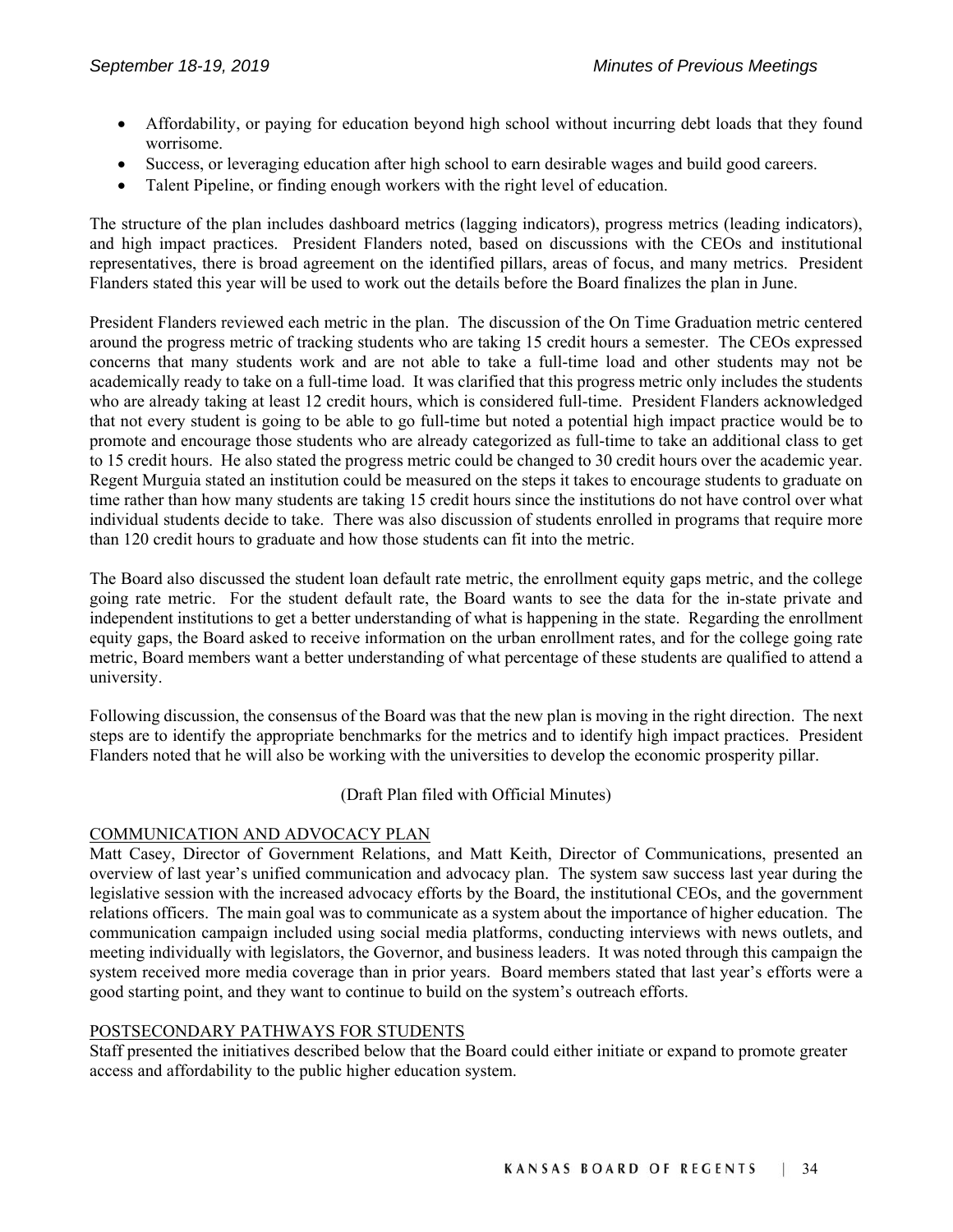- Affordability, or paying for education beyond high school without incurring debt loads that they found worrisome.
- Success, or leveraging education after high school to earn desirable wages and build good careers.
- Talent Pipeline, or finding enough workers with the right level of education.

The structure of the plan includes dashboard metrics (lagging indicators), progress metrics (leading indicators), and high impact practices. President Flanders noted, based on discussions with the CEOs and institutional representatives, there is broad agreement on the identified pillars, areas of focus, and many metrics. President Flanders stated this year will be used to work out the details before the Board finalizes the plan in June.

President Flanders reviewed each metric in the plan. The discussion of the On Time Graduation metric centered around the progress metric of tracking students who are taking 15 credit hours a semester. The CEOs expressed concerns that many students work and are not able to take a full-time load and other students may not be academically ready to take on a full-time load. It was clarified that this progress metric only includes the students who are already taking at least 12 credit hours, which is considered full-time. President Flanders acknowledged that not every student is going to be able to go full-time but noted a potential high impact practice would be to promote and encourage those students who are already categorized as full-time to take an additional class to get to 15 credit hours. He also stated the progress metric could be changed to 30 credit hours over the academic year. Regent Murguia stated an institution could be measured on the steps it takes to encourage students to graduate on time rather than how many students are taking 15 credit hours since the institutions do not have control over what individual students decide to take. There was also discussion of students enrolled in programs that require more than 120 credit hours to graduate and how those students can fit into the metric.

The Board also discussed the student loan default rate metric, the enrollment equity gaps metric, and the college going rate metric. For the student default rate, the Board wants to see the data for the in-state private and independent institutions to get a better understanding of what is happening in the state. Regarding the enrollment equity gaps, the Board asked to receive information on the urban enrollment rates, and for the college going rate metric, Board members want a better understanding of what percentage of these students are qualified to attend a university.

Following discussion, the consensus of the Board was that the new plan is moving in the right direction. The next steps are to identify the appropriate benchmarks for the metrics and to identify high impact practices. President Flanders noted that he will also be working with the universities to develop the economic prosperity pillar.

(Draft Plan filed with Official Minutes)

COMMUNICATION AND ADVOCACY PLAN

Matt Casey, Director of Government Relations, and Matt Keith, Director of Communications, presented an overview of last year's unified communication and advocacy plan. The system saw success last year during the legislative session with the increased advocacy efforts by the Board, the institutional CEOs, and the government relations officers. The main goal was to communicate as a system about the importance of higher education. The communication campaign included using social media platforms, conducting interviews with news outlets, and meeting individually with legislators, the Governor, and business leaders. It was noted through this campaign the system received more media coverage than in prior years. Board members stated that last year's efforts were a good starting point, and they want to continue to build on the system's outreach efforts.

POSTSECONDARY PATHWAYS FOR STUDENTS

Staff presented the initiatives described below that the Board could either initiate or expand to promote greater access and affordability to the public higher education system.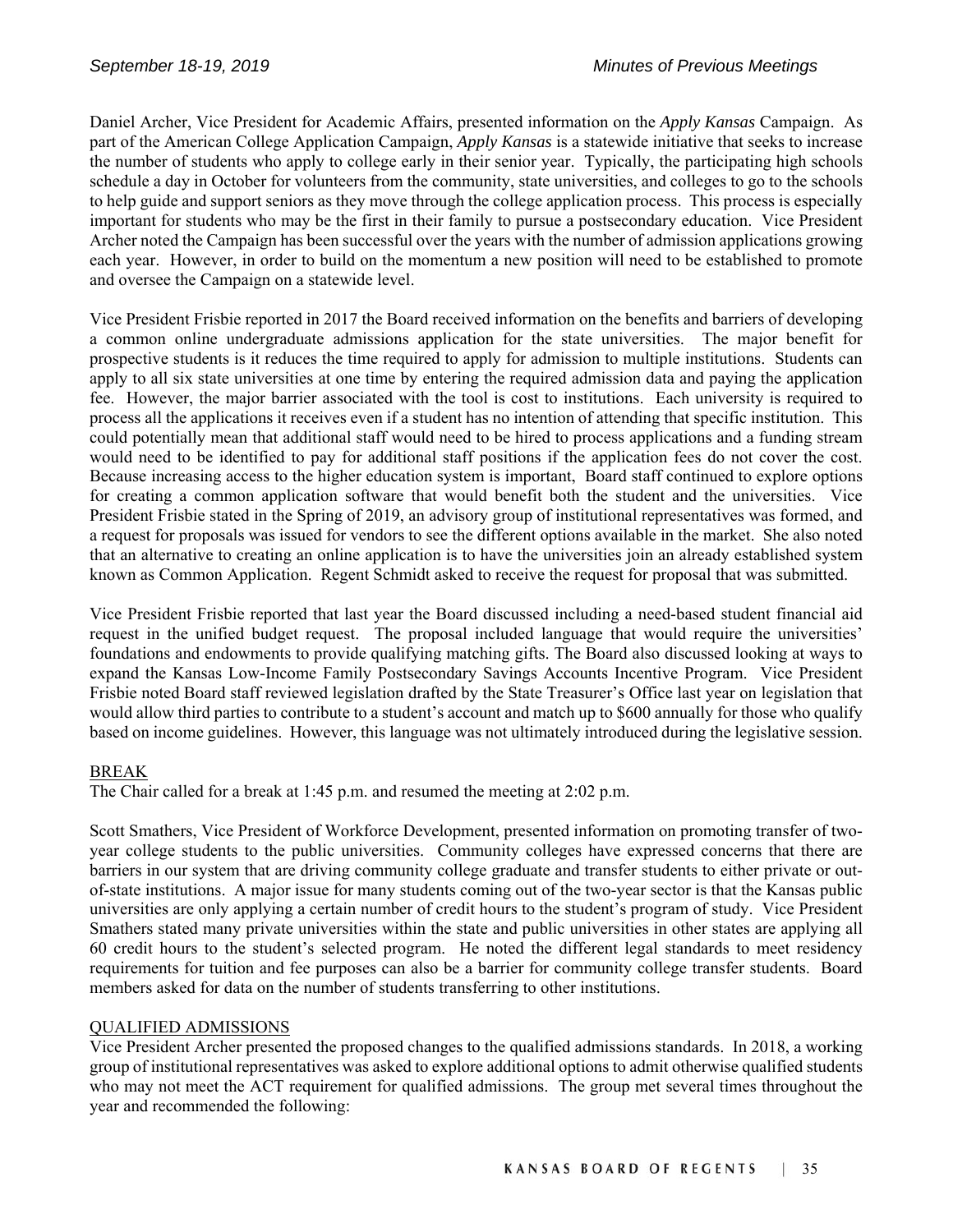Daniel Archer, Vice President for Academic Affairs, presented information on the *Apply Kansas* Campaign. As part of the American College Application Campaign, *Apply Kansas* is a statewide initiative that seeks to increase the number of students who apply to college early in their senior year. Typically, the participating high schools schedule a day in October for volunteers from the community, state universities, and colleges to go to the schools to help guide and support seniors as they move through the college application process. This process is especially important for students who may be the first in their family to pursue a postsecondary education. Vice President Archer noted the Campaign has been successful over the years with the number of admission applications growing each year. However, in order to build on the momentum a new position will need to be established to promote and oversee the Campaign on a statewide level.

Vice President Frisbie reported in 2017 the Board received information on the benefits and barriers of developing a common online undergraduate admissions application for the state universities. The major benefit for prospective students is it reduces the time required to apply for admission to multiple institutions. Students can apply to all six state universities at one time by entering the required admission data and paying the application fee. However, the major barrier associated with the tool is cost to institutions. Each university is required to process all the applications it receives even if a student has no intention of attending that specific institution. This could potentially mean that additional staff would need to be hired to process applications and a funding stream would need to be identified to pay for additional staff positions if the application fees do not cover the cost. Because increasing access to the higher education system is important, Board staff continued to explore options for creating a common application software that would benefit both the student and the universities. Vice President Frisbie stated in the Spring of 2019, an advisory group of institutional representatives was formed, and a request for proposals was issued for vendors to see the different options available in the market. She also noted that an alternative to creating an online application is to have the universities join an already established system known as Common Application. Regent Schmidt asked to receive the request for proposal that was submitted.

Vice President Frisbie reported that last year the Board discussed including a need-based student financial aid request in the unified budget request. The proposal included language that would require the universities' foundations and endowments to provide qualifying matching gifts. The Board also discussed looking at ways to expand the Kansas Low-Income Family Postsecondary Savings Accounts Incentive Program. Vice President Frisbie noted Board staff reviewed legislation drafted by the State Treasurer's Office last year on legislation that would allow third parties to contribute to a student's account and match up to $600 annually for those who qualify based on income guidelines. However, this language was not ultimately introduced during the legislative session.

BREAK

The Chair called for a break at 1:45 p.m. and resumed the meeting at 2:02 p.m.

Scott Smathers, Vice President of Workforce Development, presented information on promoting transfer of two-year college students to the public universities. Community colleges have expressed concerns that there are barriers in our system that are driving community college graduate and transfer students to either private or out-of-state institutions. A major issue for many students coming out of the two-year sector is that the Kansas public universities are only applying a certain number of credit hours to the student's program of study. Vice President Smathers stated many private universities within the state and public universities in other states are applying all 60 credit hours to the student's selected program. He noted the different legal standards to meet residency requirements for tuition and fee purposes can also be a barrier for community college transfer students. Board members asked for data on the number of students transferring to other institutions.

QUALIFIED ADMISSIONS

Vice President Archer presented the proposed changes to the qualified admissions standards. In 2018, a working group of institutional representatives was asked to explore additional options to admit otherwise qualified students who may not meet the ACT requirement for qualified admissions. The group met several times throughout the year and recommended the following: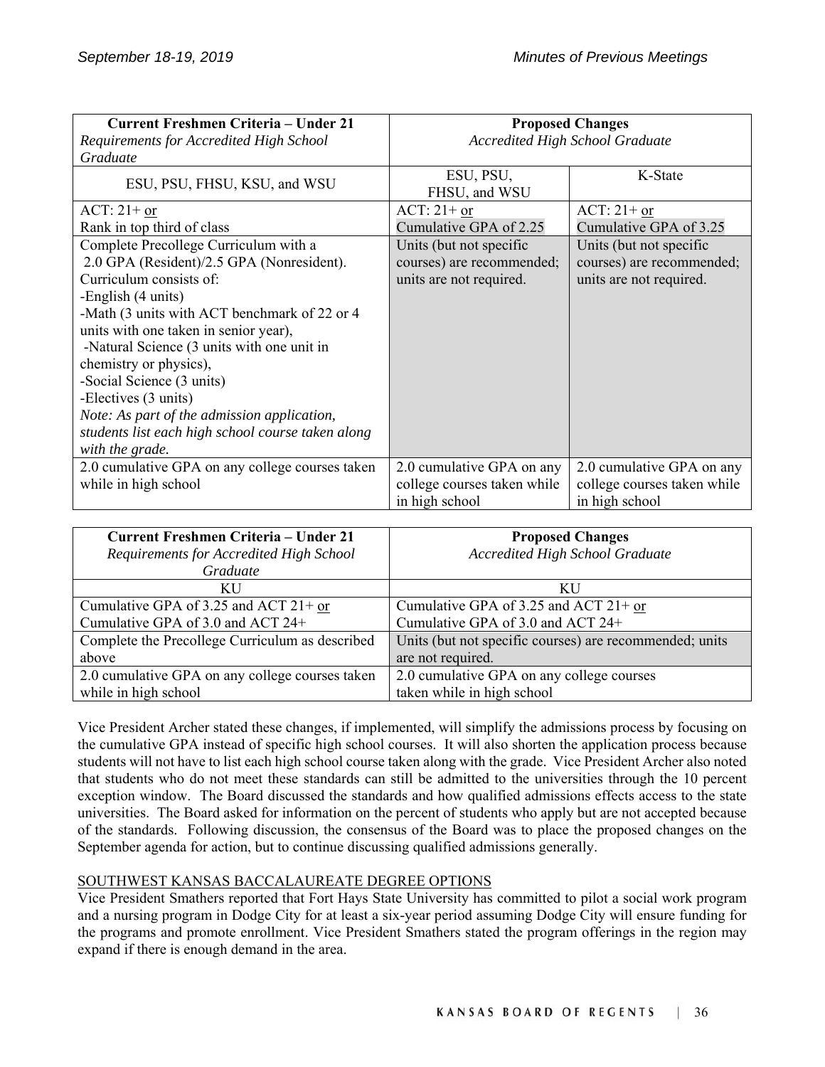| **Current Freshmen Criteria – Under 21**<br>*Requirements for Accredited High School Graduate* | **Proposed Changes**<br>*Accredited High School Graduate* | |
|---|---|---|
| ESU, PSU, FHSU, KSU, and WSU | ESU, PSU, FHSU, and WSU | K-State |
| ACT: 21+ or<br>Rank in top third of class | ACT: 21+ or<br>Cumulative GPA of 2.25 | ACT: 21+ or<br>Cumulative GPA of 3.25 |
| Complete Precollege Curriculum with a 2.0 GPA (Resident)/2.5 GPA (Nonresident). Curriculum consists of:<br>-English (4 units)<br>-Math (3 units with ACT benchmark of 22 or 4 units with one taken in senior year),<br>-Natural Science (3 units with one unit in chemistry or physics),<br>-Social Science (3 units)<br>-Electives (3 units)<br>*Note: As part of the admission application, students list each high school course taken along with the grade.* | Units (but not specific courses) are recommended; units are not required. | Units (but not specific courses) are recommended; units are not required. |
| 2.0 cumulative GPA on any college courses taken while in high school | 2.0 cumulative GPA on any college courses taken while in high school | 2.0 cumulative GPA on any college courses taken while in high school |

| **Current Freshmen Criteria – Under 21**<br>*Requirements for Accredited High School Graduate* | **Proposed Changes**<br>*Accredited High School Graduate* |
|---|---|
| KU | KU |
| Cumulative GPA of 3.25 and ACT 21+ or<br>Cumulative GPA of 3.0 and ACT 24+ | Cumulative GPA of 3.25 and ACT 21+ or<br>Cumulative GPA of 3.0 and ACT 24+ |
| Complete the Precollege Curriculum as described above | Units (but not specific courses) are recommended; units are not required. |
| 2.0 cumulative GPA on any college courses taken while in high school | 2.0 cumulative GPA on any college courses taken while in high school |

Vice President Archer stated these changes, if implemented, will simplify the admissions process by focusing on the cumulative GPA instead of specific high school courses. It will also shorten the application process because students will not have to list each high school course taken along with the grade. Vice President Archer also noted that students who do not meet these standards can still be admitted to the universities through the 10 percent exception window. The Board discussed the standards and how qualified admissions effects access to the state universities. The Board asked for information on the percent of students who apply but are not accepted because of the standards. Following discussion, the consensus of the Board was to place the proposed changes on the September agenda for action, but to continue discussing qualified admissions generally.

SOUTHWEST KANSAS BACCALAUREATE DEGREE OPTIONS

Vice President Smathers reported that Fort Hays State University has committed to pilot a social work program and a nursing program in Dodge City for at least a six-year period assuming Dodge City will ensure funding for the programs and promote enrollment. Vice President Smathers stated the program offerings in the region may expand if there is enough demand in the area.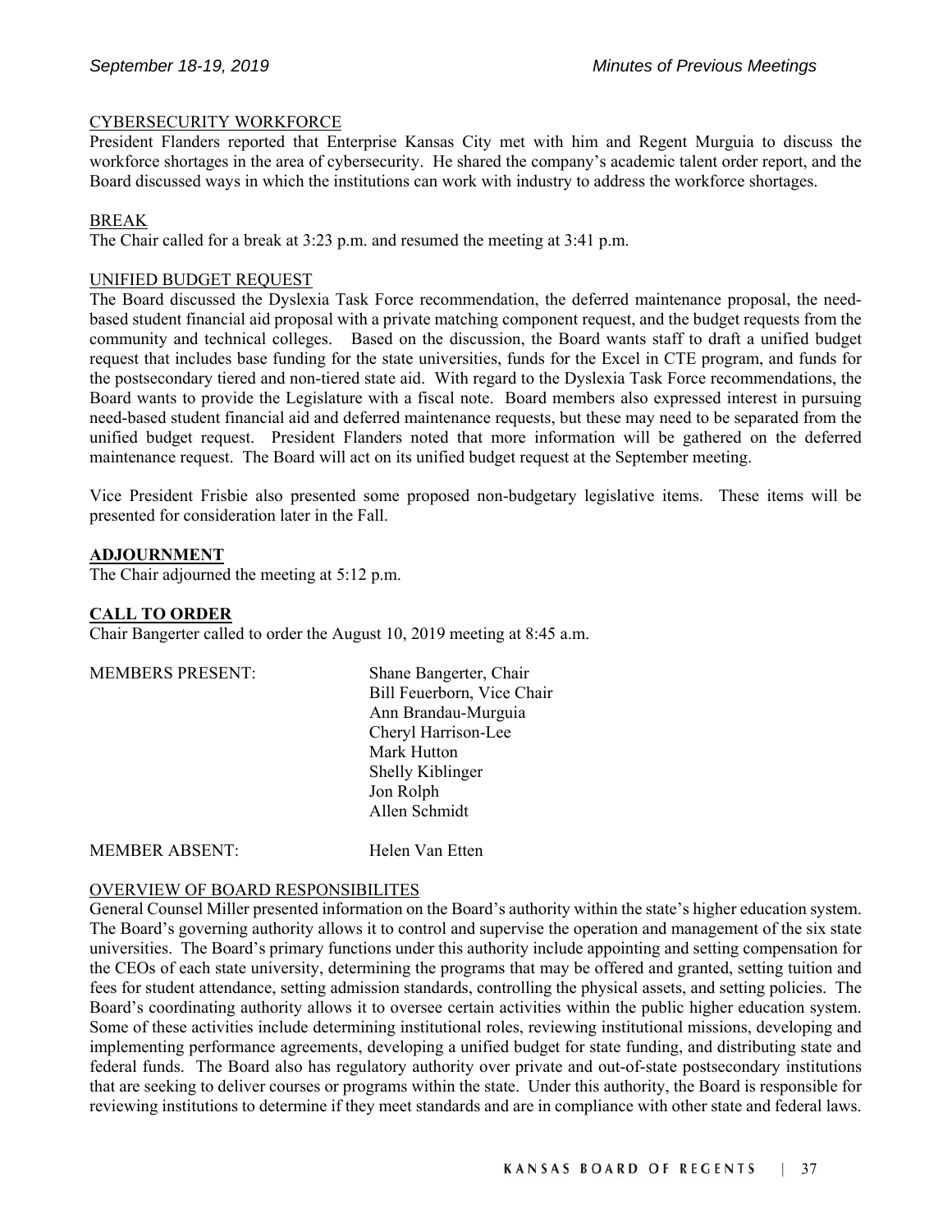CYBERSECURITY WORKFORCE

President Flanders reported that Enterprise Kansas City met with him and Regent Murguia to discuss the workforce shortages in the area of cybersecurity. He shared the company's academic talent order report, and the Board discussed ways in which the institutions can work with industry to address the workforce shortages.

BREAK

The Chair called for a break at 3:23 p.m. and resumed the meeting at 3:41 p.m.

UNIFIED BUDGET REQUEST

The Board discussed the Dyslexia Task Force recommendation, the deferred maintenance proposal, the need-based student financial aid proposal with a private matching component request, and the budget requests from the community and technical colleges. Based on the discussion, the Board wants staff to draft a unified budget request that includes base funding for the state universities, funds for the Excel in CTE program, and funds for the postsecondary tiered and non-tiered state aid. With regard to the Dyslexia Task Force recommendations, the Board wants to provide the Legislature with a fiscal note. Board members also expressed interest in pursuing need-based student financial aid and deferred maintenance requests, but these may need to be separated from the unified budget request. President Flanders noted that more information will be gathered on the deferred maintenance request. The Board will act on its unified budget request at the September meeting.

Vice President Frisbie also presented some proposed non-budgetary legislative items. These items will be presented for consideration later in the Fall.

**ADJOURNMENT**

The Chair adjourned the meeting at 5:12 p.m.

**CALL TO ORDER**

Chair Bangerter called to order the August 10, 2019 meeting at 8:45 a.m.

MEMBERS PRESENT:
Shane Bangerter, Chair
Bill Feuerborn, Vice Chair
Ann Brandau-Murguia
Cheryl Harrison-Lee
Mark Hutton
Shelly Kiblinger
Jon Rolph
Allen Schmidt

MEMBER ABSENT:
Helen Van Etten

OVERVIEW OF BOARD RESPONSIBILITES

General Counsel Miller presented information on the Board's authority within the state's higher education system. The Board's governing authority allows it to control and supervise the operation and management of the six state universities. The Board's primary functions under this authority include appointing and setting compensation for the CEOs of each state university, determining the programs that may be offered and granted, setting tuition and fees for student attendance, setting admission standards, controlling the physical assets, and setting policies. The Board's coordinating authority allows it to oversee certain activities within the public higher education system. Some of these activities include determining institutional roles, reviewing institutional missions, developing and implementing performance agreements, developing a unified budget for state funding, and distributing state and federal funds. The Board also has regulatory authority over private and out-of-state postsecondary institutions that are seeking to deliver courses or programs within the state. Under this authority, the Board is responsible for reviewing institutions to determine if they meet standards and are in compliance with other state and federal laws.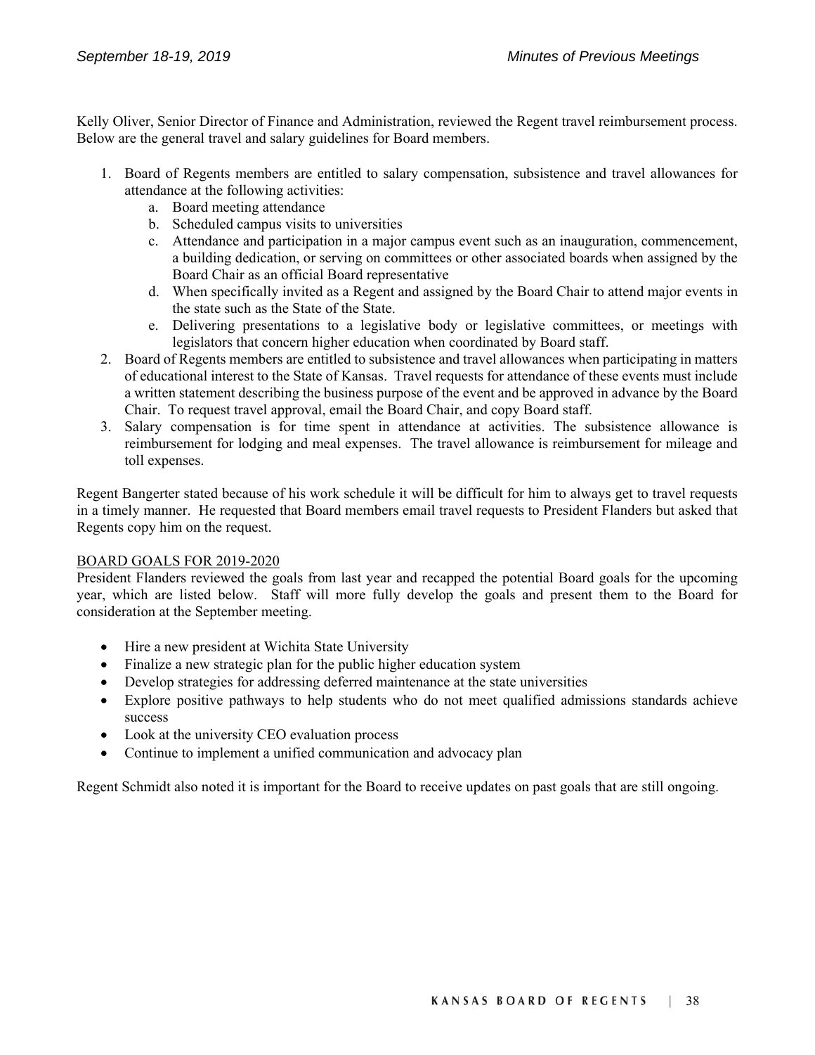Kelly Oliver, Senior Director of Finance and Administration, reviewed the Regent travel reimbursement process. Below are the general travel and salary guidelines for Board members.

1. Board of Regents members are entitled to salary compensation, subsistence and travel allowances for attendance at the following activities:
    a. Board meeting attendance
    b. Scheduled campus visits to universities
    c. Attendance and participation in a major campus event such as an inauguration, commencement, a building dedication, or serving on committees or other associated boards when assigned by the Board Chair as an official Board representative
    d. When specifically invited as a Regent and assigned by the Board Chair to attend major events in the state such as the State of the State.
    e. Delivering presentations to a legislative body or legislative committees, or meetings with legislators that concern higher education when coordinated by Board staff.
2. Board of Regents members are entitled to subsistence and travel allowances when participating in matters of educational interest to the State of Kansas. Travel requests for attendance of these events must include a written statement describing the business purpose of the event and be approved in advance by the Board Chair. To request travel approval, email the Board Chair, and copy Board staff.
3. Salary compensation is for time spent in attendance at activities. The subsistence allowance is reimbursement for lodging and meal expenses. The travel allowance is reimbursement for mileage and toll expenses.

Regent Bangerter stated because of his work schedule it will be difficult for him to always get to travel requests in a timely manner. He requested that Board members email travel requests to President Flanders but asked that Regents copy him on the request.

BOARD GOALS FOR 2019-2020

President Flanders reviewed the goals from last year and recapped the potential Board goals for the upcoming year, which are listed below. Staff will more fully develop the goals and present them to the Board for consideration at the September meeting.

- Hire a new president at Wichita State University
- Finalize a new strategic plan for the public higher education system
- Develop strategies for addressing deferred maintenance at the state universities
- Explore positive pathways to help students who do not meet qualified admissions standards achieve success
- Look at the university CEO evaluation process
- Continue to implement a unified communication and advocacy plan

Regent Schmidt also noted it is important for the Board to receive updates on past goals that are still ongoing.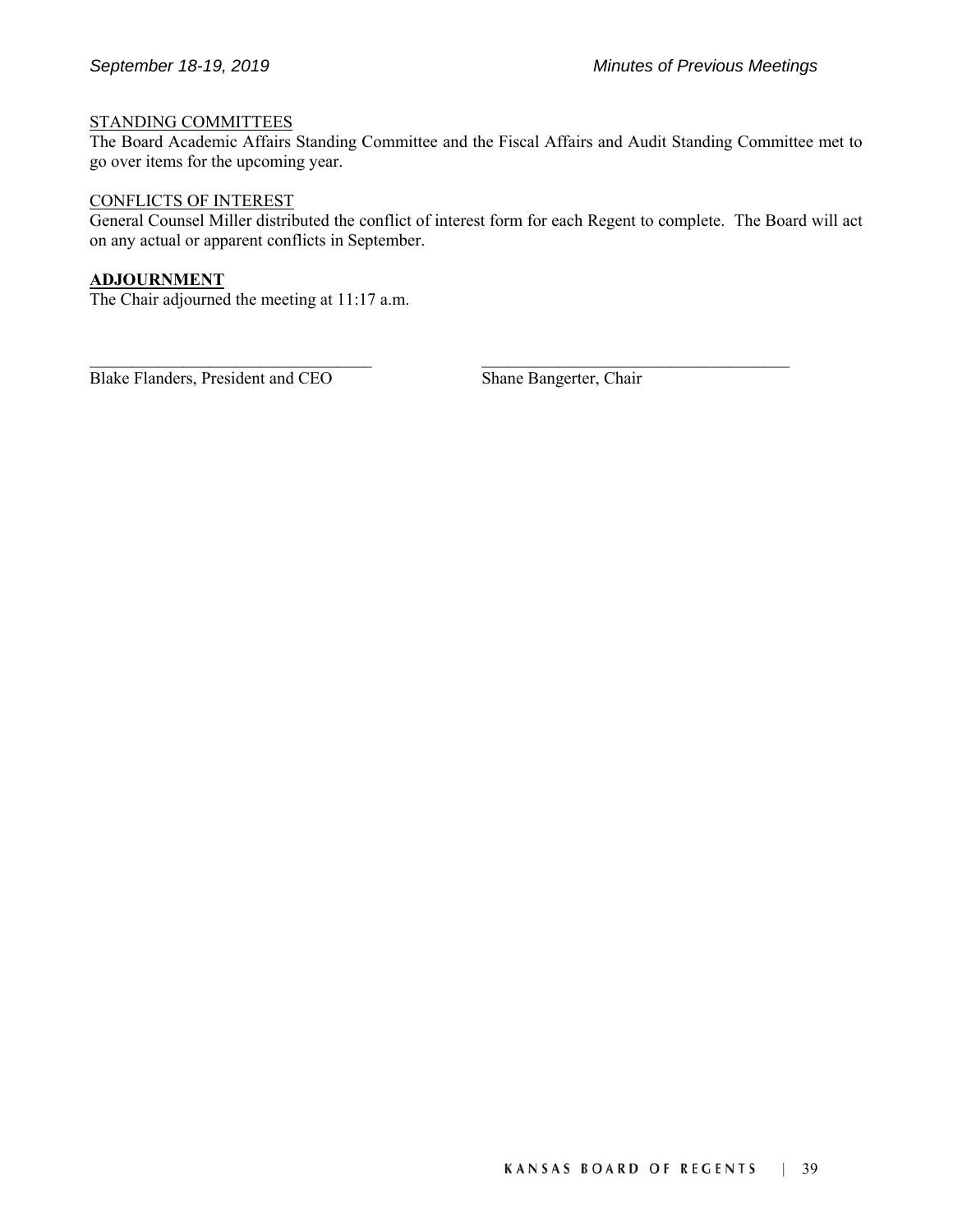STANDING COMMITTEES

The Board Academic Affairs Standing Committee and the Fiscal Affairs and Audit Standing Committee met to go over items for the upcoming year.

CONFLICTS OF INTEREST

General Counsel Miller distributed the conflict of interest form for each Regent to complete. The Board will act on any actual or apparent conflicts in September.

**ADJOURNMENT**

The Chair adjourned the meeting at 11:17 a.m.

\_\_\_\_\_\_\_\_\_\_\_\_\_\_\_\_\_\_\_\_\_\_\_\_\_\_\_\_\_\_\_\_\_\_\_ \_\_\_\_\_\_\_\_\_\_\_\_\_\_\_\_\_\_\_\_\_\_\_\_\_\_\_\_\_\_\_\_\_\_\_\_\_\_

Blake Flanders, President and CEO Shane Bangerter, Chair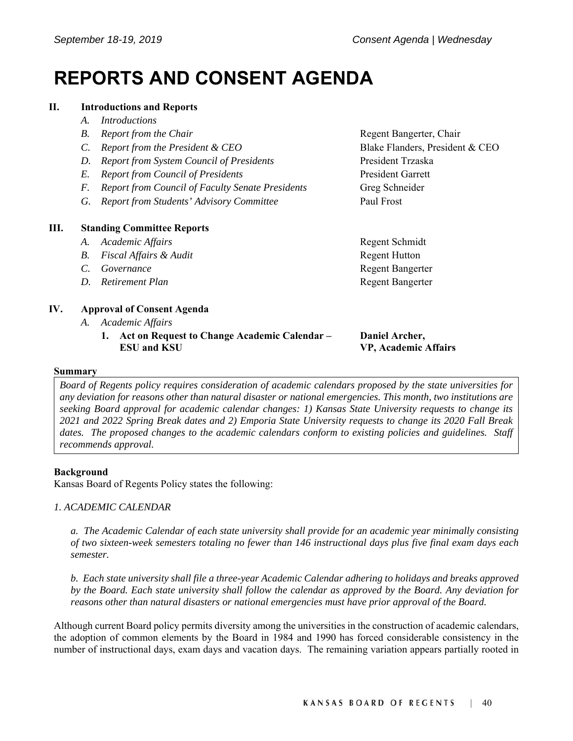# REPORTS AND CONSENT AGENDA

**II. Introductions and Reports**

- *A. Introductions*
- *B. Report from the Chair* — Regent Bangerter, Chair
- *C. Report from the President & CEO* — Blake Flanders, President & CEO
- *D. Report from System Council of Presidents* — President Trzaska
- *E. Report from Council of Presidents* — President Garrett
- *F. Report from Council of Faculty Senate Presidents* — Greg Schneider
- *G. Report from Students' Advisory Committee* — Paul Frost

**III. Standing Committee Reports**

- *A. Academic Affairs* — Regent Schmidt
- *B. Fiscal Affairs & Audit* — Regent Hutton
- *C. Governance* — Regent Bangerter
- *D. Retirement Plan* — Regent Bangerter

**IV. Approval of Consent Agenda**

- *A. Academic Affairs*
  1. **Act on Request to Change Academic Calendar – ESU and KSU** — **Daniel Archer, VP, Academic Affairs**

**Summary**

*Board of Regents policy requires consideration of academic calendars proposed by the state universities for any deviation for reasons other than natural disaster or national emergencies. This month, two institutions are seeking Board approval for academic calendar changes: 1) Kansas State University requests to change its 2021 and 2022 Spring Break dates and 2) Emporia State University requests to change its 2020 Fall Break dates. The proposed changes to the academic calendars conform to existing policies and guidelines. Staff recommends approval.*

**Background**

Kansas Board of Regents Policy states the following:

*1. ACADEMIC CALENDAR*

*a. The Academic Calendar of each state university shall provide for an academic year minimally consisting of two sixteen-week semesters totaling no fewer than 146 instructional days plus five final exam days each semester.*

*b. Each state university shall file a three-year Academic Calendar adhering to holidays and breaks approved by the Board. Each state university shall follow the calendar as approved by the Board. Any deviation for reasons other than natural disasters or national emergencies must have prior approval of the Board.*

Although current Board policy permits diversity among the universities in the construction of academic calendars, the adoption of common elements by the Board in 1984 and 1990 has forced considerable consistency in the number of instructional days, exam days and vacation days. The remaining variation appears partially rooted in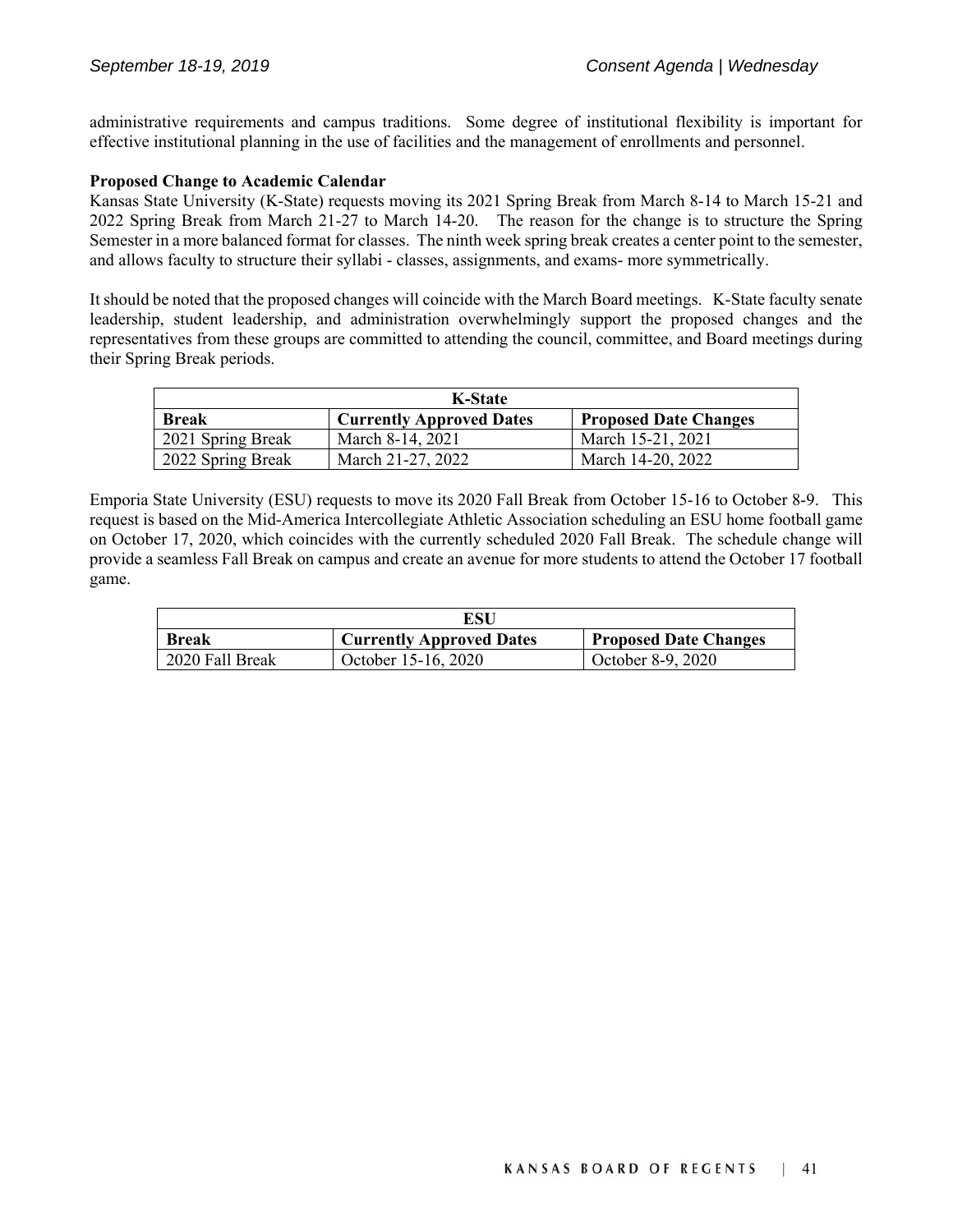administrative requirements and campus traditions. Some degree of institutional flexibility is important for effective institutional planning in the use of facilities and the management of enrollments and personnel.

**Proposed Change to Academic Calendar**

Kansas State University (K-State) requests moving its 2021 Spring Break from March 8-14 to March 15-21 and 2022 Spring Break from March 21-27 to March 14-20. The reason for the change is to structure the Spring Semester in a more balanced format for classes. The ninth week spring break creates a center point to the semester, and allows faculty to structure their syllabi - classes, assignments, and exams- more symmetrically.

It should be noted that the proposed changes will coincide with the March Board meetings. K-State faculty senate leadership, student leadership, and administration overwhelmingly support the proposed changes and the representatives from these groups are committed to attending the council, committee, and Board meetings during their Spring Break periods.

| K-State | | |
|---|---|---|
| **Break** | **Currently Approved Dates** | **Proposed Date Changes** |
| 2021 Spring Break | March 8-14, 2021 | March 15-21, 2021 |
| 2022 Spring Break | March 21-27, 2022 | March 14-20, 2022 |

Emporia State University (ESU) requests to move its 2020 Fall Break from October 15-16 to October 8-9. This request is based on the Mid-America Intercollegiate Athletic Association scheduling an ESU home football game on October 17, 2020, which coincides with the currently scheduled 2020 Fall Break. The schedule change will provide a seamless Fall Break on campus and create an avenue for more students to attend the October 17 football game.

| ESU | | |
|---|---|---|
| **Break** | **Currently Approved Dates** | **Proposed Date Changes** |
| 2020 Fall Break | October 15-16, 2020 | October 8-9, 2020 |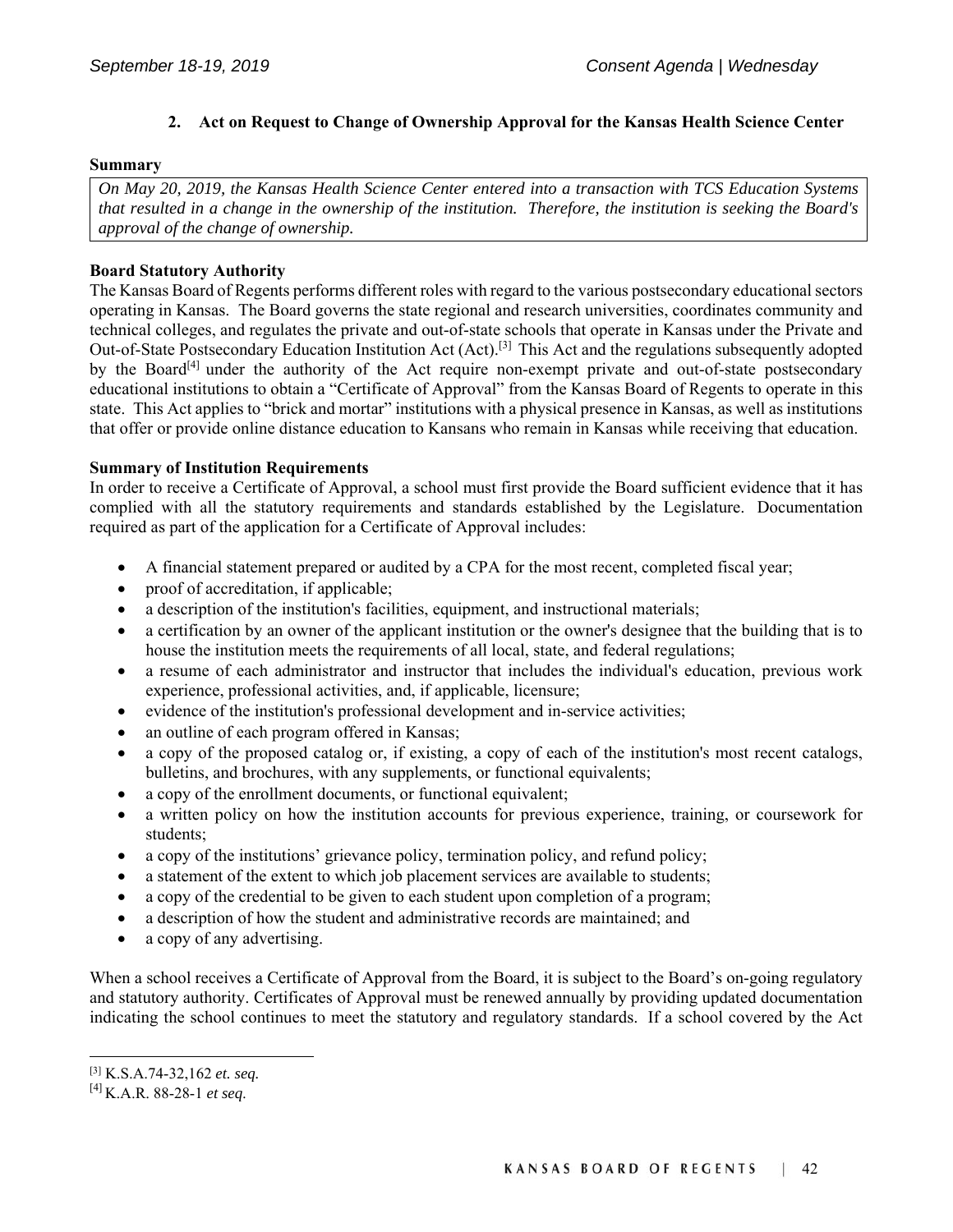### 2. Act on Request to Change of Ownership Approval for the Kansas Health Science Center

**Summary**

*On May 20, 2019, the Kansas Health Science Center entered into a transaction with TCS Education Systems that resulted in a change in the ownership of the institution. Therefore, the institution is seeking the Board's approval of the change of ownership.*

**Board Statutory Authority**

The Kansas Board of Regents performs different roles with regard to the various postsecondary educational sectors operating in Kansas. The Board governs the state regional and research universities, coordinates community and technical colleges, and regulates the private and out-of-state schools that operate in Kansas under the Private and Out-of-State Postsecondary Education Institution Act (Act).[3] This Act and the regulations subsequently adopted by the Board[4] under the authority of the Act require non-exempt private and out-of-state postsecondary educational institutions to obtain a "Certificate of Approval" from the Kansas Board of Regents to operate in this state. This Act applies to "brick and mortar" institutions with a physical presence in Kansas, as well as institutions that offer or provide online distance education to Kansans who remain in Kansas while receiving that education.

**Summary of Institution Requirements**

In order to receive a Certificate of Approval, a school must first provide the Board sufficient evidence that it has complied with all the statutory requirements and standards established by the Legislature. Documentation required as part of the application for a Certificate of Approval includes:

- A financial statement prepared or audited by a CPA for the most recent, completed fiscal year;
- proof of accreditation, if applicable;
- a description of the institution's facilities, equipment, and instructional materials;
- a certification by an owner of the applicant institution or the owner's designee that the building that is to house the institution meets the requirements of all local, state, and federal regulations;
- a resume of each administrator and instructor that includes the individual's education, previous work experience, professional activities, and, if applicable, licensure;
- evidence of the institution's professional development and in-service activities;
- an outline of each program offered in Kansas;
- a copy of the proposed catalog or, if existing, a copy of each of the institution's most recent catalogs, bulletins, and brochures, with any supplements, or functional equivalents;
- a copy of the enrollment documents, or functional equivalent;
- a written policy on how the institution accounts for previous experience, training, or coursework for students;
- a copy of the institutions' grievance policy, termination policy, and refund policy;
- a statement of the extent to which job placement services are available to students;
- a copy of the credential to be given to each student upon completion of a program;
- a description of how the student and administrative records are maintained; and
- a copy of any advertising.

When a school receives a Certificate of Approval from the Board, it is subject to the Board's on-going regulatory and statutory authority. Certificates of Approval must be renewed annually by providing updated documentation indicating the school continues to meet the statutory and regulatory standards. If a school covered by the Act

[3] K.S.A.74-32,162 *et. seq.*

[4] K.A.R. 88-28-1 *et seq.*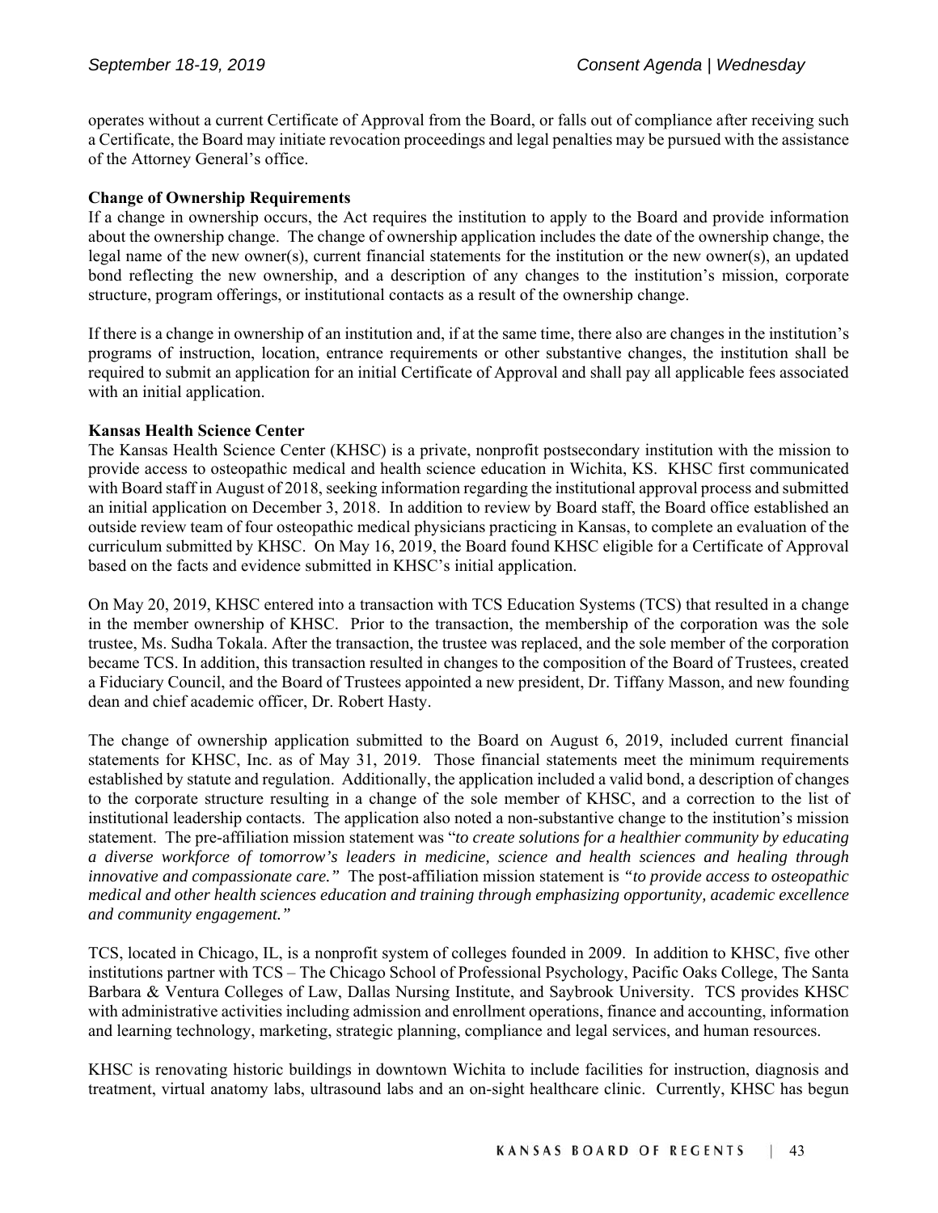operates without a current Certificate of Approval from the Board, or falls out of compliance after receiving such a Certificate, the Board may initiate revocation proceedings and legal penalties may be pursued with the assistance of the Attorney General's office.

**Change of Ownership Requirements**

If a change in ownership occurs, the Act requires the institution to apply to the Board and provide information about the ownership change. The change of ownership application includes the date of the ownership change, the legal name of the new owner(s), current financial statements for the institution or the new owner(s), an updated bond reflecting the new ownership, and a description of any changes to the institution's mission, corporate structure, program offerings, or institutional contacts as a result of the ownership change.

If there is a change in ownership of an institution and, if at the same time, there also are changes in the institution's programs of instruction, location, entrance requirements or other substantive changes, the institution shall be required to submit an application for an initial Certificate of Approval and shall pay all applicable fees associated with an initial application.

**Kansas Health Science Center**

The Kansas Health Science Center (KHSC) is a private, nonprofit postsecondary institution with the mission to provide access to osteopathic medical and health science education in Wichita, KS. KHSC first communicated with Board staff in August of 2018, seeking information regarding the institutional approval process and submitted an initial application on December 3, 2018. In addition to review by Board staff, the Board office established an outside review team of four osteopathic medical physicians practicing in Kansas, to complete an evaluation of the curriculum submitted by KHSC. On May 16, 2019, the Board found KHSC eligible for a Certificate of Approval based on the facts and evidence submitted in KHSC's initial application.

On May 20, 2019, KHSC entered into a transaction with TCS Education Systems (TCS) that resulted in a change in the member ownership of KHSC. Prior to the transaction, the membership of the corporation was the sole trustee, Ms. Sudha Tokala. After the transaction, the trustee was replaced, and the sole member of the corporation became TCS. In addition, this transaction resulted in changes to the composition of the Board of Trustees, created a Fiduciary Council, and the Board of Trustees appointed a new president, Dr. Tiffany Masson, and new founding dean and chief academic officer, Dr. Robert Hasty.

The change of ownership application submitted to the Board on August 6, 2019, included current financial statements for KHSC, Inc. as of May 31, 2019. Those financial statements meet the minimum requirements established by statute and regulation. Additionally, the application included a valid bond, a description of changes to the corporate structure resulting in a change of the sole member of KHSC, and a correction to the list of institutional leadership contacts. The application also noted a non-substantive change to the institution's mission statement. The pre-affiliation mission statement was "*to create solutions for a healthier community by educating a diverse workforce of tomorrow's leaders in medicine, science and health sciences and healing through innovative and compassionate care."* The post-affiliation mission statement is *"to provide access to osteopathic medical and other health sciences education and training through emphasizing opportunity, academic excellence and community engagement."*

TCS, located in Chicago, IL, is a nonprofit system of colleges founded in 2009. In addition to KHSC, five other institutions partner with TCS – The Chicago School of Professional Psychology, Pacific Oaks College, The Santa Barbara & Ventura Colleges of Law, Dallas Nursing Institute, and Saybrook University. TCS provides KHSC with administrative activities including admission and enrollment operations, finance and accounting, information and learning technology, marketing, strategic planning, compliance and legal services, and human resources.

KHSC is renovating historic buildings in downtown Wichita to include facilities for instruction, diagnosis and treatment, virtual anatomy labs, ultrasound labs and an on-sight healthcare clinic. Currently, KHSC has begun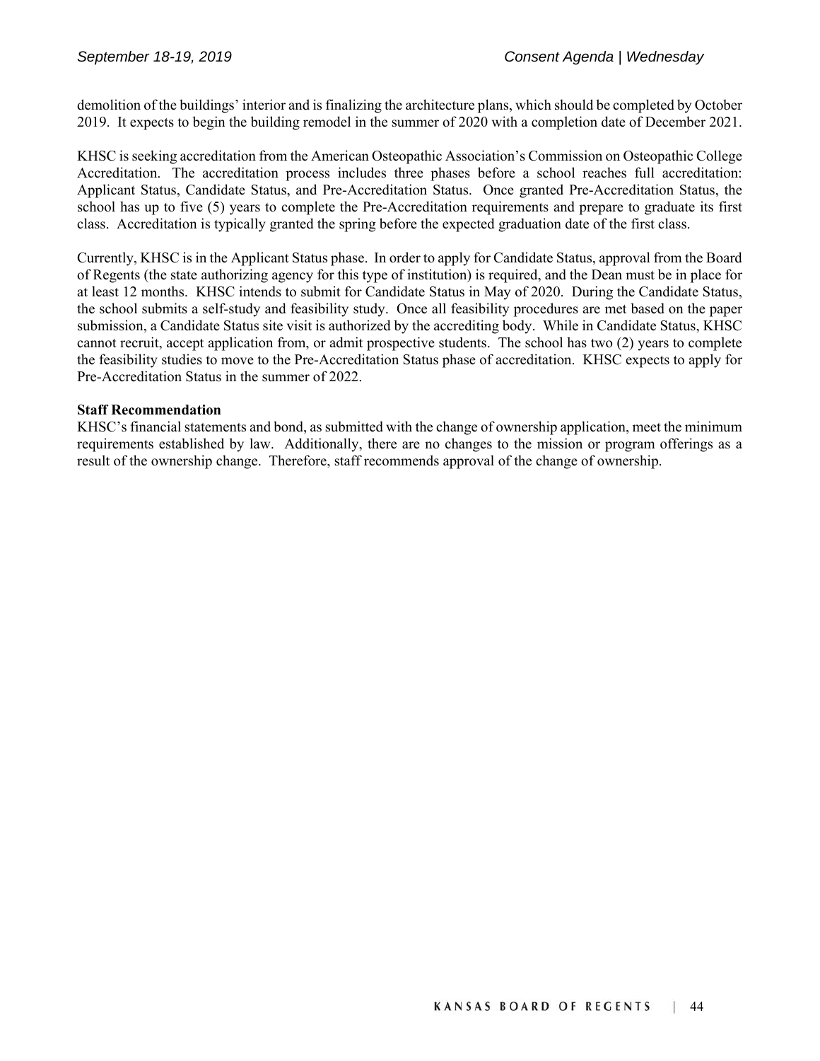demolition of the buildings' interior and is finalizing the architecture plans, which should be completed by October 2019. It expects to begin the building remodel in the summer of 2020 with a completion date of December 2021.

KHSC is seeking accreditation from the American Osteopathic Association's Commission on Osteopathic College Accreditation. The accreditation process includes three phases before a school reaches full accreditation: Applicant Status, Candidate Status, and Pre-Accreditation Status. Once granted Pre-Accreditation Status, the school has up to five (5) years to complete the Pre-Accreditation requirements and prepare to graduate its first class. Accreditation is typically granted the spring before the expected graduation date of the first class.

Currently, KHSC is in the Applicant Status phase. In order to apply for Candidate Status, approval from the Board of Regents (the state authorizing agency for this type of institution) is required, and the Dean must be in place for at least 12 months. KHSC intends to submit for Candidate Status in May of 2020. During the Candidate Status, the school submits a self-study and feasibility study. Once all feasibility procedures are met based on the paper submission, a Candidate Status site visit is authorized by the accrediting body. While in Candidate Status, KHSC cannot recruit, accept application from, or admit prospective students. The school has two (2) years to complete the feasibility studies to move to the Pre-Accreditation Status phase of accreditation. KHSC expects to apply for Pre-Accreditation Status in the summer of 2022.

**Staff Recommendation**

KHSC's financial statements and bond, as submitted with the change of ownership application, meet the minimum requirements established by law. Additionally, there are no changes to the mission or program offerings as a result of the ownership change. Therefore, staff recommends approval of the change of ownership.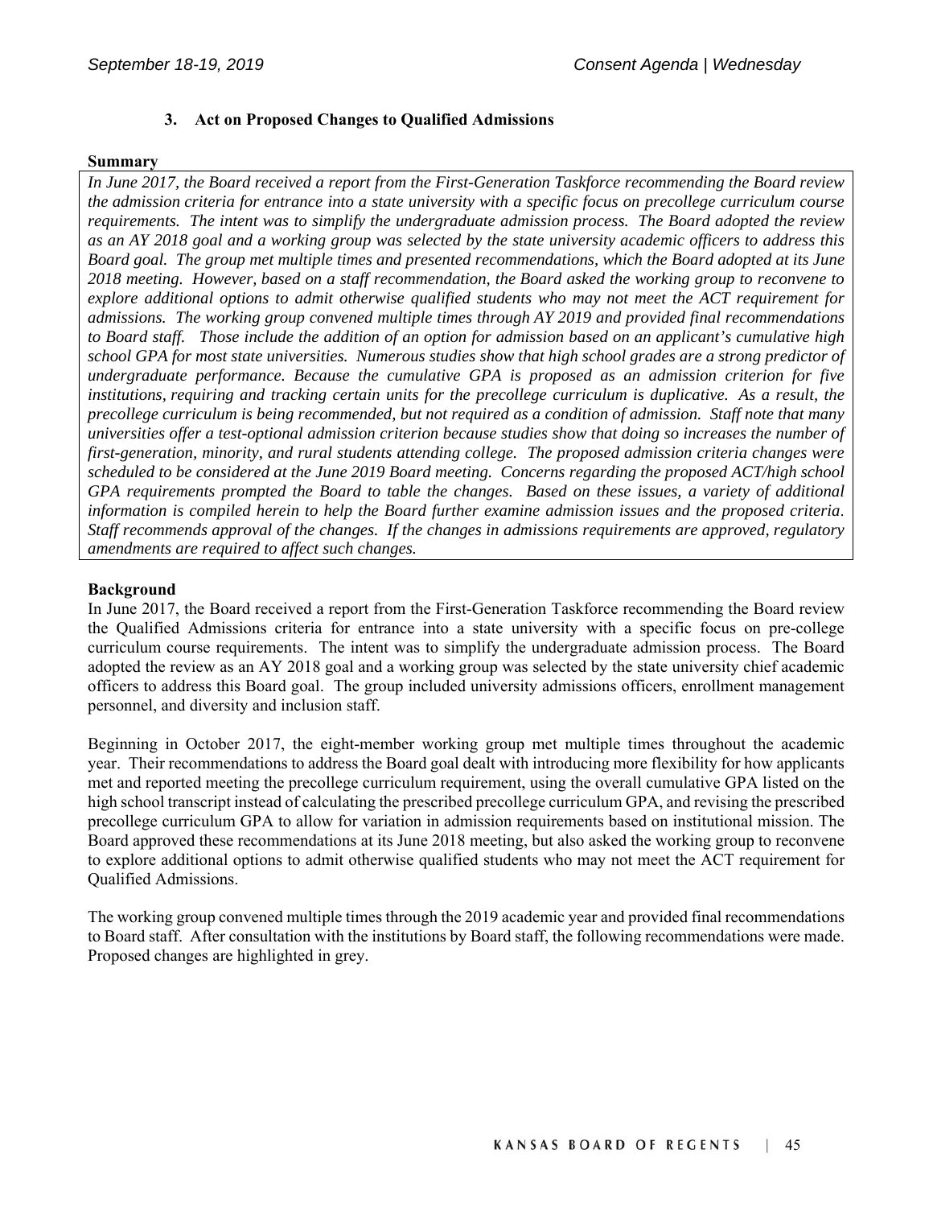### 3. Act on Proposed Changes to Qualified Admissions

**Summary**

*In June 2017, the Board received a report from the First-Generation Taskforce recommending the Board review the admission criteria for entrance into a state university with a specific focus on precollege curriculum course requirements. The intent was to simplify the undergraduate admission process. The Board adopted the review as an AY 2018 goal and a working group was selected by the state university academic officers to address this Board goal. The group met multiple times and presented recommendations, which the Board adopted at its June 2018 meeting. However, based on a staff recommendation, the Board asked the working group to reconvene to explore additional options to admit otherwise qualified students who may not meet the ACT requirement for admissions. The working group convened multiple times through AY 2019 and provided final recommendations to Board staff. Those include the addition of an option for admission based on an applicant's cumulative high school GPA for most state universities. Numerous studies show that high school grades are a strong predictor of undergraduate performance. Because the cumulative GPA is proposed as an admission criterion for five institutions, requiring and tracking certain units for the precollege curriculum is duplicative. As a result, the precollege curriculum is being recommended, but not required as a condition of admission. Staff note that many universities offer a test-optional admission criterion because studies show that doing so increases the number of first-generation, minority, and rural students attending college. The proposed admission criteria changes were scheduled to be considered at the June 2019 Board meeting. Concerns regarding the proposed ACT/high school GPA requirements prompted the Board to table the changes. Based on these issues, a variety of additional information is compiled herein to help the Board further examine admission issues and the proposed criteria. Staff recommends approval of the changes. If the changes in admissions requirements are approved, regulatory amendments are required to affect such changes.*

**Background**

In June 2017, the Board received a report from the First-Generation Taskforce recommending the Board review the Qualified Admissions criteria for entrance into a state university with a specific focus on pre-college curriculum course requirements. The intent was to simplify the undergraduate admission process. The Board adopted the review as an AY 2018 goal and a working group was selected by the state university chief academic officers to address this Board goal. The group included university admissions officers, enrollment management personnel, and diversity and inclusion staff.

Beginning in October 2017, the eight-member working group met multiple times throughout the academic year. Their recommendations to address the Board goal dealt with introducing more flexibility for how applicants met and reported meeting the precollege curriculum requirement, using the overall cumulative GPA listed on the high school transcript instead of calculating the prescribed precollege curriculum GPA, and revising the prescribed precollege curriculum GPA to allow for variation in admission requirements based on institutional mission. The Board approved these recommendations at its June 2018 meeting, but also asked the working group to reconvene to explore additional options to admit otherwise qualified students who may not meet the ACT requirement for Qualified Admissions.

The working group convened multiple times through the 2019 academic year and provided final recommendations to Board staff. After consultation with the institutions by Board staff, the following recommendations were made. Proposed changes are highlighted in grey.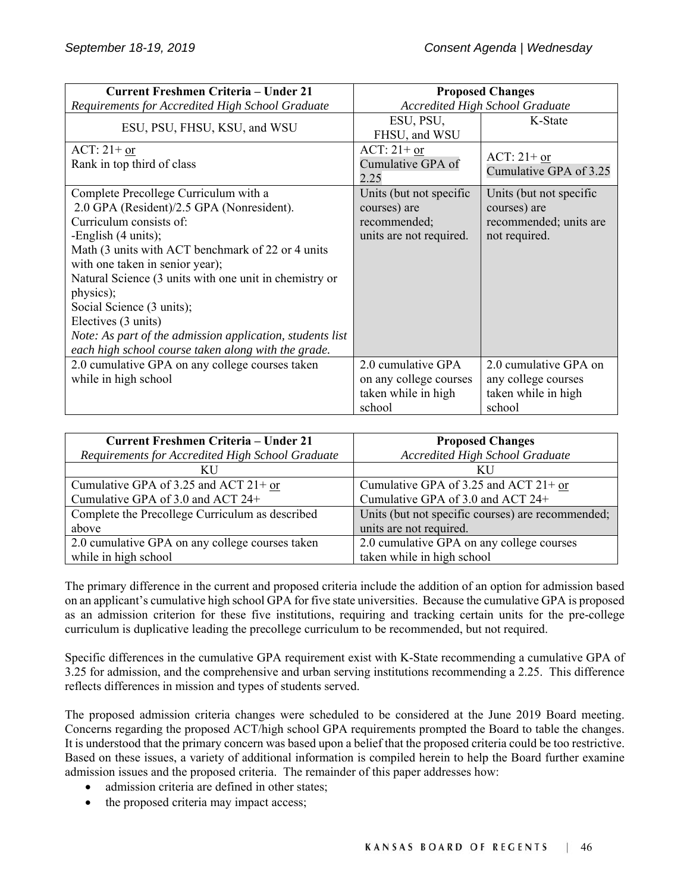| **Current Freshmen Criteria – Under 21**<br>*Requirements for Accredited High School Graduate* | **Proposed Changes**<br>*Accredited High School Graduate* | |
|---|---|---|
| ESU, PSU, FHSU, KSU, and WSU | ESU, PSU, FHSU, and WSU | K-State |
| ACT: 21+ or<br>Rank in top third of class | ACT: 21+ or<br>Cumulative GPA of 2.25 | ACT: 21+ or<br>Cumulative GPA of 3.25 |
| Complete Precollege Curriculum with a 2.0 GPA (Resident)/2.5 GPA (Nonresident).<br>Curriculum consists of:<br>-English (4 units);<br>Math (3 units with ACT benchmark of 22 or 4 units with one taken in senior year);<br>Natural Science (3 units with one unit in chemistry or physics);<br>Social Science (3 units);<br>Electives (3 units)<br>*Note: As part of the admission application, students list each high school course taken along with the grade.* | Units (but not specific courses) are recommended; units are not required. | Units (but not specific courses) are recommended; units are not required. |
| 2.0 cumulative GPA on any college courses taken while in high school | 2.0 cumulative GPA on any college courses taken while in high school | 2.0 cumulative GPA on any college courses taken while in high school |

| **Current Freshmen Criteria – Under 21**<br>*Requirements for Accredited High School Graduate* | **Proposed Changes**<br>*Accredited High School Graduate* |
|---|---|
| KU | KU |
| Cumulative GPA of 3.25 and ACT 21+ or<br>Cumulative GPA of 3.0 and ACT 24+ | Cumulative GPA of 3.25 and ACT 21+ or<br>Cumulative GPA of 3.0 and ACT 24+ |
| Complete the Precollege Curriculum as described above | Units (but not specific courses) are recommended; units are not required. |
| 2.0 cumulative GPA on any college courses taken while in high school | 2.0 cumulative GPA on any college courses taken while in high school |

The primary difference in the current and proposed criteria include the addition of an option for admission based on an applicant's cumulative high school GPA for five state universities. Because the cumulative GPA is proposed as an admission criterion for these five institutions, requiring and tracking certain units for the pre-college curriculum is duplicative leading the precollege curriculum to be recommended, but not required.

Specific differences in the cumulative GPA requirement exist with K-State recommending a cumulative GPA of 3.25 for admission, and the comprehensive and urban serving institutions recommending a 2.25. This difference reflects differences in mission and types of students served.

The proposed admission criteria changes were scheduled to be considered at the June 2019 Board meeting. Concerns regarding the proposed ACT/high school GPA requirements prompted the Board to table the changes. It is understood that the primary concern was based upon a belief that the proposed criteria could be too restrictive. Based on these issues, a variety of additional information is compiled herein to help the Board further examine admission issues and the proposed criteria. The remainder of this paper addresses how:

- admission criteria are defined in other states;
- the proposed criteria may impact access;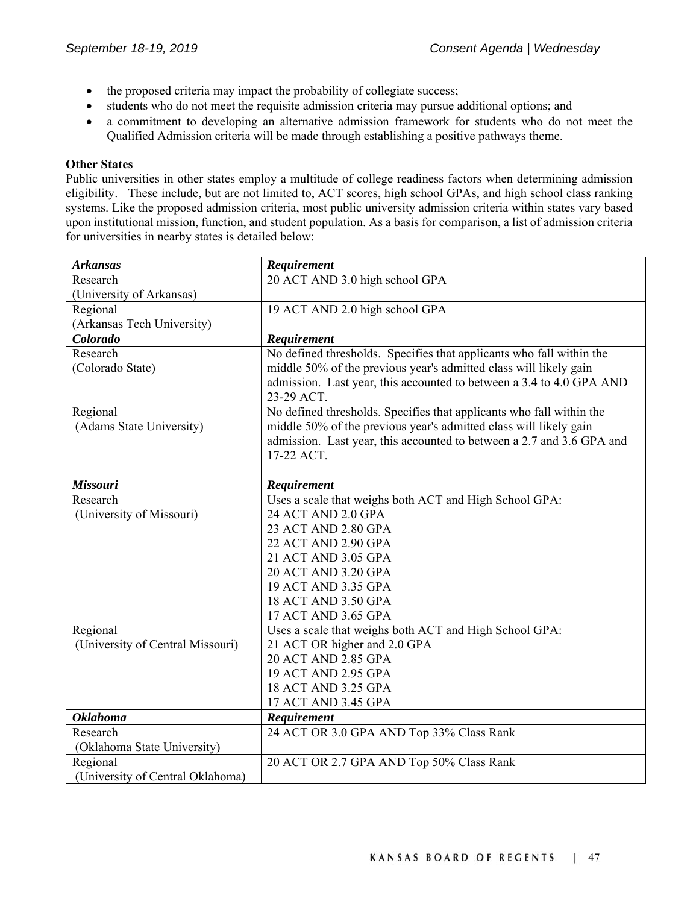- the proposed criteria may impact the probability of collegiate success;
- students who do not meet the requisite admission criteria may pursue additional options; and
- a commitment to developing an alternative admission framework for students who do not meet the Qualified Admission criteria will be made through establishing a positive pathways theme.

**Other States**

Public universities in other states employ a multitude of college readiness factors when determining admission eligibility. These include, but are not limited to, ACT scores, high school GPAs, and high school class ranking systems. Like the proposed admission criteria, most public university admission criteria within states vary based upon institutional mission, function, and student population. As a basis for comparison, a list of admission criteria for universities in nearby states is detailed below:

| ***Arkansas*** | ***Requirement*** |
|---|---|
| Research (University of Arkansas) | 20 ACT AND 3.0 high school GPA |
| Regional (Arkansas Tech University) | 19 ACT AND 2.0 high school GPA |
| ***Colorado*** | ***Requirement*** |
| Research (Colorado State) | No defined thresholds. Specifies that applicants who fall within the middle 50% of the previous year's admitted class will likely gain admission. Last year, this accounted to between a 3.4 to 4.0 GPA AND 23-29 ACT. |
| Regional (Adams State University) | No defined thresholds. Specifies that applicants who fall within the middle 50% of the previous year's admitted class will likely gain admission. Last year, this accounted to between a 2.7 and 3.6 GPA and 17-22 ACT. |
| ***Missouri*** | ***Requirement*** |
| Research (University of Missouri) | Uses a scale that weighs both ACT and High School GPA:<br>24 ACT AND 2.0 GPA<br>23 ACT AND 2.80 GPA<br>22 ACT AND 2.90 GPA<br>21 ACT AND 3.05 GPA<br>20 ACT AND 3.20 GPA<br>19 ACT AND 3.35 GPA<br>18 ACT AND 3.50 GPA<br>17 ACT AND 3.65 GPA |
| Regional (University of Central Missouri) | Uses a scale that weighs both ACT and High School GPA:<br>21 ACT OR higher and 2.0 GPA<br>20 ACT AND 2.85 GPA<br>19 ACT AND 2.95 GPA<br>18 ACT AND 3.25 GPA<br>17 ACT AND 3.45 GPA |
| ***Oklahoma*** | ***Requirement*** |
| Research (Oklahoma State University) | 24 ACT OR 3.0 GPA AND Top 33% Class Rank |
| Regional (University of Central Oklahoma) | 20 ACT OR 2.7 GPA AND Top 50% Class Rank |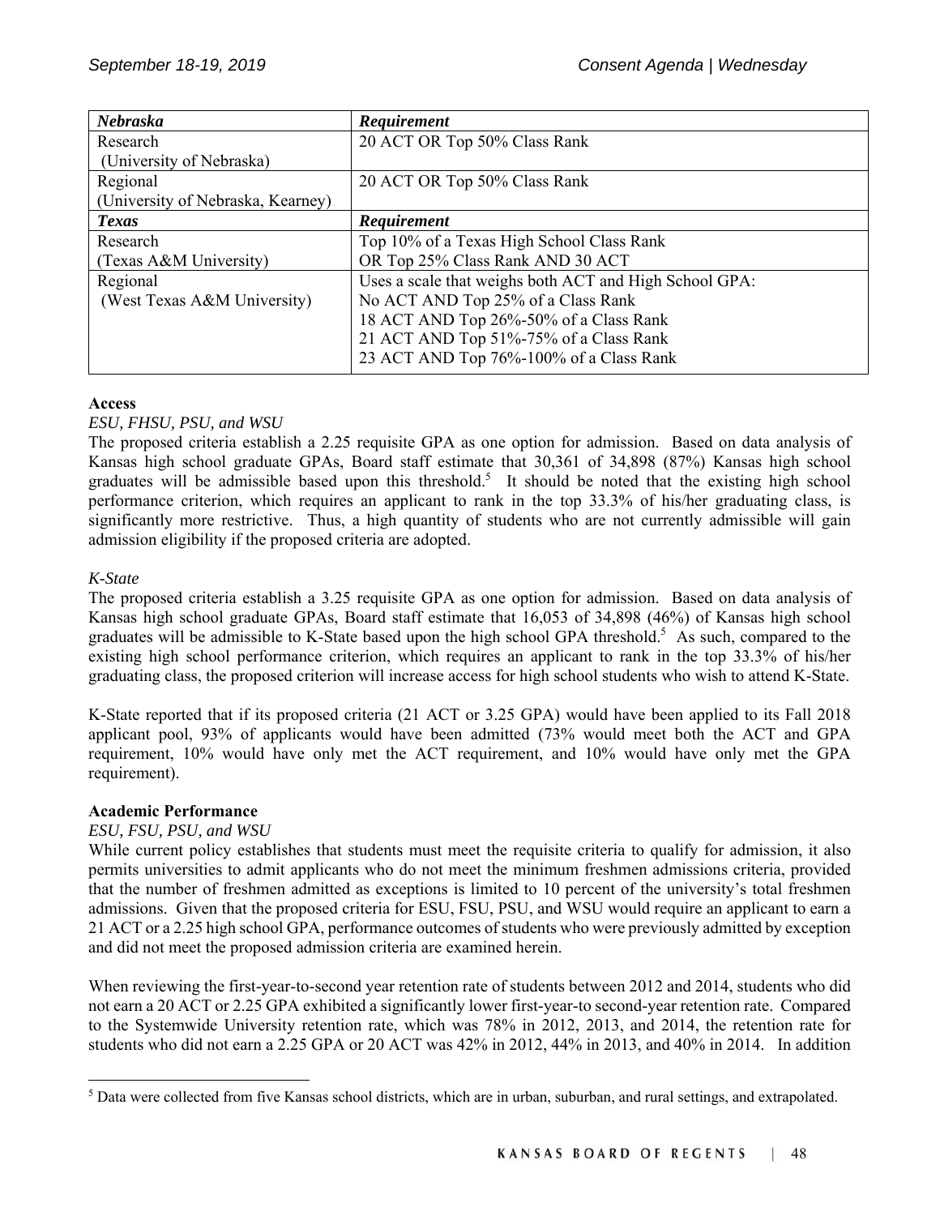| *Nebraska* | *Requirement* |
|---|---|
| Research<br>(University of Nebraska) | 20 ACT OR Top 50% Class Rank |
| Regional<br>(University of Nebraska, Kearney) | 20 ACT OR Top 50% Class Rank |
| ***Texas*** | ***Requirement*** |
| Research<br>(Texas A&M University) | Top 10% of a Texas High School Class Rank<br>OR Top 25% Class Rank AND 30 ACT |
| Regional<br>(West Texas A&M University) | Uses a scale that weighs both ACT and High School GPA:<br>No ACT AND Top 25% of a Class Rank<br>18 ACT AND Top 26%-50% of a Class Rank<br>21 ACT AND Top 51%-75% of a Class Rank<br>23 ACT AND Top 76%-100% of a Class Rank |

**Access**

*ESU, FHSU, PSU, and WSU*

The proposed criteria establish a 2.25 requisite GPA as one option for admission. Based on data analysis of Kansas high school graduate GPAs, Board staff estimate that 30,361 of 34,898 (87%) Kansas high school graduates will be admissible based upon this threshold.[5] It should be noted that the existing high school performance criterion, which requires an applicant to rank in the top 33.3% of his/her graduating class, is significantly more restrictive. Thus, a high quantity of students who are not currently admissible will gain admission eligibility if the proposed criteria are adopted.

*K-State*

The proposed criteria establish a 3.25 requisite GPA as one option for admission. Based on data analysis of Kansas high school graduate GPAs, Board staff estimate that 16,053 of 34,898 (46%) of Kansas high school graduates will be admissible to K-State based upon the high school GPA threshold.[5] As such, compared to the existing high school performance criterion, which requires an applicant to rank in the top 33.3% of his/her graduating class, the proposed criterion will increase access for high school students who wish to attend K-State.

K-State reported that if its proposed criteria (21 ACT or 3.25 GPA) would have been applied to its Fall 2018 applicant pool, 93% of applicants would have been admitted (73% would meet both the ACT and GPA requirement, 10% would have only met the ACT requirement, and 10% would have only met the GPA requirement).

**Academic Performance**

*ESU, FSU, PSU, and WSU*

While current policy establishes that students must meet the requisite criteria to qualify for admission, it also permits universities to admit applicants who do not meet the minimum freshmen admissions criteria, provided that the number of freshmen admitted as exceptions is limited to 10 percent of the university's total freshmen admissions. Given that the proposed criteria for ESU, FSU, PSU, and WSU would require an applicant to earn a 21 ACT or a 2.25 high school GPA, performance outcomes of students who were previously admitted by exception and did not meet the proposed admission criteria are examined herein.

When reviewing the first-year-to-second year retention rate of students between 2012 and 2014, students who did not earn a 20 ACT or 2.25 GPA exhibited a significantly lower first-year-to second-year retention rate. Compared to the Systemwide University retention rate, which was 78% in 2012, 2013, and 2014, the retention rate for students who did not earn a 2.25 GPA or 20 ACT was 42% in 2012, 44% in 2013, and 40% in 2014. In addition

[5] Data were collected from five Kansas school districts, which are in urban, suburban, and rural settings, and extrapolated.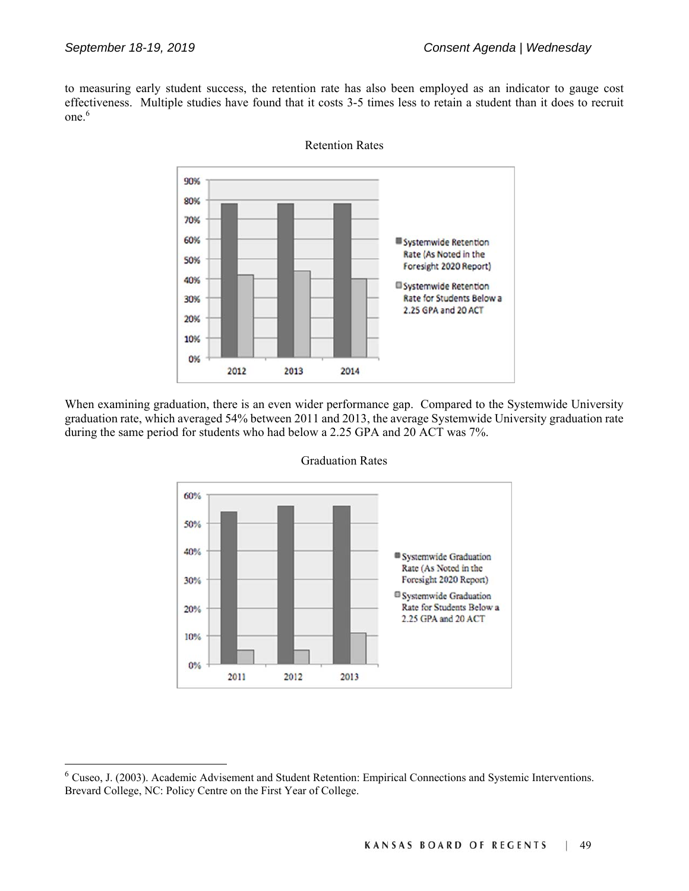to measuring early student success, the retention rate has also been employed as an indicator to gauge cost effectiveness. Multiple studies have found that it costs 3-5 times less to retain a student than it does to recruit one.[6]

Retention Rates

When examining graduation, there is an even wider performance gap. Compared to the Systemwide University graduation rate, which averaged 54% between 2011 and 2013, the average Systemwide University graduation rate during the same period for students who had below a 2.25 GPA and 20 ACT was 7%.

Graduation Rates

[6] Cuseo, J. (2003). Academic Advisement and Student Retention: Empirical Connections and Systemic Interventions. Brevard College, NC: Policy Centre on the First Year of College.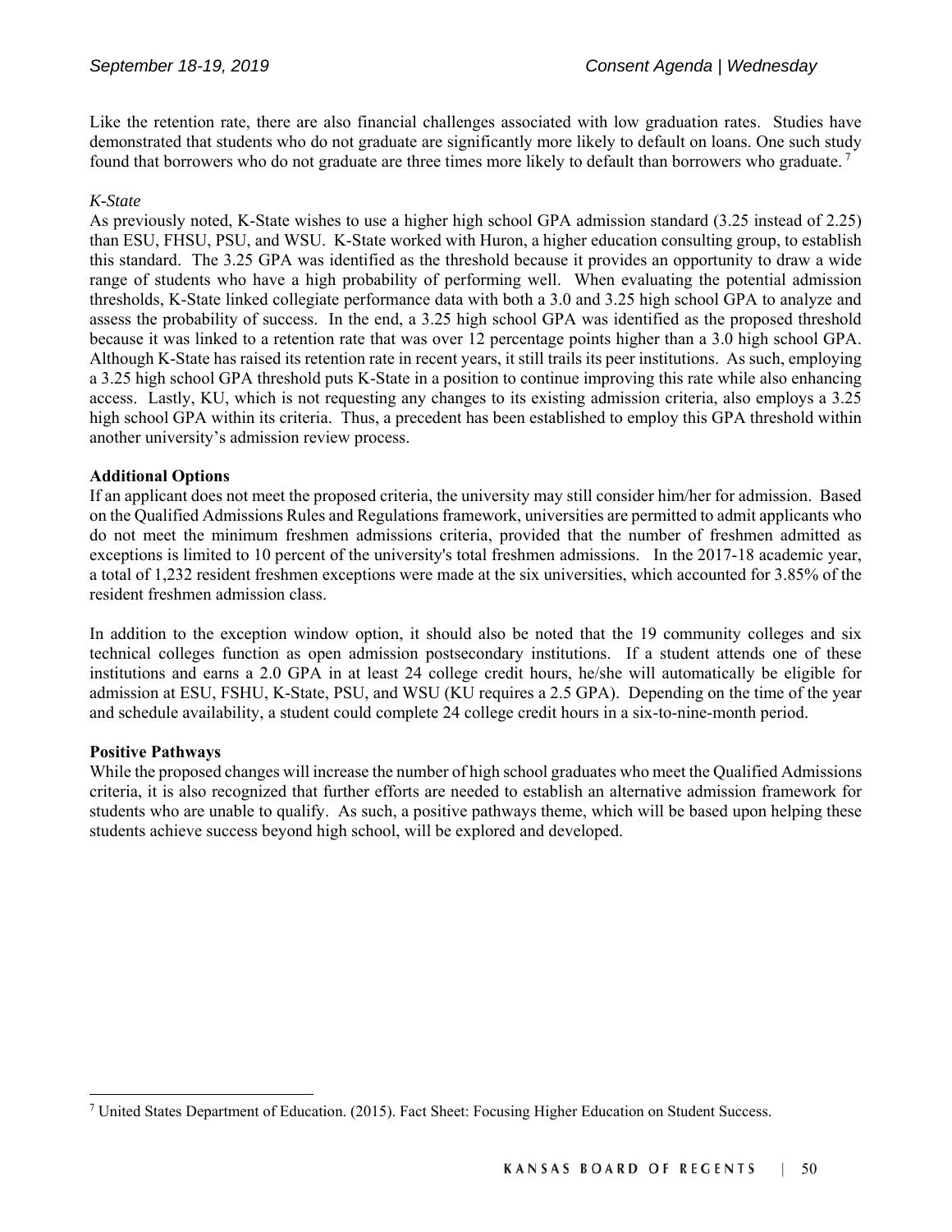Like the retention rate, there are also financial challenges associated with low graduation rates. Studies have demonstrated that students who do not graduate are significantly more likely to default on loans. One such study found that borrowers who do not graduate are three times more likely to default than borrowers who graduate.[7]

*K-State*

As previously noted, K-State wishes to use a higher high school GPA admission standard (3.25 instead of 2.25) than ESU, FHSU, PSU, and WSU. K-State worked with Huron, a higher education consulting group, to establish this standard. The 3.25 GPA was identified as the threshold because it provides an opportunity to draw a wide range of students who have a high probability of performing well. When evaluating the potential admission thresholds, K-State linked collegiate performance data with both a 3.0 and 3.25 high school GPA to analyze and assess the probability of success. In the end, a 3.25 high school GPA was identified as the proposed threshold because it was linked to a retention rate that was over 12 percentage points higher than a 3.0 high school GPA. Although K-State has raised its retention rate in recent years, it still trails its peer institutions. As such, employing a 3.25 high school GPA threshold puts K-State in a position to continue improving this rate while also enhancing access. Lastly, KU, which is not requesting any changes to its existing admission criteria, also employs a 3.25 high school GPA within its criteria. Thus, a precedent has been established to employ this GPA threshold within another university's admission review process.

**Additional Options**

If an applicant does not meet the proposed criteria, the university may still consider him/her for admission. Based on the Qualified Admissions Rules and Regulations framework, universities are permitted to admit applicants who do not meet the minimum freshmen admissions criteria, provided that the number of freshmen admitted as exceptions is limited to 10 percent of the university's total freshmen admissions. In the 2017-18 academic year, a total of 1,232 resident freshmen exceptions were made at the six universities, which accounted for 3.85% of the resident freshmen admission class.

In addition to the exception window option, it should also be noted that the 19 community colleges and six technical colleges function as open admission postsecondary institutions. If a student attends one of these institutions and earns a 2.0 GPA in at least 24 college credit hours, he/she will automatically be eligible for admission at ESU, FSHU, K-State, PSU, and WSU (KU requires a 2.5 GPA). Depending on the time of the year and schedule availability, a student could complete 24 college credit hours in a six-to-nine-month period.

**Positive Pathways**

While the proposed changes will increase the number of high school graduates who meet the Qualified Admissions criteria, it is also recognized that further efforts are needed to establish an alternative admission framework for students who are unable to qualify. As such, a positive pathways theme, which will be based upon helping these students achieve success beyond high school, will be explored and developed.

---

[7] United States Department of Education. (2015). Fact Sheet: Focusing Higher Education on Student Success.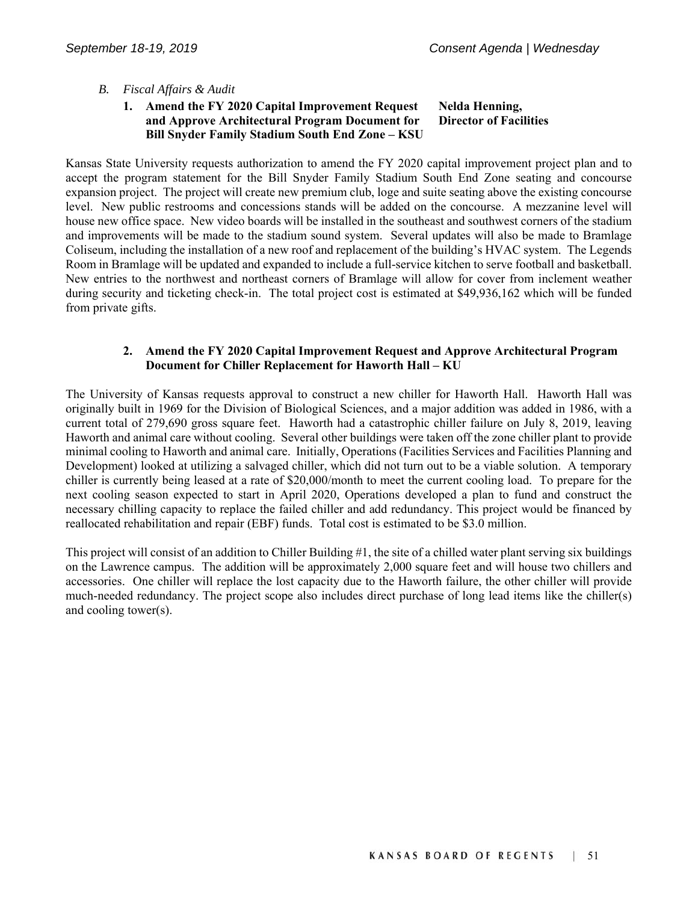*B. Fiscal Affairs & Audit*

**1. Amend the FY 2020 Capital Improvement Request and Approve Architectural Program Document for Bill Snyder Family Stadium South End Zone – KSU** **Nelda Henning, Director of Facilities**

Kansas State University requests authorization to amend the FY 2020 capital improvement project plan and to accept the program statement for the Bill Snyder Family Stadium South End Zone seating and concourse expansion project. The project will create new premium club, loge and suite seating above the existing concourse level. New public restrooms and concessions stands will be added on the concourse. A mezzanine level will house new office space. New video boards will be installed in the southeast and southwest corners of the stadium and improvements will be made to the stadium sound system. Several updates will also be made to Bramlage Coliseum, including the installation of a new roof and replacement of the building's HVAC system. The Legends Room in Bramlage will be updated and expanded to include a full-service kitchen to serve football and basketball. New entries to the northwest and northeast corners of Bramlage will allow for cover from inclement weather during security and ticketing check-in. The total project cost is estimated at $49,936,162 which will be funded from private gifts.

**2. Amend the FY 2020 Capital Improvement Request and Approve Architectural Program Document for Chiller Replacement for Haworth Hall – KU**

The University of Kansas requests approval to construct a new chiller for Haworth Hall. Haworth Hall was originally built in 1969 for the Division of Biological Sciences, and a major addition was added in 1986, with a current total of 279,690 gross square feet. Haworth had a catastrophic chiller failure on July 8, 2019, leaving Haworth and animal care without cooling. Several other buildings were taken off the zone chiller plant to provide minimal cooling to Haworth and animal care. Initially, Operations (Facilities Services and Facilities Planning and Development) looked at utilizing a salvaged chiller, which did not turn out to be a viable solution. A temporary chiller is currently being leased at a rate of $20,000/month to meet the current cooling load. To prepare for the next cooling season expected to start in April 2020, Operations developed a plan to fund and construct the necessary chilling capacity to replace the failed chiller and add redundancy. This project would be financed by reallocated rehabilitation and repair (EBF) funds. Total cost is estimated to be $3.0 million.

This project will consist of an addition to Chiller Building #1, the site of a chilled water plant serving six buildings on the Lawrence campus. The addition will be approximately 2,000 square feet and will house two chillers and accessories. One chiller will replace the lost capacity due to the Haworth failure, the other chiller will provide much-needed redundancy. The project scope also includes direct purchase of long lead items like the chiller(s) and cooling tower(s).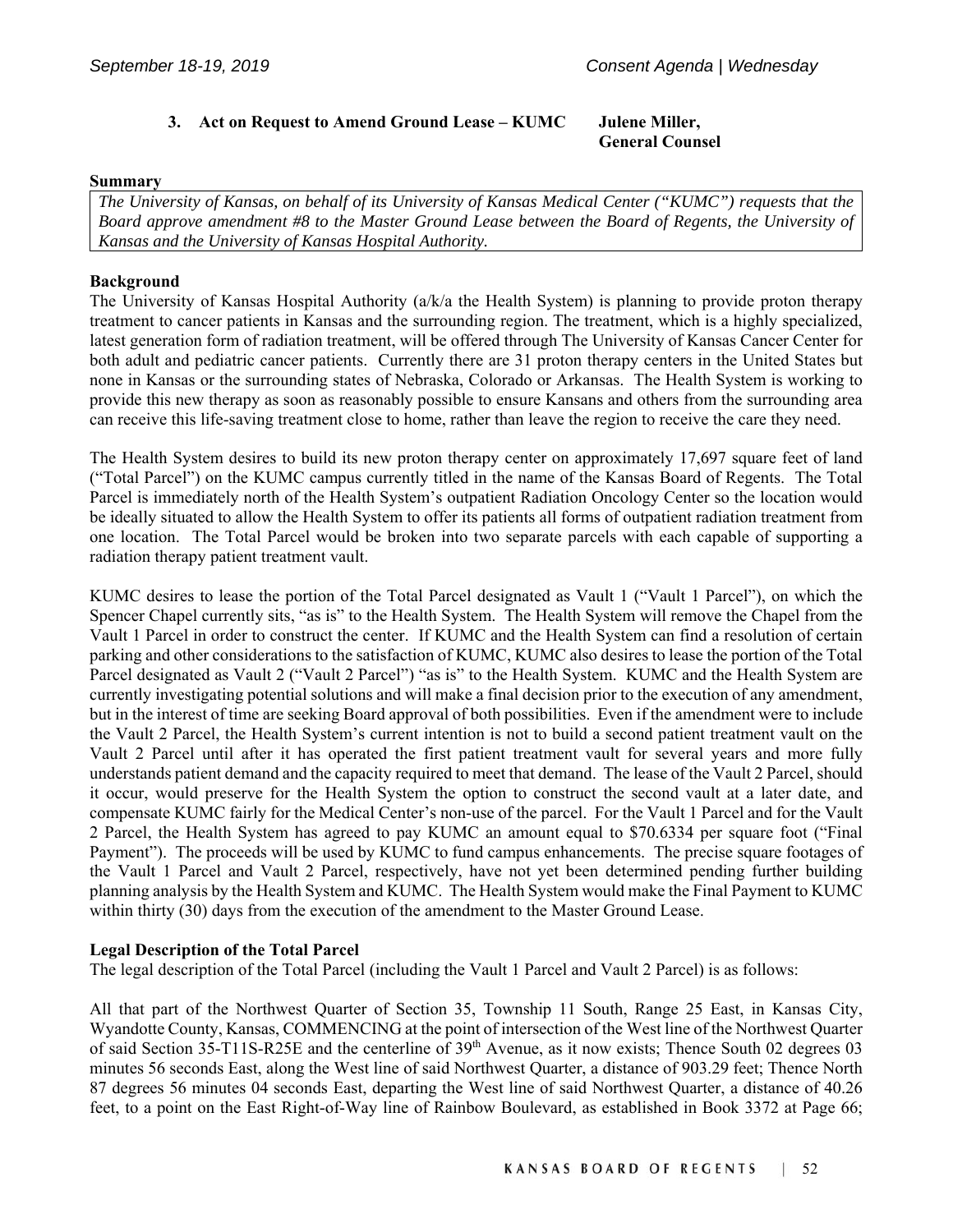**3. Act on Request to Amend Ground Lease – KUMC** **Julene Miller, General Counsel**

**Summary**

*The University of Kansas, on behalf of its University of Kansas Medical Center ("KUMC") requests that the Board approve amendment #8 to the Master Ground Lease between the Board of Regents, the University of Kansas and the University of Kansas Hospital Authority.*

**Background**

The University of Kansas Hospital Authority (a/k/a the Health System) is planning to provide proton therapy treatment to cancer patients in Kansas and the surrounding region. The treatment, which is a highly specialized, latest generation form of radiation treatment, will be offered through The University of Kansas Cancer Center for both adult and pediatric cancer patients. Currently there are 31 proton therapy centers in the United States but none in Kansas or the surrounding states of Nebraska, Colorado or Arkansas. The Health System is working to provide this new therapy as soon as reasonably possible to ensure Kansans and others from the surrounding area can receive this life-saving treatment close to home, rather than leave the region to receive the care they need.

The Health System desires to build its new proton therapy center on approximately 17,697 square feet of land ("Total Parcel") on the KUMC campus currently titled in the name of the Kansas Board of Regents. The Total Parcel is immediately north of the Health System's outpatient Radiation Oncology Center so the location would be ideally situated to allow the Health System to offer its patients all forms of outpatient radiation treatment from one location. The Total Parcel would be broken into two separate parcels with each capable of supporting a radiation therapy patient treatment vault.

KUMC desires to lease the portion of the Total Parcel designated as Vault 1 ("Vault 1 Parcel"), on which the Spencer Chapel currently sits, "as is" to the Health System. The Health System will remove the Chapel from the Vault 1 Parcel in order to construct the center. If KUMC and the Health System can find a resolution of certain parking and other considerations to the satisfaction of KUMC, KUMC also desires to lease the portion of the Total Parcel designated as Vault 2 ("Vault 2 Parcel") "as is" to the Health System. KUMC and the Health System are currently investigating potential solutions and will make a final decision prior to the execution of any amendment, but in the interest of time are seeking Board approval of both possibilities. Even if the amendment were to include the Vault 2 Parcel, the Health System's current intention is not to build a second patient treatment vault on the Vault 2 Parcel until after it has operated the first patient treatment vault for several years and more fully understands patient demand and the capacity required to meet that demand. The lease of the Vault 2 Parcel, should it occur, would preserve for the Health System the option to construct the second vault at a later date, and compensate KUMC fairly for the Medical Center's non-use of the parcel. For the Vault 1 Parcel and for the Vault 2 Parcel, the Health System has agreed to pay KUMC an amount equal to $70.6334 per square foot ("Final Payment"). The proceeds will be used by KUMC to fund campus enhancements. The precise square footages of the Vault 1 Parcel and Vault 2 Parcel, respectively, have not yet been determined pending further building planning analysis by the Health System and KUMC. The Health System would make the Final Payment to KUMC within thirty (30) days from the execution of the amendment to the Master Ground Lease.

**Legal Description of the Total Parcel**

The legal description of the Total Parcel (including the Vault 1 Parcel and Vault 2 Parcel) is as follows:

All that part of the Northwest Quarter of Section 35, Township 11 South, Range 25 East, in Kansas City, Wyandotte County, Kansas, COMMENCING at the point of intersection of the West line of the Northwest Quarter of said Section 35-T11S-R25E and the centerline of 39th Avenue, as it now exists; Thence South 02 degrees 03 minutes 56 seconds East, along the West line of said Northwest Quarter, a distance of 903.29 feet; Thence North 87 degrees 56 minutes 04 seconds East, departing the West line of said Northwest Quarter, a distance of 40.26 feet, to a point on the East Right-of-Way line of Rainbow Boulevard, as established in Book 3372 at Page 66;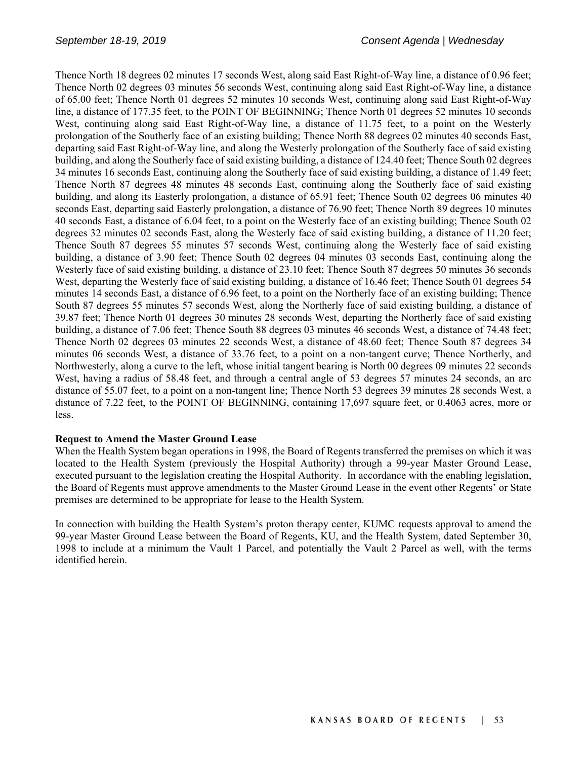Thence North 18 degrees 02 minutes 17 seconds West, along said East Right-of-Way line, a distance of 0.96 feet; Thence North 02 degrees 03 minutes 56 seconds West, continuing along said East Right-of-Way line, a distance of 65.00 feet; Thence North 01 degrees 52 minutes 10 seconds West, continuing along said East Right-of-Way line, a distance of 177.35 feet, to the POINT OF BEGINNING; Thence North 01 degrees 52 minutes 10 seconds West, continuing along said East Right-of-Way line, a distance of 11.75 feet, to a point on the Westerly prolongation of the Southerly face of an existing building; Thence North 88 degrees 02 minutes 40 seconds East, departing said East Right-of-Way line, and along the Westerly prolongation of the Southerly face of said existing building, and along the Southerly face of said existing building, a distance of 124.40 feet; Thence South 02 degrees 34 minutes 16 seconds East, continuing along the Southerly face of said existing building, a distance of 1.49 feet; Thence North 87 degrees 48 minutes 48 seconds East, continuing along the Southerly face of said existing building, and along its Easterly prolongation, a distance of 65.91 feet; Thence South 02 degrees 06 minutes 40 seconds East, departing said Easterly prolongation, a distance of 76.90 feet; Thence North 89 degrees 10 minutes 40 seconds East, a distance of 6.04 feet, to a point on the Westerly face of an existing building; Thence South 02 degrees 32 minutes 02 seconds East, along the Westerly face of said existing building, a distance of 11.20 feet; Thence South 87 degrees 55 minutes 57 seconds West, continuing along the Westerly face of said existing building, a distance of 3.90 feet; Thence South 02 degrees 04 minutes 03 seconds East, continuing along the Westerly face of said existing building, a distance of 23.10 feet; Thence South 87 degrees 50 minutes 36 seconds West, departing the Westerly face of said existing building, a distance of 16.46 feet; Thence South 01 degrees 54 minutes 14 seconds East, a distance of 6.96 feet, to a point on the Northerly face of an existing building; Thence South 87 degrees 55 minutes 57 seconds West, along the Northerly face of said existing building, a distance of 39.87 feet; Thence North 01 degrees 30 minutes 28 seconds West, departing the Northerly face of said existing building, a distance of 7.06 feet; Thence South 88 degrees 03 minutes 46 seconds West, a distance of 74.48 feet; Thence North 02 degrees 03 minutes 22 seconds West, a distance of 48.60 feet; Thence South 87 degrees 34 minutes 06 seconds West, a distance of 33.76 feet, to a point on a non-tangent curve; Thence Northerly, and Northwesterly, along a curve to the left, whose initial tangent bearing is North 00 degrees 09 minutes 22 seconds West, having a radius of 58.48 feet, and through a central angle of 53 degrees 57 minutes 24 seconds, an arc distance of 55.07 feet, to a point on a non-tangent line; Thence North 53 degrees 39 minutes 28 seconds West, a distance of 7.22 feet, to the POINT OF BEGINNING, containing 17,697 square feet, or 0.4063 acres, more or less.

**Request to Amend the Master Ground Lease**

When the Health System began operations in 1998, the Board of Regents transferred the premises on which it was located to the Health System (previously the Hospital Authority) through a 99-year Master Ground Lease, executed pursuant to the legislation creating the Hospital Authority. In accordance with the enabling legislation, the Board of Regents must approve amendments to the Master Ground Lease in the event other Regents' or State premises are determined to be appropriate for lease to the Health System.

In connection with building the Health System's proton therapy center, KUMC requests approval to amend the 99-year Master Ground Lease between the Board of Regents, KU, and the Health System, dated September 30, 1998 to include at a minimum the Vault 1 Parcel, and potentially the Vault 2 Parcel as well, with the terms identified herein.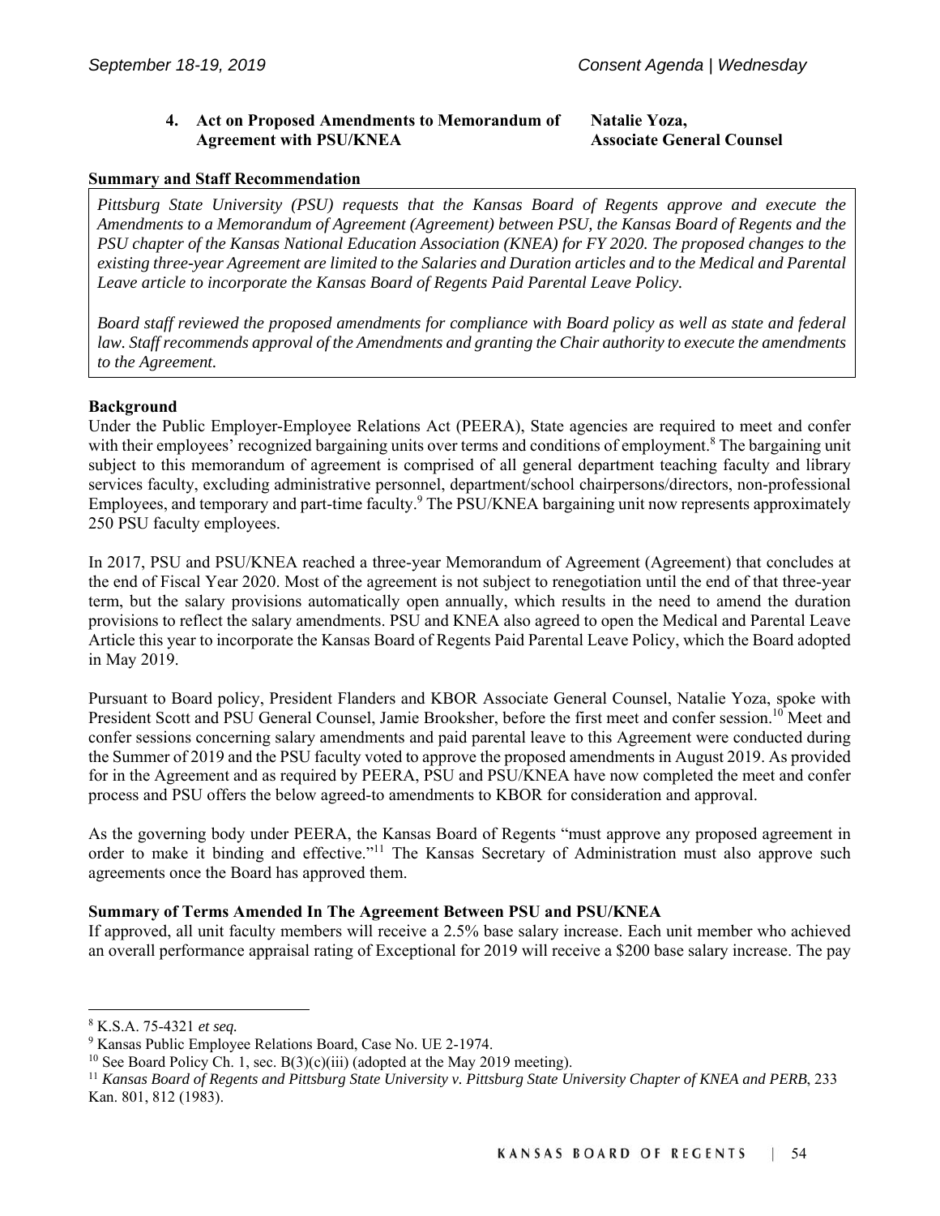**4. Act on Proposed Amendments to Memorandum of Agreement with PSU/KNEA** — **Natalie Yoza, Associate General Counsel**

**Summary and Staff Recommendation**

*Pittsburg State University (PSU) requests that the Kansas Board of Regents approve and execute the Amendments to a Memorandum of Agreement (Agreement) between PSU, the Kansas Board of Regents and the PSU chapter of the Kansas National Education Association (KNEA) for FY 2020. The proposed changes to the existing three-year Agreement are limited to the Salaries and Duration articles and to the Medical and Parental Leave article to incorporate the Kansas Board of Regents Paid Parental Leave Policy.*

*Board staff reviewed the proposed amendments for compliance with Board policy as well as state and federal law. Staff recommends approval of the Amendments and granting the Chair authority to execute the amendments to the Agreement.*

**Background**

Under the Public Employer-Employee Relations Act (PEERA), State agencies are required to meet and confer with their employees' recognized bargaining units over terms and conditions of employment.[8] The bargaining unit subject to this memorandum of agreement is comprised of all general department teaching faculty and library services faculty, excluding administrative personnel, department/school chairpersons/directors, non-professional Employees, and temporary and part-time faculty.[9] The PSU/KNEA bargaining unit now represents approximately 250 PSU faculty employees.

In 2017, PSU and PSU/KNEA reached a three-year Memorandum of Agreement (Agreement) that concludes at the end of Fiscal Year 2020. Most of the agreement is not subject to renegotiation until the end of that three-year term, but the salary provisions automatically open annually, which results in the need to amend the duration provisions to reflect the salary amendments. PSU and KNEA also agreed to open the Medical and Parental Leave Article this year to incorporate the Kansas Board of Regents Paid Parental Leave Policy, which the Board adopted in May 2019.

Pursuant to Board policy, President Flanders and KBOR Associate General Counsel, Natalie Yoza, spoke with President Scott and PSU General Counsel, Jamie Brooksher, before the first meet and confer session.[10] Meet and confer sessions concerning salary amendments and paid parental leave to this Agreement were conducted during the Summer of 2019 and the PSU faculty voted to approve the proposed amendments in August 2019. As provided for in the Agreement and as required by PEERA, PSU and PSU/KNEA have now completed the meet and confer process and PSU offers the below agreed-to amendments to KBOR for consideration and approval.

As the governing body under PEERA, the Kansas Board of Regents "must approve any proposed agreement in order to make it binding and effective."[11] The Kansas Secretary of Administration must also approve such agreements once the Board has approved them.

**Summary of Terms Amended In The Agreement Between PSU and PSU/KNEA**

If approved, all unit faculty members will receive a 2.5% base salary increase. Each unit member who achieved an overall performance appraisal rating of Exceptional for 2019 will receive a $200 base salary increase. The pay

---

[8] K.S.A. 75-4321 *et seq.*

[9] Kansas Public Employee Relations Board, Case No. UE 2-1974.

[10] See Board Policy Ch. 1, sec. B(3)(c)(iii) (adopted at the May 2019 meeting).

[11] *Kansas Board of Regents and Pittsburg State University v. Pittsburg State University Chapter of KNEA and PERB*, 233 Kan. 801, 812 (1983).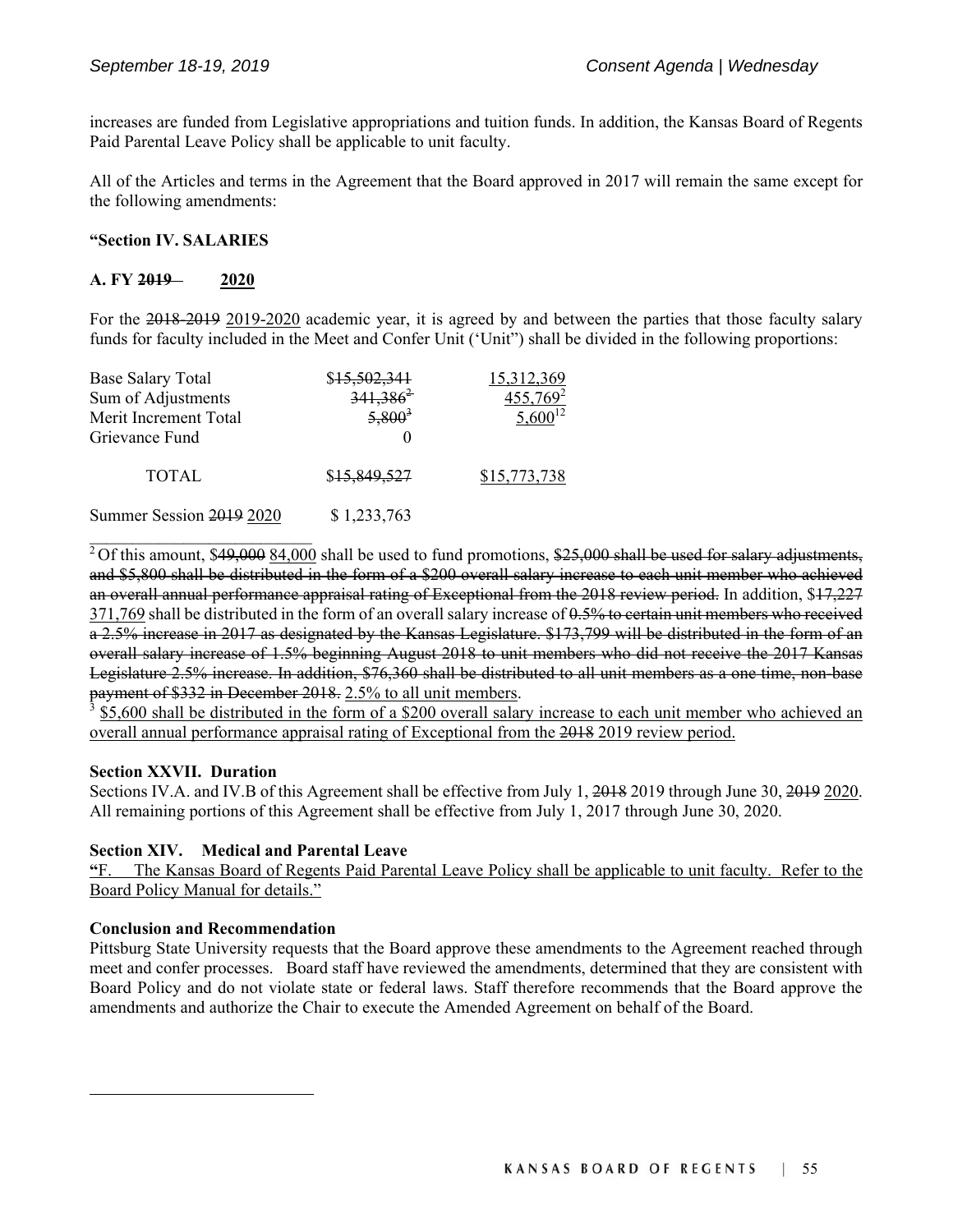increases are funded from Legislative appropriations and tuition funds. In addition, the Kansas Board of Regents Paid Parental Leave Policy shall be applicable to unit faculty.

All of the Articles and terms in the Agreement that the Board approved in 2017 will remain the same except for the following amendments:

**"Section IV. SALARIES**

**A. FY ~~2019~~ <u>2020</u>**

For the ~~2018-2019~~ <u>2019-2020</u> academic year, it is agreed by and between the parties that those faculty salary funds for faculty included in the Meet and Confer Unit ('Unit") shall be divided in the following proportions:

| | | |
|---|---|---|
| Base Salary Total | ~~$15,502,341~~ | <u>15,312,369</u> |
| Sum of Adjustments | ~~341,386~~[2] | <u>455,769</u>[2] |
| Merit Increment Total | ~~5,800~~[3] | <u>5,600</u>[12] |
| Grievance Fund | 0 | |
| TOTAL | ~~$15,849,527~~ | <u>$15,773,738</u> |
| Summer Session ~~2019~~ <u>2020</u> | $ 1,233,763 | |

[2] Of this amount, $~~49,000~~ <u>84,000</u> shall be used to fund promotions, ~~$25,000 shall be used for salary adjustments, and $5,800 shall be distributed in the form of a $200 overall salary increase to each unit member who achieved an overall annual performance appraisal rating of Exceptional from the 2018 review period.~~ In addition, $~~17,227~~ <u>371,769</u> shall be distributed in the form of an overall salary increase of ~~0.5% to certain unit members who received a 2.5% increase in 2017 as designated by the Kansas Legislature. $173,799 will be distributed in the form of an overall salary increase of 1.5% beginning August 2018 to unit members who did not receive the 2017 Kansas Legislature 2.5% increase. In addition, $76,360 shall be distributed to all unit members as a one time, non-base payment of $332 in December 2018.~~ <u>2.5% to all unit members</u>.

[3] <u>$5,600 shall be distributed in the form of a $200 overall salary increase to each unit member who achieved an overall annual performance appraisal rating of Exceptional from the ~~2018~~ 2019 review period.</u>

**Section XXVII. Duration**

Sections IV.A. and IV.B of this Agreement shall be effective from July 1, ~~2018~~ 2019 through June 30, ~~2019~~ <u>2020</u>. All remaining portions of this Agreement shall be effective from July 1, 2017 through June 30, 2020.

**Section XIV. Medical and Parental Leave**

<u>**"**F. The Kansas Board of Regents Paid Parental Leave Policy shall be applicable to unit faculty. Refer to the Board Policy Manual for details."</u>

**Conclusion and Recommendation**

Pittsburg State University requests that the Board approve these amendments to the Agreement reached through meet and confer processes. Board staff have reviewed the amendments, determined that they are consistent with Board Policy and do not violate state or federal laws. Staff therefore recommends that the Board approve the amendments and authorize the Chair to execute the Amended Agreement on behalf of the Board.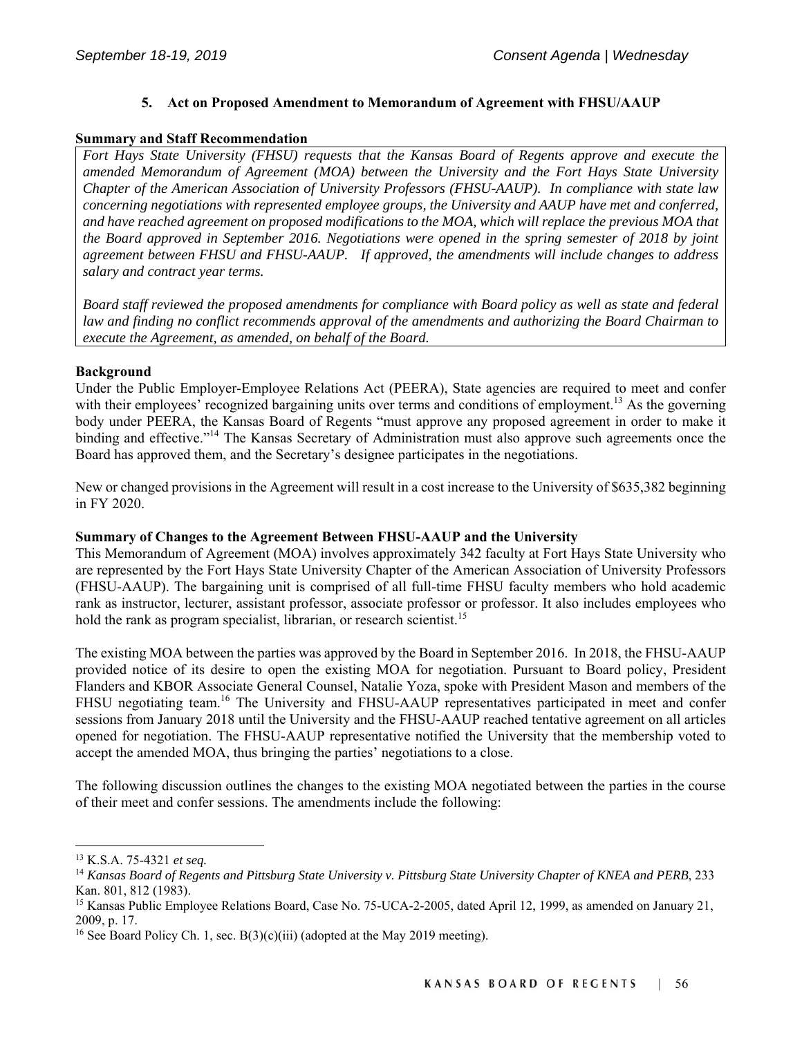### 5. Act on Proposed Amendment to Memorandum of Agreement with FHSU/AAUP

**Summary and Staff Recommendation**

*Fort Hays State University (FHSU) requests that the Kansas Board of Regents approve and execute the amended Memorandum of Agreement (MOA) between the University and the Fort Hays State University Chapter of the American Association of University Professors (FHSU-AAUP). In compliance with state law concerning negotiations with represented employee groups, the University and AAUP have met and conferred, and have reached agreement on proposed modifications to the MOA, which will replace the previous MOA that the Board approved in September 2016. Negotiations were opened in the spring semester of 2018 by joint agreement between FHSU and FHSU-AAUP. If approved, the amendments will include changes to address salary and contract year terms.*

*Board staff reviewed the proposed amendments for compliance with Board policy as well as state and federal law and finding no conflict recommends approval of the amendments and authorizing the Board Chairman to execute the Agreement, as amended, on behalf of the Board.*

**Background**

Under the Public Employer-Employee Relations Act (PEERA), State agencies are required to meet and confer with their employees' recognized bargaining units over terms and conditions of employment.[13] As the governing body under PEERA, the Kansas Board of Regents "must approve any proposed agreement in order to make it binding and effective."[14] The Kansas Secretary of Administration must also approve such agreements once the Board has approved them, and the Secretary's designee participates in the negotiations.

New or changed provisions in the Agreement will result in a cost increase to the University of $635,382 beginning in FY 2020.

**Summary of Changes to the Agreement Between FHSU-AAUP and the University**

This Memorandum of Agreement (MOA) involves approximately 342 faculty at Fort Hays State University who are represented by the Fort Hays State University Chapter of the American Association of University Professors (FHSU-AAUP). The bargaining unit is comprised of all full-time FHSU faculty members who hold academic rank as instructor, lecturer, assistant professor, associate professor or professor. It also includes employees who hold the rank as program specialist, librarian, or research scientist.[15]

The existing MOA between the parties was approved by the Board in September 2016. In 2018, the FHSU-AAUP provided notice of its desire to open the existing MOA for negotiation. Pursuant to Board policy, President Flanders and KBOR Associate General Counsel, Natalie Yoza, spoke with President Mason and members of the FHSU negotiating team.[16] The University and FHSU-AAUP representatives participated in meet and confer sessions from January 2018 until the University and the FHSU-AAUP reached tentative agreement on all articles opened for negotiation. The FHSU-AAUP representative notified the University that the membership voted to accept the amended MOA, thus bringing the parties' negotiations to a close.

The following discussion outlines the changes to the existing MOA negotiated between the parties in the course of their meet and confer sessions. The amendments include the following:

---

[13] K.S.A. 75-4321 *et seq.*

[14] *Kansas Board of Regents and Pittsburg State University v. Pittsburg State University Chapter of KNEA and PERB*, 233 Kan. 801, 812 (1983).

[15] Kansas Public Employee Relations Board, Case No. 75-UCA-2-2005, dated April 12, 1999, as amended on January 21, 2009, p. 17.

[16] See Board Policy Ch. 1, sec. B(3)(c)(iii) (adopted at the May 2019 meeting).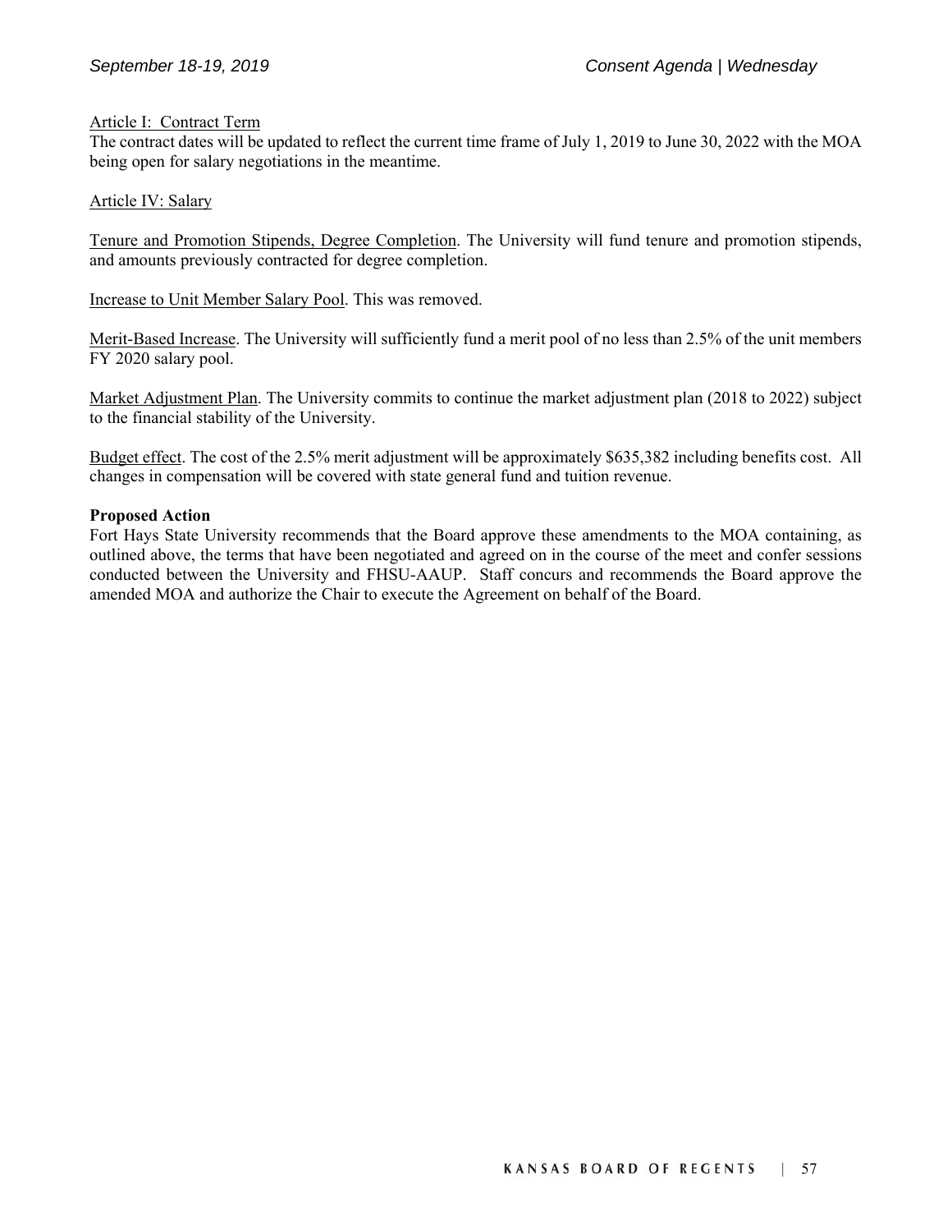Article I: Contract Term

The contract dates will be updated to reflect the current time frame of July 1, 2019 to June 30, 2022 with the MOA being open for salary negotiations in the meantime.

Article IV: Salary

Tenure and Promotion Stipends, Degree Completion. The University will fund tenure and promotion stipends, and amounts previously contracted for degree completion.

Increase to Unit Member Salary Pool. This was removed.

Merit-Based Increase. The University will sufficiently fund a merit pool of no less than 2.5% of the unit members FY 2020 salary pool.

Market Adjustment Plan. The University commits to continue the market adjustment plan (2018 to 2022) subject to the financial stability of the University.

Budget effect. The cost of the 2.5% merit adjustment will be approximately $635,382 including benefits cost. All changes in compensation will be covered with state general fund and tuition revenue.

**Proposed Action**

Fort Hays State University recommends that the Board approve these amendments to the MOA containing, as outlined above, the terms that have been negotiated and agreed on in the course of the meet and confer sessions conducted between the University and FHSU-AAUP. Staff concurs and recommends the Board approve the amended MOA and authorize the Chair to execute the Agreement on behalf of the Board.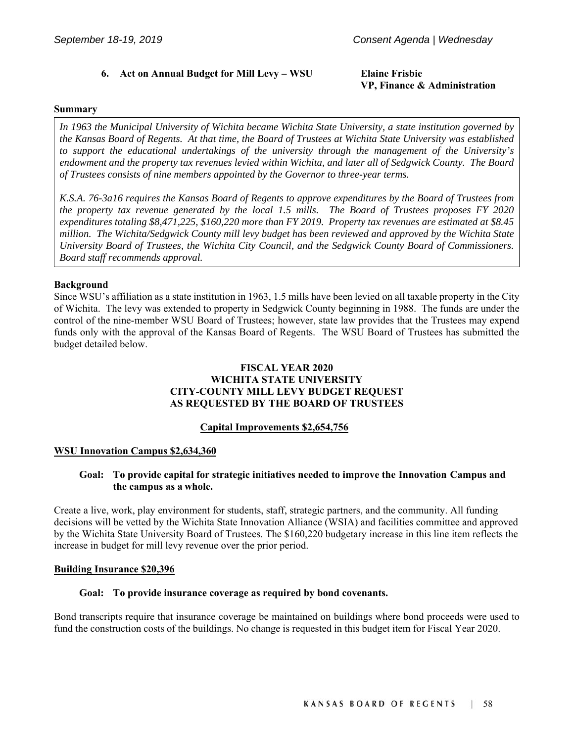**6. Act on Annual Budget for Mill Levy – WSU**

**Elaine Frisbie**
**VP, Finance & Administration**

**Summary**

*In 1963 the Municipal University of Wichita became Wichita State University, a state institution governed by the Kansas Board of Regents. At that time, the Board of Trustees at Wichita State University was established to support the educational undertakings of the university through the management of the University's endowment and the property tax revenues levied within Wichita, and later all of Sedgwick County. The Board of Trustees consists of nine members appointed by the Governor to three-year terms.*

*K.S.A. 76-3a16 requires the Kansas Board of Regents to approve expenditures by the Board of Trustees from the property tax revenue generated by the local 1.5 mills. The Board of Trustees proposes FY 2020 expenditures totaling $8,471,225, $160,220 more than FY 2019. Property tax revenues are estimated at $8.45 million. The Wichita/Sedgwick County mill levy budget has been reviewed and approved by the Wichita State University Board of Trustees, the Wichita City Council, and the Sedgwick County Board of Commissioners. Board staff recommends approval.*

**Background**

Since WSU's affiliation as a state institution in 1963, 1.5 mills have been levied on all taxable property in the City of Wichita. The levy was extended to property in Sedgwick County beginning in 1988. The funds are under the control of the nine-member WSU Board of Trustees; however, state law provides that the Trustees may expend funds only with the approval of the Kansas Board of Regents. The WSU Board of Trustees has submitted the budget detailed below.

**FISCAL YEAR 2020**
**WICHITA STATE UNIVERSITY**
**CITY-COUNTY MILL LEVY BUDGET REQUEST**
**AS REQUESTED BY THE BOARD OF TRUSTEES**

**Capital Improvements $2,654,756**

**WSU Innovation Campus $2,634,360**

**Goal: To provide capital for strategic initiatives needed to improve the Innovation Campus and the campus as a whole.**

Create a live, work, play environment for students, staff, strategic partners, and the community. All funding decisions will be vetted by the Wichita State Innovation Alliance (WSIA) and facilities committee and approved by the Wichita State University Board of Trustees. The $160,220 budgetary increase in this line item reflects the increase in budget for mill levy revenue over the prior period.

**Building Insurance $20,396**

**Goal: To provide insurance coverage as required by bond covenants.**

Bond transcripts require that insurance coverage be maintained on buildings where bond proceeds were used to fund the construction costs of the buildings. No change is requested in this budget item for Fiscal Year 2020.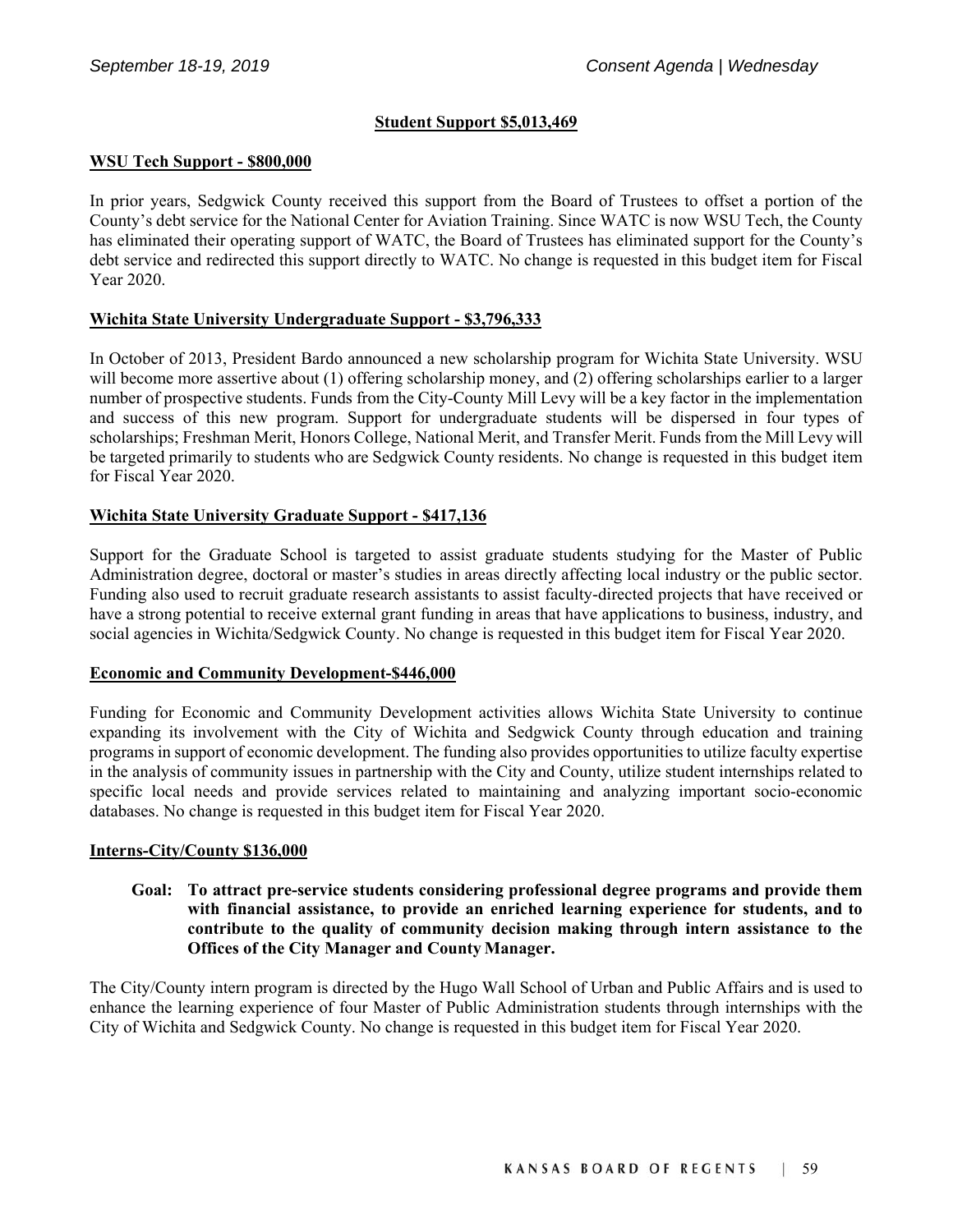## Student Support $5,013,469

**WSU Tech Support - $800,000**

In prior years, Sedgwick County received this support from the Board of Trustees to offset a portion of the County's debt service for the National Center for Aviation Training. Since WATC is now WSU Tech, the County has eliminated their operating support of WATC, the Board of Trustees has eliminated support for the County's debt service and redirected this support directly to WATC. No change is requested in this budget item for Fiscal Year 2020.

**Wichita State University Undergraduate Support - $3,796,333**

In October of 2013, President Bardo announced a new scholarship program for Wichita State University. WSU will become more assertive about (1) offering scholarship money, and (2) offering scholarships earlier to a larger number of prospective students. Funds from the City-County Mill Levy will be a key factor in the implementation and success of this new program. Support for undergraduate students will be dispersed in four types of scholarships; Freshman Merit, Honors College, National Merit, and Transfer Merit. Funds from the Mill Levy will be targeted primarily to students who are Sedgwick County residents. No change is requested in this budget item for Fiscal Year 2020.

**Wichita State University Graduate Support - $417,136**

Support for the Graduate School is targeted to assist graduate students studying for the Master of Public Administration degree, doctoral or master's studies in areas directly affecting local industry or the public sector. Funding also used to recruit graduate research assistants to assist faculty-directed projects that have received or have a strong potential to receive external grant funding in areas that have applications to business, industry, and social agencies in Wichita/Sedgwick County. No change is requested in this budget item for Fiscal Year 2020.

**Economic and Community Development-$446,000**

Funding for Economic and Community Development activities allows Wichita State University to continue expanding its involvement with the City of Wichita and Sedgwick County through education and training programs in support of economic development. The funding also provides opportunities to utilize faculty expertise in the analysis of community issues in partnership with the City and County, utilize student internships related to specific local needs and provide services related to maintaining and analyzing important socio-economic databases. No change is requested in this budget item for Fiscal Year 2020.

**Interns-City/County $136,000**

**Goal: To attract pre-service students considering professional degree programs and provide them with financial assistance, to provide an enriched learning experience for students, and to contribute to the quality of community decision making through intern assistance to the Offices of the City Manager and County Manager.**

The City/County intern program is directed by the Hugo Wall School of Urban and Public Affairs and is used to enhance the learning experience of four Master of Public Administration students through internships with the City of Wichita and Sedgwick County. No change is requested in this budget item for Fiscal Year 2020.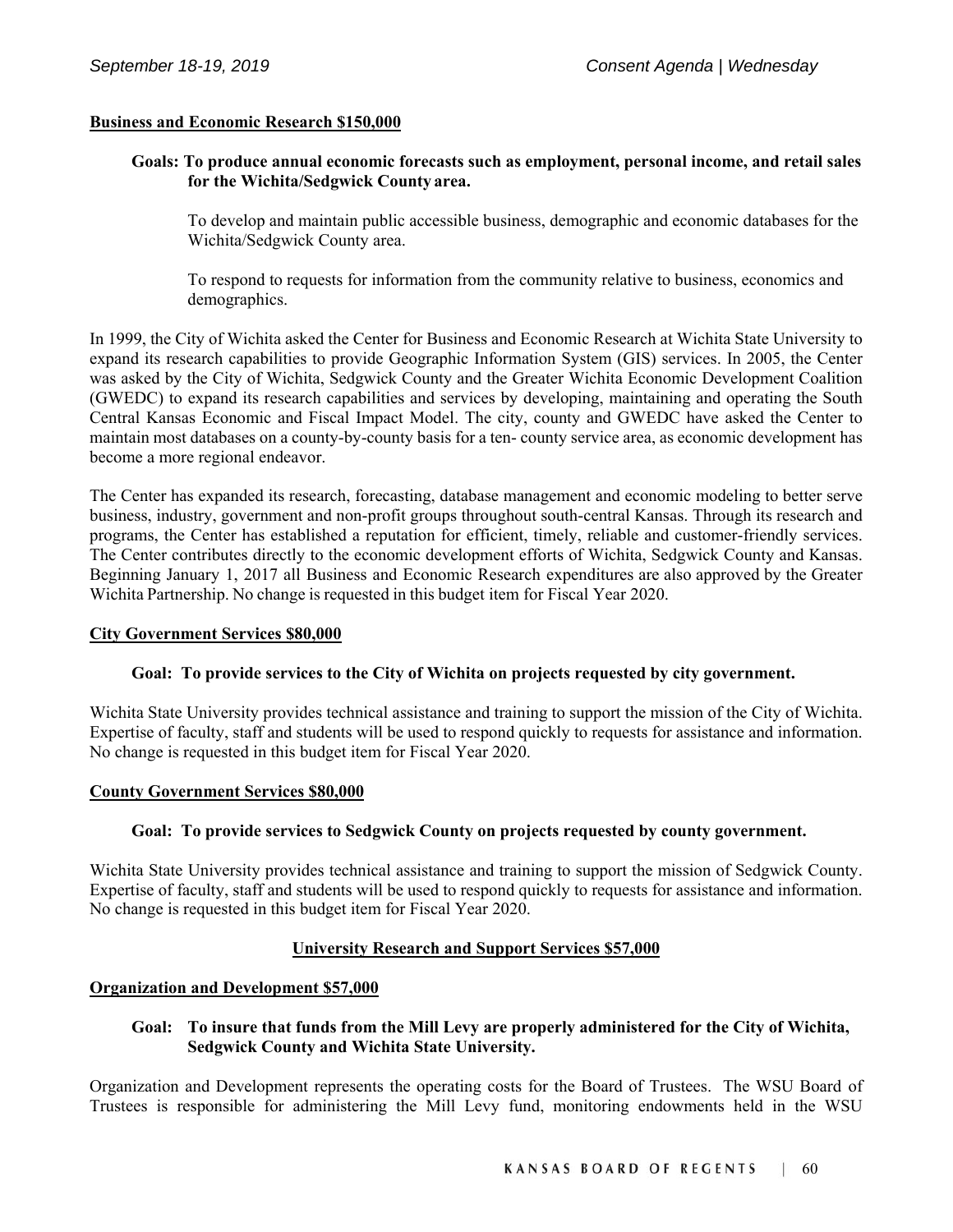**Business and Economic Research $150,000**

**Goals: To produce annual economic forecasts such as employment, personal income, and retail sales for the Wichita/Sedgwick County area.**

To develop and maintain public accessible business, demographic and economic databases for the Wichita/Sedgwick County area.

To respond to requests for information from the community relative to business, economics and demographics.

In 1999, the City of Wichita asked the Center for Business and Economic Research at Wichita State University to expand its research capabilities to provide Geographic Information System (GIS) services. In 2005, the Center was asked by the City of Wichita, Sedgwick County and the Greater Wichita Economic Development Coalition (GWEDC) to expand its research capabilities and services by developing, maintaining and operating the South Central Kansas Economic and Fiscal Impact Model. The city, county and GWEDC have asked the Center to maintain most databases on a county-by-county basis for a ten- county service area, as economic development has become a more regional endeavor.

The Center has expanded its research, forecasting, database management and economic modeling to better serve business, industry, government and non-profit groups throughout south-central Kansas. Through its research and programs, the Center has established a reputation for efficient, timely, reliable and customer-friendly services. The Center contributes directly to the economic development efforts of Wichita, Sedgwick County and Kansas. Beginning January 1, 2017 all Business and Economic Research expenditures are also approved by the Greater Wichita Partnership. No change is requested in this budget item for Fiscal Year 2020.

**City Government Services $80,000**

**Goal: To provide services to the City of Wichita on projects requested by city government.**

Wichita State University provides technical assistance and training to support the mission of the City of Wichita. Expertise of faculty, staff and students will be used to respond quickly to requests for assistance and information. No change is requested in this budget item for Fiscal Year 2020.

**County Government Services $80,000**

**Goal: To provide services to Sedgwick County on projects requested by county government.**

Wichita State University provides technical assistance and training to support the mission of Sedgwick County. Expertise of faculty, staff and students will be used to respond quickly to requests for assistance and information. No change is requested in this budget item for Fiscal Year 2020.

**University Research and Support Services $57,000**

**Organization and Development $57,000**

**Goal: To insure that funds from the Mill Levy are properly administered for the City of Wichita, Sedgwick County and Wichita State University.**

Organization and Development represents the operating costs for the Board of Trustees. The WSU Board of Trustees is responsible for administering the Mill Levy fund, monitoring endowments held in the WSU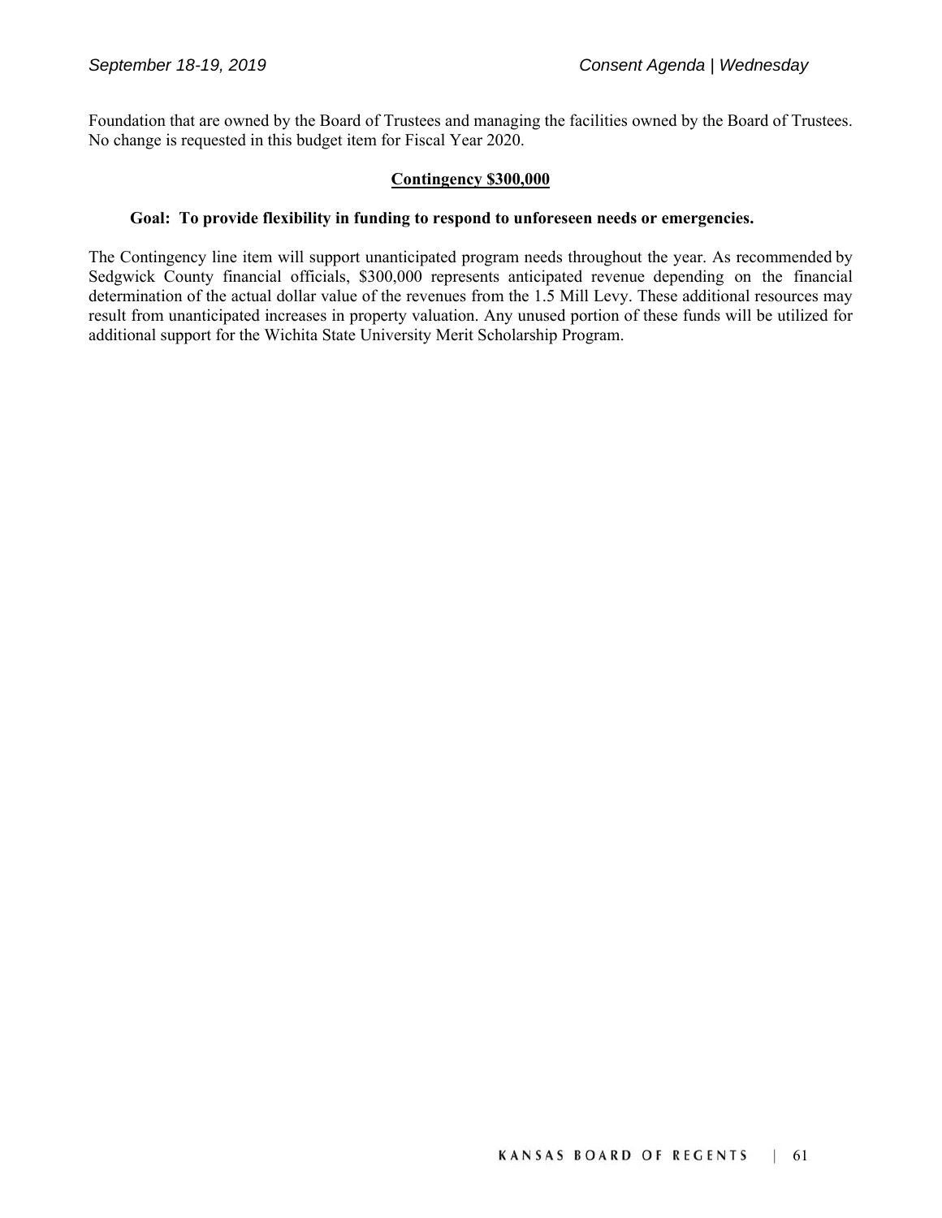Foundation that are owned by the Board of Trustees and managing the facilities owned by the Board of Trustees. No change is requested in this budget item for Fiscal Year 2020.

**Contingency $300,000**

**Goal: To provide flexibility in funding to respond to unforeseen needs or emergencies.**

The Contingency line item will support unanticipated program needs throughout the year. As recommended by Sedgwick County financial officials, $300,000 represents anticipated revenue depending on the financial determination of the actual dollar value of the revenues from the 1.5 Mill Levy. These additional resources may result from unanticipated increases in property valuation. Any unused portion of these funds will be utilized for additional support for the Wichita State University Merit Scholarship Program.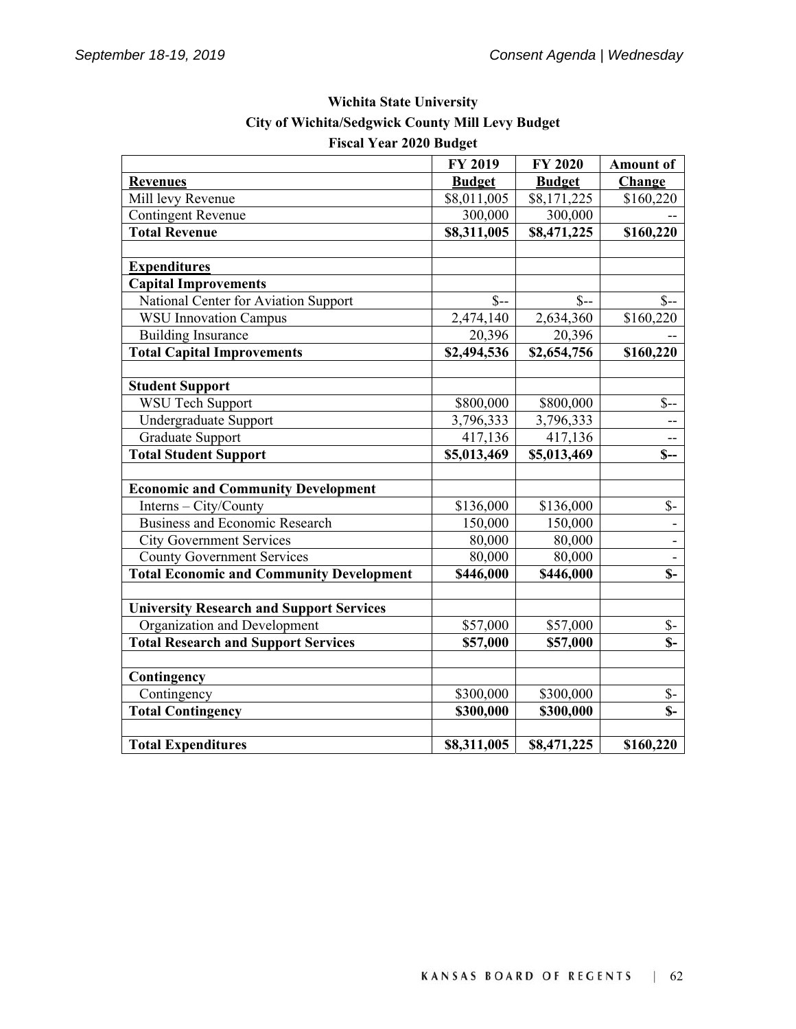**Wichita State University**

**City of Wichita/Sedgwick County Mill Levy Budget**

**Fiscal Year 2020 Budget**

| **Revenues** | **FY 2019 Budget** | **FY 2020 Budget** | **Amount of Change** |
|---|---|---|---|
| Mill levy Revenue | $8,011,005 | $8,171,225 | $160,220 |
| Contingent Revenue | 300,000 | 300,000 | -- |
| **Total Revenue** | **$8,311,005** | **$8,471,225** | **$160,220** |
| | | | |
| **Expenditures** | | | |
| **Capital Improvements** | | | |
| National Center for Aviation Support | $-- | $-- | $-- |
| WSU Innovation Campus | 2,474,140 | 2,634,360 | $160,220 |
| Building Insurance | 20,396 | 20,396 | -- |
| **Total Capital Improvements** | **$2,494,536** | **$2,654,756** | **$160,220** |
| | | | |
| **Student Support** | | | |
| WSU Tech Support | $800,000 | $800,000 | $-- |
| Undergraduate Support | 3,796,333 | 3,796,333 | -- |
| Graduate Support | 417,136 | 417,136 | -- |
| **Total Student Support** | **$5,013,469** | **$5,013,469** | **$--** |
| | | | |
| **Economic and Community Development** | | | |
| Interns – City/County | $136,000 | $136,000 | $- |
| Business and Economic Research | 150,000 | 150,000 | - |
| City Government Services | 80,000 | 80,000 | - |
| County Government Services | 80,000 | 80,000 | - |
| **Total Economic and Community Development** | **$446,000** | **$446,000** | **$-** |
| | | | |
| **University Research and Support Services** | | | |
| Organization and Development | $57,000 | $57,000 | $- |
| **Total Research and Support Services** | **$57,000** | **$57,000** | **$-** |
| | | | |
| **Contingency** | | | |
| Contingency | $300,000 | $300,000 | $- |
| **Total Contingency** | **$300,000** | **$300,000** | **$-** |
| | | | |
| **Total Expenditures** | **$8,311,005** | **$8,471,225** | **$160,220** |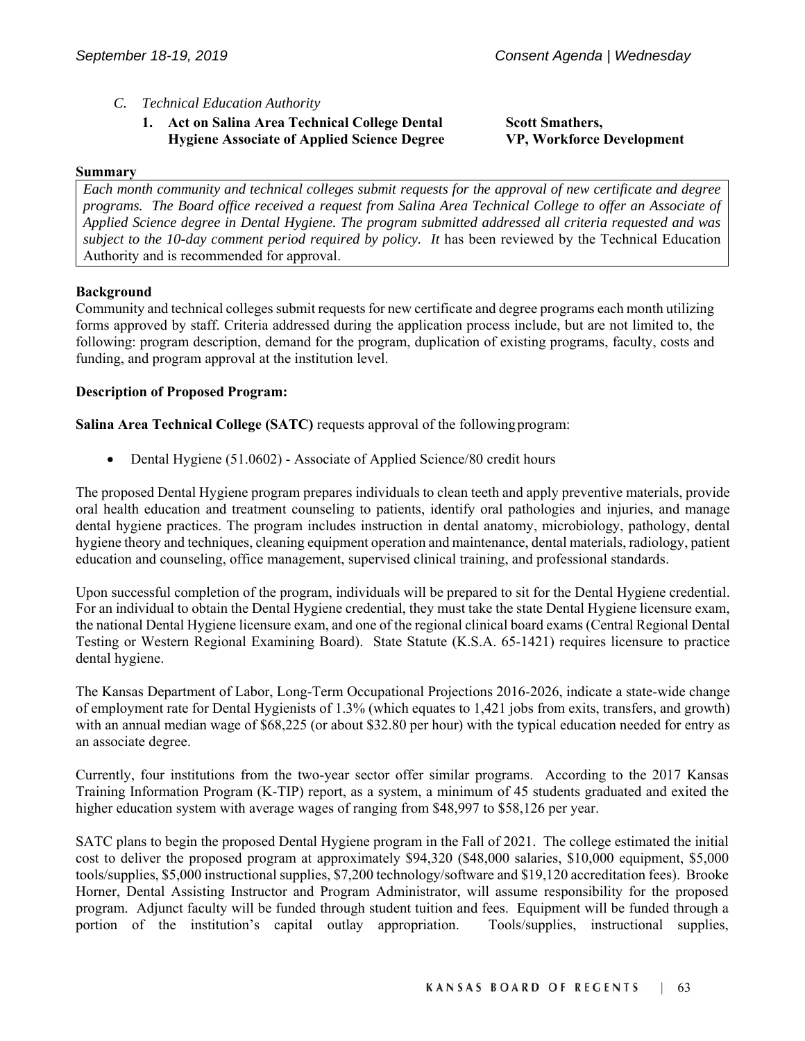*C. Technical Education Authority*

**1. Act on Salina Area Technical College Dental Hygiene Associate of Applied Science Degree** — **Scott Smathers, VP, Workforce Development**

**Summary**

*Each month community and technical colleges submit requests for the approval of new certificate and degree programs. The Board office received a request from Salina Area Technical College to offer an Associate of Applied Science degree in Dental Hygiene. The program submitted addressed all criteria requested and was subject to the 10-day comment period required by policy. It* has been reviewed by the Technical Education Authority and is recommended for approval.

**Background**

Community and technical colleges submit requests for new certificate and degree programs each month utilizing forms approved by staff. Criteria addressed during the application process include, but are not limited to, the following: program description, demand for the program, duplication of existing programs, faculty, costs and funding, and program approval at the institution level.

**Description of Proposed Program:**

**Salina Area Technical College (SATC)** requests approval of the following program:

- Dental Hygiene (51.0602) - Associate of Applied Science/80 credit hours

The proposed Dental Hygiene program prepares individuals to clean teeth and apply preventive materials, provide oral health education and treatment counseling to patients, identify oral pathologies and injuries, and manage dental hygiene practices. The program includes instruction in dental anatomy, microbiology, pathology, dental hygiene theory and techniques, cleaning equipment operation and maintenance, dental materials, radiology, patient education and counseling, office management, supervised clinical training, and professional standards.

Upon successful completion of the program, individuals will be prepared to sit for the Dental Hygiene credential. For an individual to obtain the Dental Hygiene credential, they must take the state Dental Hygiene licensure exam, the national Dental Hygiene licensure exam, and one of the regional clinical board exams (Central Regional Dental Testing or Western Regional Examining Board). State Statute (K.S.A. 65-1421) requires licensure to practice dental hygiene.

The Kansas Department of Labor, Long-Term Occupational Projections 2016-2026, indicate a state-wide change of employment rate for Dental Hygienists of 1.3% (which equates to 1,421 jobs from exits, transfers, and growth) with an annual median wage of $68,225 (or about $32.80 per hour) with the typical education needed for entry as an associate degree.

Currently, four institutions from the two-year sector offer similar programs. According to the 2017 Kansas Training Information Program (K-TIP) report, as a system, a minimum of 45 students graduated and exited the higher education system with average wages of ranging from $48,997 to $58,126 per year.

SATC plans to begin the proposed Dental Hygiene program in the Fall of 2021. The college estimated the initial cost to deliver the proposed program at approximately $94,320 ($48,000 salaries, $10,000 equipment, $5,000 tools/supplies, $5,000 instructional supplies, $7,200 technology/software and $19,120 accreditation fees). Brooke Horner, Dental Assisting Instructor and Program Administrator, will assume responsibility for the proposed program. Adjunct faculty will be funded through student tuition and fees. Equipment will be funded through a portion of the institution's capital outlay appropriation. Tools/supplies, instructional supplies,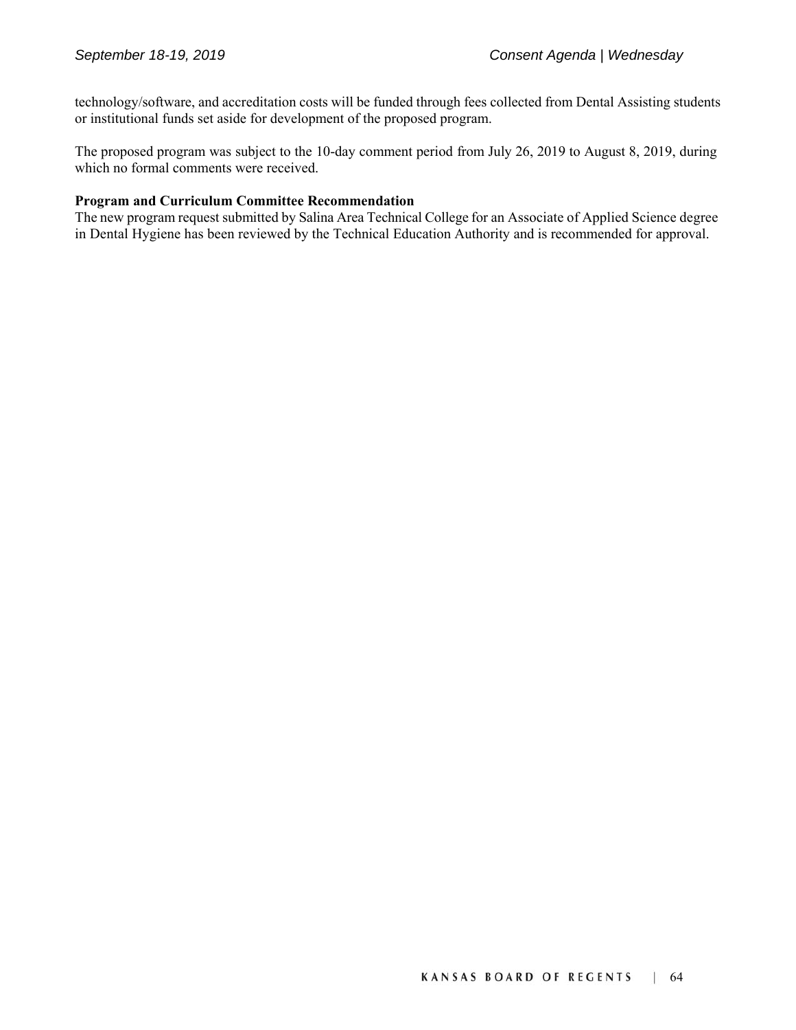technology/software, and accreditation costs will be funded through fees collected from Dental Assisting students or institutional funds set aside for development of the proposed program.

The proposed program was subject to the 10-day comment period from July 26, 2019 to August 8, 2019, during which no formal comments were received.

**Program and Curriculum Committee Recommendation**

The new program request submitted by Salina Area Technical College for an Associate of Applied Science degree in Dental Hygiene has been reviewed by the Technical Education Authority and is recommended for approval.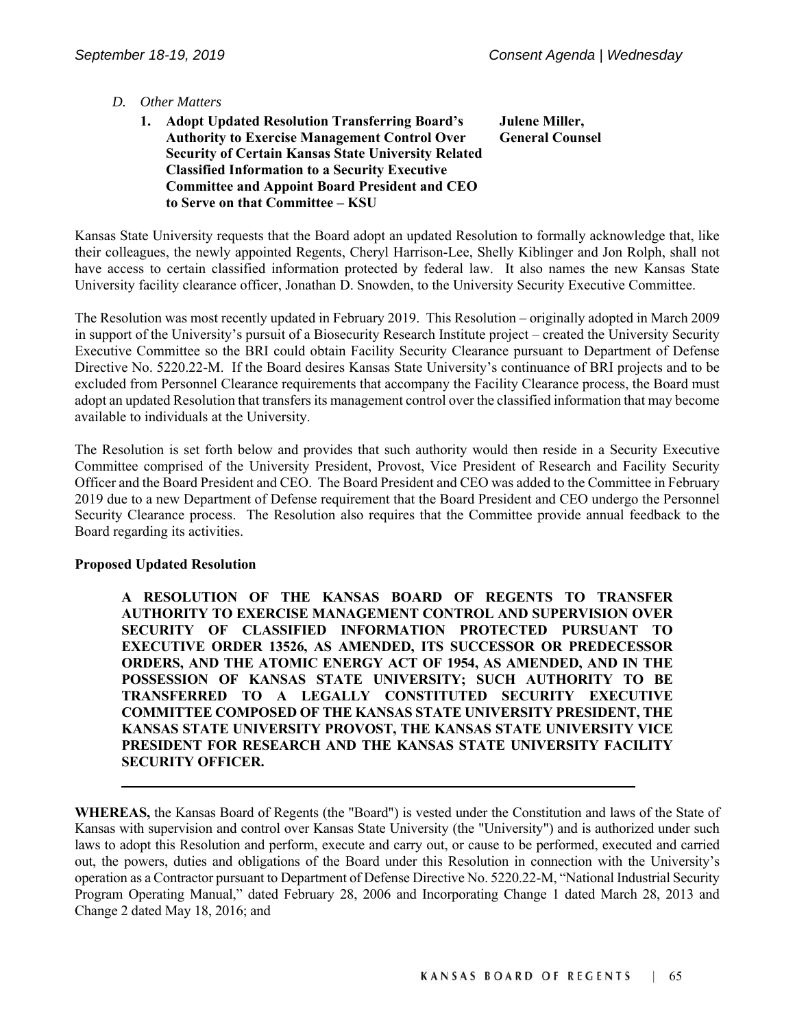*D. Other Matters*

1. **Adopt Updated Resolution Transferring Board's Authority to Exercise Management Control Over Security of Certain Kansas State University Related Classified Information to a Security Executive Committee and Appoint Board President and CEO to Serve on that Committee – KSU** — **Julene Miller, General Counsel**

Kansas State University requests that the Board adopt an updated Resolution to formally acknowledge that, like their colleagues, the newly appointed Regents, Cheryl Harrison-Lee, Shelly Kiblinger and Jon Rolph, shall not have access to certain classified information protected by federal law. It also names the new Kansas State University facility clearance officer, Jonathan D. Snowden, to the University Security Executive Committee.

The Resolution was most recently updated in February 2019. This Resolution – originally adopted in March 2009 in support of the University's pursuit of a Biosecurity Research Institute project – created the University Security Executive Committee so the BRI could obtain Facility Security Clearance pursuant to Department of Defense Directive No. 5220.22-M. If the Board desires Kansas State University's continuance of BRI projects and to be excluded from Personnel Clearance requirements that accompany the Facility Clearance process, the Board must adopt an updated Resolution that transfers its management control over the classified information that may become available to individuals at the University.

The Resolution is set forth below and provides that such authority would then reside in a Security Executive Committee comprised of the University President, Provost, Vice President of Research and Facility Security Officer and the Board President and CEO. The Board President and CEO was added to the Committee in February 2019 due to a new Department of Defense requirement that the Board President and CEO undergo the Personnel Security Clearance process. The Resolution also requires that the Committee provide annual feedback to the Board regarding its activities.

**Proposed Updated Resolution**

**A RESOLUTION OF THE KANSAS BOARD OF REGENTS TO TRANSFER AUTHORITY TO EXERCISE MANAGEMENT CONTROL AND SUPERVISION OVER SECURITY OF CLASSIFIED INFORMATION PROTECTED PURSUANT TO EXECUTIVE ORDER 13526, AS AMENDED, ITS SUCCESSOR OR PREDECESSOR ORDERS, AND THE ATOMIC ENERGY ACT OF 1954, AS AMENDED, AND IN THE POSSESSION OF KANSAS STATE UNIVERSITY; SUCH AUTHORITY TO BE TRANSFERRED TO A LEGALLY CONSTITUTED SECURITY EXECUTIVE COMMITTEE COMPOSED OF THE KANSAS STATE UNIVERSITY PRESIDENT, THE KANSAS STATE UNIVERSITY PROVOST, THE KANSAS STATE UNIVERSITY VICE PRESIDENT FOR RESEARCH AND THE KANSAS STATE UNIVERSITY FACILITY SECURITY OFFICER.**

---

**WHEREAS,** the Kansas Board of Regents (the "Board") is vested under the Constitution and laws of the State of Kansas with supervision and control over Kansas State University (the "University") and is authorized under such laws to adopt this Resolution and perform, execute and carry out, or cause to be performed, executed and carried out, the powers, duties and obligations of the Board under this Resolution in connection with the University's operation as a Contractor pursuant to Department of Defense Directive No. 5220.22-M, "National Industrial Security Program Operating Manual," dated February 28, 2006 and Incorporating Change 1 dated March 28, 2013 and Change 2 dated May 18, 2016; and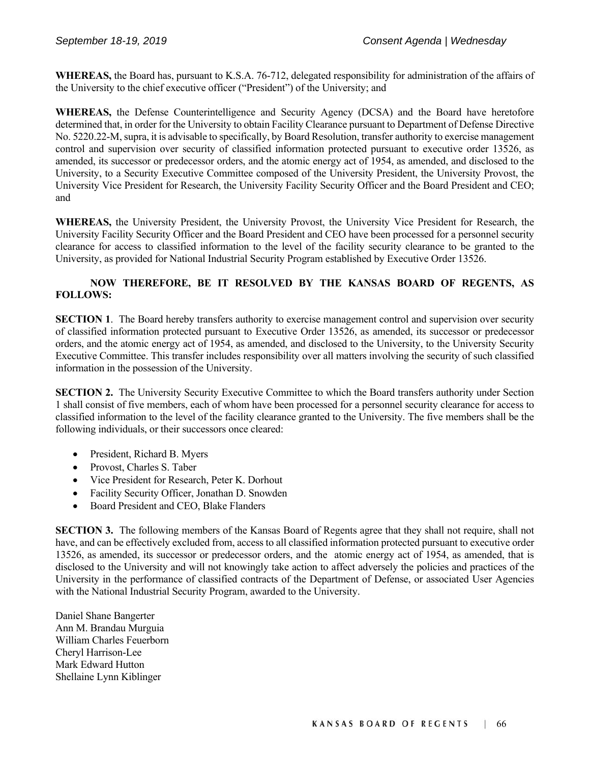**WHEREAS,** the Board has, pursuant to K.S.A. 76-712, delegated responsibility for administration of the affairs of the University to the chief executive officer ("President") of the University; and

**WHEREAS,** the Defense Counterintelligence and Security Agency (DCSA) and the Board have heretofore determined that, in order for the University to obtain Facility Clearance pursuant to Department of Defense Directive No. 5220.22-M, supra, it is advisable to specifically, by Board Resolution, transfer authority to exercise management control and supervision over security of classified information protected pursuant to executive order 13526, as amended, its successor or predecessor orders, and the atomic energy act of 1954, as amended, and disclosed to the University, to a Security Executive Committee composed of the University President, the University Provost, the University Vice President for Research, the University Facility Security Officer and the Board President and CEO; and

**WHEREAS,** the University President, the University Provost, the University Vice President for Research, the University Facility Security Officer and the Board President and CEO have been processed for a personnel security clearance for access to classified information to the level of the facility security clearance to be granted to the University, as provided for National Industrial Security Program established by Executive Order 13526.

**NOW THEREFORE, BE IT RESOLVED BY THE KANSAS BOARD OF REGENTS, AS FOLLOWS:**

**SECTION 1**. The Board hereby transfers authority to exercise management control and supervision over security of classified information protected pursuant to Executive Order 13526, as amended, its successor or predecessor orders, and the atomic energy act of 1954, as amended, and disclosed to the University, to the University Security Executive Committee. This transfer includes responsibility over all matters involving the security of such classified information in the possession of the University.

**SECTION 2.** The University Security Executive Committee to which the Board transfers authority under Section 1 shall consist of five members, each of whom have been processed for a personnel security clearance for access to classified information to the level of the facility clearance granted to the University. The five members shall be the following individuals, or their successors once cleared:

- President, Richard B. Myers
- Provost, Charles S. Taber
- Vice President for Research, Peter K. Dorhout
- Facility Security Officer, Jonathan D. Snowden
- Board President and CEO, Blake Flanders

**SECTION 3.** The following members of the Kansas Board of Regents agree that they shall not require, shall not have, and can be effectively excluded from, access to all classified information protected pursuant to executive order 13526, as amended, its successor or predecessor orders, and the atomic energy act of 1954, as amended, that is disclosed to the University and will not knowingly take action to affect adversely the policies and practices of the University in the performance of classified contracts of the Department of Defense, or associated User Agencies with the National Industrial Security Program, awarded to the University.

Daniel Shane Bangerter
Ann M. Brandau Murguia
William Charles Feuerborn
Cheryl Harrison-Lee
Mark Edward Hutton
Shellaine Lynn Kiblinger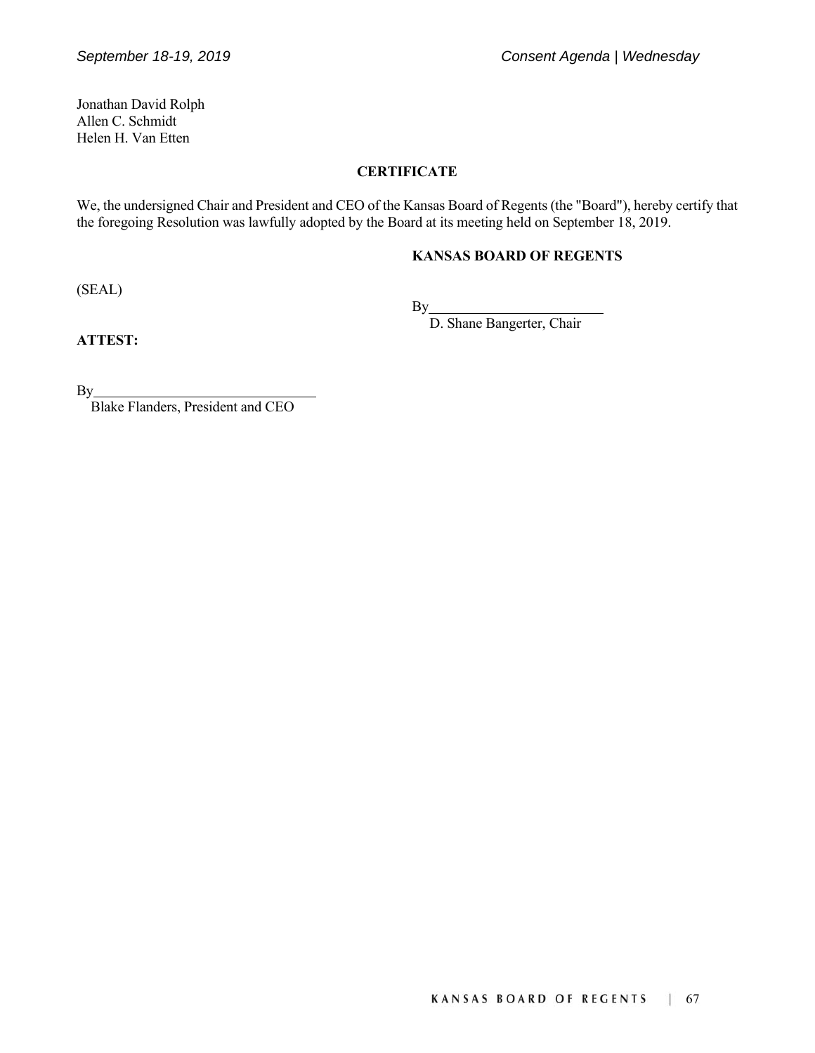Jonathan David Rolph
Allen C. Schmidt
Helen H. Van Etten

**CERTIFICATE**

We, the undersigned Chair and President and CEO of the Kansas Board of Regents (the "Board"), hereby certify that the foregoing Resolution was lawfully adopted by the Board at its meeting held on September 18, 2019.

**KANSAS BOARD OF REGENTS**

(SEAL)

By\_\_\_\_\_\_\_\_\_\_\_\_\_\_\_\_\_\_\_\_\_\_\_\_\_
D. Shane Bangerter, Chair

**ATTEST:**

By\_\_\_\_\_\_\_\_\_\_\_\_\_\_\_\_\_\_\_\_\_\_\_\_\_\_\_\_\_\_\_\_
Blake Flanders, President and CEO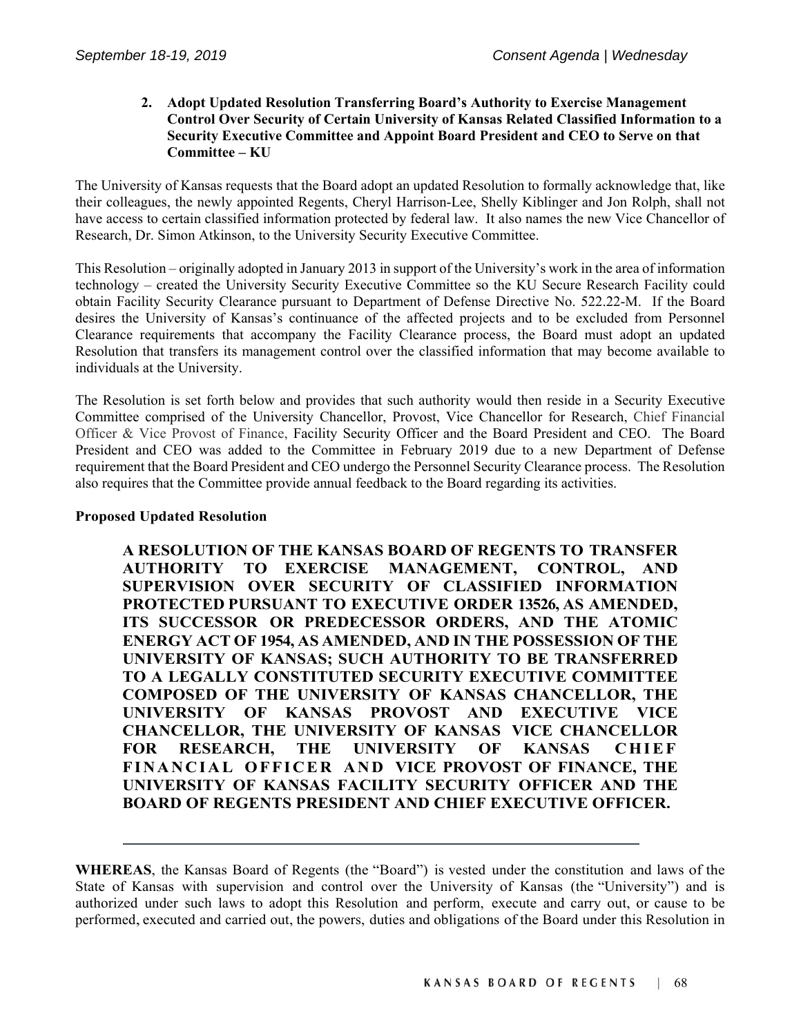**2. Adopt Updated Resolution Transferring Board's Authority to Exercise Management Control Over Security of Certain University of Kansas Related Classified Information to a Security Executive Committee and Appoint Board President and CEO to Serve on that Committee – KU**

The University of Kansas requests that the Board adopt an updated Resolution to formally acknowledge that, like their colleagues, the newly appointed Regents, Cheryl Harrison-Lee, Shelly Kiblinger and Jon Rolph, shall not have access to certain classified information protected by federal law. It also names the new Vice Chancellor of Research, Dr. Simon Atkinson, to the University Security Executive Committee.

This Resolution – originally adopted in January 2013 in support of the University's work in the area of information technology – created the University Security Executive Committee so the KU Secure Research Facility could obtain Facility Security Clearance pursuant to Department of Defense Directive No. 522.22-M. If the Board desires the University of Kansas's continuance of the affected projects and to be excluded from Personnel Clearance requirements that accompany the Facility Clearance process, the Board must adopt an updated Resolution that transfers its management control over the classified information that may become available to individuals at the University.

The Resolution is set forth below and provides that such authority would then reside in a Security Executive Committee comprised of the University Chancellor, Provost, Vice Chancellor for Research, Chief Financial Officer & Vice Provost of Finance, Facility Security Officer and the Board President and CEO. The Board President and CEO was added to the Committee in February 2019 due to a new Department of Defense requirement that the Board President and CEO undergo the Personnel Security Clearance process. The Resolution also requires that the Committee provide annual feedback to the Board regarding its activities.

**Proposed Updated Resolution**

**A RESOLUTION OF THE KANSAS BOARD OF REGENTS TO TRANSFER AUTHORITY TO EXERCISE MANAGEMENT, CONTROL, AND SUPERVISION OVER SECURITY OF CLASSIFIED INFORMATION PROTECTED PURSUANT TO EXECUTIVE ORDER 13526, AS AMENDED, ITS SUCCESSOR OR PREDECESSOR ORDERS, AND THE ATOMIC ENERGY ACT OF 1954, AS AMENDED, AND IN THE POSSESSION OF THE UNIVERSITY OF KANSAS; SUCH AUTHORITY TO BE TRANSFERRED TO A LEGALLY CONSTITUTED SECURITY EXECUTIVE COMMITTEE COMPOSED OF THE UNIVERSITY OF KANSAS CHANCELLOR, THE UNIVERSITY OF KANSAS PROVOST AND EXECUTIVE VICE CHANCELLOR, THE UNIVERSITY OF KANSAS VICE CHANCELLOR FOR RESEARCH, THE UNIVERSITY OF KANSAS CHIEF FINANCIAL OFFICER AND VICE PROVOST OF FINANCE, THE UNIVERSITY OF KANSAS FACILITY SECURITY OFFICER AND THE BOARD OF REGENTS PRESIDENT AND CHIEF EXECUTIVE OFFICER.**

---

**WHEREAS**, the Kansas Board of Regents (the "Board") is vested under the constitution and laws of the State of Kansas with supervision and control over the University of Kansas (the "University") and is authorized under such laws to adopt this Resolution and perform, execute and carry out, or cause to be performed, executed and carried out, the powers, duties and obligations of the Board under this Resolution in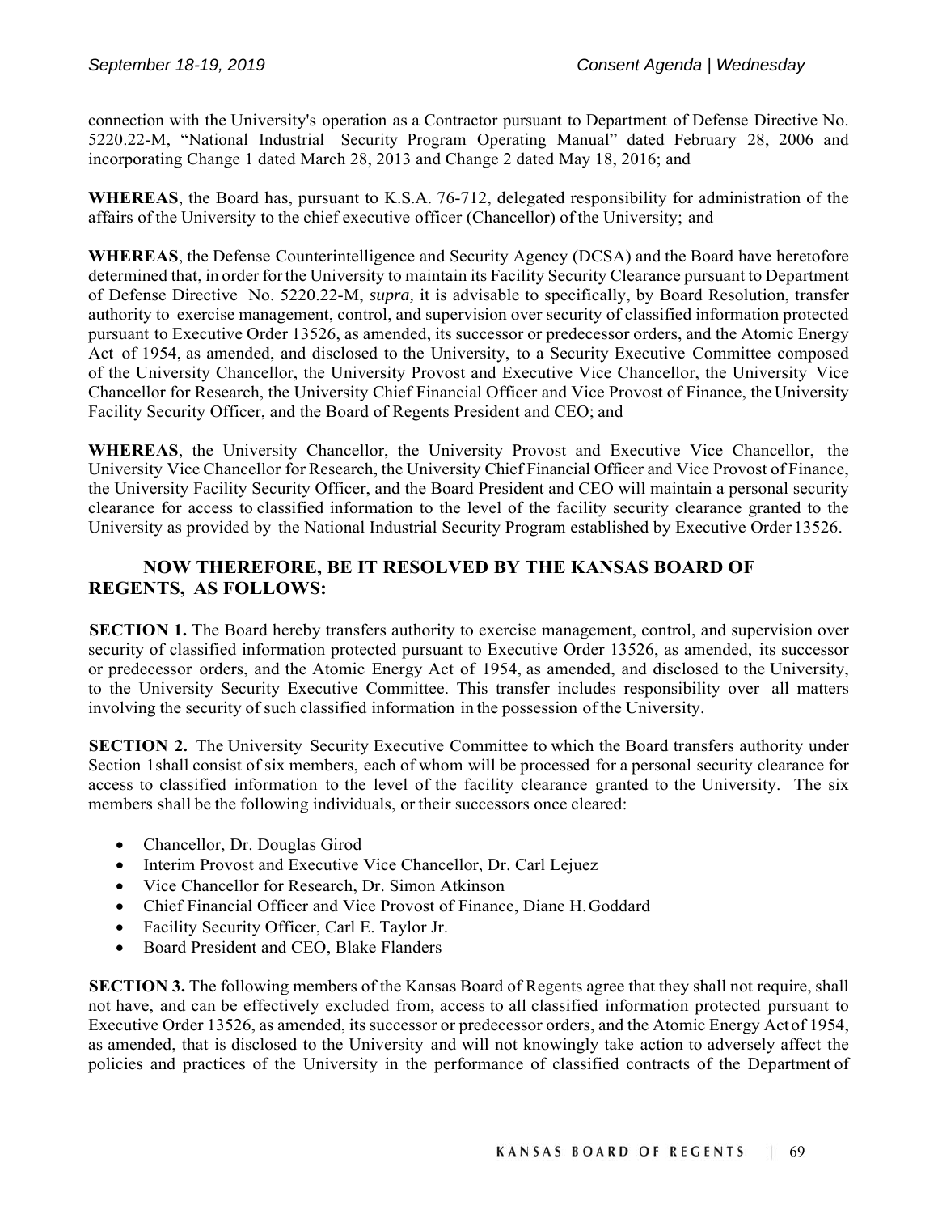connection with the University's operation as a Contractor pursuant to Department of Defense Directive No. 5220.22-M, "National Industrial Security Program Operating Manual" dated February 28, 2006 and incorporating Change 1 dated March 28, 2013 and Change 2 dated May 18, 2016; and

**WHEREAS**, the Board has, pursuant to K.S.A. 76-712, delegated responsibility for administration of the affairs of the University to the chief executive officer (Chancellor) of the University; and

**WHEREAS**, the Defense Counterintelligence and Security Agency (DCSA) and the Board have heretofore determined that, in order for the University to maintain its Facility Security Clearance pursuant to Department of Defense Directive No. 5220.22-M, *supra,* it is advisable to specifically, by Board Resolution, transfer authority to exercise management, control, and supervision over security of classified information protected pursuant to Executive Order 13526, as amended, its successor or predecessor orders, and the Atomic Energy Act of 1954, as amended, and disclosed to the University, to a Security Executive Committee composed of the University Chancellor, the University Provost and Executive Vice Chancellor, the University Vice Chancellor for Research, the University Chief Financial Officer and Vice Provost of Finance, the University Facility Security Officer, and the Board of Regents President and CEO; and

**WHEREAS**, the University Chancellor, the University Provost and Executive Vice Chancellor, the University Vice Chancellor for Research, the University Chief Financial Officer and Vice Provost of Finance, the University Facility Security Officer, and the Board President and CEO will maintain a personal security clearance for access to classified information to the level of the facility security clearance granted to the University as provided by the National Industrial Security Program established by Executive Order 13526.

**NOW THEREFORE, BE IT RESOLVED BY THE KANSAS BOARD OF REGENTS, AS FOLLOWS:**

**SECTION 1.** The Board hereby transfers authority to exercise management, control, and supervision over security of classified information protected pursuant to Executive Order 13526, as amended, its successor or predecessor orders, and the Atomic Energy Act of 1954, as amended, and disclosed to the University, to the University Security Executive Committee. This transfer includes responsibility over all matters involving the security of such classified information in the possession of the University.

**SECTION 2.** The University Security Executive Committee to which the Board transfers authority under Section 1shall consist of six members, each of whom will be processed for a personal security clearance for access to classified information to the level of the facility clearance granted to the University. The six members shall be the following individuals, or their successors once cleared:

- Chancellor, Dr. Douglas Girod
- Interim Provost and Executive Vice Chancellor, Dr. Carl Lejuez
- Vice Chancellor for Research, Dr. Simon Atkinson
- Chief Financial Officer and Vice Provost of Finance, Diane H. Goddard
- Facility Security Officer, Carl E. Taylor Jr.
- Board President and CEO, Blake Flanders

**SECTION 3.** The following members of the Kansas Board of Regents agree that they shall not require, shall not have, and can be effectively excluded from, access to all classified information protected pursuant to Executive Order 13526, as amended, its successor or predecessor orders, and the Atomic Energy Act of 1954, as amended, that is disclosed to the University and will not knowingly take action to adversely affect the policies and practices of the University in the performance of classified contracts of the Department of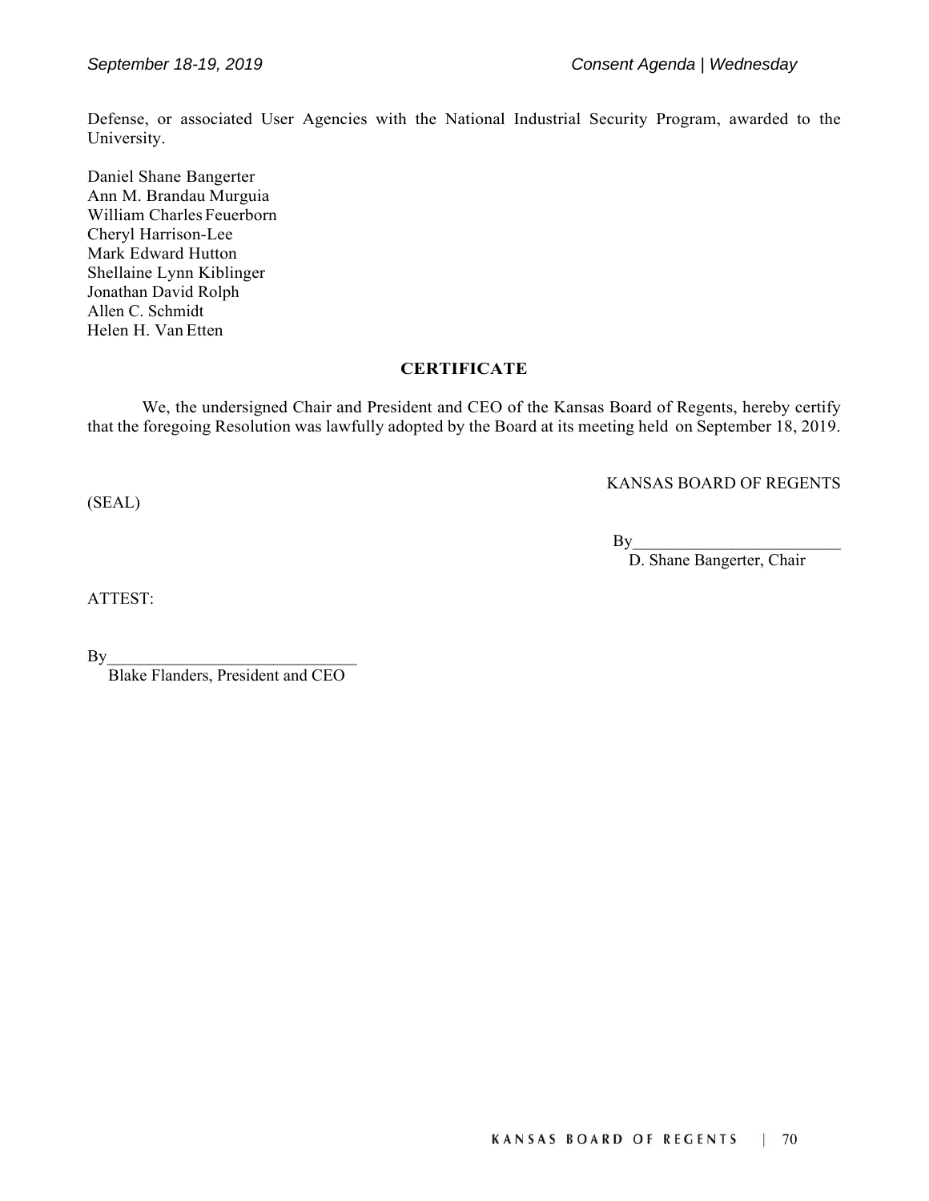Defense, or associated User Agencies with the National Industrial Security Program, awarded to the University.

Daniel Shane Bangerter
Ann M. Brandau Murguia
William Charles Feuerborn
Cheryl Harrison-Lee
Mark Edward Hutton
Shellaine Lynn Kiblinger
Jonathan David Rolph
Allen C. Schmidt
Helen H. Van Etten

**CERTIFICATE**

We, the undersigned Chair and President and CEO of the Kansas Board of Regents, hereby certify that the foregoing Resolution was lawfully adopted by the Board at its meeting held on September 18, 2019.

KANSAS BOARD OF REGENTS

(SEAL)

By_________________________
D. Shane Bangerter, Chair

ATTEST:

By______________________________
Blake Flanders, President and CEO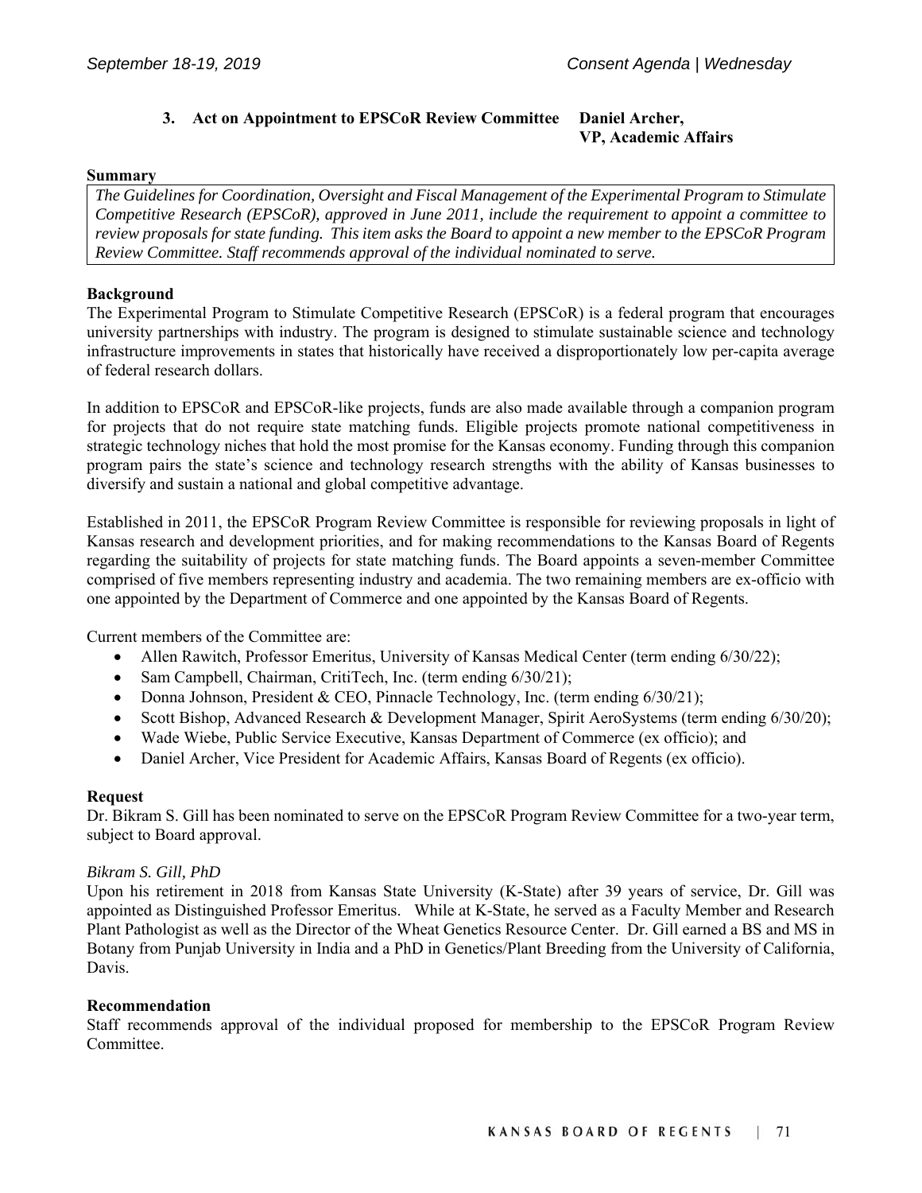### 3. Act on Appointment to EPSCoR Review Committee

**Daniel Archer,**
**VP, Academic Affairs**

**Summary**

*The Guidelines for Coordination, Oversight and Fiscal Management of the Experimental Program to Stimulate Competitive Research (EPSCoR), approved in June 2011, include the requirement to appoint a committee to review proposals for state funding. This item asks the Board to appoint a new member to the EPSCoR Program Review Committee. Staff recommends approval of the individual nominated to serve.*

**Background**

The Experimental Program to Stimulate Competitive Research (EPSCoR) is a federal program that encourages university partnerships with industry. The program is designed to stimulate sustainable science and technology infrastructure improvements in states that historically have received a disproportionately low per-capita average of federal research dollars.

In addition to EPSCoR and EPSCoR-like projects, funds are also made available through a companion program for projects that do not require state matching funds. Eligible projects promote national competitiveness in strategic technology niches that hold the most promise for the Kansas economy. Funding through this companion program pairs the state's science and technology research strengths with the ability of Kansas businesses to diversify and sustain a national and global competitive advantage.

Established in 2011, the EPSCoR Program Review Committee is responsible for reviewing proposals in light of Kansas research and development priorities, and for making recommendations to the Kansas Board of Regents regarding the suitability of projects for state matching funds. The Board appoints a seven-member Committee comprised of five members representing industry and academia. The two remaining members are ex-officio with one appointed by the Department of Commerce and one appointed by the Kansas Board of Regents.

Current members of the Committee are:

- Allen Rawitch, Professor Emeritus, University of Kansas Medical Center (term ending 6/30/22);
- Sam Campbell, Chairman, CritiTech, Inc. (term ending 6/30/21);
- Donna Johnson, President & CEO, Pinnacle Technology, Inc. (term ending 6/30/21);
- Scott Bishop, Advanced Research & Development Manager, Spirit AeroSystems (term ending 6/30/20);
- Wade Wiebe, Public Service Executive, Kansas Department of Commerce (ex officio); and
- Daniel Archer, Vice President for Academic Affairs, Kansas Board of Regents (ex officio).

**Request**

Dr. Bikram S. Gill has been nominated to serve on the EPSCoR Program Review Committee for a two-year term, subject to Board approval.

*Bikram S. Gill, PhD*

Upon his retirement in 2018 from Kansas State University (K-State) after 39 years of service, Dr. Gill was appointed as Distinguished Professor Emeritus. While at K-State, he served as a Faculty Member and Research Plant Pathologist as well as the Director of the Wheat Genetics Resource Center. Dr. Gill earned a BS and MS in Botany from Punjab University in India and a PhD in Genetics/Plant Breeding from the University of California, Davis.

**Recommendation**

Staff recommends approval of the individual proposed for membership to the EPSCoR Program Review Committee.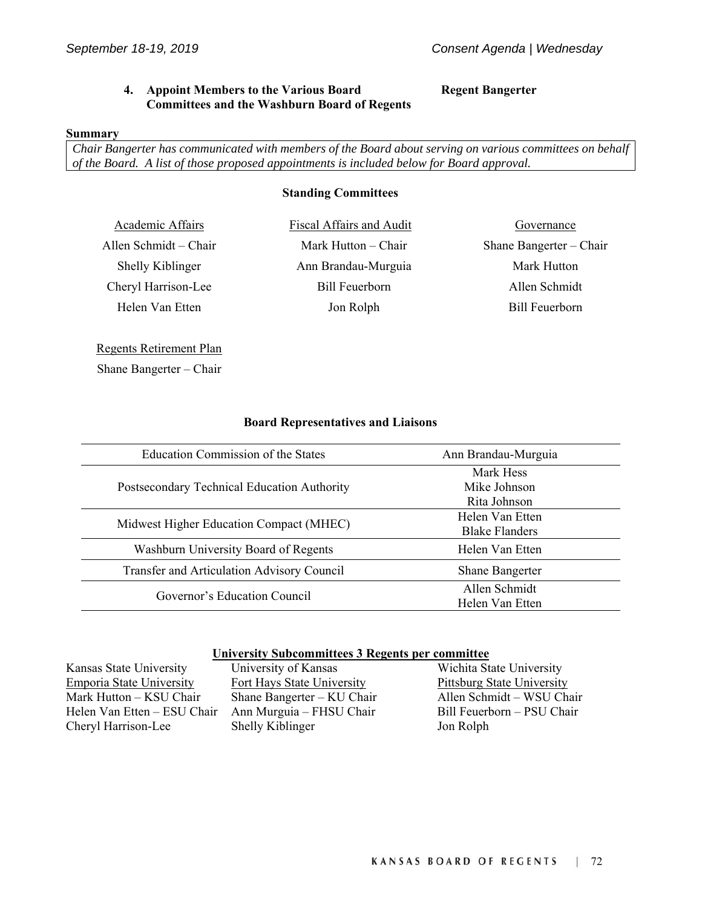### 4. Appoint Members to the Various Board Committees and the Washburn Board of Regents — Regent Bangerter

**Summary**

*Chair Bangerter has communicated with members of the Board about serving on various committees on behalf of the Board. A list of those proposed appointments is included below for Board approval.*

**Standing Committees**

| Academic Affairs | Fiscal Affairs and Audit | Governance |
|---|---|---|
| Allen Schmidt – Chair | Mark Hutton – Chair | Shane Bangerter – Chair |
| Shelly Kiblinger | Ann Brandau-Murguia | Mark Hutton |
| Cheryl Harrison-Lee | Bill Feuerborn | Allen Schmidt |
| Helen Van Etten | Jon Rolph | Bill Feuerborn |

Regents Retirement Plan

Shane Bangerter – Chair

**Board Representatives and Liaisons**

| | |
|---|---|
| Education Commission of the States | Ann Brandau-Murguia |
| Postsecondary Technical Education Authority | Mark Hess<br>Mike Johnson<br>Rita Johnson |
| Midwest Higher Education Compact (MHEC) | Helen Van Etten<br>Blake Flanders |
| Washburn University Board of Regents | Helen Van Etten |
| Transfer and Articulation Advisory Council | Shane Bangerter |
| Governor's Education Council | Allen Schmidt<br>Helen Van Etten |

**University Subcommittees 3 Regents per committee**

| Kansas State University<br>Emporia State University | University of Kansas<br>Fort Hays State University | Wichita State University<br>Pittsburg State University |
|---|---|---|
| Mark Hutton – KSU Chair | Shane Bangerter – KU Chair | Allen Schmidt – WSU Chair |
| Helen Van Etten – ESU Chair | Ann Murguia – FHSU Chair | Bill Feuerborn – PSU Chair |
| Cheryl Harrison-Lee | Shelly Kiblinger | Jon Rolph |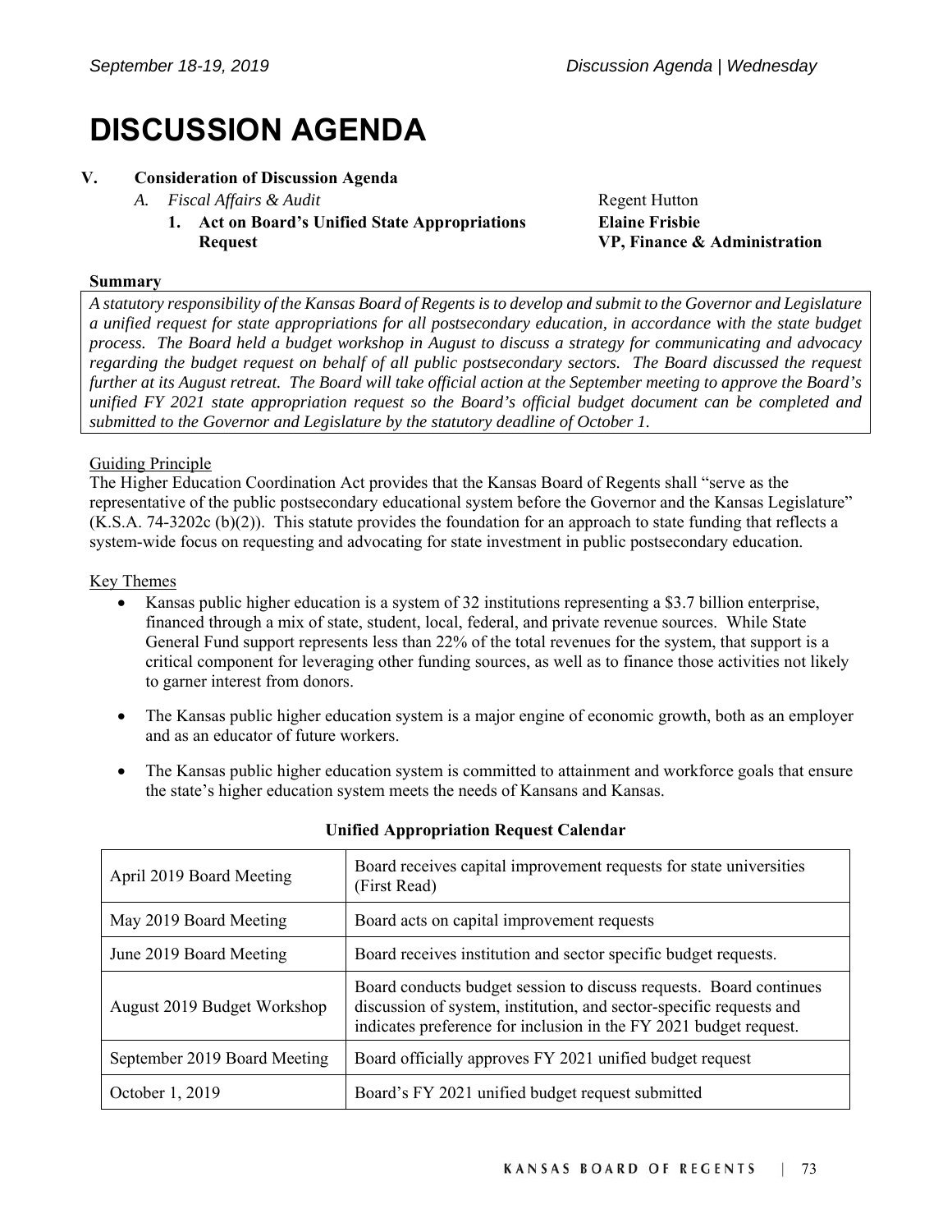# DISCUSSION AGENDA

**V. Consideration of Discussion Agenda**

*A. Fiscal Affairs & Audit* — Regent Hutton

**1. Act on Board's Unified State Appropriations Request** — **Elaine Frisbie, VP, Finance & Administration**

**Summary**

*A statutory responsibility of the Kansas Board of Regents is to develop and submit to the Governor and Legislature a unified request for state appropriations for all postsecondary education, in accordance with the state budget process. The Board held a budget workshop in August to discuss a strategy for communicating and advocacy regarding the budget request on behalf of all public postsecondary sectors. The Board discussed the request further at its August retreat. The Board will take official action at the September meeting to approve the Board's unified FY 2021 state appropriation request so the Board's official budget document can be completed and submitted to the Governor and Legislature by the statutory deadline of October 1.*

Guiding Principle

The Higher Education Coordination Act provides that the Kansas Board of Regents shall "serve as the representative of the public postsecondary educational system before the Governor and the Kansas Legislature" (K.S.A. 74-3202c (b)(2)). This statute provides the foundation for an approach to state funding that reflects a system-wide focus on requesting and advocating for state investment in public postsecondary education.

Key Themes

- Kansas public higher education is a system of 32 institutions representing a $3.7 billion enterprise, financed through a mix of state, student, local, federal, and private revenue sources. While State General Fund support represents less than 22% of the total revenues for the system, that support is a critical component for leveraging other funding sources, as well as to finance those activities not likely to garner interest from donors.
- The Kansas public higher education system is a major engine of economic growth, both as an employer and as an educator of future workers.
- The Kansas public higher education system is committed to attainment and workforce goals that ensure the state's higher education system meets the needs of Kansans and Kansas.

**Unified Appropriation Request Calendar**

| | |
|---|---|
| April 2019 Board Meeting | Board receives capital improvement requests for state universities (First Read) |
| May 2019 Board Meeting | Board acts on capital improvement requests |
| June 2019 Board Meeting | Board receives institution and sector specific budget requests. |
| August 2019 Budget Workshop | Board conducts budget session to discuss requests. Board continues discussion of system, institution, and sector-specific requests and indicates preference for inclusion in the FY 2021 budget request. |
| September 2019 Board Meeting | Board officially approves FY 2021 unified budget request |
| October 1, 2019 | Board's FY 2021 unified budget request submitted |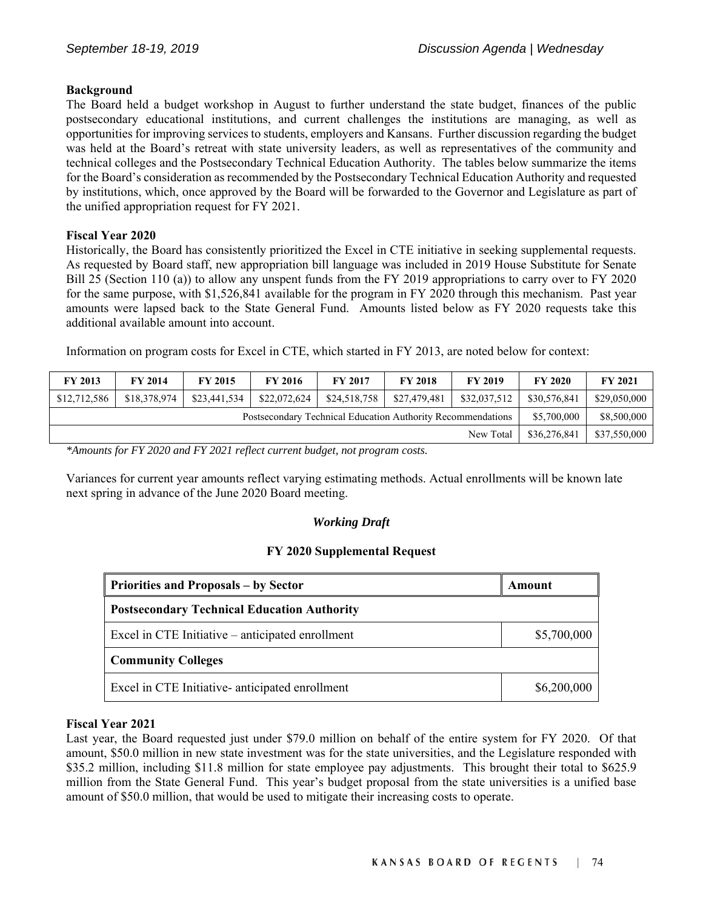**Background**

The Board held a budget workshop in August to further understand the state budget, finances of the public postsecondary educational institutions, and current challenges the institutions are managing, as well as opportunities for improving services to students, employers and Kansans. Further discussion regarding the budget was held at the Board's retreat with state university leaders, as well as representatives of the community and technical colleges and the Postsecondary Technical Education Authority. The tables below summarize the items for the Board's consideration as recommended by the Postsecondary Technical Education Authority and requested by institutions, which, once approved by the Board will be forwarded to the Governor and Legislature as part of the unified appropriation request for FY 2021.

**Fiscal Year 2020**

Historically, the Board has consistently prioritized the Excel in CTE initiative in seeking supplemental requests. As requested by Board staff, new appropriation bill language was included in 2019 House Substitute for Senate Bill 25 (Section 110 (a)) to allow any unspent funds from the FY 2019 appropriations to carry over to FY 2020 for the same purpose, with $1,526,841 available for the program in FY 2020 through this mechanism. Past year amounts were lapsed back to the State General Fund. Amounts listed below as FY 2020 requests take this additional available amount into account.

Information on program costs for Excel in CTE, which started in FY 2013, are noted below for context:

| FY 2013 | FY 2014 | FY 2015 | FY 2016 | FY 2017 | FY 2018 | FY 2019 | FY 2020 | FY 2021 |
|---|---|---|---|---|---|---|---|---|
| $12,712,586 | $18,378,974 | $23,441,534 | $22,072,624 | $24,518,758 | $27,479,481 | $32,037,512 | $30,576,841 | $29,050,000 |
| Postsecondary Technical Education Authority Recommendations | | | | | | | $5,700,000 | $8,500,000 |
| New Total | | | | | | | $36,276,841 | $37,550,000 |

*\*Amounts for FY 2020 and FY 2021 reflect current budget, not program costs.*

Variances for current year amounts reflect varying estimating methods. Actual enrollments will be known late next spring in advance of the June 2020 Board meeting.

***Working Draft***

**FY 2020 Supplemental Request**

| Priorities and Proposals – by Sector | Amount |
|---|---|
| **Postsecondary Technical Education Authority** | |
| Excel in CTE Initiative – anticipated enrollment | $5,700,000 |
| **Community Colleges** | |
| Excel in CTE Initiative- anticipated enrollment | $6,200,000 |

**Fiscal Year 2021**

Last year, the Board requested just under $79.0 million on behalf of the entire system for FY 2020. Of that amount, $50.0 million in new state investment was for the state universities, and the Legislature responded with $35.2 million, including $11.8 million for state employee pay adjustments. This brought their total to $625.9 million from the State General Fund. This year's budget proposal from the state universities is a unified base amount of $50.0 million, that would be used to mitigate their increasing costs to operate.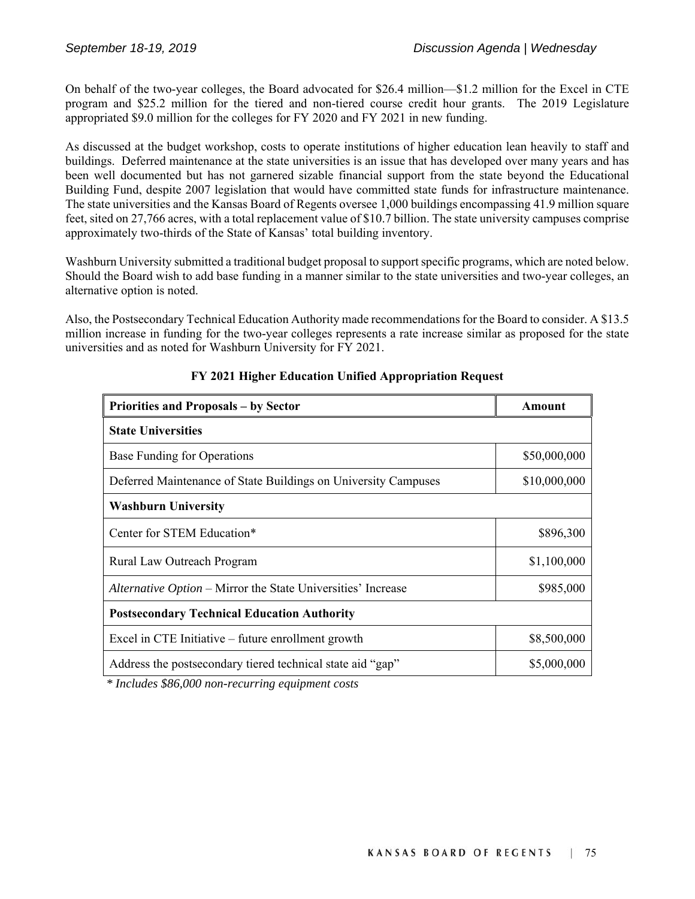On behalf of the two-year colleges, the Board advocated for \$26.4 million—\$1.2 million for the Excel in CTE program and \$25.2 million for the tiered and non-tiered course credit hour grants. The 2019 Legislature appropriated \$9.0 million for the colleges for FY 2020 and FY 2021 in new funding.

As discussed at the budget workshop, costs to operate institutions of higher education lean heavily to staff and buildings. Deferred maintenance at the state universities is an issue that has developed over many years and has been well documented but has not garnered sizable financial support from the state beyond the Educational Building Fund, despite 2007 legislation that would have committed state funds for infrastructure maintenance. The state universities and the Kansas Board of Regents oversee 1,000 buildings encompassing 41.9 million square feet, sited on 27,766 acres, with a total replacement value of \$10.7 billion. The state university campuses comprise approximately two-thirds of the State of Kansas' total building inventory.

Washburn University submitted a traditional budget proposal to support specific programs, which are noted below. Should the Board wish to add base funding in a manner similar to the state universities and two-year colleges, an alternative option is noted.

Also, the Postsecondary Technical Education Authority made recommendations for the Board to consider. A \$13.5 million increase in funding for the two-year colleges represents a rate increase similar as proposed for the state universities and as noted for Washburn University for FY 2021.

**FY 2021 Higher Education Unified Appropriation Request**

| Priorities and Proposals – by Sector | Amount |
|---|---|
| **State Universities** | |
| Base Funding for Operations | \$50,000,000 |
| Deferred Maintenance of State Buildings on University Campuses | \$10,000,000 |
| **Washburn University** | |
| Center for STEM Education* | \$896,300 |
| Rural Law Outreach Program | \$1,100,000 |
| *Alternative Option* – Mirror the State Universities' Increase | \$985,000 |
| **Postsecondary Technical Education Authority** | |
| Excel in CTE Initiative – future enrollment growth | \$8,500,000 |
| Address the postsecondary tiered technical state aid "gap" | \$5,000,000 |

*\* Includes \$86,000 non-recurring equipment costs*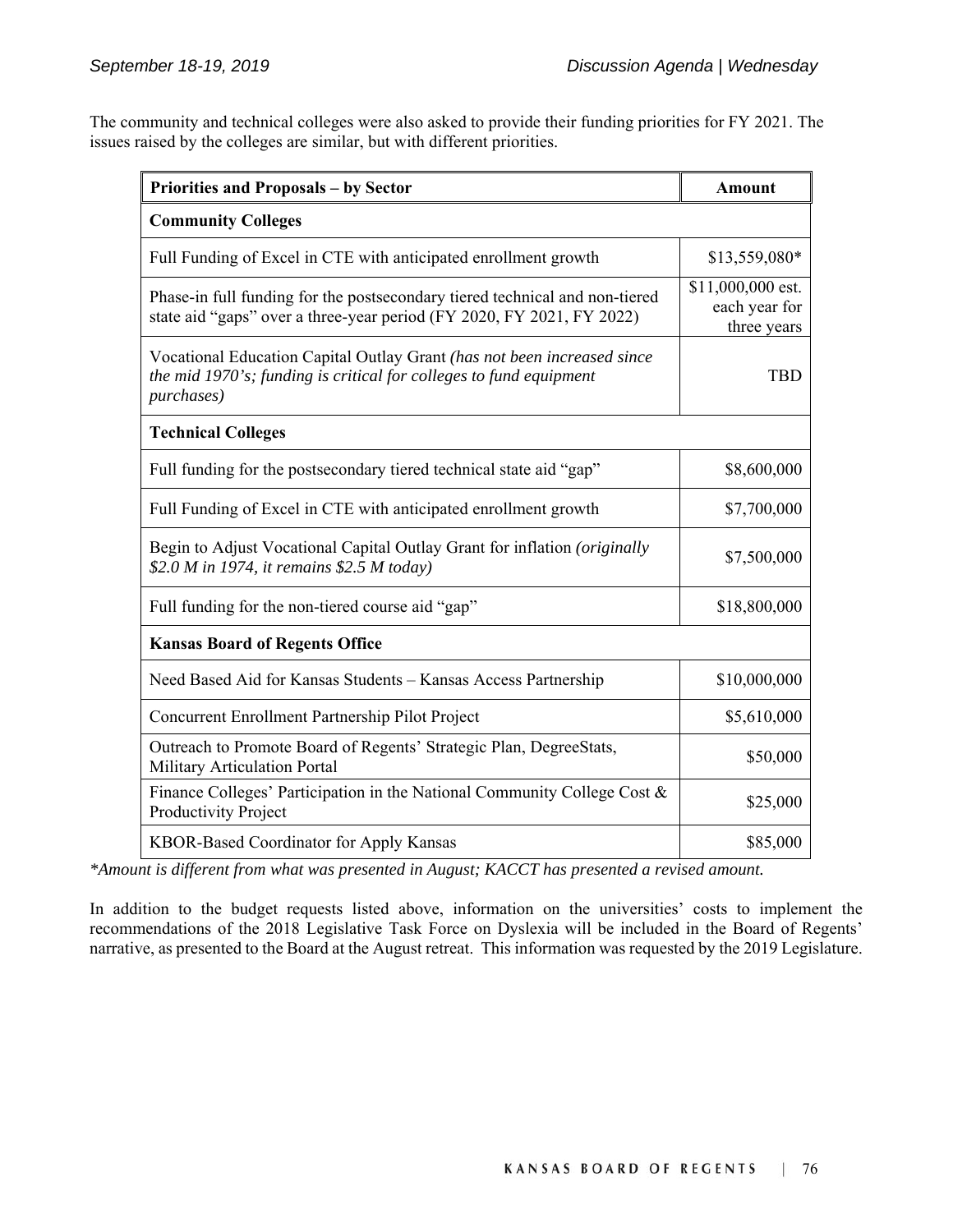The community and technical colleges were also asked to provide their funding priorities for FY 2021. The issues raised by the colleges are similar, but with different priorities.

| **Priorities and Proposals – by Sector** | **Amount** |
|---|---|
| **Community Colleges** | |
| Full Funding of Excel in CTE with anticipated enrollment growth | $13,559,080* |
| Phase-in full funding for the postsecondary tiered technical and non-tiered state aid "gaps" over a three-year period (FY 2020, FY 2021, FY 2022) | $11,000,000 est. each year for three years |
| Vocational Education Capital Outlay Grant *(has not been increased since the mid 1970's; funding is critical for colleges to fund equipment purchases)* | TBD |
| **Technical Colleges** | |
| Full funding for the postsecondary tiered technical state aid "gap" | $8,600,000 |
| Full Funding of Excel in CTE with anticipated enrollment growth | $7,700,000 |
| Begin to Adjust Vocational Capital Outlay Grant for inflation *(originally $2.0 M in 1974, it remains $2.5 M today)* | $7,500,000 |
| Full funding for the non-tiered course aid "gap" | $18,800,000 |
| **Kansas Board of Regents Office** | |
| Need Based Aid for Kansas Students – Kansas Access Partnership | $10,000,000 |
| Concurrent Enrollment Partnership Pilot Project | $5,610,000 |
| Outreach to Promote Board of Regents' Strategic Plan, DegreeStats, Military Articulation Portal | $50,000 |
| Finance Colleges' Participation in the National Community College Cost & Productivity Project | $25,000 |
| KBOR-Based Coordinator for Apply Kansas | $85,000 |

*\*Amount is different from what was presented in August; KACCT has presented a revised amount.*

In addition to the budget requests listed above, information on the universities' costs to implement the recommendations of the 2018 Legislative Task Force on Dyslexia will be included in the Board of Regents' narrative, as presented to the Board at the August retreat. This information was requested by the 2019 Legislature.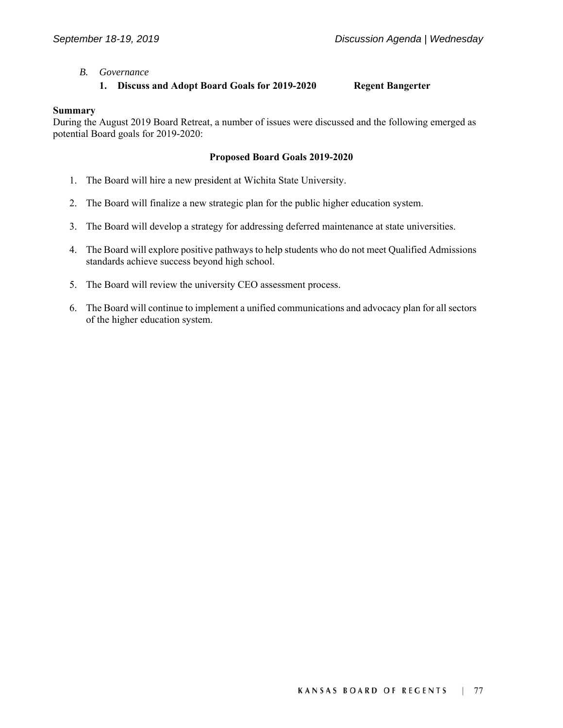*B. Governance*

**1. Discuss and Adopt Board Goals for 2019-2020** **Regent Bangerter**

**Summary**

During the August 2019 Board Retreat, a number of issues were discussed and the following emerged as potential Board goals for 2019-2020:

**Proposed Board Goals 2019-2020**

1. The Board will hire a new president at Wichita State University.

2. The Board will finalize a new strategic plan for the public higher education system.

3. The Board will develop a strategy for addressing deferred maintenance at state universities.

4. The Board will explore positive pathways to help students who do not meet Qualified Admissions standards achieve success beyond high school.

5. The Board will review the university CEO assessment process.

6. The Board will continue to implement a unified communications and advocacy plan for all sectors of the higher education system.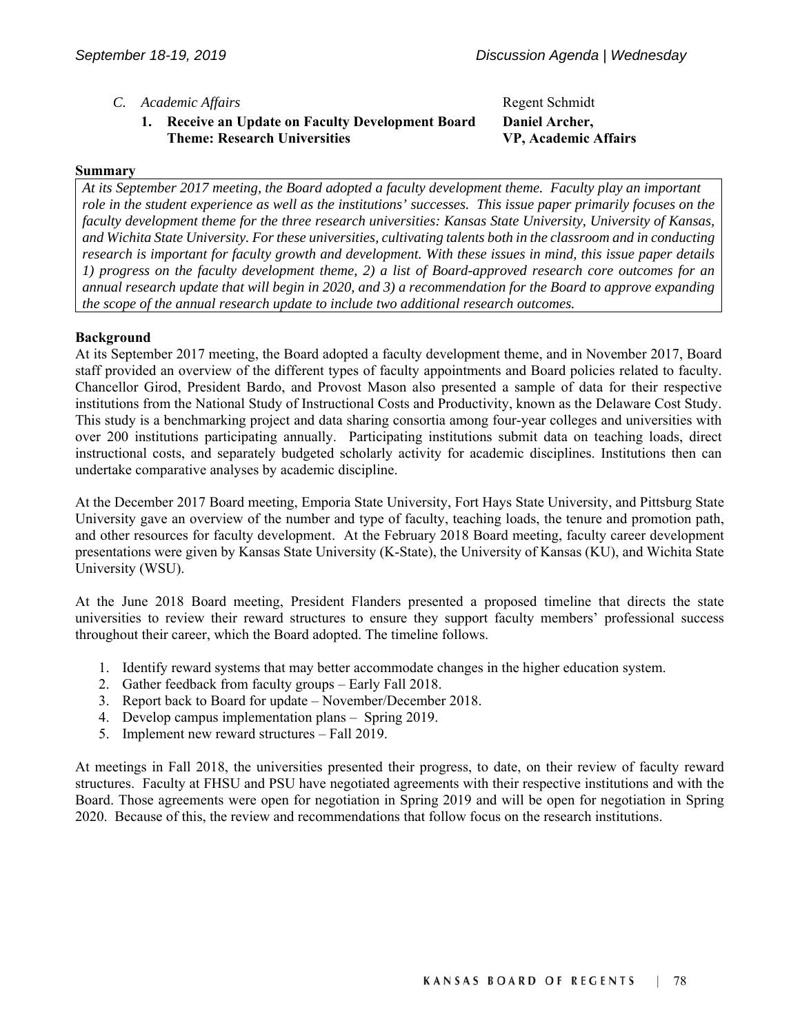*C. Academic Affairs* — Regent Schmidt

**1. Receive an Update on Faculty Development Board Theme: Research Universities** — **Daniel Archer, VP, Academic Affairs**

**Summary**

*At its September 2017 meeting, the Board adopted a faculty development theme. Faculty play an important role in the student experience as well as the institutions' successes. This issue paper primarily focuses on the faculty development theme for the three research universities: Kansas State University, University of Kansas, and Wichita State University. For these universities, cultivating talents both in the classroom and in conducting research is important for faculty growth and development. With these issues in mind, this issue paper details 1) progress on the faculty development theme, 2) a list of Board-approved research core outcomes for an annual research update that will begin in 2020, and 3) a recommendation for the Board to approve expanding the scope of the annual research update to include two additional research outcomes.*

**Background**

At its September 2017 meeting, the Board adopted a faculty development theme, and in November 2017, Board staff provided an overview of the different types of faculty appointments and Board policies related to faculty. Chancellor Girod, President Bardo, and Provost Mason also presented a sample of data for their respective institutions from the National Study of Instructional Costs and Productivity, known as the Delaware Cost Study. This study is a benchmarking project and data sharing consortia among four-year colleges and universities with over 200 institutions participating annually. Participating institutions submit data on teaching loads, direct instructional costs, and separately budgeted scholarly activity for academic disciplines. Institutions then can undertake comparative analyses by academic discipline.

At the December 2017 Board meeting, Emporia State University, Fort Hays State University, and Pittsburg State University gave an overview of the number and type of faculty, teaching loads, the tenure and promotion path, and other resources for faculty development. At the February 2018 Board meeting, faculty career development presentations were given by Kansas State University (K-State), the University of Kansas (KU), and Wichita State University (WSU).

At the June 2018 Board meeting, President Flanders presented a proposed timeline that directs the state universities to review their reward structures to ensure they support faculty members' professional success throughout their career, which the Board adopted. The timeline follows.

1. Identify reward systems that may better accommodate changes in the higher education system.
2. Gather feedback from faculty groups – Early Fall 2018.
3. Report back to Board for update – November/December 2018.
4. Develop campus implementation plans – Spring 2019.
5. Implement new reward structures – Fall 2019.

At meetings in Fall 2018, the universities presented their progress, to date, on their review of faculty reward structures. Faculty at FHSU and PSU have negotiated agreements with their respective institutions and with the Board. Those agreements were open for negotiation in Spring 2019 and will be open for negotiation in Spring 2020. Because of this, the review and recommendations that follow focus on the research institutions.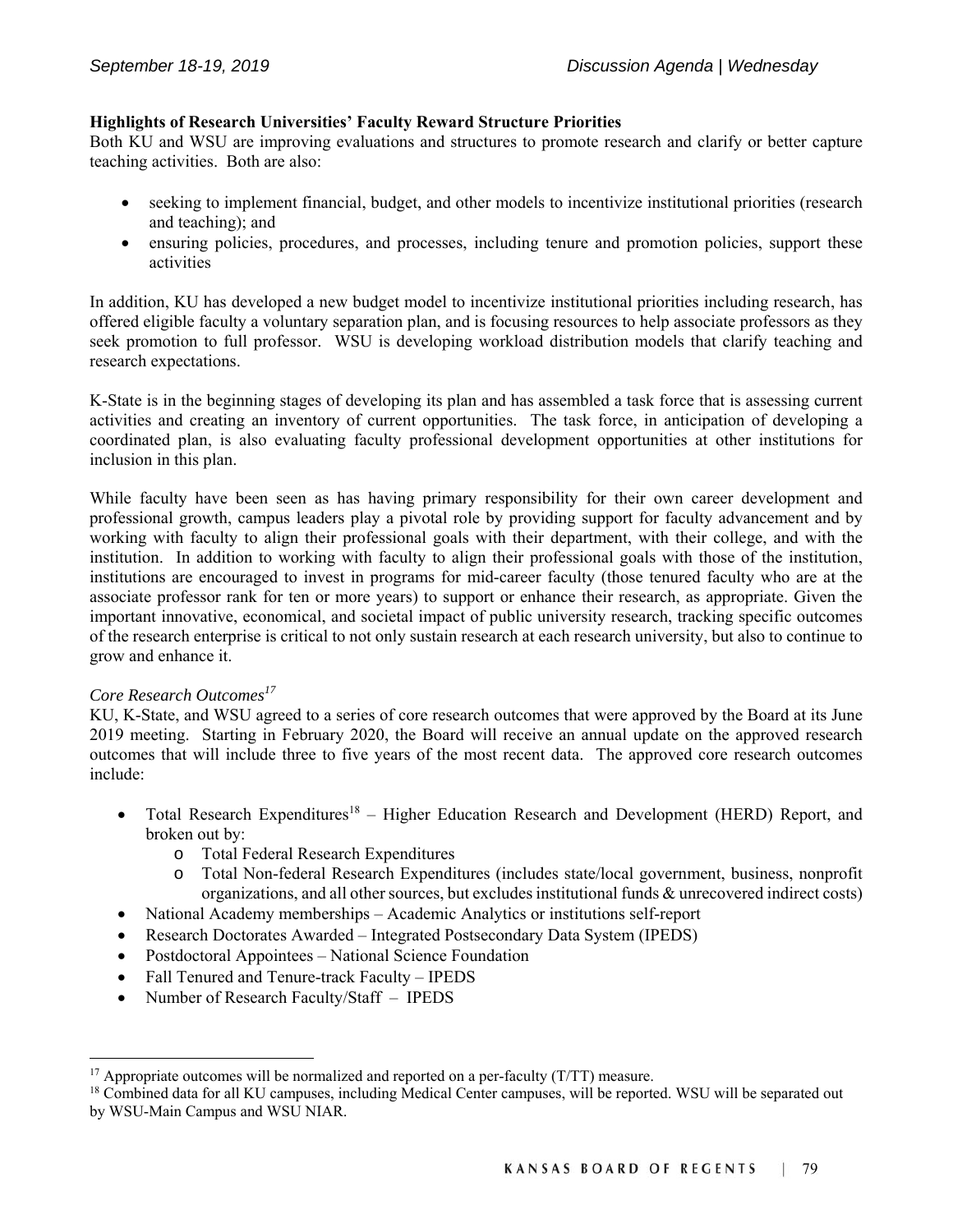**Highlights of Research Universities' Faculty Reward Structure Priorities**

Both KU and WSU are improving evaluations and structures to promote research and clarify or better capture teaching activities. Both are also:

- seeking to implement financial, budget, and other models to incentivize institutional priorities (research and teaching); and
- ensuring policies, procedures, and processes, including tenure and promotion policies, support these activities

In addition, KU has developed a new budget model to incentivize institutional priorities including research, has offered eligible faculty a voluntary separation plan, and is focusing resources to help associate professors as they seek promotion to full professor. WSU is developing workload distribution models that clarify teaching and research expectations.

K-State is in the beginning stages of developing its plan and has assembled a task force that is assessing current activities and creating an inventory of current opportunities. The task force, in anticipation of developing a coordinated plan, is also evaluating faculty professional development opportunities at other institutions for inclusion in this plan.

While faculty have been seen as has having primary responsibility for their own career development and professional growth, campus leaders play a pivotal role by providing support for faculty advancement and by working with faculty to align their professional goals with their department, with their college, and with the institution. In addition to working with faculty to align their professional goals with those of the institution, institutions are encouraged to invest in programs for mid-career faculty (those tenured faculty who are at the associate professor rank for ten or more years) to support or enhance their research, as appropriate. Given the important innovative, economical, and societal impact of public university research, tracking specific outcomes of the research enterprise is critical to not only sustain research at each research university, but also to continue to grow and enhance it.

*Core Research Outcomes*[17]

KU, K-State, and WSU agreed to a series of core research outcomes that were approved by the Board at its June 2019 meeting. Starting in February 2020, the Board will receive an annual update on the approved research outcomes that will include three to five years of the most recent data. The approved core research outcomes include:

- Total Research Expenditures[18] – Higher Education Research and Development (HERD) Report, and broken out by:
  - Total Federal Research Expenditures
  - Total Non-federal Research Expenditures (includes state/local government, business, nonprofit organizations, and all other sources, but excludes institutional funds & unrecovered indirect costs)
- National Academy memberships – Academic Analytics or institutions self-report
- Research Doctorates Awarded – Integrated Postsecondary Data System (IPEDS)
- Postdoctoral Appointees – National Science Foundation
- Fall Tenured and Tenure-track Faculty – IPEDS
- Number of Research Faculty/Staff – IPEDS

---

[17] Appropriate outcomes will be normalized and reported on a per-faculty (T/TT) measure.

[18] Combined data for all KU campuses, including Medical Center campuses, will be reported. WSU will be separated out by WSU-Main Campus and WSU NIAR.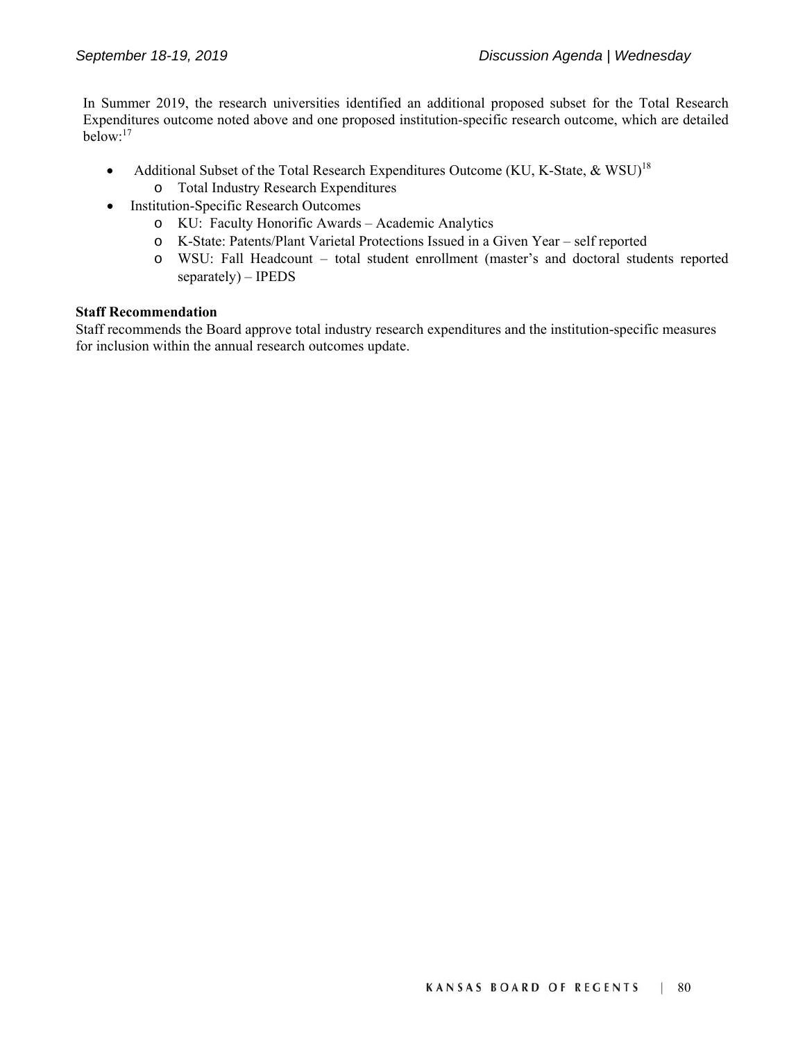In Summer 2019, the research universities identified an additional proposed subset for the Total Research Expenditures outcome noted above and one proposed institution-specific research outcome, which are detailed below:[17]

- Additional Subset of the Total Research Expenditures Outcome (KU, K-State, & WSU)[18]
  - Total Industry Research Expenditures
- Institution-Specific Research Outcomes
  - KU: Faculty Honorific Awards – Academic Analytics
  - K-State: Patents/Plant Varietal Protections Issued in a Given Year – self reported
  - WSU: Fall Headcount – total student enrollment (master's and doctoral students reported separately) – IPEDS

**Staff Recommendation**

Staff recommends the Board approve total industry research expenditures and the institution-specific measures for inclusion within the annual research outcomes update.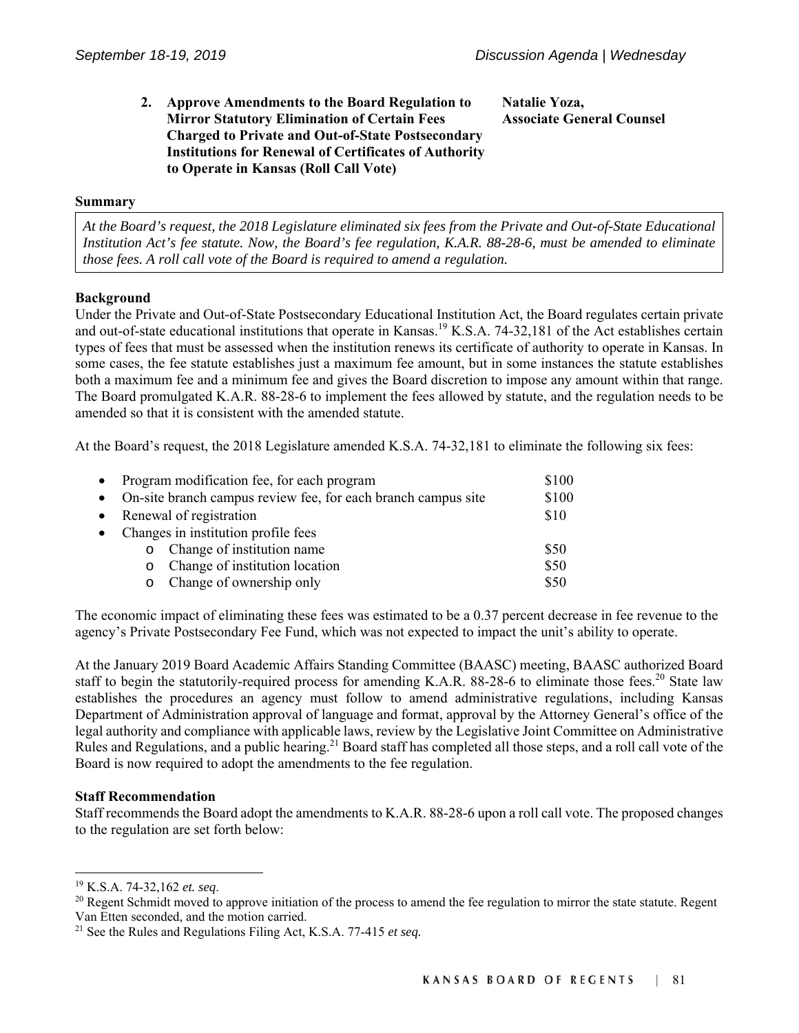**2. Approve Amendments to the Board Regulation to Mirror Statutory Elimination of Certain Fees Charged to Private and Out-of-State Postsecondary Institutions for Renewal of Certificates of Authority to Operate in Kansas (Roll Call Vote)**

**Natalie Yoza, Associate General Counsel**

**Summary**

*At the Board's request, the 2018 Legislature eliminated six fees from the Private and Out-of-State Educational Institution Act's fee statute. Now, the Board's fee regulation, K.A.R. 88-28-6, must be amended to eliminate those fees. A roll call vote of the Board is required to amend a regulation.*

**Background**

Under the Private and Out-of-State Postsecondary Educational Institution Act, the Board regulates certain private and out-of-state educational institutions that operate in Kansas.[19] K.S.A. 74-32,181 of the Act establishes certain types of fees that must be assessed when the institution renews its certificate of authority to operate in Kansas. In some cases, the fee statute establishes just a maximum fee amount, but in some instances the statute establishes both a maximum fee and a minimum fee and gives the Board discretion to impose any amount within that range. The Board promulgated K.A.R. 88-28-6 to implement the fees allowed by statute, and the regulation needs to be amended so that it is consistent with the amended statute.

At the Board's request, the 2018 Legislature amended K.S.A. 74-32,181 to eliminate the following six fees:

- Program modification fee, for each program — $100
- On-site branch campus review fee, for each branch campus site — $100
- Renewal of registration — $10
- Changes in institution profile fees
  - Change of institution name — $50
  - Change of institution location — $50
  - Change of ownership only — $50

The economic impact of eliminating these fees was estimated to be a 0.37 percent decrease in fee revenue to the agency's Private Postsecondary Fee Fund, which was not expected to impact the unit's ability to operate.

At the January 2019 Board Academic Affairs Standing Committee (BAASC) meeting, BAASC authorized Board staff to begin the statutorily-required process for amending K.A.R. 88-28-6 to eliminate those fees.[20] State law establishes the procedures an agency must follow to amend administrative regulations, including Kansas Department of Administration approval of language and format, approval by the Attorney General's office of the legal authority and compliance with applicable laws, review by the Legislative Joint Committee on Administrative Rules and Regulations, and a public hearing.[21] Board staff has completed all those steps, and a roll call vote of the Board is now required to adopt the amendments to the fee regulation.

**Staff Recommendation**

Staff recommends the Board adopt the amendments to K.A.R. 88-28-6 upon a roll call vote. The proposed changes to the regulation are set forth below:

---

[19] K.S.A. 74-32,162 *et. seq*.

[20] Regent Schmidt moved to approve initiation of the process to amend the fee regulation to mirror the state statute. Regent Van Etten seconded, and the motion carried.

[21] See the Rules and Regulations Filing Act, K.S.A. 77-415 *et seq.*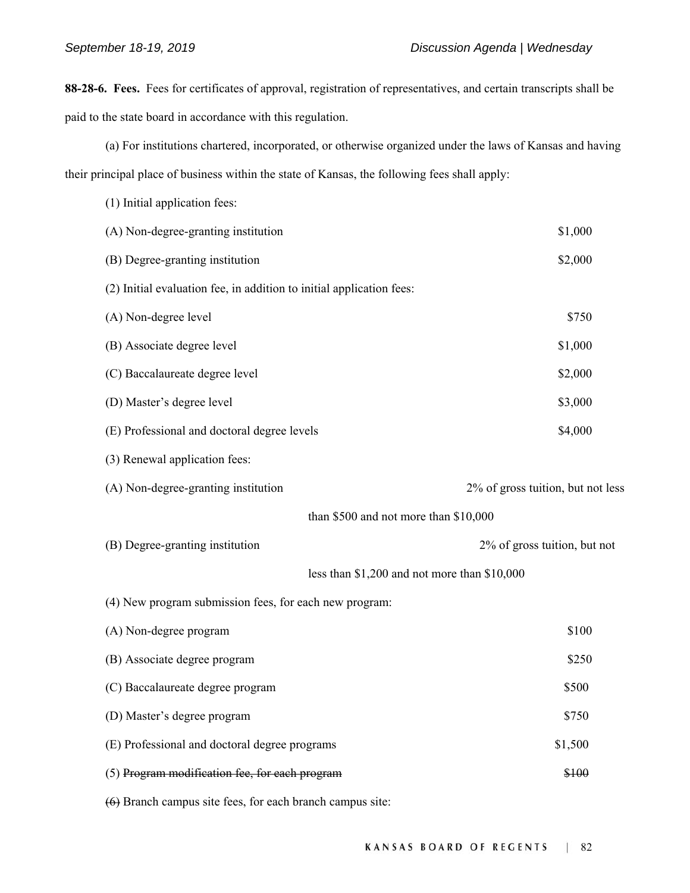**88-28-6. Fees.** Fees for certificates of approval, registration of representatives, and certain transcripts shall be paid to the state board in accordance with this regulation.

(a) For institutions chartered, incorporated, or otherwise organized under the laws of Kansas and having their principal place of business within the state of Kansas, the following fees shall apply:

(1) Initial application fees:

(A) Non-degree-granting institution $1,000

(B) Degree-granting institution $2,000

(2) Initial evaluation fee, in addition to initial application fees:

(A) Non-degree level $750

(B) Associate degree level $1,000

(C) Baccalaureate degree level $2,000

(D) Master's degree level $3,000

(E) Professional and doctoral degree levels $4,000

(3) Renewal application fees:

(A) Non-degree-granting institution 2% of gross tuition, but not less than $500 and not more than $10,000

(B) Degree-granting institution 2% of gross tuition, but not less than $1,200 and not more than $10,000

(4) New program submission fees, for each new program:

(A) Non-degree program $100

(B) Associate degree program $250

(C) Baccalaureate degree program $500

(D) Master's degree program $750

(E) Professional and doctoral degree programs $1,500

(5) ~~Program modification fee, for each program~~ ~~$100~~

~~(6)~~ Branch campus site fees, for each branch campus site: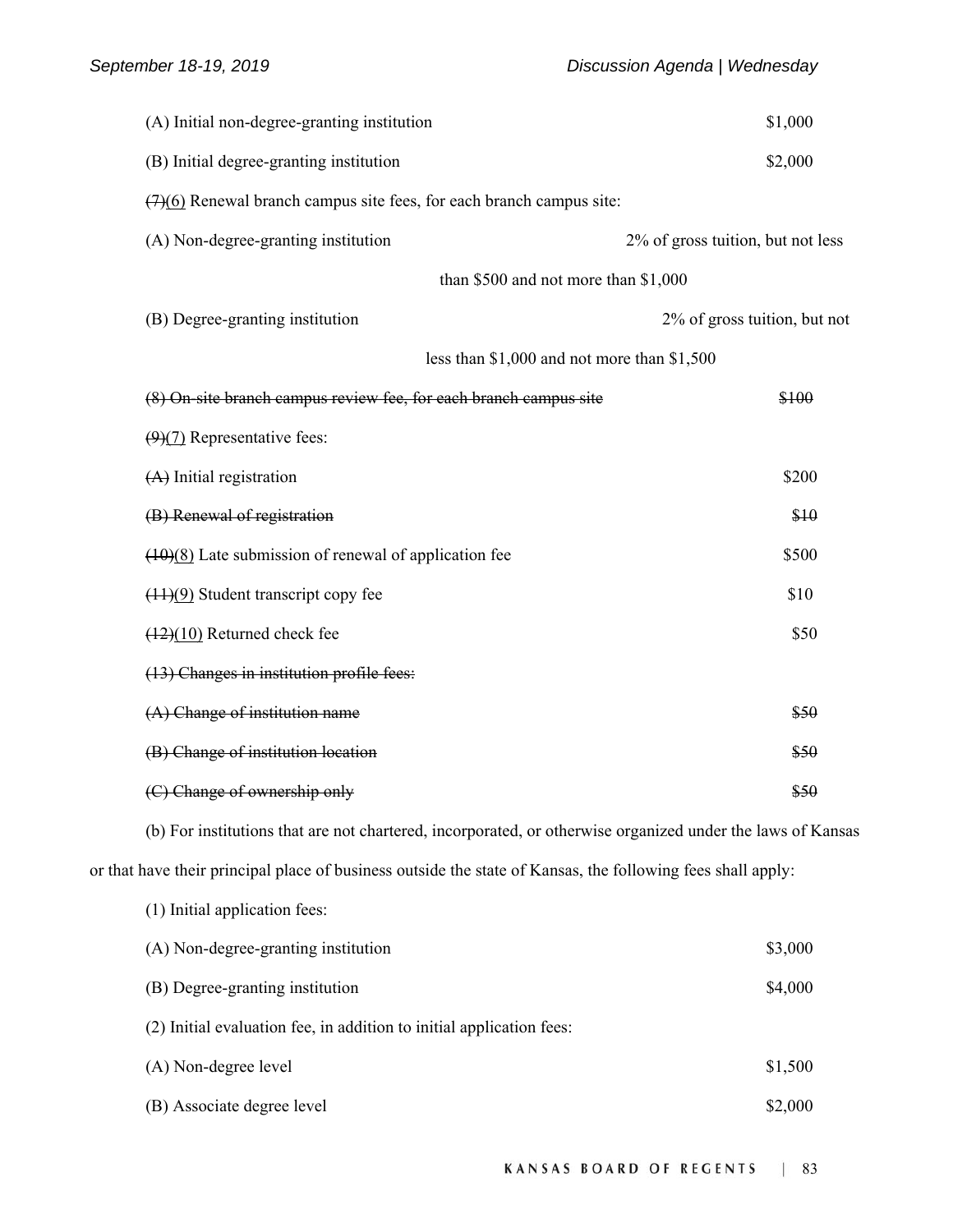(A) Initial non-degree-granting institution $1,000

(B) Initial degree-granting institution $2,000

~~(7)~~(6) Renewal branch campus site fees, for each branch campus site:

(A) Non-degree-granting institution 2% of gross tuition, but not less than $500 and not more than $1,000

(B) Degree-granting institution 2% of gross tuition, but not less than $1,000 and not more than $1,500

~~(8) On-site branch campus review fee, for each branch campus site $100~~

~~(9)~~(7) Representative fees:

~~(A)~~ Initial registration $200

~~(B) Renewal of registration $10~~

~~(10)~~(8) Late submission of renewal of application fee $500

~~(11)~~(9) Student transcript copy fee $10

~~(12)~~(10) Returned check fee $50

~~(13) Changes in institution profile fees:~~

~~(A) Change of institution name $50~~

~~(B) Change of institution location $50~~

~~(C) Change of ownership only $50~~

(b) For institutions that are not chartered, incorporated, or otherwise organized under the laws of Kansas or that have their principal place of business outside the state of Kansas, the following fees shall apply:

(1) Initial application fees:

(A) Non-degree-granting institution $3,000

(B) Degree-granting institution $4,000

(2) Initial evaluation fee, in addition to initial application fees:

(A) Non-degree level $1,500

(B) Associate degree level $2,000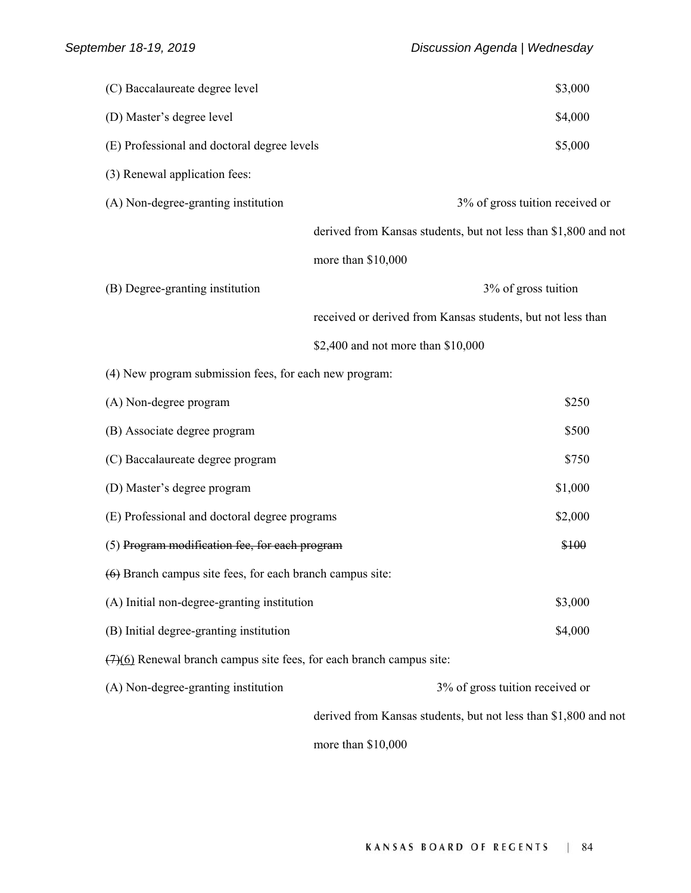(C) Baccalaureate degree level $3,000

(D) Master's degree level $4,000

(E) Professional and doctoral degree levels $5,000

(3) Renewal application fees:

(A) Non-degree-granting institution 3% of gross tuition received or derived from Kansas students, but not less than $1,800 and not more than $10,000

(B) Degree-granting institution 3% of gross tuition received or derived from Kansas students, but not less than $2,400 and not more than $10,000

(4) New program submission fees, for each new program:

(A) Non-degree program $250

(B) Associate degree program $500

(C) Baccalaureate degree program $750

(D) Master's degree program $1,000

(E) Professional and doctoral degree programs $2,000

(5) ~~Program modification fee, for each program~~ ~~$100~~

~~(6)~~ Branch campus site fees, for each branch campus site:

(A) Initial non-degree-granting institution $3,000

(B) Initial degree-granting institution $4,000

~~(7)~~(6) Renewal branch campus site fees, for each branch campus site:

(A) Non-degree-granting institution 3% of gross tuition received or derived from Kansas students, but not less than $1,800 and not more than $10,000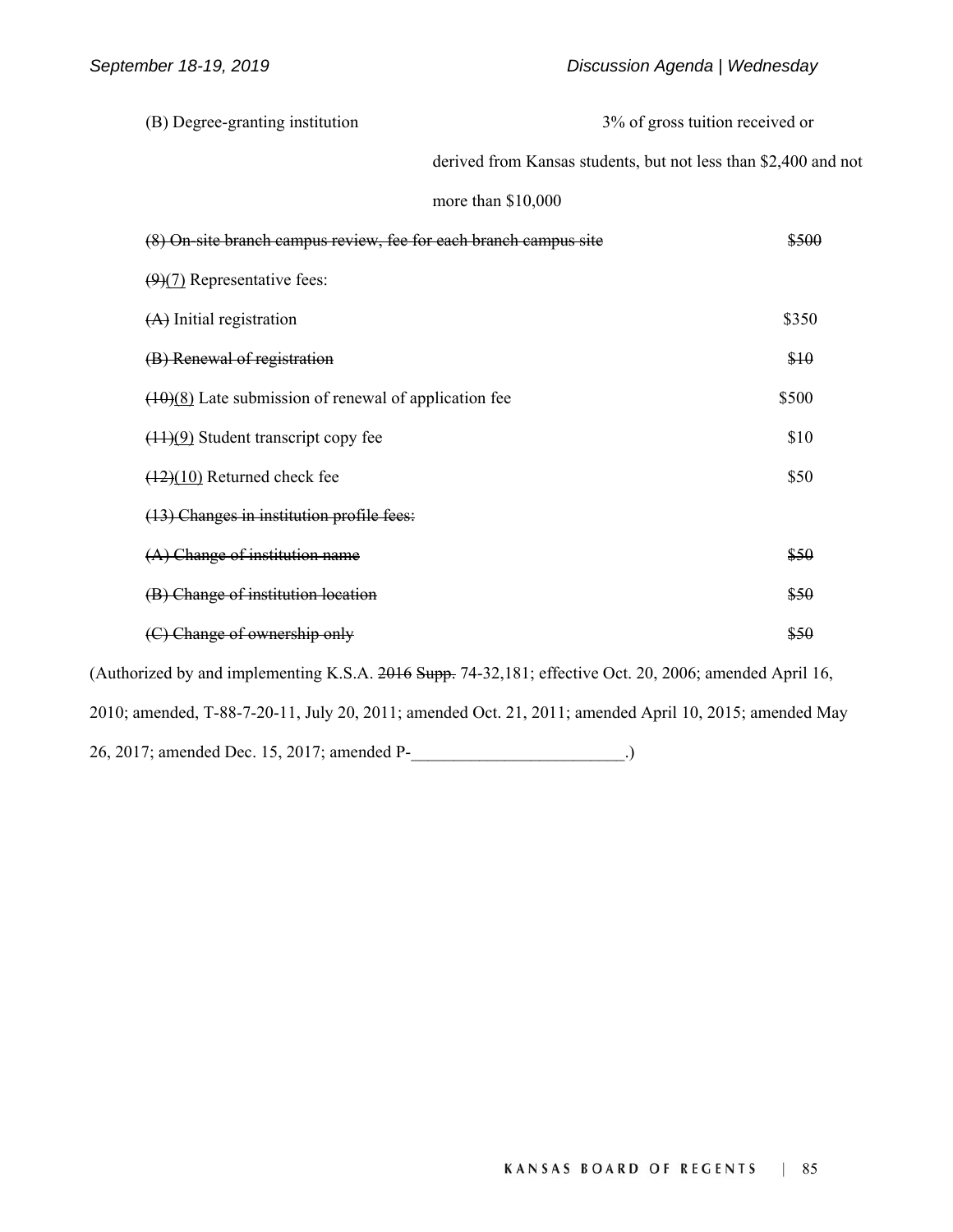(B) Degree-granting institution — 3% of gross tuition received or derived from Kansas students, but not less than $2,400 and not more than $10,000

~~(8) On-site branch campus review, fee for each branch campus site~~ ~~$500~~

~~(9)~~(7) Representative fees:

~~(A)~~ Initial registration $350

~~(B) Renewal of registration~~ ~~$10~~

~~(10)~~(8) Late submission of renewal of application fee $500

~~(11)~~(9) Student transcript copy fee $10

~~(12)~~(10) Returned check fee $50

~~(13) Changes in institution profile fees:~~

~~(A) Change of institution name~~ ~~$50~~

~~(B) Change of institution location~~ ~~$50~~

~~(C) Change of ownership only~~ ~~$50~~

(Authorized by and implementing K.S.A. ~~2016 Supp.~~ 74-32,181; effective Oct. 20, 2006; amended April 16, 2010; amended, T-88-7-20-11, July 20, 2011; amended Oct. 21, 2011; amended April 10, 2015; amended May 26, 2017; amended Dec. 15, 2017; amended P-_________________________.)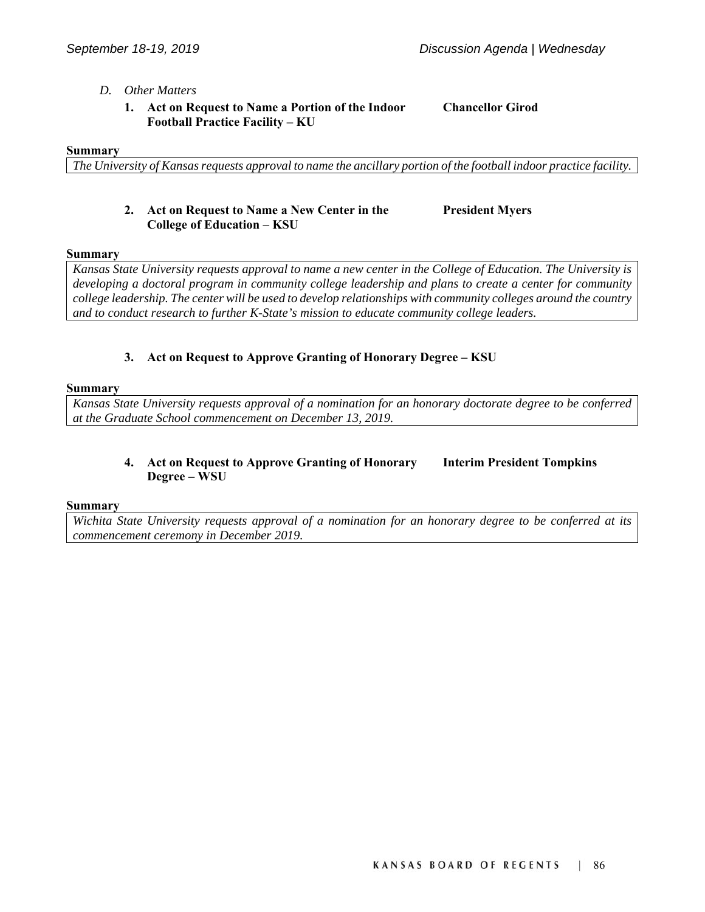*D. Other Matters*

**1. Act on Request to Name a Portion of the Indoor Football Practice Facility – KU** **Chancellor Girod**

**Summary**

*The University of Kansas requests approval to name the ancillary portion of the football indoor practice facility.*

**2. Act on Request to Name a New Center in the College of Education – KSU** **President Myers**

**Summary**

*Kansas State University requests approval to name a new center in the College of Education. The University is developing a doctoral program in community college leadership and plans to create a center for community college leadership. The center will be used to develop relationships with community colleges around the country and to conduct research to further K-State's mission to educate community college leaders.*

**3. Act on Request to Approve Granting of Honorary Degree – KSU**

**Summary**

*Kansas State University requests approval of a nomination for an honorary doctorate degree to be conferred at the Graduate School commencement on December 13, 2019.*

**4. Act on Request to Approve Granting of Honorary Degree – WSU** **Interim President Tompkins**

**Summary**

*Wichita State University requests approval of a nomination for an honorary degree to be conferred at its commencement ceremony in December 2019.*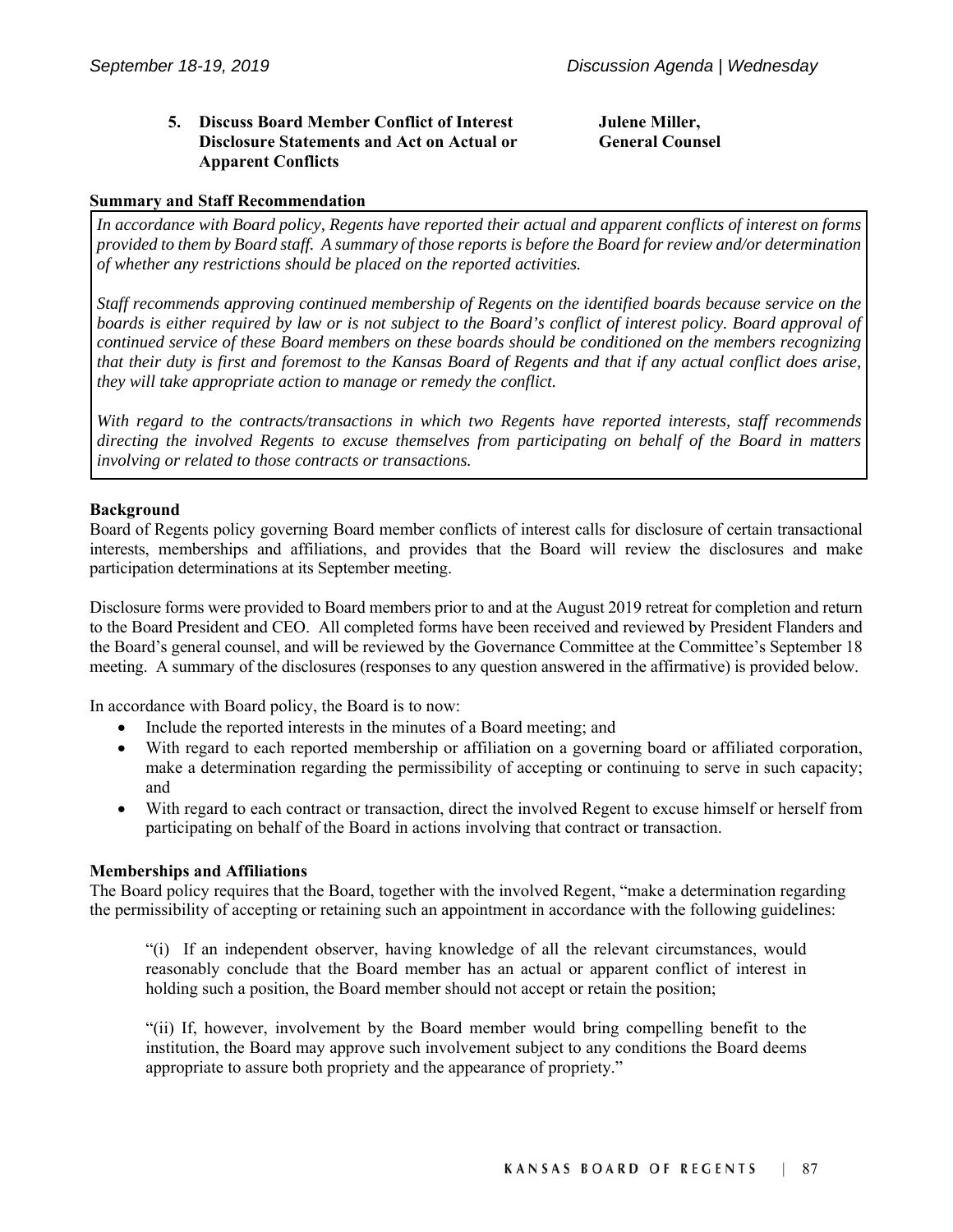**5. Discuss Board Member Conflict of Interest Disclosure Statements and Act on Actual or Apparent Conflicts**

**Julene Miller, General Counsel**

**Summary and Staff Recommendation**

*In accordance with Board policy, Regents have reported their actual and apparent conflicts of interest on forms provided to them by Board staff. A summary of those reports is before the Board for review and/or determination of whether any restrictions should be placed on the reported activities.*

*Staff recommends approving continued membership of Regents on the identified boards because service on the boards is either required by law or is not subject to the Board's conflict of interest policy. Board approval of continued service of these Board members on these boards should be conditioned on the members recognizing that their duty is first and foremost to the Kansas Board of Regents and that if any actual conflict does arise, they will take appropriate action to manage or remedy the conflict.*

*With regard to the contracts/transactions in which two Regents have reported interests, staff recommends directing the involved Regents to excuse themselves from participating on behalf of the Board in matters involving or related to those contracts or transactions.*

**Background**

Board of Regents policy governing Board member conflicts of interest calls for disclosure of certain transactional interests, memberships and affiliations, and provides that the Board will review the disclosures and make participation determinations at its September meeting.

Disclosure forms were provided to Board members prior to and at the August 2019 retreat for completion and return to the Board President and CEO. All completed forms have been received and reviewed by President Flanders and the Board's general counsel, and will be reviewed by the Governance Committee at the Committee's September 18 meeting. A summary of the disclosures (responses to any question answered in the affirmative) is provided below.

In accordance with Board policy, the Board is to now:

- Include the reported interests in the minutes of a Board meeting; and
- With regard to each reported membership or affiliation on a governing board or affiliated corporation, make a determination regarding the permissibility of accepting or continuing to serve in such capacity; and
- With regard to each contract or transaction, direct the involved Regent to excuse himself or herself from participating on behalf of the Board in actions involving that contract or transaction.

**Memberships and Affiliations**

The Board policy requires that the Board, together with the involved Regent, "make a determination regarding the permissibility of accepting or retaining such an appointment in accordance with the following guidelines:

> "(i) If an independent observer, having knowledge of all the relevant circumstances, would reasonably conclude that the Board member has an actual or apparent conflict of interest in holding such a position, the Board member should not accept or retain the position;
>
> "(ii) If, however, involvement by the Board member would bring compelling benefit to the institution, the Board may approve such involvement subject to any conditions the Board deems appropriate to assure both propriety and the appearance of propriety."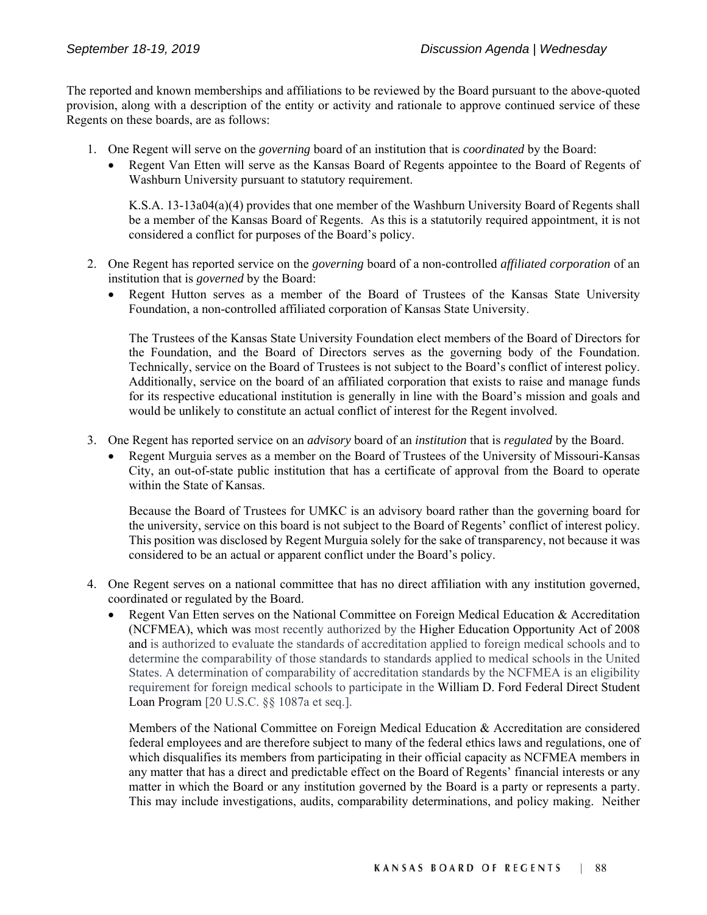The reported and known memberships and affiliations to be reviewed by the Board pursuant to the above-quoted provision, along with a description of the entity or activity and rationale to approve continued service of these Regents on these boards, are as follows:

1. One Regent will serve on the *governing* board of an institution that is *coordinated* by the Board:
   - Regent Van Etten will serve as the Kansas Board of Regents appointee to the Board of Regents of Washburn University pursuant to statutory requirement.

     K.S.A. 13-13a04(a)(4) provides that one member of the Washburn University Board of Regents shall be a member of the Kansas Board of Regents. As this is a statutorily required appointment, it is not considered a conflict for purposes of the Board's policy.

2. One Regent has reported service on the *governing* board of a non-controlled *affiliated corporation* of an institution that is *governed* by the Board:
   - Regent Hutton serves as a member of the Board of Trustees of the Kansas State University Foundation, a non-controlled affiliated corporation of Kansas State University.

     The Trustees of the Kansas State University Foundation elect members of the Board of Directors for the Foundation, and the Board of Directors serves as the governing body of the Foundation. Technically, service on the Board of Trustees is not subject to the Board's conflict of interest policy. Additionally, service on the board of an affiliated corporation that exists to raise and manage funds for its respective educational institution is generally in line with the Board's mission and goals and would be unlikely to constitute an actual conflict of interest for the Regent involved.

3. One Regent has reported service on an *advisory* board of an *institution* that is *regulated* by the Board.
   - Regent Murguia serves as a member on the Board of Trustees of the University of Missouri-Kansas City, an out-of-state public institution that has a certificate of approval from the Board to operate within the State of Kansas.

     Because the Board of Trustees for UMKC is an advisory board rather than the governing board for the university, service on this board is not subject to the Board of Regents' conflict of interest policy. This position was disclosed by Regent Murguia solely for the sake of transparency, not because it was considered to be an actual or apparent conflict under the Board's policy.

4. One Regent serves on a national committee that has no direct affiliation with any institution governed, coordinated or regulated by the Board.
   - Regent Van Etten serves on the National Committee on Foreign Medical Education & Accreditation (NCFMEA), which was most recently authorized by the Higher Education Opportunity Act of 2008 and is authorized to evaluate the standards of accreditation applied to foreign medical schools and to determine the comparability of those standards to standards applied to medical schools in the United States. A determination of comparability of accreditation standards by the NCFMEA is an eligibility requirement for foreign medical schools to participate in the William D. Ford Federal Direct Student Loan Program [20 U.S.C. §§ 1087a et seq.].

     Members of the National Committee on Foreign Medical Education & Accreditation are considered federal employees and are therefore subject to many of the federal ethics laws and regulations, one of which disqualifies its members from participating in their official capacity as NCFMEA members in any matter that has a direct and predictable effect on the Board of Regents' financial interests or any matter in which the Board or any institution governed by the Board is a party or represents a party. This may include investigations, audits, comparability determinations, and policy making. Neither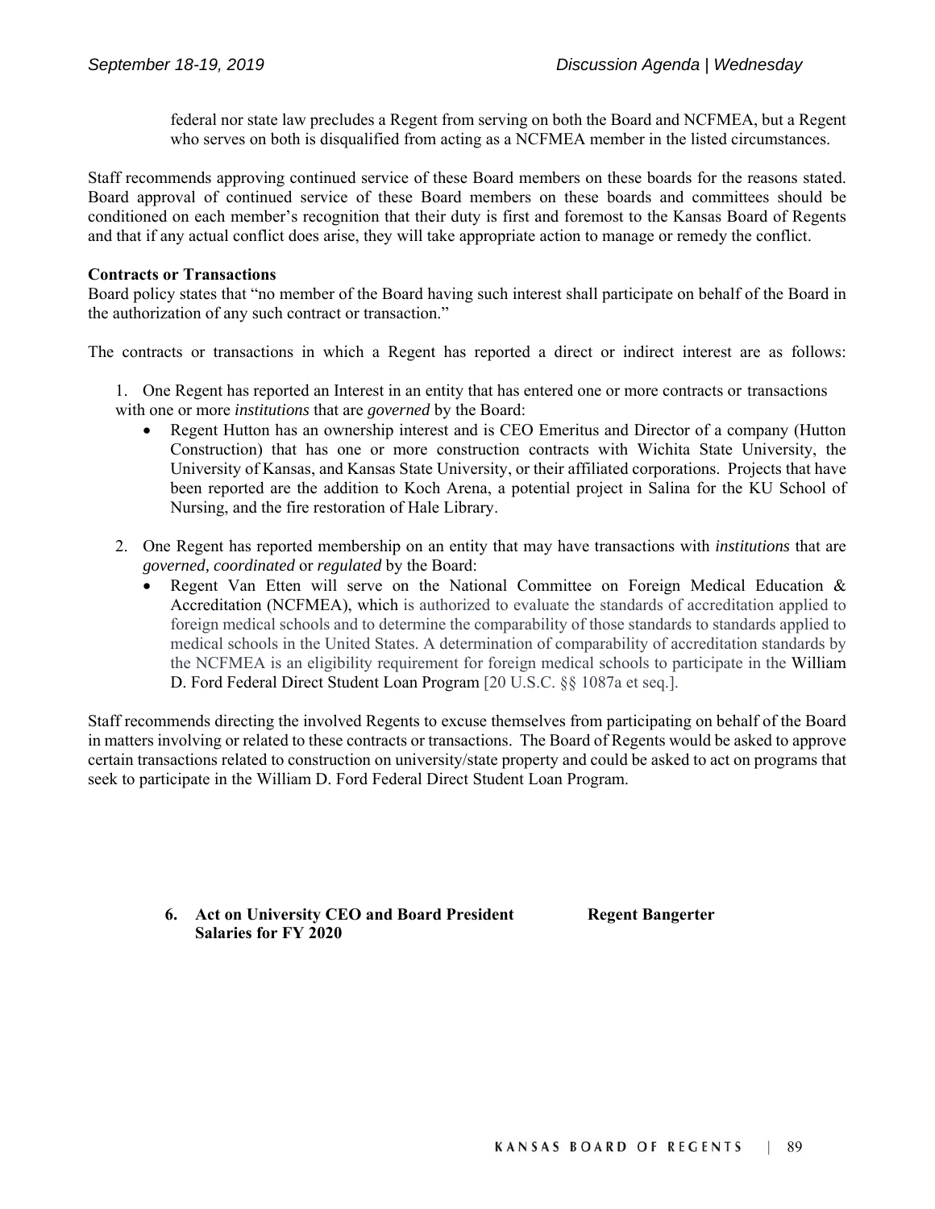federal nor state law precludes a Regent from serving on both the Board and NCFMEA, but a Regent who serves on both is disqualified from acting as a NCFMEA member in the listed circumstances.

Staff recommends approving continued service of these Board members on these boards for the reasons stated. Board approval of continued service of these Board members on these boards and committees should be conditioned on each member's recognition that their duty is first and foremost to the Kansas Board of Regents and that if any actual conflict does arise, they will take appropriate action to manage or remedy the conflict.

**Contracts or Transactions**

Board policy states that "no member of the Board having such interest shall participate on behalf of the Board in the authorization of any such contract or transaction."

The contracts or transactions in which a Regent has reported a direct or indirect interest are as follows:

1. One Regent has reported an Interest in an entity that has entered one or more contracts or transactions with one or more *institutions* that are *governed* by the Board:
   - Regent Hutton has an ownership interest and is CEO Emeritus and Director of a company (Hutton Construction) that has one or more construction contracts with Wichita State University, the University of Kansas, and Kansas State University, or their affiliated corporations. Projects that have been reported are the addition to Koch Arena, a potential project in Salina for the KU School of Nursing, and the fire restoration of Hale Library.

2. One Regent has reported membership on an entity that may have transactions with *institutions* that are *governed, coordinated* or *regulated* by the Board:
   - Regent Van Etten will serve on the National Committee on Foreign Medical Education & Accreditation (NCFMEA), which is authorized to evaluate the standards of accreditation applied to foreign medical schools and to determine the comparability of those standards to standards applied to medical schools in the United States. A determination of comparability of accreditation standards by the NCFMEA is an eligibility requirement for foreign medical schools to participate in the William D. Ford Federal Direct Student Loan Program [20 U.S.C. §§ 1087a et seq.].

Staff recommends directing the involved Regents to excuse themselves from participating on behalf of the Board in matters involving or related to these contracts or transactions. The Board of Regents would be asked to approve certain transactions related to construction on university/state property and could be asked to act on programs that seek to participate in the William D. Ford Federal Direct Student Loan Program.

**6. Act on University CEO and Board President Salaries for FY 2020** — **Regent Bangerter**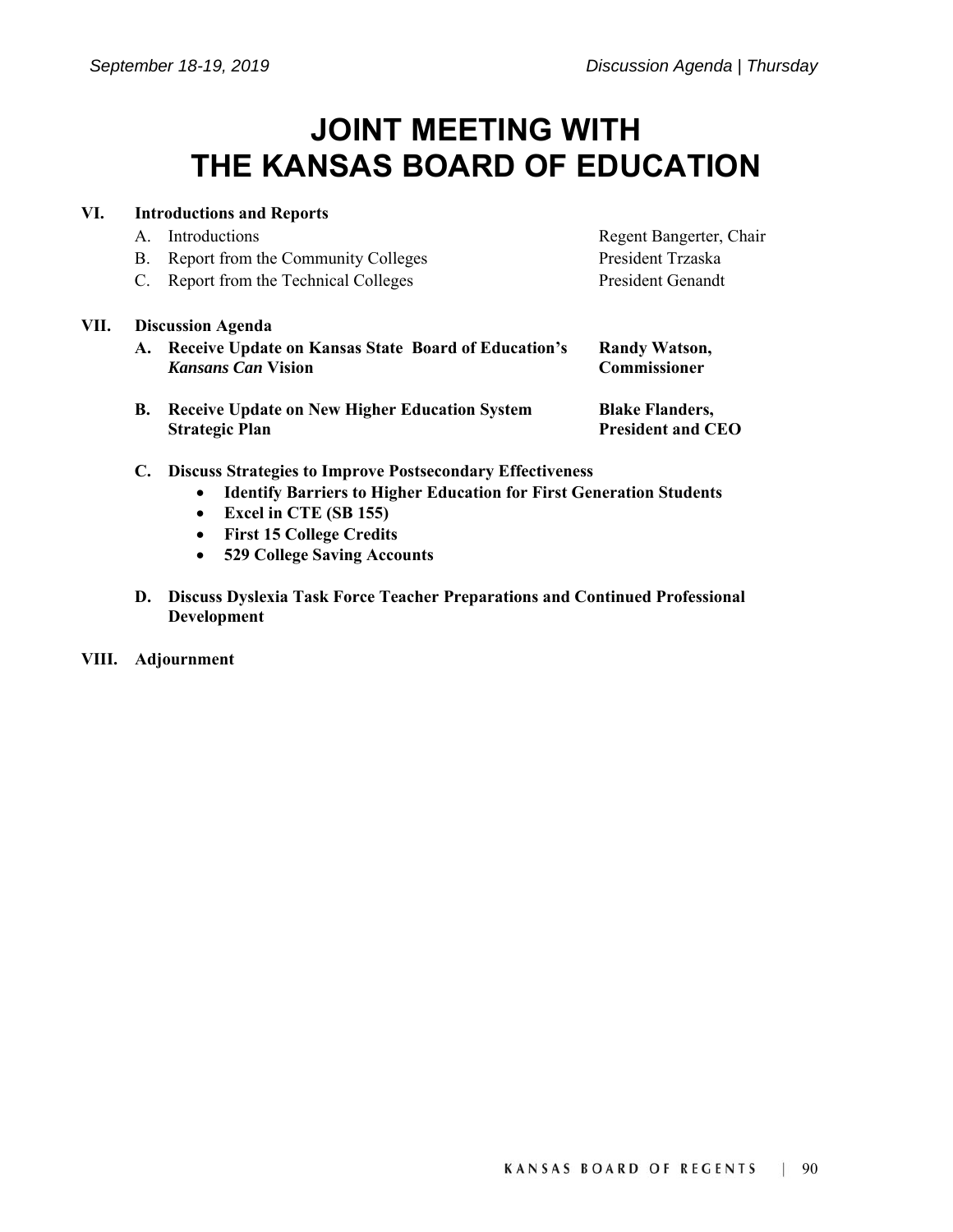# JOINT MEETING WITH THE KANSAS BOARD OF EDUCATION

**VI. Introductions and Reports**

| | | |
|---|---|---|
| A. | Introductions | Regent Bangerter, Chair |
| B. | Report from the Community Colleges | President Trzaska |
| C. | Report from the Technical Colleges | President Genandt |

**VII. Discussion Agenda**

| | | |
|---|---|---|
| **A.** | **Receive Update on Kansas State Board of Education's *Kansans Can* Vision** | **Randy Watson, Commissioner** |
| **B.** | **Receive Update on New Higher Education System Strategic Plan** | **Blake Flanders, President and CEO** |

**C. Discuss Strategies to Improve Postsecondary Effectiveness**

- **Identify Barriers to Higher Education for First Generation Students**
- **Excel in CTE (SB 155)**
- **First 15 College Credits**
- **529 College Saving Accounts**

**D. Discuss Dyslexia Task Force Teacher Preparations and Continued Professional Development**

**VIII. Adjournment**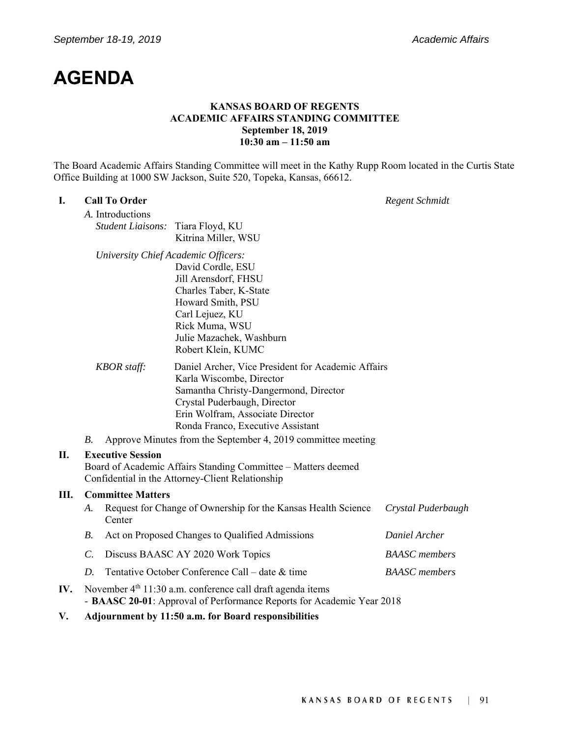# AGENDA

**KANSAS BOARD OF REGENTS**
**ACADEMIC AFFAIRS STANDING COMMITTEE**
**September 18, 2019**
**10:30 am – 11:50 am**

The Board Academic Affairs Standing Committee will meet in the Kathy Rupp Room located in the Curtis State Office Building at 1000 SW Jackson, Suite 520, Topeka, Kansas, 66612.

**I. Call To Order** — *Regent Schmidt*

*A.* Introductions

*Student Liaisons:* Tiara Floyd, KU
Kitrina Miller, WSU

*University Chief Academic Officers:*
David Cordle, ESU
Jill Arensdorf, FHSU
Charles Taber, K-State
Howard Smith, PSU
Carl Lejuez, KU
Rick Muma, WSU
Julie Mazachek, Washburn
Robert Klein, KUMC

*KBOR staff:* Daniel Archer, Vice President for Academic Affairs
Karla Wiscombe, Director
Samantha Christy-Dangermond, Director
Crystal Puderbaugh, Director
Erin Wolfram, Associate Director
Ronda Franco, Executive Assistant

*B.* Approve Minutes from the September 4, 2019 committee meeting

**II. Executive Session**
Board of Academic Affairs Standing Committee – Matters deemed Confidential in the Attorney-Client Relationship

**III. Committee Matters**

*A.* Request for Change of Ownership for the Kansas Health Science Center — *Crystal Puderbaugh*

*B.* Act on Proposed Changes to Qualified Admissions — *Daniel Archer*

*C.* Discuss BAASC AY 2020 Work Topics — *BAASC members*

*D.* Tentative October Conference Call – date & time — *BAASC members*

**IV.** November 4th 11:30 a.m. conference call draft agenda items
- **BAASC 20-01**: Approval of Performance Reports for Academic Year 2018

**V. Adjournment by 11:50 a.m. for Board responsibilities**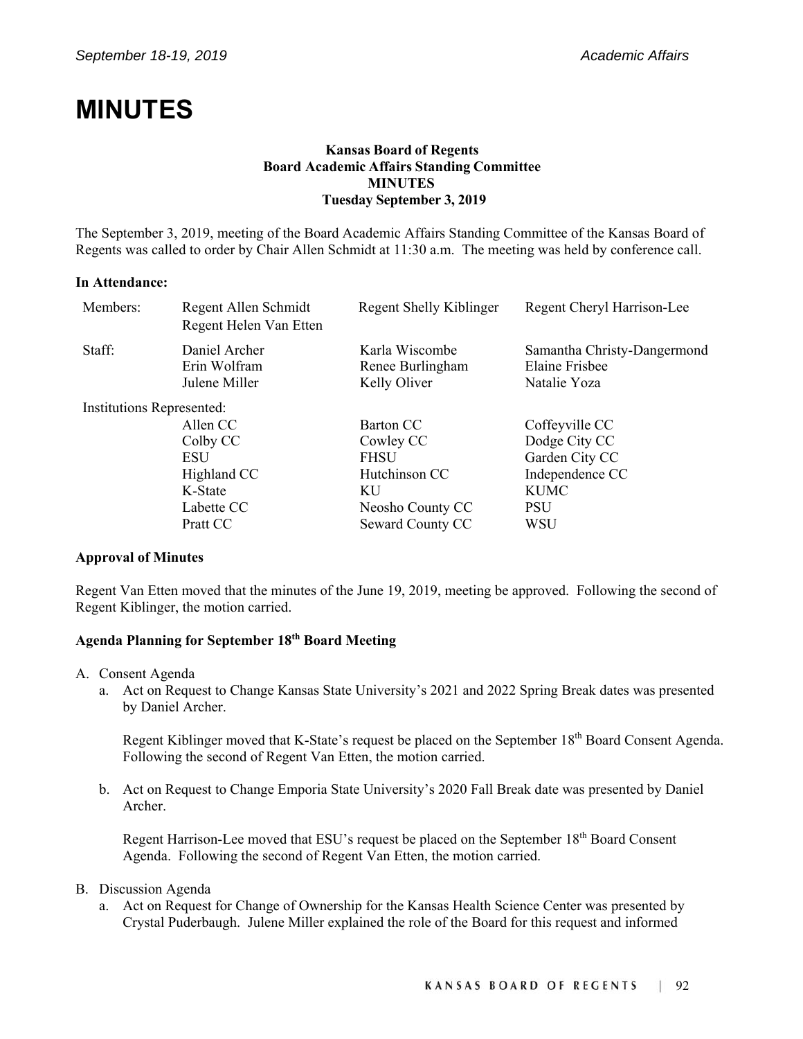# MINUTES

**Kansas Board of Regents**
**Board Academic Affairs Standing Committee**
**MINUTES**
**Tuesday September 3, 2019**

The September 3, 2019, meeting of the Board Academic Affairs Standing Committee of the Kansas Board of Regents was called to order by Chair Allen Schmidt at 11:30 a.m. The meeting was held by conference call.

**In Attendance:**

| | | | |
|---|---|---|---|
| Members: | Regent Allen Schmidt<br>Regent Helen Van Etten | Regent Shelly Kiblinger | Regent Cheryl Harrison-Lee |
| Staff: | Daniel Archer<br>Erin Wolfram<br>Julene Miller | Karla Wiscombe<br>Renee Burlingham<br>Kelly Oliver | Samantha Christy-Dangermond<br>Elaine Frisbee<br>Natalie Yoza |
| Institutions Represented: | | | |
| | Allen CC | Barton CC | Coffeyville CC |
| | Colby CC | Cowley CC | Dodge City CC |
| | ESU | FHSU | Garden City CC |
| | Highland CC | Hutchinson CC | Independence CC |
| | K-State | KU | KUMC |
| | Labette CC | Neosho County CC | PSU |
| | Pratt CC | Seward County CC | WSU |

**Approval of Minutes**

Regent Van Etten moved that the minutes of the June 19, 2019, meeting be approved. Following the second of Regent Kiblinger, the motion carried.

**Agenda Planning for September 18th Board Meeting**

A. Consent Agenda
   a. Act on Request to Change Kansas State University's 2021 and 2022 Spring Break dates was presented by Daniel Archer.

      Regent Kiblinger moved that K-State's request be placed on the September 18th Board Consent Agenda. Following the second of Regent Van Etten, the motion carried.

   b. Act on Request to Change Emporia State University's 2020 Fall Break date was presented by Daniel Archer.

      Regent Harrison-Lee moved that ESU's request be placed on the September 18th Board Consent Agenda. Following the second of Regent Van Etten, the motion carried.

B. Discussion Agenda
   a. Act on Request for Change of Ownership for the Kansas Health Science Center was presented by Crystal Puderbaugh. Julene Miller explained the role of the Board for this request and informed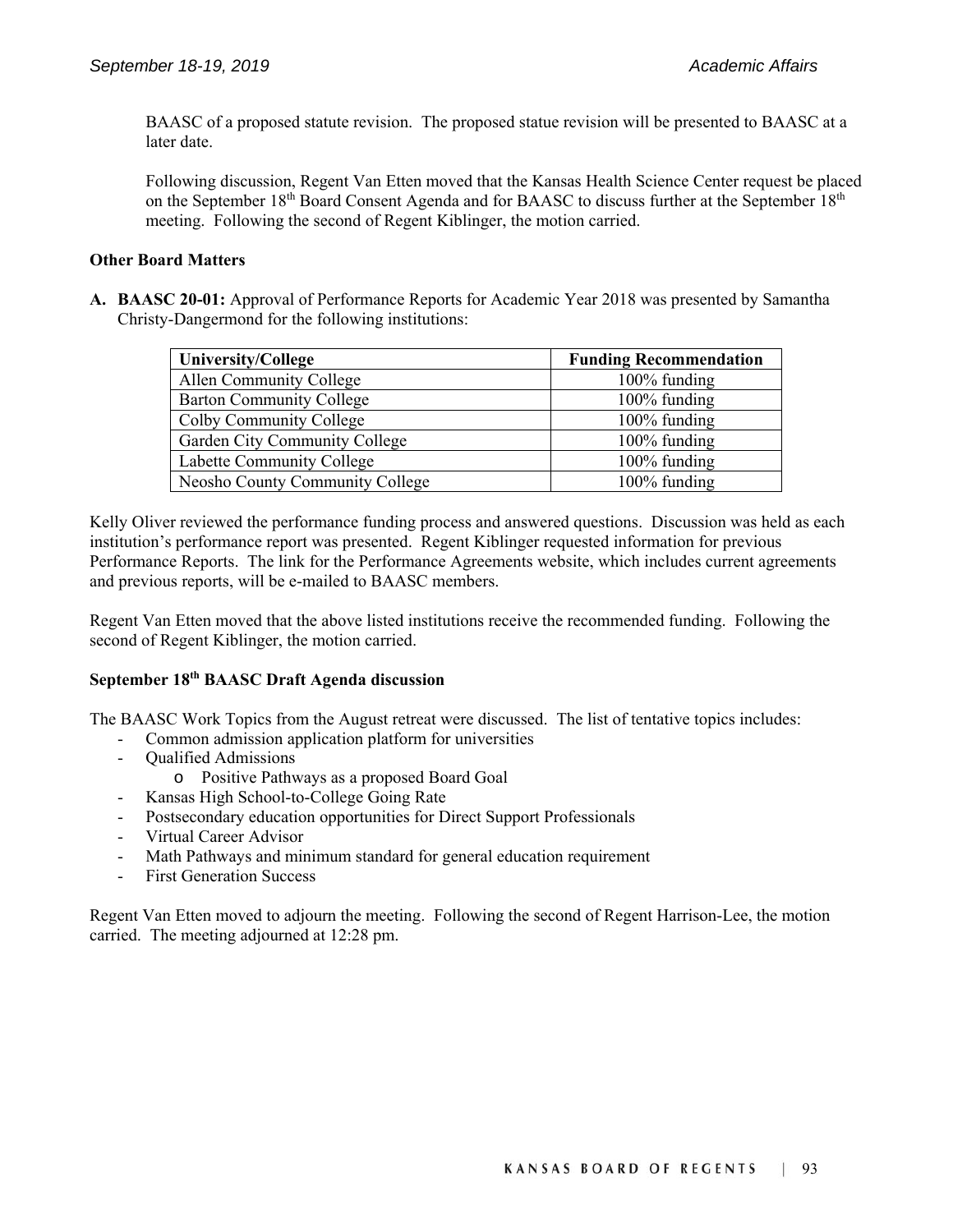BAASC of a proposed statute revision. The proposed statue revision will be presented to BAASC at a later date.

Following discussion, Regent Van Etten moved that the Kansas Health Science Center request be placed on the September 18th Board Consent Agenda and for BAASC to discuss further at the September 18th meeting. Following the second of Regent Kiblinger, the motion carried.

**Other Board Matters**

**A. BAASC 20-01:** Approval of Performance Reports for Academic Year 2018 was presented by Samantha Christy-Dangermond for the following institutions:

| University/College | Funding Recommendation |
|---|---|
| Allen Community College | 100% funding |
| Barton Community College | 100% funding |
| Colby Community College | 100% funding |
| Garden City Community College | 100% funding |
| Labette Community College | 100% funding |
| Neosho County Community College | 100% funding |

Kelly Oliver reviewed the performance funding process and answered questions. Discussion was held as each institution's performance report was presented. Regent Kiblinger requested information for previous Performance Reports. The link for the Performance Agreements website, which includes current agreements and previous reports, will be e-mailed to BAASC members.

Regent Van Etten moved that the above listed institutions receive the recommended funding. Following the second of Regent Kiblinger, the motion carried.

**September 18th BAASC Draft Agenda discussion**

The BAASC Work Topics from the August retreat were discussed. The list of tentative topics includes:

- Common admission application platform for universities
- Qualified Admissions
  - Positive Pathways as a proposed Board Goal
- Kansas High School-to-College Going Rate
- Postsecondary education opportunities for Direct Support Professionals
- Virtual Career Advisor
- Math Pathways and minimum standard for general education requirement
- First Generation Success

Regent Van Etten moved to adjourn the meeting. Following the second of Regent Harrison-Lee, the motion carried. The meeting adjourned at 12:28 pm.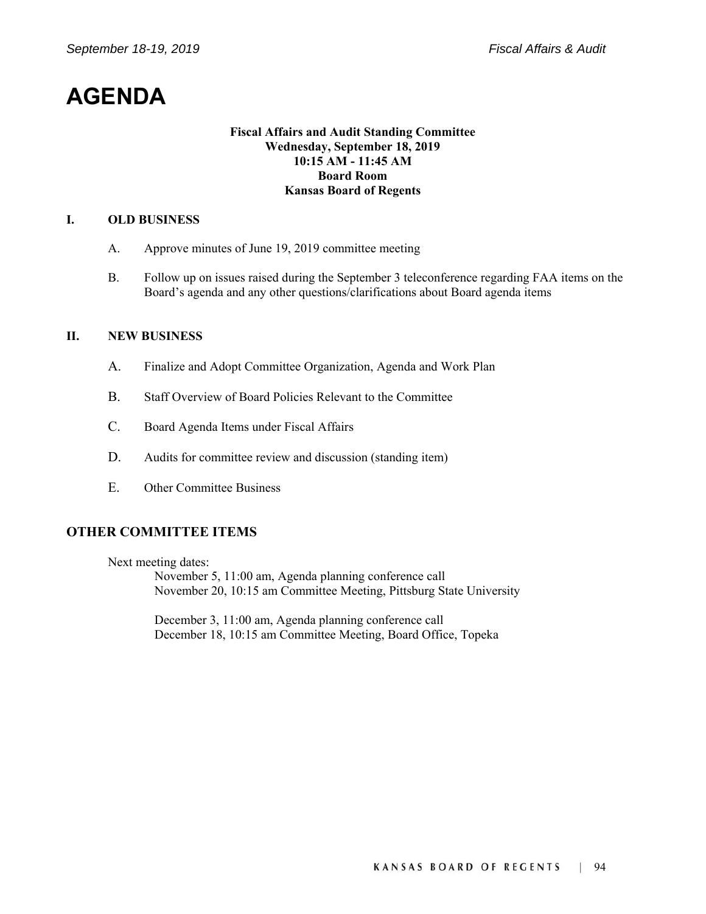# AGENDA

**Fiscal Affairs and Audit Standing Committee**
**Wednesday, September 18, 2019**
**10:15 AM - 11:45 AM**
**Board Room**
**Kansas Board of Regents**

## I. OLD BUSINESS

A. Approve minutes of June 19, 2019 committee meeting

B. Follow up on issues raised during the September 3 teleconference regarding FAA items on the Board's agenda and any other questions/clarifications about Board agenda items

## II. NEW BUSINESS

A. Finalize and Adopt Committee Organization, Agenda and Work Plan

B. Staff Overview of Board Policies Relevant to the Committee

C. Board Agenda Items under Fiscal Affairs

D. Audits for committee review and discussion (standing item)

E. Other Committee Business

## OTHER COMMITTEE ITEMS

Next meeting dates:

November 5, 11:00 am, Agenda planning conference call
November 20, 10:15 am Committee Meeting, Pittsburg State University

December 3, 11:00 am, Agenda planning conference call
December 18, 10:15 am Committee Meeting, Board Office, Topeka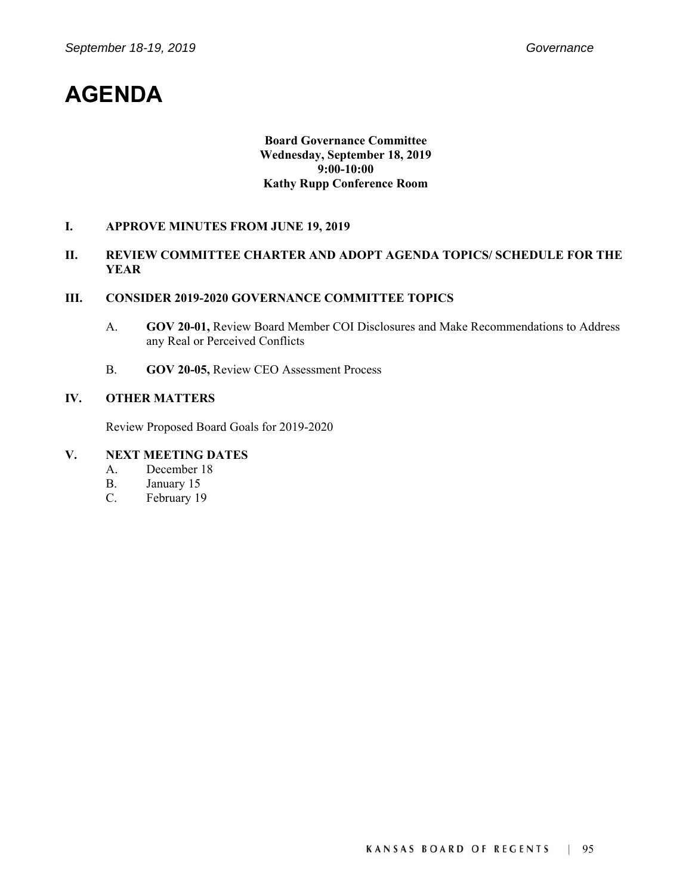# AGENDA

**Board Governance Committee**
**Wednesday, September 18, 2019**
**9:00-10:00**
**Kathy Rupp Conference Room**

**I. APPROVE MINUTES FROM JUNE 19, 2019**

**II. REVIEW COMMITTEE CHARTER AND ADOPT AGENDA TOPICS/ SCHEDULE FOR THE YEAR**

**III. CONSIDER 2019-2020 GOVERNANCE COMMITTEE TOPICS**

A. **GOV 20-01,** Review Board Member COI Disclosures and Make Recommendations to Address any Real or Perceived Conflicts

B. **GOV 20-05,** Review CEO Assessment Process

**IV. OTHER MATTERS**

Review Proposed Board Goals for 2019-2020

**V. NEXT MEETING DATES**

A. December 18
B. January 15
C. February 19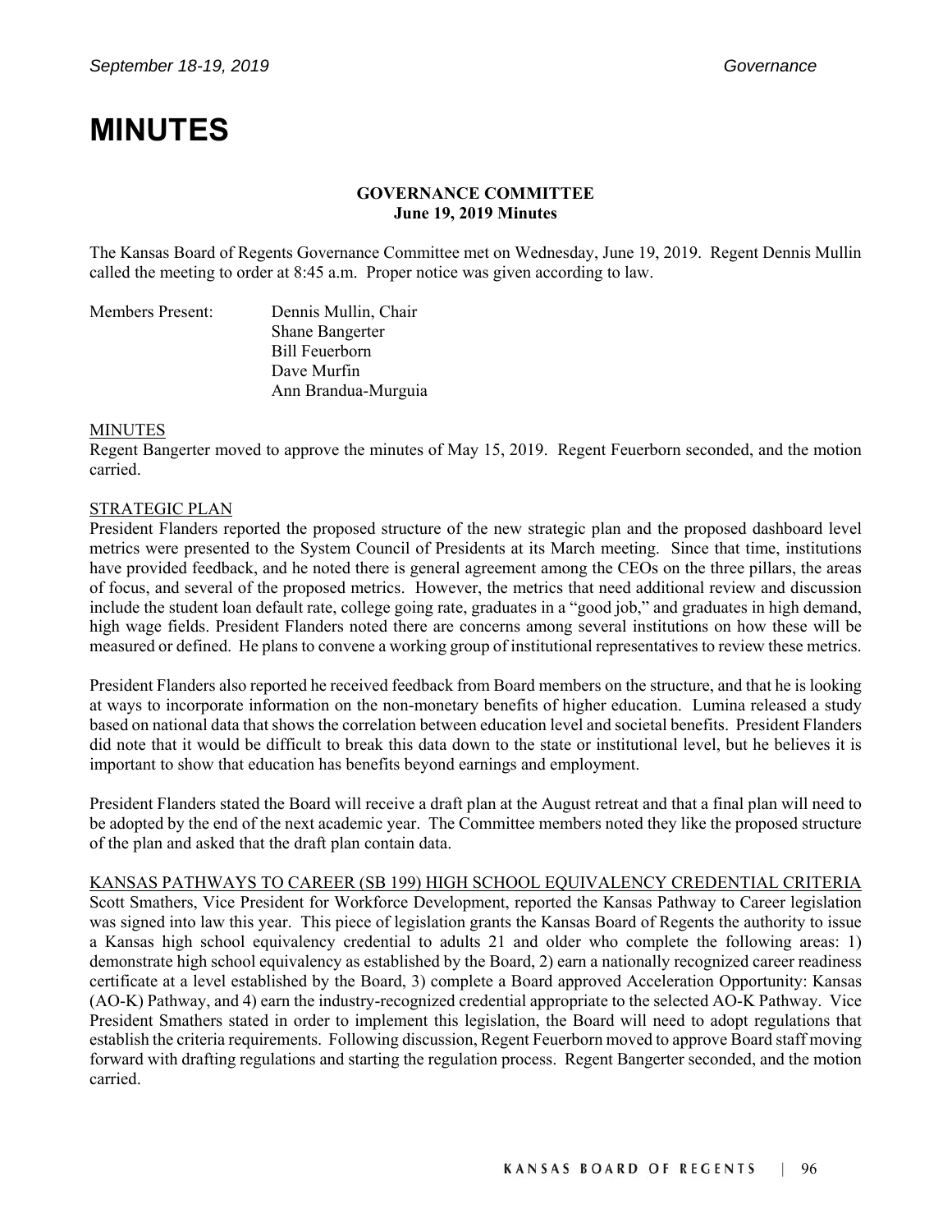# MINUTES

**GOVERNANCE COMMITTEE**
**June 19, 2019 Minutes**

The Kansas Board of Regents Governance Committee met on Wednesday, June 19, 2019. Regent Dennis Mullin called the meeting to order at 8:45 a.m. Proper notice was given according to law.

Members Present: Dennis Mullin, Chair
Shane Bangerter
Bill Feuerborn
Dave Murfin
Ann Brandua-Murguia

MINUTES
Regent Bangerter moved to approve the minutes of May 15, 2019. Regent Feuerborn seconded, and the motion carried.

STRATEGIC PLAN
President Flanders reported the proposed structure of the new strategic plan and the proposed dashboard level metrics were presented to the System Council of Presidents at its March meeting. Since that time, institutions have provided feedback, and he noted there is general agreement among the CEOs on the three pillars, the areas of focus, and several of the proposed metrics. However, the metrics that need additional review and discussion include the student loan default rate, college going rate, graduates in a "good job," and graduates in high demand, high wage fields. President Flanders noted there are concerns among several institutions on how these will be measured or defined. He plans to convene a working group of institutional representatives to review these metrics.

President Flanders also reported he received feedback from Board members on the structure, and that he is looking at ways to incorporate information on the non-monetary benefits of higher education. Lumina released a study based on national data that shows the correlation between education level and societal benefits. President Flanders did note that it would be difficult to break this data down to the state or institutional level, but he believes it is important to show that education has benefits beyond earnings and employment.

President Flanders stated the Board will receive a draft plan at the August retreat and that a final plan will need to be adopted by the end of the next academic year. The Committee members noted they like the proposed structure of the plan and asked that the draft plan contain data.

KANSAS PATHWAYS TO CAREER (SB 199) HIGH SCHOOL EQUIVALENCY CREDENTIAL CRITERIA
Scott Smathers, Vice President for Workforce Development, reported the Kansas Pathway to Career legislation was signed into law this year. This piece of legislation grants the Kansas Board of Regents the authority to issue a Kansas high school equivalency credential to adults 21 and older who complete the following areas: 1) demonstrate high school equivalency as established by the Board, 2) earn a nationally recognized career readiness certificate at a level established by the Board, 3) complete a Board approved Acceleration Opportunity: Kansas (AO-K) Pathway, and 4) earn the industry-recognized credential appropriate to the selected AO-K Pathway. Vice President Smathers stated in order to implement this legislation, the Board will need to adopt regulations that establish the criteria requirements. Following discussion, Regent Feuerborn moved to approve Board staff moving forward with drafting regulations and starting the regulation process. Regent Bangerter seconded, and the motion carried.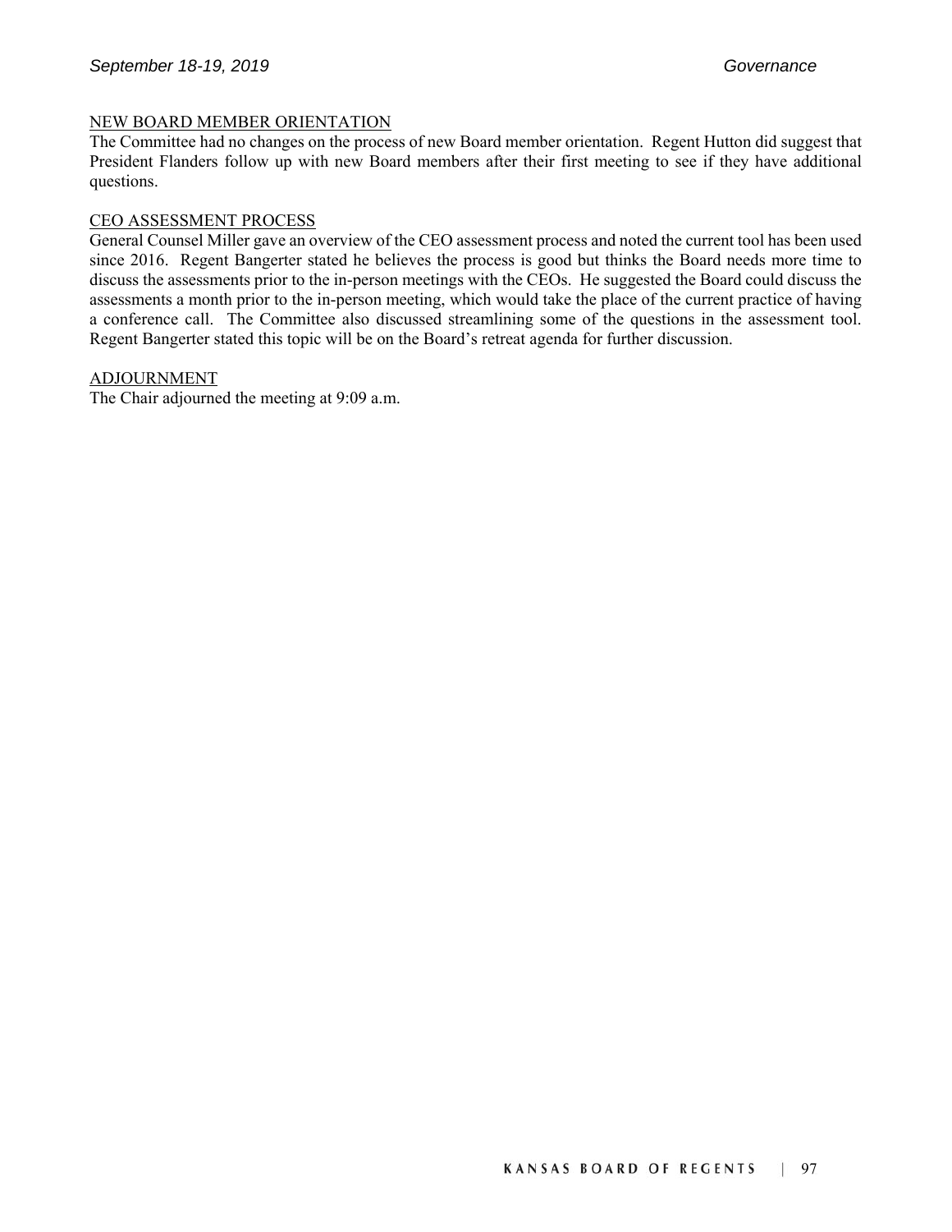NEW BOARD MEMBER ORIENTATION

The Committee had no changes on the process of new Board member orientation. Regent Hutton did suggest that President Flanders follow up with new Board members after their first meeting to see if they have additional questions.

CEO ASSESSMENT PROCESS

General Counsel Miller gave an overview of the CEO assessment process and noted the current tool has been used since 2016. Regent Bangerter stated he believes the process is good but thinks the Board needs more time to discuss the assessments prior to the in-person meetings with the CEOs. He suggested the Board could discuss the assessments a month prior to the in-person meeting, which would take the place of the current practice of having a conference call. The Committee also discussed streamlining some of the questions in the assessment tool. Regent Bangerter stated this topic will be on the Board's retreat agenda for further discussion.

ADJOURNMENT

The Chair adjourned the meeting at 9:09 a.m.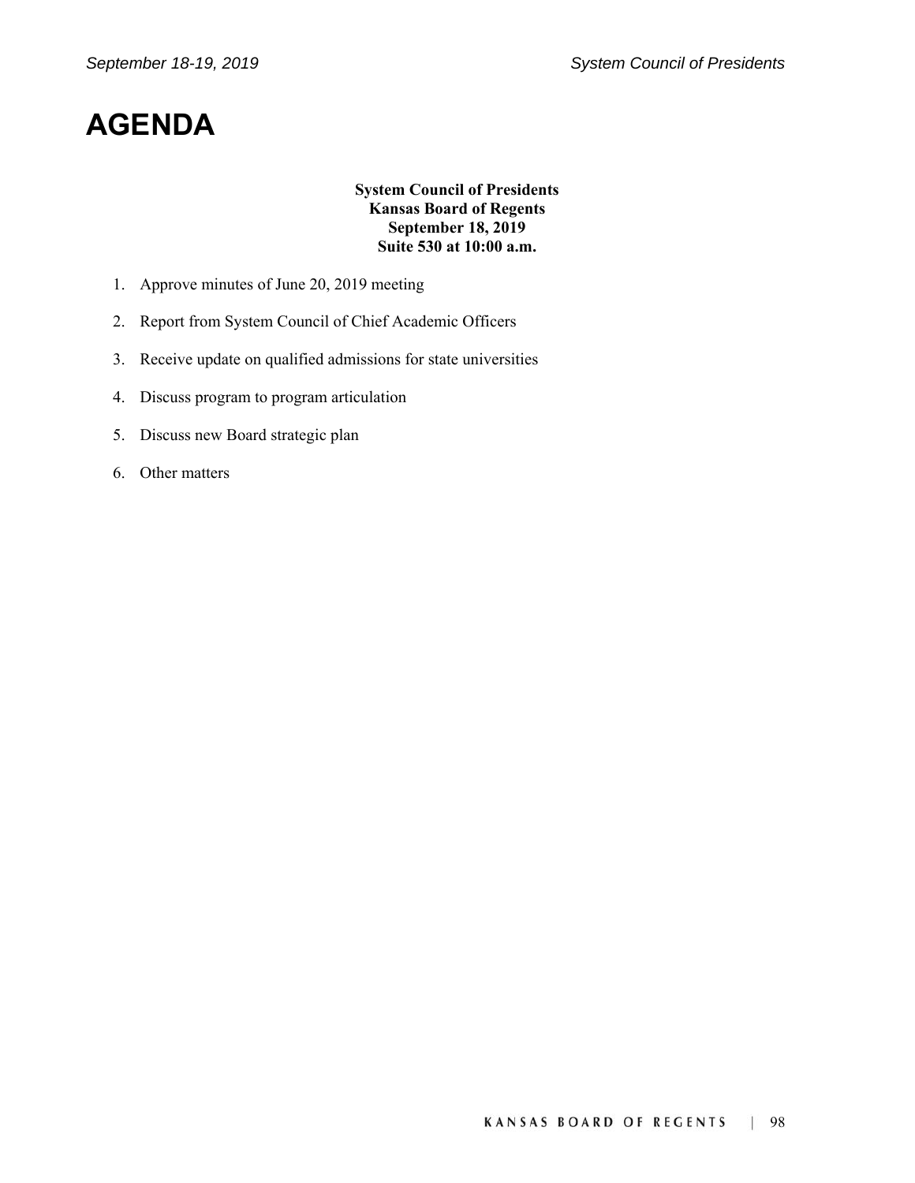# AGENDA

**System Council of Presidents**
**Kansas Board of Regents**
**September 18, 2019**
**Suite 530 at 10:00 a.m.**

1. Approve minutes of June 20, 2019 meeting
2. Report from System Council of Chief Academic Officers
3. Receive update on qualified admissions for state universities
4. Discuss program to program articulation
5. Discuss new Board strategic plan
6. Other matters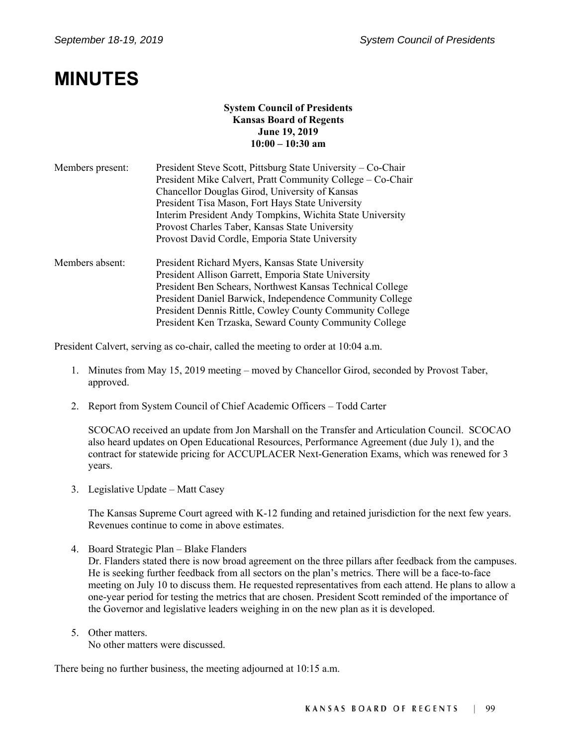# MINUTES

**System Council of Presidents**
**Kansas Board of Regents**
**June 19, 2019**
**10:00 – 10:30 am**

Members present:
- President Steve Scott, Pittsburg State University – Co-Chair
- President Mike Calvert, Pratt Community College – Co-Chair
- Chancellor Douglas Girod, University of Kansas
- President Tisa Mason, Fort Hays State University
- Interim President Andy Tompkins, Wichita State University
- Provost Charles Taber, Kansas State University
- Provost David Cordle, Emporia State University

Members absent:
- President Richard Myers, Kansas State University
- President Allison Garrett, Emporia State University
- President Ben Schears, Northwest Kansas Technical College
- President Daniel Barwick, Independence Community College
- President Dennis Rittle, Cowley County Community College
- President Ken Trzaska, Seward County Community College

President Calvert, serving as co-chair, called the meeting to order at 10:04 a.m.

1. Minutes from May 15, 2019 meeting – moved by Chancellor Girod, seconded by Provost Taber, approved.

2. Report from System Council of Chief Academic Officers – Todd Carter

   SCOCAO received an update from Jon Marshall on the Transfer and Articulation Council. SCOCAO also heard updates on Open Educational Resources, Performance Agreement (due July 1), and the contract for statewide pricing for ACCUPLACER Next-Generation Exams, which was renewed for 3 years.

3. Legislative Update – Matt Casey

   The Kansas Supreme Court agreed with K-12 funding and retained jurisdiction for the next few years. Revenues continue to come in above estimates.

4. Board Strategic Plan – Blake Flanders
   Dr. Flanders stated there is now broad agreement on the three pillars after feedback from the campuses. He is seeking further feedback from all sectors on the plan's metrics. There will be a face-to-face meeting on July 10 to discuss them. He requested representatives from each attend. He plans to allow a one-year period for testing the metrics that are chosen. President Scott reminded of the importance of the Governor and legislative leaders weighing in on the new plan as it is developed.

5. Other matters.
   No other matters were discussed.

There being no further business, the meeting adjourned at 10:15 a.m.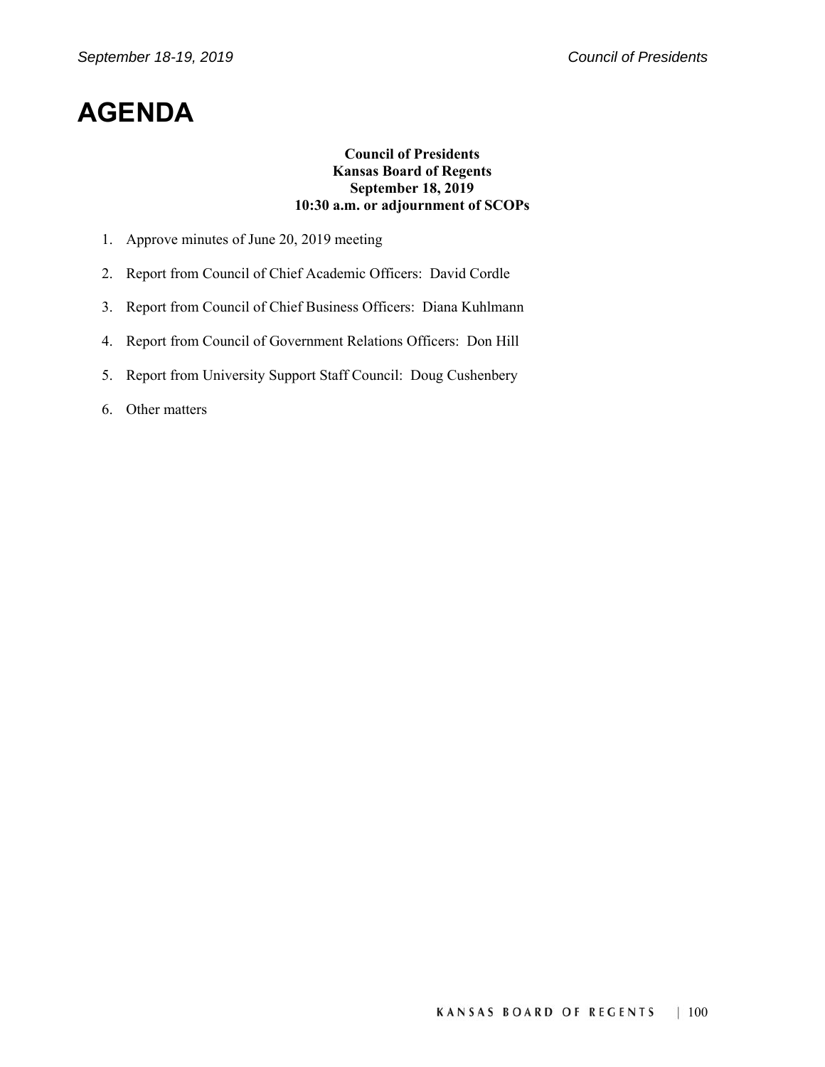# AGENDA

**Council of Presidents**
**Kansas Board of Regents**
**September 18, 2019**
**10:30 a.m. or adjournment of SCOPs**

1. Approve minutes of June 20, 2019 meeting
2. Report from Council of Chief Academic Officers: David Cordle
3. Report from Council of Chief Business Officers: Diana Kuhlmann
4. Report from Council of Government Relations Officers: Don Hill
5. Report from University Support Staff Council: Doug Cushenbery
6. Other matters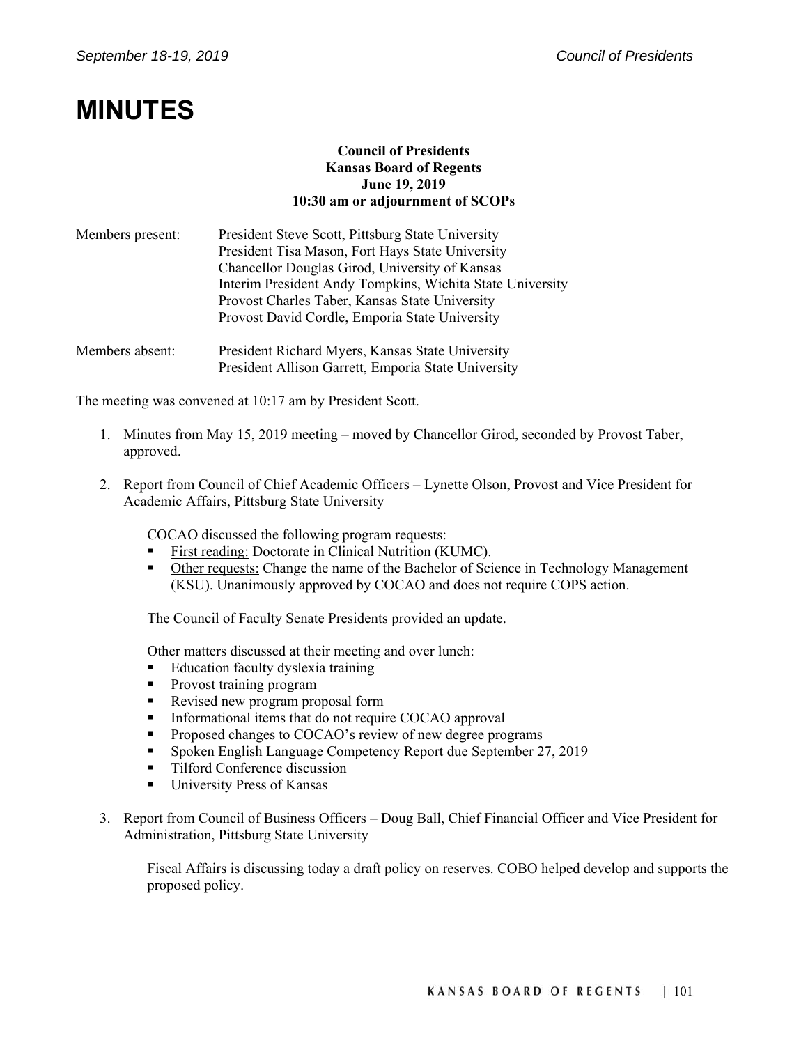# MINUTES

**Council of Presidents**
**Kansas Board of Regents**
**June 19, 2019**
**10:30 am or adjournment of SCOPs**

| | |
|---|---|
| Members present: | President Steve Scott, Pittsburg State University<br>President Tisa Mason, Fort Hays State University<br>Chancellor Douglas Girod, University of Kansas<br>Interim President Andy Tompkins, Wichita State University<br>Provost Charles Taber, Kansas State University<br>Provost David Cordle, Emporia State University |
| Members absent: | President Richard Myers, Kansas State University<br>President Allison Garrett, Emporia State University |

The meeting was convened at 10:17 am by President Scott.

1. Minutes from May 15, 2019 meeting – moved by Chancellor Girod, seconded by Provost Taber, approved.

2. Report from Council of Chief Academic Officers – Lynette Olson, Provost and Vice President for Academic Affairs, Pittsburg State University

   COCAO discussed the following program requests:
   - First reading: Doctorate in Clinical Nutrition (KUMC).
   - Other requests: Change the name of the Bachelor of Science in Technology Management (KSU). Unanimously approved by COCAO and does not require COPS action.

   The Council of Faculty Senate Presidents provided an update.

   Other matters discussed at their meeting and over lunch:
   - Education faculty dyslexia training
   - Provost training program
   - Revised new program proposal form
   - Informational items that do not require COCAO approval
   - Proposed changes to COCAO's review of new degree programs
   - Spoken English Language Competency Report due September 27, 2019
   - Tilford Conference discussion
   - University Press of Kansas

3. Report from Council of Business Officers – Doug Ball, Chief Financial Officer and Vice President for Administration, Pittsburg State University

   Fiscal Affairs is discussing today a draft policy on reserves. COBO helped develop and supports the proposed policy.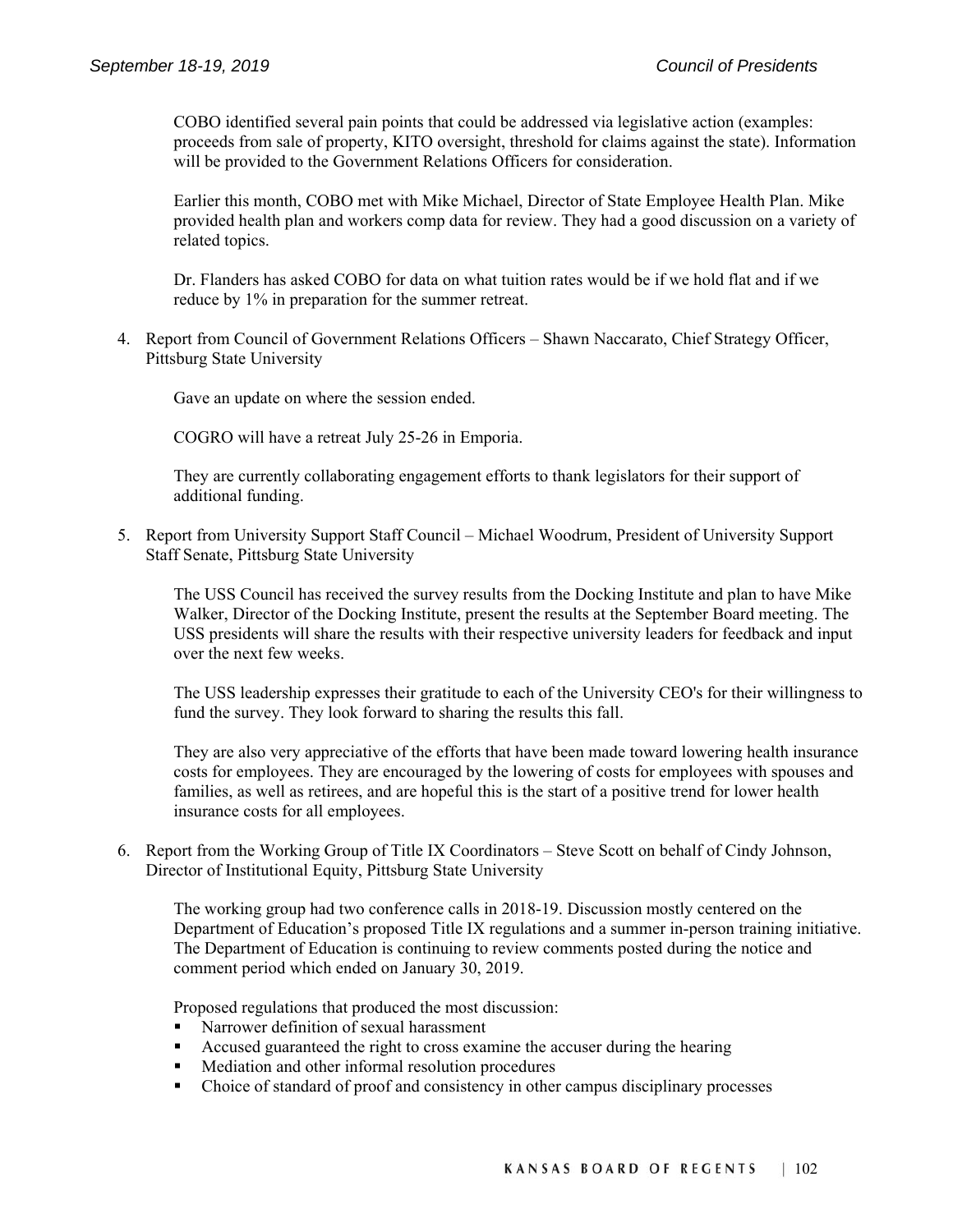COBO identified several pain points that could be addressed via legislative action (examples: proceeds from sale of property, KITO oversight, threshold for claims against the state). Information will be provided to the Government Relations Officers for consideration.

Earlier this month, COBO met with Mike Michael, Director of State Employee Health Plan. Mike provided health plan and workers comp data for review. They had a good discussion on a variety of related topics.

Dr. Flanders has asked COBO for data on what tuition rates would be if we hold flat and if we reduce by 1% in preparation for the summer retreat.

4. Report from Council of Government Relations Officers – Shawn Naccarato, Chief Strategy Officer, Pittsburg State University

   Gave an update on where the session ended.

   COGRO will have a retreat July 25-26 in Emporia.

   They are currently collaborating engagement efforts to thank legislators for their support of additional funding.

5. Report from University Support Staff Council – Michael Woodrum, President of University Support Staff Senate, Pittsburg State University

   The USS Council has received the survey results from the Docking Institute and plan to have Mike Walker, Director of the Docking Institute, present the results at the September Board meeting. The USS presidents will share the results with their respective university leaders for feedback and input over the next few weeks.

   The USS leadership expresses their gratitude to each of the University CEO's for their willingness to fund the survey. They look forward to sharing the results this fall.

   They are also very appreciative of the efforts that have been made toward lowering health insurance costs for employees. They are encouraged by the lowering of costs for employees with spouses and families, as well as retirees, and are hopeful this is the start of a positive trend for lower health insurance costs for all employees.

6. Report from the Working Group of Title IX Coordinators – Steve Scott on behalf of Cindy Johnson, Director of Institutional Equity, Pittsburg State University

   The working group had two conference calls in 2018-19. Discussion mostly centered on the Department of Education's proposed Title IX regulations and a summer in-person training initiative. The Department of Education is continuing to review comments posted during the notice and comment period which ended on January 30, 2019.

   Proposed regulations that produced the most discussion:

   - Narrower definition of sexual harassment
   - Accused guaranteed the right to cross examine the accuser during the hearing
   - Mediation and other informal resolution procedures
   - Choice of standard of proof and consistency in other campus disciplinary processes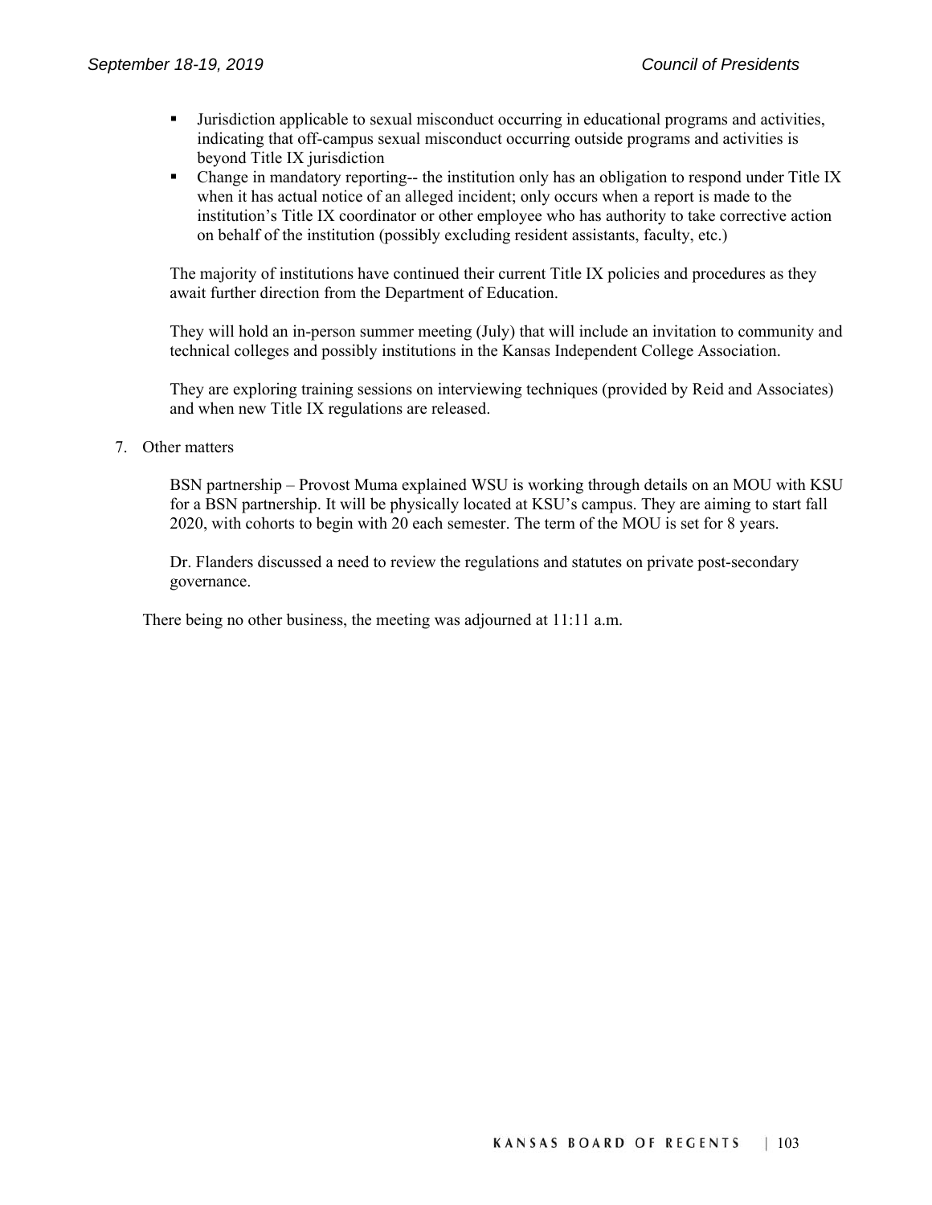- Jurisdiction applicable to sexual misconduct occurring in educational programs and activities, indicating that off-campus sexual misconduct occurring outside programs and activities is beyond Title IX jurisdiction
- Change in mandatory reporting-- the institution only has an obligation to respond under Title IX when it has actual notice of an alleged incident; only occurs when a report is made to the institution's Title IX coordinator or other employee who has authority to take corrective action on behalf of the institution (possibly excluding resident assistants, faculty, etc.)

The majority of institutions have continued their current Title IX policies and procedures as they await further direction from the Department of Education.

They will hold an in-person summer meeting (July) that will include an invitation to community and technical colleges and possibly institutions in the Kansas Independent College Association.

They are exploring training sessions on interviewing techniques (provided by Reid and Associates) and when new Title IX regulations are released.

7. Other matters

   BSN partnership – Provost Muma explained WSU is working through details on an MOU with KSU for a BSN partnership. It will be physically located at KSU's campus. They are aiming to start fall 2020, with cohorts to begin with 20 each semester. The term of the MOU is set for 8 years.

   Dr. Flanders discussed a need to review the regulations and statutes on private post-secondary governance.

There being no other business, the meeting was adjourned at 11:11 a.m.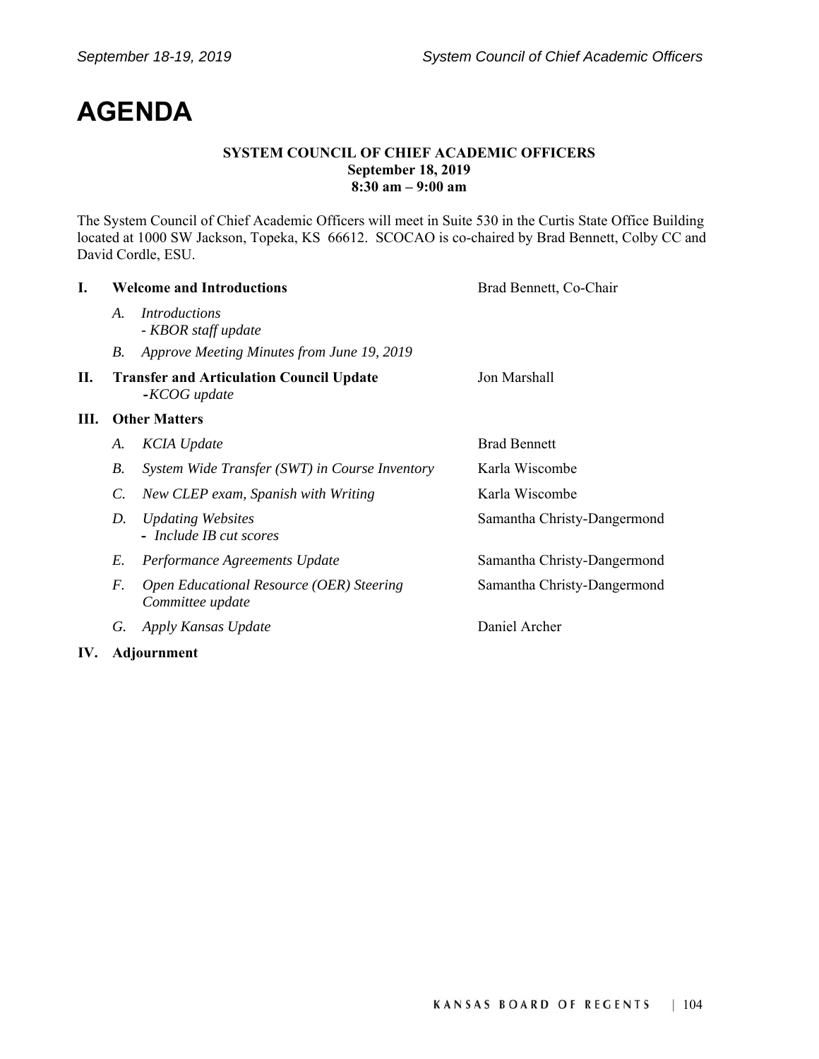# AGENDA

**SYSTEM COUNCIL OF CHIEF ACADEMIC OFFICERS**
**September 18, 2019**
**8:30 am – 9:00 am**

The System Council of Chief Academic Officers will meet in Suite 530 in the Curtis State Office Building located at 1000 SW Jackson, Topeka, KS 66612. SCOCAO is co-chaired by Brad Bennett, Colby CC and David Cordle, ESU.

| | | |
|---|---|---|
| **I.** | **Welcome and Introductions** | Brad Bennett, Co-Chair |
| | *A. Introductions* <br> *- KBOR staff update* | |
| | *B. Approve Meeting Minutes from June 19, 2019* | |
| **II.** | **Transfer and Articulation Council Update** <br> *-KCOG update* | Jon Marshall |
| **III.** | **Other Matters** | |
| | *A. KCIA Update* | Brad Bennett |
| | *B. System Wide Transfer (SWT) in Course Inventory* | Karla Wiscombe |
| | *C. New CLEP exam, Spanish with Writing* | Karla Wiscombe |
| | *D. Updating Websites* <br> *- Include IB cut scores* | Samantha Christy-Dangermond |
| | *E. Performance Agreements Update* | Samantha Christy-Dangermond |
| | *F. Open Educational Resource (OER) Steering Committee update* | Samantha Christy-Dangermond |
| | *G. Apply Kansas Update* | Daniel Archer |
| **IV.** | **Adjournment** | |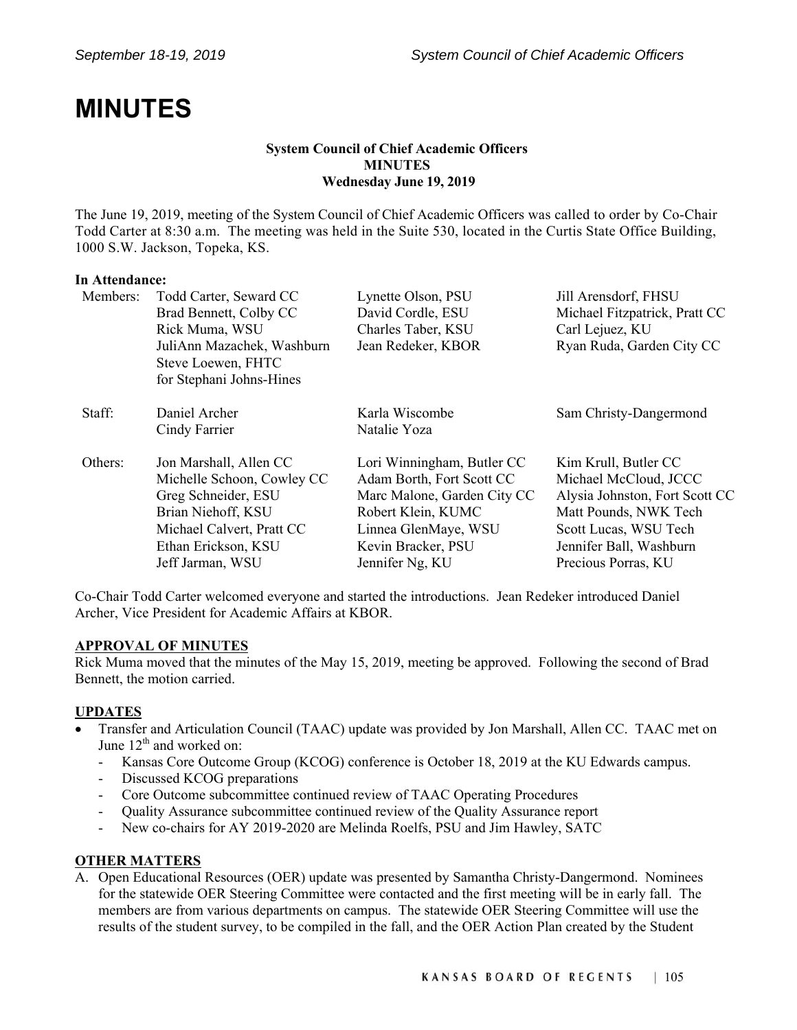# MINUTES

**System Council of Chief Academic Officers**
**MINUTES**
**Wednesday June 19, 2019**

The June 19, 2019, meeting of the System Council of Chief Academic Officers was called to order by Co-Chair Todd Carter at 8:30 a.m. The meeting was held in the Suite 530, located in the Curtis State Office Building, 1000 S.W. Jackson, Topeka, KS.

**In Attendance:**

| | | | |
|---|---|---|---|
| Members: | Todd Carter, Seward CC<br>Brad Bennett, Colby CC<br>Rick Muma, WSU<br>JuliAnn Mazachek, Washburn<br>Steve Loewen, FHTC for Stephani Johns-Hines | Lynette Olson, PSU<br>David Cordle, ESU<br>Charles Taber, KSU<br>Jean Redeker, KBOR | Jill Arensdorf, FHSU<br>Michael Fitzpatrick, Pratt CC<br>Carl Lejuez, KU<br>Ryan Ruda, Garden City CC |
| Staff: | Daniel Archer<br>Cindy Farrier | Karla Wiscombe<br>Natalie Yoza | Sam Christy-Dangermond |
| Others: | Jon Marshall, Allen CC<br>Michelle Schoon, Cowley CC<br>Greg Schneider, ESU<br>Brian Niehoff, KSU<br>Michael Calvert, Pratt CC<br>Ethan Erickson, KSU<br>Jeff Jarman, WSU | Lori Winningham, Butler CC<br>Adam Borth, Fort Scott CC<br>Marc Malone, Garden City CC<br>Robert Klein, KUMC<br>Linnea GlenMaye, WSU<br>Kevin Bracker, PSU<br>Jennifer Ng, KU | Kim Krull, Butler CC<br>Michael McCloud, JCCC<br>Alysia Johnston, Fort Scott CC<br>Matt Pounds, NWK Tech<br>Scott Lucas, WSU Tech<br>Jennifer Ball, Washburn<br>Precious Porras, KU |

Co-Chair Todd Carter welcomed everyone and started the introductions. Jean Redeker introduced Daniel Archer, Vice President for Academic Affairs at KBOR.

**APPROVAL OF MINUTES**

Rick Muma moved that the minutes of the May 15, 2019, meeting be approved. Following the second of Brad Bennett, the motion carried.

**UPDATES**

- Transfer and Articulation Council (TAAC) update was provided by Jon Marshall, Allen CC. TAAC met on June 12th and worked on:
  - Kansas Core Outcome Group (KCOG) conference is October 18, 2019 at the KU Edwards campus.
  - Discussed KCOG preparations
  - Core Outcome subcommittee continued review of TAAC Operating Procedures
  - Quality Assurance subcommittee continued review of the Quality Assurance report
  - New co-chairs for AY 2019-2020 are Melinda Roelfs, PSU and Jim Hawley, SATC

**OTHER MATTERS**

A. Open Educational Resources (OER) update was presented by Samantha Christy-Dangermond. Nominees for the statewide OER Steering Committee were contacted and the first meeting will be in early fall. The members are from various departments on campus. The statewide OER Steering Committee will use the results of the student survey, to be compiled in the fall, and the OER Action Plan created by the Student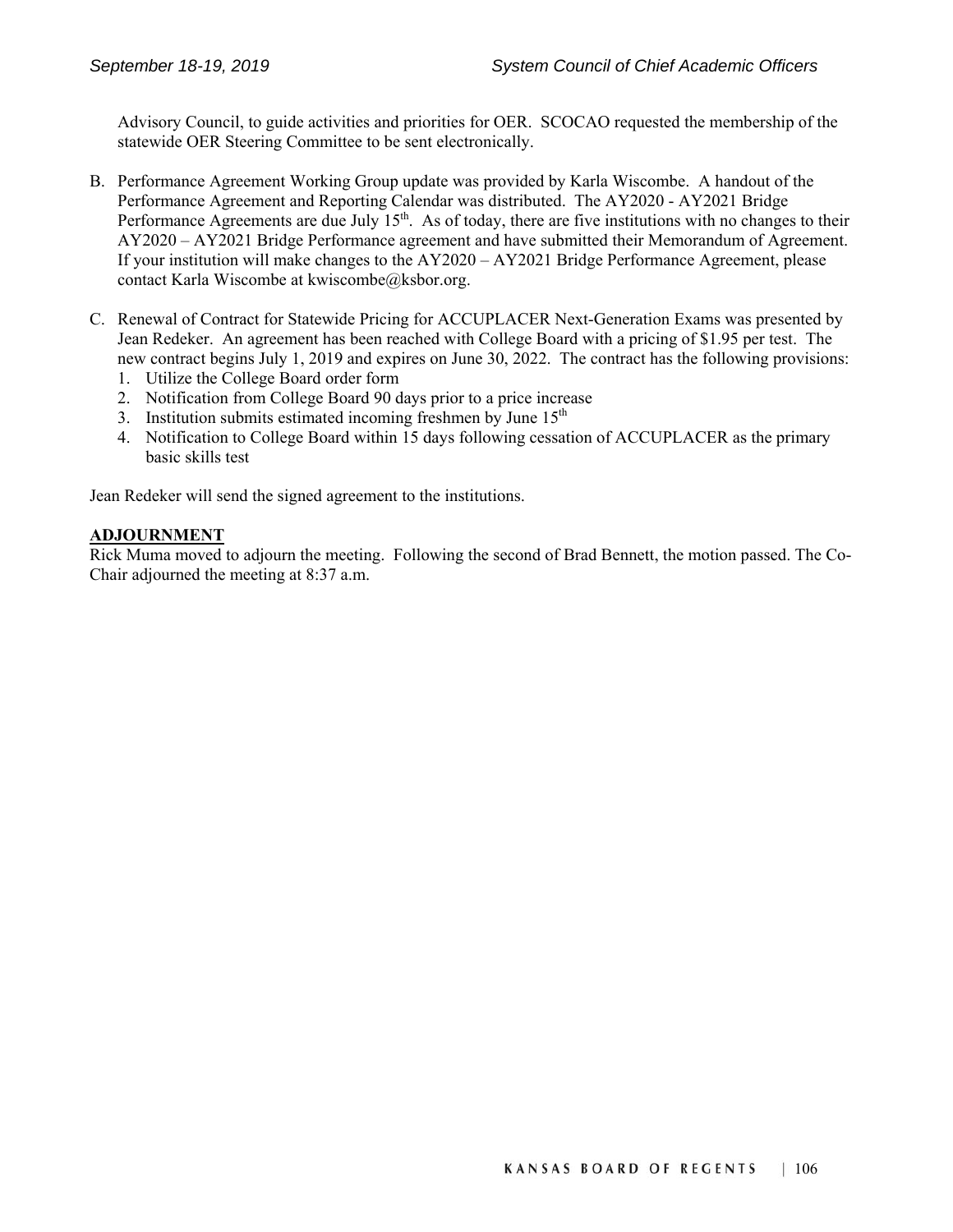Advisory Council, to guide activities and priorities for OER. SCOCAO requested the membership of the statewide OER Steering Committee to be sent electronically.

B. Performance Agreement Working Group update was provided by Karla Wiscombe. A handout of the Performance Agreement and Reporting Calendar was distributed. The AY2020 - AY2021 Bridge Performance Agreements are due July 15th. As of today, there are five institutions with no changes to their AY2020 – AY2021 Bridge Performance agreement and have submitted their Memorandum of Agreement. If your institution will make changes to the AY2020 – AY2021 Bridge Performance Agreement, please contact Karla Wiscombe at kwiscombe@ksbor.org.

C. Renewal of Contract for Statewide Pricing for ACCUPLACER Next-Generation Exams was presented by Jean Redeker. An agreement has been reached with College Board with a pricing of $1.95 per test. The new contract begins July 1, 2019 and expires on June 30, 2022. The contract has the following provisions:
   1. Utilize the College Board order form
   2. Notification from College Board 90 days prior to a price increase
   3. Institution submits estimated incoming freshmen by June 15th
   4. Notification to College Board within 15 days following cessation of ACCUPLACER as the primary basic skills test

Jean Redeker will send the signed agreement to the institutions.

**ADJOURNMENT**

Rick Muma moved to adjourn the meeting. Following the second of Brad Bennett, the motion passed. The Co-Chair adjourned the meeting at 8:37 a.m.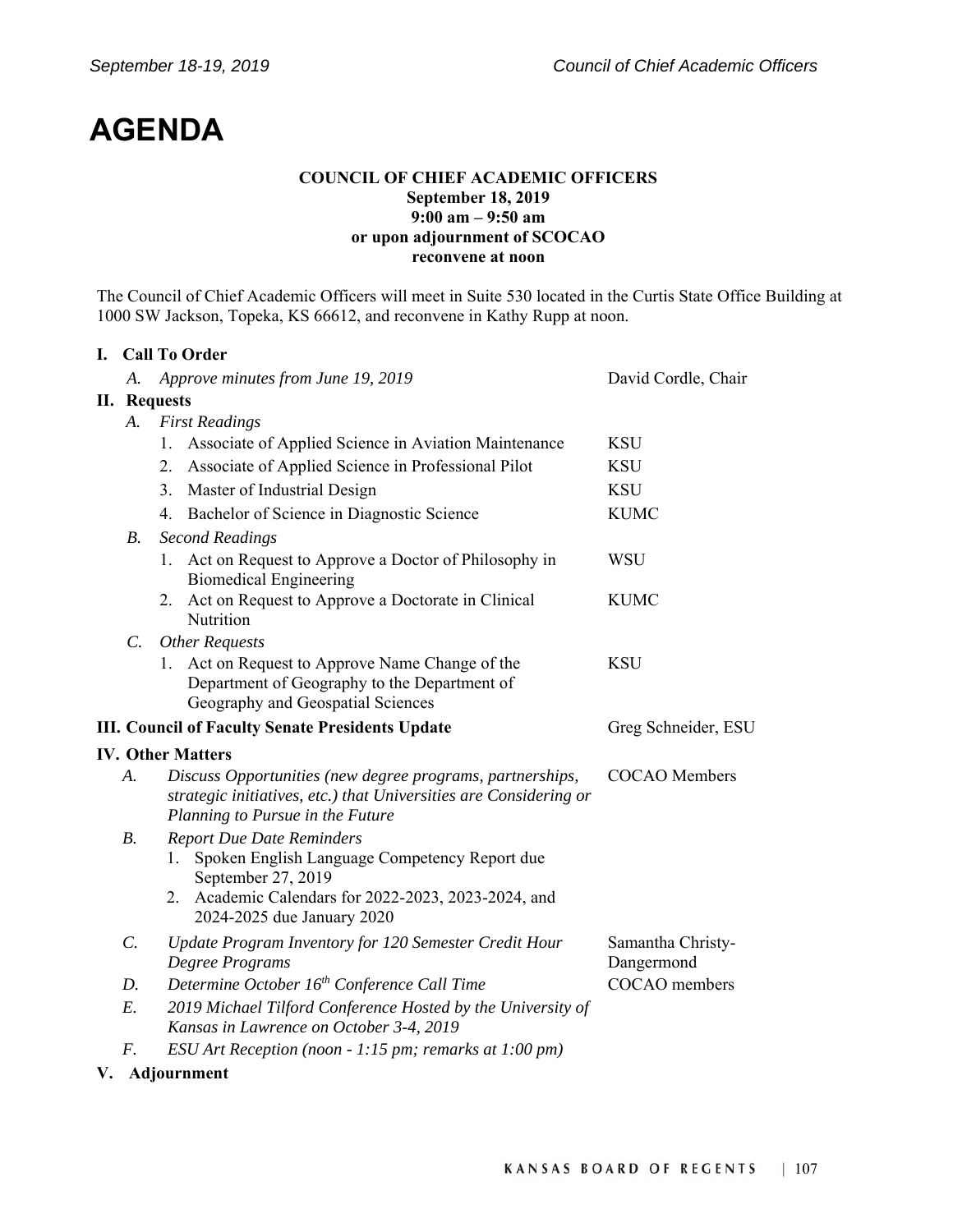# AGENDA

**COUNCIL OF CHIEF ACADEMIC OFFICERS**
**September 18, 2019**
**9:00 am – 9:50 am**
**or upon adjournment of SCOCAO**
**reconvene at noon**

The Council of Chief Academic Officers will meet in Suite 530 located in the Curtis State Office Building at 1000 SW Jackson, Topeka, KS 66612, and reconvene in Kathy Rupp at noon.

| | |
|---|---|
| **I. Call To Order** | |
| A. *Approve minutes from June 19, 2019* | David Cordle, Chair |
| **II. Requests** | |
| A. *First Readings* | |
| 1. Associate of Applied Science in Aviation Maintenance | KSU |
| 2. Associate of Applied Science in Professional Pilot | KSU |
| 3. Master of Industrial Design | KSU |
| 4. Bachelor of Science in Diagnostic Science | KUMC |
| B. *Second Readings* | |
| 1. Act on Request to Approve a Doctor of Philosophy in Biomedical Engineering | WSU |
| 2. Act on Request to Approve a Doctorate in Clinical Nutrition | KUMC |
| C. *Other Requests* | |
| 1. Act on Request to Approve Name Change of the Department of Geography to the Department of Geography and Geospatial Sciences | KSU |
| **III. Council of Faculty Senate Presidents Update** | Greg Schneider, ESU |
| **IV. Other Matters** | |
| A. *Discuss Opportunities (new degree programs, partnerships, strategic initiatives, etc.) that Universities are Considering or Planning to Pursue in the Future* | COCAO Members |
| B. *Report Due Date Reminders* 1. Spoken English Language Competency Report due September 27, 2019 2. Academic Calendars for 2022-2023, 2023-2024, and 2024-2025 due January 2020 | |
| C. *Update Program Inventory for 120 Semester Credit Hour Degree Programs* | Samantha Christy-Dangermond |
| D. *Determine October 16th Conference Call Time* | COCAO members |
| E. *2019 Michael Tilford Conference Hosted by the University of Kansas in Lawrence on October 3-4, 2019* | |
| F. *ESU Art Reception (noon - 1:15 pm; remarks at 1:00 pm)* | |
| **V. Adjournment** | |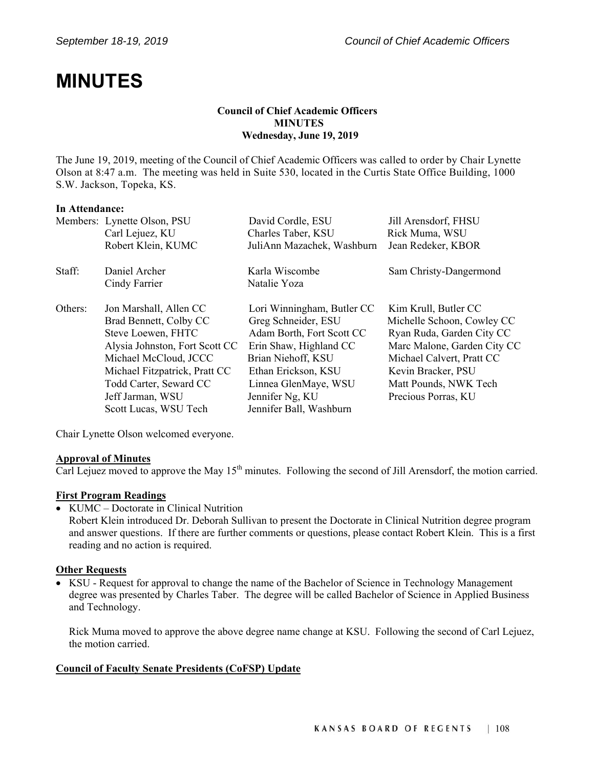# MINUTES

**Council of Chief Academic Officers**
**MINUTES**
**Wednesday, June 19, 2019**

The June 19, 2019, meeting of the Council of Chief Academic Officers was called to order by Chair Lynette Olson at 8:47 a.m. The meeting was held in Suite 530, located in the Curtis State Office Building, 1000 S.W. Jackson, Topeka, KS.

**In Attendance:**

| | | | |
|---|---|---|---|
| Members: | Lynette Olson, PSU | David Cordle, ESU | Jill Arensdorf, FHSU |
| | Carl Lejuez, KU | Charles Taber, KSU | Rick Muma, WSU |
| | Robert Klein, KUMC | JuliAnn Mazachek, Washburn | Jean Redeker, KBOR |
| Staff: | Daniel Archer | Karla Wiscombe | Sam Christy-Dangermond |
| | Cindy Farrier | Natalie Yoza | |
| Others: | Jon Marshall, Allen CC | Lori Winningham, Butler CC | Kim Krull, Butler CC |
| | Brad Bennett, Colby CC | Greg Schneider, ESU | Michelle Schoon, Cowley CC |
| | Steve Loewen, FHTC | Adam Borth, Fort Scott CC | Ryan Ruda, Garden City CC |
| | Alysia Johnston, Fort Scott CC | Erin Shaw, Highland CC | Marc Malone, Garden City CC |
| | Michael McCloud, JCCC | Brian Niehoff, KSU | Michael Calvert, Pratt CC |
| | Michael Fitzpatrick, Pratt CC | Ethan Erickson, KSU | Kevin Bracker, PSU |
| | Todd Carter, Seward CC | Linnea GlenMaye, WSU | Matt Pounds, NWK Tech |
| | Jeff Jarman, WSU | Jennifer Ng, KU | Precious Porras, KU |
| | Scott Lucas, WSU Tech | Jennifer Ball, Washburn | |

Chair Lynette Olson welcomed everyone.

**Approval of Minutes**

Carl Lejuez moved to approve the May 15th minutes. Following the second of Jill Arensdorf, the motion carried.

**First Program Readings**

- KUMC – Doctorate in Clinical Nutrition
  Robert Klein introduced Dr. Deborah Sullivan to present the Doctorate in Clinical Nutrition degree program and answer questions. If there are further comments or questions, please contact Robert Klein. This is a first reading and no action is required.

**Other Requests**

- KSU - Request for approval to change the name of the Bachelor of Science in Technology Management degree was presented by Charles Taber. The degree will be called Bachelor of Science in Applied Business and Technology.

  Rick Muma moved to approve the above degree name change at KSU. Following the second of Carl Lejuez, the motion carried.

**Council of Faculty Senate Presidents (CoFSP) Update**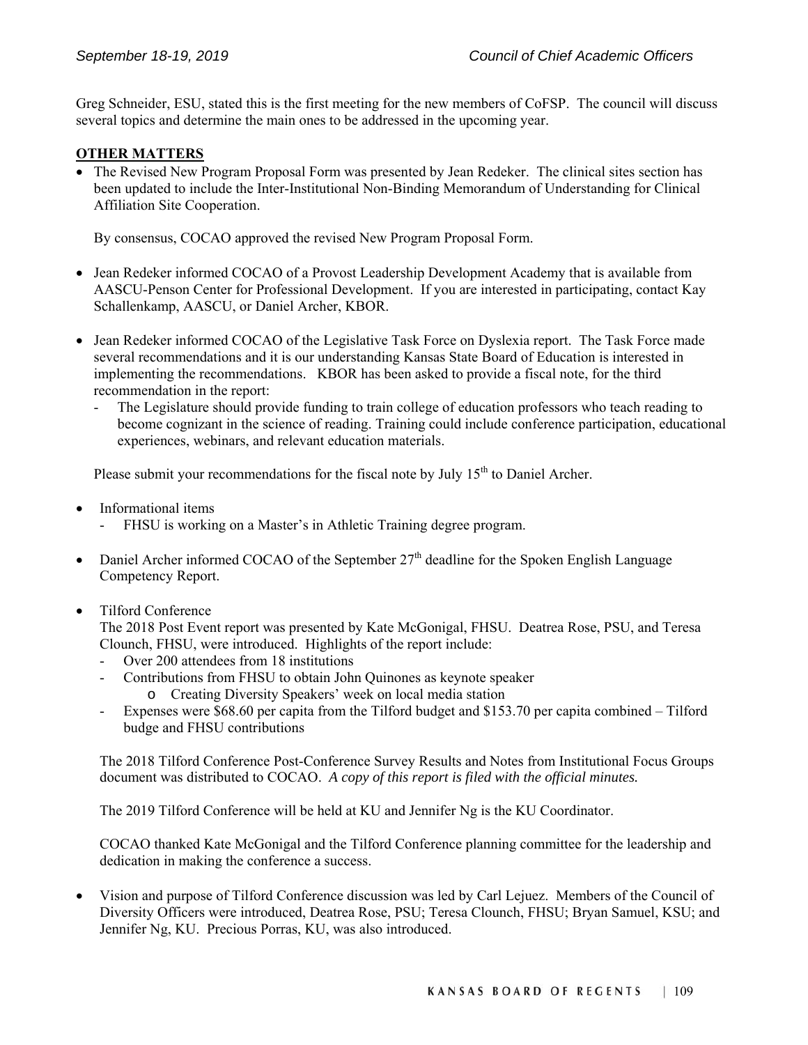Greg Schneider, ESU, stated this is the first meeting for the new members of CoFSP. The council will discuss several topics and determine the main ones to be addressed in the upcoming year.

## OTHER MATTERS

- The Revised New Program Proposal Form was presented by Jean Redeker. The clinical sites section has been updated to include the Inter-Institutional Non-Binding Memorandum of Understanding for Clinical Affiliation Site Cooperation.

  By consensus, COCAO approved the revised New Program Proposal Form.

- Jean Redeker informed COCAO of a Provost Leadership Development Academy that is available from AASCU-Penson Center for Professional Development. If you are interested in participating, contact Kay Schallenkamp, AASCU, or Daniel Archer, KBOR.

- Jean Redeker informed COCAO of the Legislative Task Force on Dyslexia report. The Task Force made several recommendations and it is our understanding Kansas State Board of Education is interested in implementing the recommendations. KBOR has been asked to provide a fiscal note, for the third recommendation in the report:
  - The Legislature should provide funding to train college of education professors who teach reading to become cognizant in the science of reading. Training could include conference participation, educational experiences, webinars, and relevant education materials.

  Please submit your recommendations for the fiscal note by July 15th to Daniel Archer.

- Informational items
  - FHSU is working on a Master's in Athletic Training degree program.

- Daniel Archer informed COCAO of the September 27th deadline for the Spoken English Language Competency Report.

- Tilford Conference
  The 2018 Post Event report was presented by Kate McGonigal, FHSU. Deatrea Rose, PSU, and Teresa Clounch, FHSU, were introduced. Highlights of the report include:
  - Over 200 attendees from 18 institutions
  - Contributions from FHSU to obtain John Quinones as keynote speaker
    - Creating Diversity Speakers' week on local media station
  - Expenses were $68.60 per capita from the Tilford budget and $153.70 per capita combined – Tilford budge and FHSU contributions

  The 2018 Tilford Conference Post-Conference Survey Results and Notes from Institutional Focus Groups document was distributed to COCAO. *A copy of this report is filed with the official minutes.*

  The 2019 Tilford Conference will be held at KU and Jennifer Ng is the KU Coordinator.

  COCAO thanked Kate McGonigal and the Tilford Conference planning committee for the leadership and dedication in making the conference a success.

- Vision and purpose of Tilford Conference discussion was led by Carl Lejuez. Members of the Council of Diversity Officers were introduced, Deatrea Rose, PSU; Teresa Clounch, FHSU; Bryan Samuel, KSU; and Jennifer Ng, KU. Precious Porras, KU, was also introduced.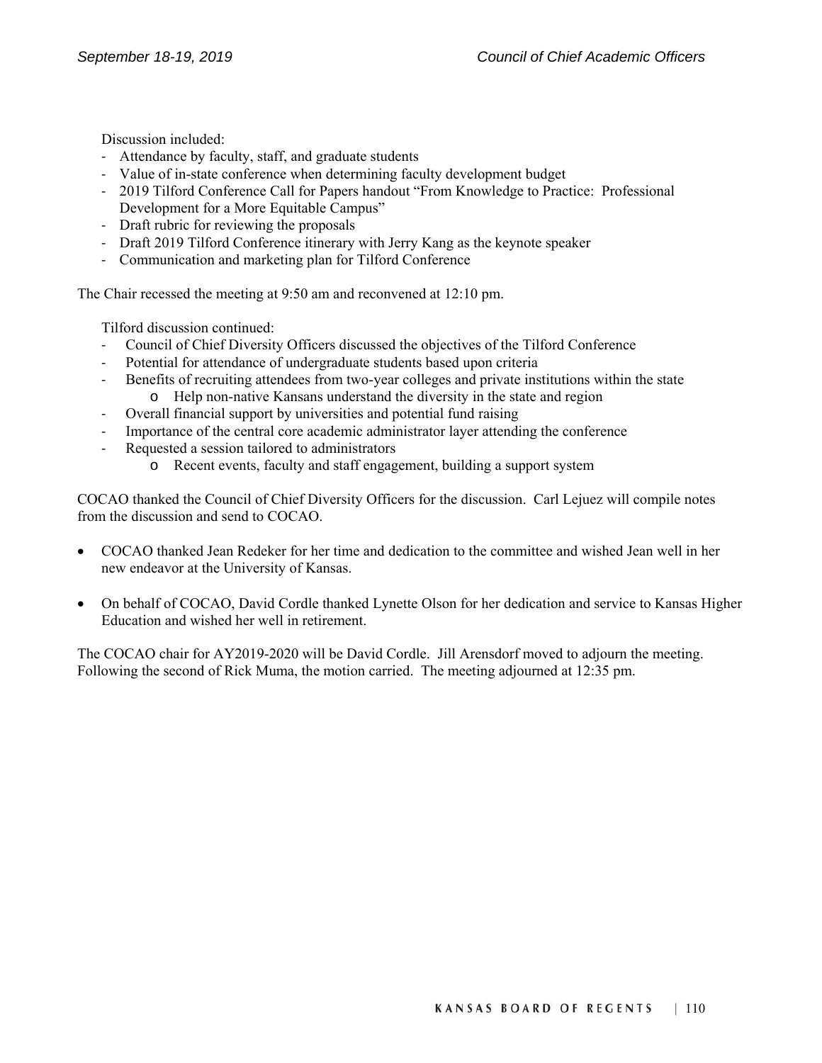Discussion included:

- Attendance by faculty, staff, and graduate students
- Value of in-state conference when determining faculty development budget
- 2019 Tilford Conference Call for Papers handout "From Knowledge to Practice: Professional Development for a More Equitable Campus"
- Draft rubric for reviewing the proposals
- Draft 2019 Tilford Conference itinerary with Jerry Kang as the keynote speaker
- Communication and marketing plan for Tilford Conference

The Chair recessed the meeting at 9:50 am and reconvened at 12:10 pm.

Tilford discussion continued:

- Council of Chief Diversity Officers discussed the objectives of the Tilford Conference
- Potential for attendance of undergraduate students based upon criteria
- Benefits of recruiting attendees from two-year colleges and private institutions within the state
    - Help non-native Kansans understand the diversity in the state and region
- Overall financial support by universities and potential fund raising
- Importance of the central core academic administrator layer attending the conference
- Requested a session tailored to administrators
    - Recent events, faculty and staff engagement, building a support system

COCAO thanked the Council of Chief Diversity Officers for the discussion. Carl Lejuez will compile notes from the discussion and send to COCAO.

- COCAO thanked Jean Redeker for her time and dedication to the committee and wished Jean well in her new endeavor at the University of Kansas.

- On behalf of COCAO, David Cordle thanked Lynette Olson for her dedication and service to Kansas Higher Education and wished her well in retirement.

The COCAO chair for AY2019-2020 will be David Cordle. Jill Arensdorf moved to adjourn the meeting. Following the second of Rick Muma, the motion carried. The meeting adjourned at 12:35 pm.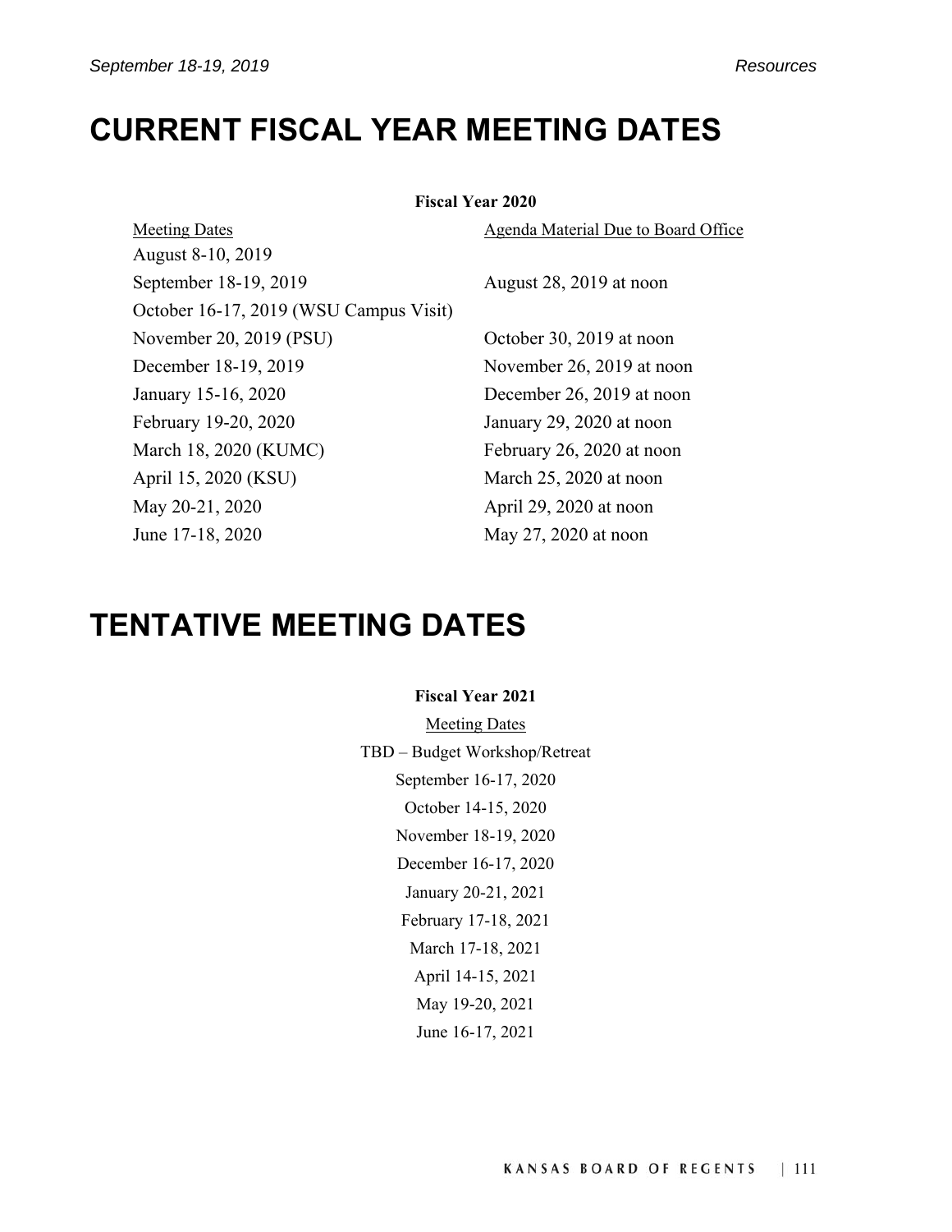# CURRENT FISCAL YEAR MEETING DATES

**Fiscal Year 2020**

| Meeting Dates | Agenda Material Due to Board Office |
|---|---|
| August 8-10, 2019 | |
| September 18-19, 2019 | August 28, 2019 at noon |
| October 16-17, 2019 (WSU Campus Visit) | |
| November 20, 2019 (PSU) | October 30, 2019 at noon |
| December 18-19, 2019 | November 26, 2019 at noon |
| January 15-16, 2020 | December 26, 2019 at noon |
| February 19-20, 2020 | January 29, 2020 at noon |
| March 18, 2020 (KUMC) | February 26, 2020 at noon |
| April 15, 2020 (KSU) | March 25, 2020 at noon |
| May 20-21, 2020 | April 29, 2020 at noon |
| June 17-18, 2020 | May 27, 2020 at noon |

# TENTATIVE MEETING DATES

**Fiscal Year 2021**

Meeting Dates

TBD – Budget Workshop/Retreat

September 16-17, 2020

October 14-15, 2020

November 18-19, 2020

December 16-17, 2020

January 20-21, 2021

February 17-18, 2021

March 17-18, 2021

April 14-15, 2021

May 19-20, 2021

June 16-17, 2021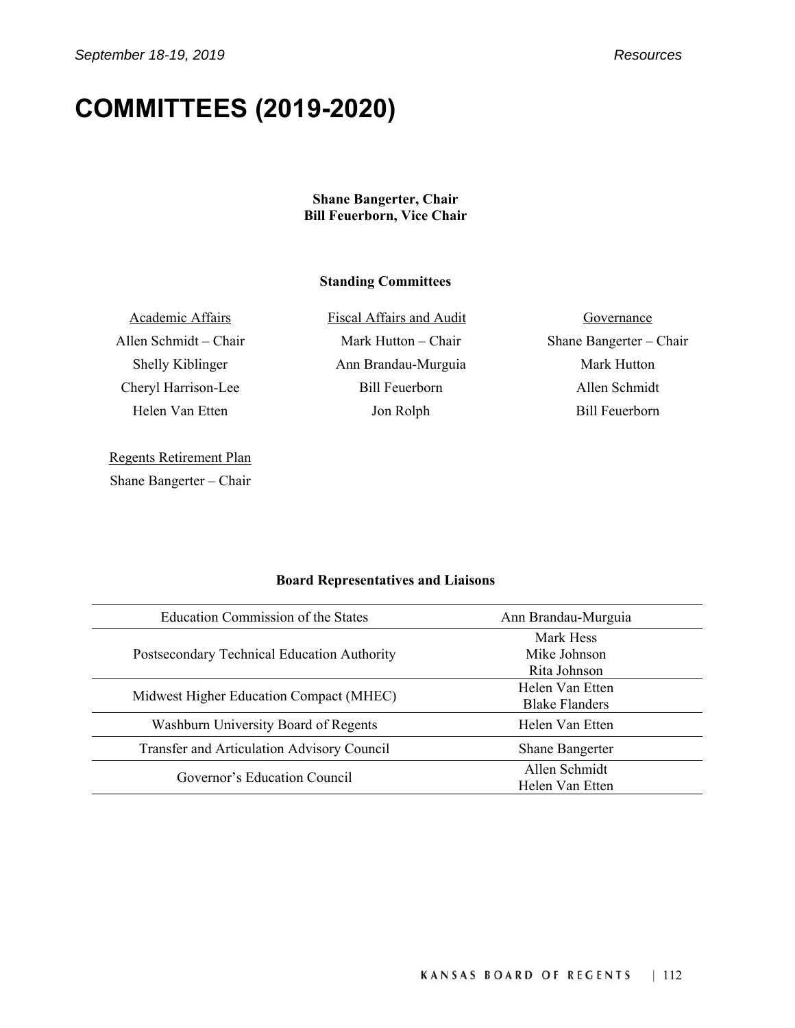# COMMITTEES (2019-2020)

**Shane Bangerter, Chair**
**Bill Feuerborn, Vice Chair**

### Standing Committees

| Academic Affairs | Fiscal Affairs and Audit | Governance |
|---|---|---|
| Allen Schmidt – Chair | Mark Hutton – Chair | Shane Bangerter – Chair |
| Shelly Kiblinger | Ann Brandau-Murguia | Mark Hutton |
| Cheryl Harrison-Lee | Bill Feuerborn | Allen Schmidt |
| Helen Van Etten | Jon Rolph | Bill Feuerborn |

Regents Retirement Plan
Shane Bangerter – Chair

### Board Representatives and Liaisons

| | |
|---|---|
| Education Commission of the States | Ann Brandau-Murguia |
| Postsecondary Technical Education Authority | Mark Hess<br>Mike Johnson<br>Rita Johnson |
| Midwest Higher Education Compact (MHEC) | Helen Van Etten<br>Blake Flanders |
| Washburn University Board of Regents | Helen Van Etten |
| Transfer and Articulation Advisory Council | Shane Bangerter |
| Governor's Education Council | Allen Schmidt<br>Helen Van Etten |